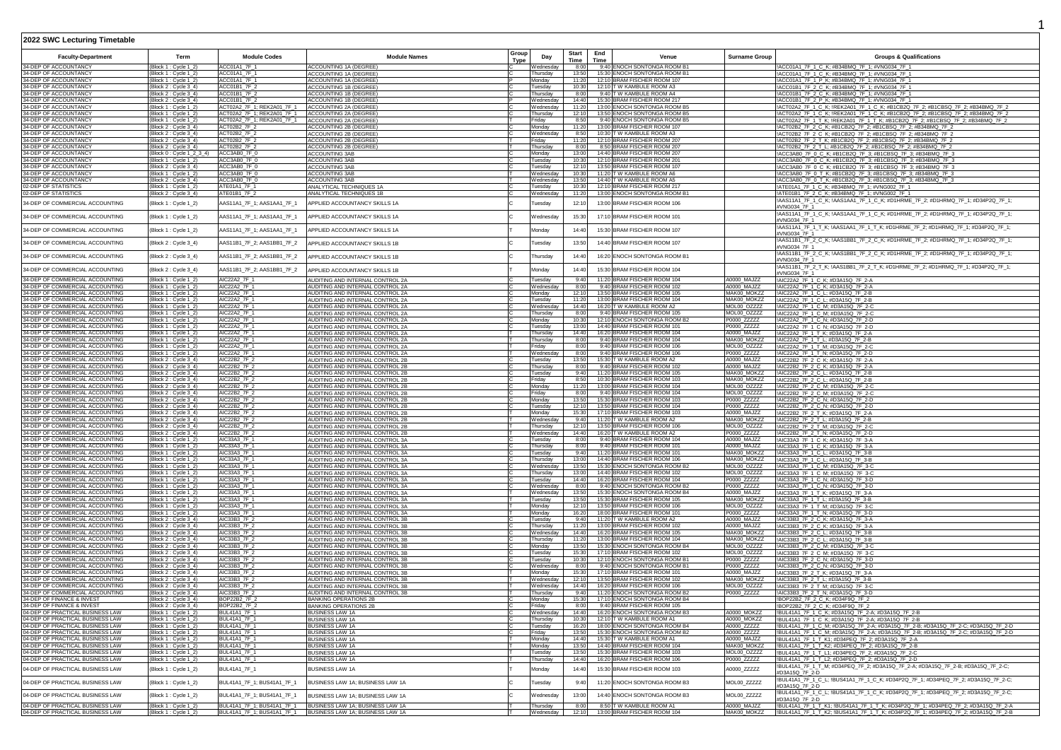# 2022 SWC Lecturing Timetable

| Faculty-Department | Term | Module Codes | Module Names | Group Type | Day | Start Time | End Time | Venue | Surname Group | Groups & Qualifications |
|---|---|---|---|---|---|---|---|---|---|---|
| 34-DEP OF ACCOUNTANCY | (Block 1 : Cycle 1_2) | ACC01A1_7F_1 | ACCOUNTING 1A (DEGREE) | C | Wednesday | 8:00 | 9:40 | ENOCH SONTONGA ROOM B1 | | !ACC01A1_7F_1_C_K; #B34BMQ_7F_1; #VNG034_7F_1 |
| 34-DEP OF ACCOUNTANCY | (Block 1 : Cycle 1_2) | ACC01A1_7F_1 | ACCOUNTING 1A (DEGREE) | C | Thursday | 13:50 | 15:30 | ENOCH SONTONGA ROOM B1 | | !ACC01A1_7F_1_C_K; #B34BMQ_7F_1; #VNG034_7F_1 |
| 34-DEP OF ACCOUNTANCY | (Block 1 : Cycle 1_2) | ACC01A1_7F_1 | ACCOUNTING 1A (DEGREE) | P | Monday | 11:20 | 12:10 | BRAM FISCHER ROOM 107 | | !ACC01A1_7F_1_P_K; #B34BMQ_7F_1; #VNG034_7F_1 |
| 34-DEP OF ACCOUNTANCY | (Block 2 : Cycle 3_4) | ACC01B1_7F_2 | ACCOUNTING 1B (DEGREE) | C | Tuesday | 10:30 | 12:10 | T W KAMBULE ROOM A3 | | !ACC01B1_7F_2_C_K; #B34BMQ_7F_1; #VNG034_7F_1 |
| 34-DEP OF ACCOUNTANCY | (Block 2 : Cycle 3_4) | ACC01B1_7F_2 | ACCOUNTING 1B (DEGREE) | C | Thursday | 8:00 | 9:40 | T W KAMBULE ROOM A4 | | !ACC01B1_7F_2_C_K; #B34BMQ_7F_1; #VNG034_7F_1 |
| 34-DEP OF ACCOUNTANCY | (Block 2 : Cycle 3_4) | ACC01B1_7F_2 | ACCOUNTING 1B (DEGREE) | P | Wednesday | 14:40 | 15:30 | BRAM FISCHER ROOM 217 | | !ACC01B1_7F_2_P_K; #B34BMQ_7F_1; #VNG034_7F_1 |
| 34-DEP OF ACCOUNTANCY | (Block 1 : Cycle 1_2) | ACT02A2_7F_1; REK2A01_7F_1 | ACCOUNTING 2A (DEGREE) | C | Wednesday | 11:20 | 13:00 | ENOCH SONTONGA ROOM B5 | | !ACT02A2_7F_1_C_K; !REK2A01_7F_1_C_K; #B1CB2Q_7F_2; #B1CBSQ_7F_2; #B34BMQ_7F_2 |
| 34-DEP OF ACCOUNTANCY | (Block 1 : Cycle 1_2) | ACT02A2_7F_1; REK2A01_7F_1 | ACCOUNTING 2A (DEGREE) | C | Thursday | 12:10 | 13:50 | ENOCH SONTONGA ROOM B5 | | !ACT02A2_7F_1_C_K; !REK2A01_7F_1_C_K; #B1CB2Q_7F_2; #B1CBSQ_7F_2; #B34BMQ_7F_2 |
| 34-DEP OF ACCOUNTANCY | (Block 1 : Cycle 1_2) | ACT02A2_7F_1; REK2A01_7F_1 | ACCOUNTING 2A (DEGREE) | T | Friday | 8:50 | 9:40 | ENOCH SONTONGA ROOM B5 | | !ACT02A2_7F_1_T_K; !REK2A01_7F_1_T_K; #B1CB2Q_7F_2; #B1CBSQ_7F_2; #B34BMQ_7F_2 |
| 34-DEP OF ACCOUNTANCY | (Block 2 : Cycle 3_4) | ACT02B2_7F_2 | ACCOUNTING 2B (DEGREE) | C | Monday | 11:20 | 13:00 | BRAM FISCHER ROOM 107 | | !ACT02B2_7F_2_C_K; #B1CB2Q_7F_2; #B1CBSQ_7F_2; #B34BMQ_7F_2 |
| 34-DEP OF ACCOUNTANCY | (Block 2 : Cycle 3_4) | ACT02B2_7F_2 | ACCOUNTING 2B (DEGREE) | C | Wednesday | 8:50 | 10:30 | T W KAMBULE ROOM A3 | | !ACT02B2_7F_2_C_K; #B1CB2Q_7F_2; #B1CBSQ_7F_2; #B34BMQ_7F_2 |
| 34-DEP OF ACCOUNTANCY | (Block 2 : Cycle 3_4) | ACT02B2_7F_2 | ACCOUNTING 2B (DEGREE) | T | Friday | 11:20 | 12:10 | BRAM FISCHER ROOM 207 | | !ACT02B2_7F_2_T_K; #B1CB2Q_7F_2; #B1CBSQ_7F_2; #B34BMQ_7F_2 |
| 34-DEP OF ACCOUNTANCY | (Block 2 : Cycle 3_4) | ACT02B2_7F_2 | ACCOUNTING 2B (DEGREE) | T | Thursday | 8:00 | 8:50 | BRAM FISCHER ROOM 207 | | !ACT02B2_7F_2_T_L; #B1CB2Q_7F_2; #B1CBSQ_7F_2; #B34BMQ_7F_2 |
| 34-DEP OF ACCOUNTANCY | (Block 0 : Cycle 1_2_3_4) | ACC3AB0_7F_0 | ACCOUNTING 3AB | C | Monday | 13:00 | 14:40 | BRAM FISCHER ROOM 207 | | !ACC3AB0_7F_0_C_K; #B1CB2Q_7F_3; #B1CBSQ_7F_3; #B34BMQ_7F_3 |
| 34-DEP OF ACCOUNTANCY | (Block 1 : Cycle 1_2) | ACC3AB0_7F_0 | ACCOUNTING 3AB | C | Tuesday | 10:30 | 12:10 | BRAM FISCHER ROOM 201 | | !ACC3AB0_7F_0_C_K; #B1CB2Q_7F_3; #B1CBSQ_7F_3; #B34BMQ_7F_3 |
| 34-DEP OF ACCOUNTANCY | (Block 2 : Cycle 3_4) | ACC3AB0_7F_0 | ACCOUNTING 3AB | C | Tuesday | 12:10 | 13:50 | BRAM FISCHER ROOM 107 | | !ACC3AB0_7F_0_C_K; #B1CB2Q_7F_3; #B1CBSQ_7F_3; #B34BMQ_7F_3 |
| 34-DEP OF ACCOUNTANCY | (Block 1 : Cycle 1_2) | ACC3AB0_7F_0 | ACCOUNTING 3AB | T | Wednesday | 10:30 | 11:20 | T W KAMBULE ROOM A6 | | !ACC3AB0_7F_0_T_K; #B1CB2Q_7F_3; #B1CBSQ_7F_3; #B34BMQ_7F_3 |
| 34-DEP OF ACCOUNTANCY | (Block 2 : Cycle 3_4) | ACC3AB0_7F_0 | ACCOUNTING 3AB | T | Wednesday | 13:50 | 14:40 | T W KAMBULE ROOM A5 | | !ACC3AB0_7F_0_T_K; #B1CB2Q_7F_3; #B1CBSQ_7F_3; #B34BMQ_7F_3 |
| 02-DEP OF STATISTICS | (Block 1 : Cycle 1_2) | ATE01A1_7F_1 | ANALYTICAL TECHNIQUES 1A | C | Tuesday | 10:30 | 12:10 | BRAM FISCHER ROOM 217 | | !ATE01A1_7F_1_C_K; #B34BMQ_7F_1; #VNG002_7F_1 |
| 02-DEP OF STATISTICS | (Block 2 : Cycle 3_4) | ATE01B1_7F_2 | ANALYTICAL TECHNIQUES 1B | C | Wednesday | 11:20 | 13:00 | ENOCH SONTONGA ROOM B1 | | !ATE01B1_7F_2_C_K; #B34BMQ_7F_1; #VNG002_7F_1 |
| 34-DEP OF COMMERCIAL ACCOUNTING | (Block 1 : Cycle 1_2) | AAS11A1_7F_1; AAS1AA1_7F_1 | APPLIED ACCOUNTANCY SKILLS 1A | C | Tuesday | 12:10 | 13:00 | BRAM FISCHER ROOM 106 | | !AAS11A1_7F_1_C_K; !AAS1AA1_7F_1_C_K; #D1HRME_7F_2; #D1HRMQ_7F_1; #D34P2Q_7F_1; #VNG034_7F_1 |
| 34-DEP OF COMMERCIAL ACCOUNTING | (Block 1 : Cycle 1_2) | AAS11A1_7F_1; AAS1AA1_7F_1 | APPLIED ACCOUNTANCY SKILLS 1A | C | Wednesday | 15:30 | 17:10 | BRAM FISCHER ROOM 101 | | !AAS11A1_7F_1_C_K; !AAS1AA1_7F_1_C_K; #D1HRME_7F_2; #D1HRMQ_7F_1; #D34P2Q_7F_1; #VNG034_7F_1 |
| 34-DEP OF COMMERCIAL ACCOUNTING | (Block 1 : Cycle 1_2) | AAS11A1_7F_1; AAS1AA1_7F_1 | APPLIED ACCOUNTANCY SKILLS 1A | T | Monday | 14:40 | 15:30 | BRAM FISCHER ROOM 107 | | !AAS11A1_7F_1_T_K; !AAS1AA1_7F_1_T_K; #D1HRME_7F_2; #D1HRMQ_7F_1; #D34P2Q_7F_1; #VNG034_7F_1 |
| 34-DEP OF COMMERCIAL ACCOUNTING | (Block 2 : Cycle 3_4) | AAS11B1_7F_2; AAS1BB1_7F_2 | APPLIED ACCOUNTANCY SKILLS 1B | C | Tuesday | 13:50 | 14:40 | BRAM FISCHER ROOM 107 | | !AAS11B1_7F_2_C_K; !AAS1BB1_7F_2_C_K; #D1HRME_7F_2; #D1HRMQ_7F_1; #D34P2Q_7F_1; #VNG034_7F_1 |
| 34-DEP OF COMMERCIAL ACCOUNTING | (Block 2 : Cycle 3_4) | AAS11B1_7F_2; AAS1BB1_7F_2 | APPLIED ACCOUNTANCY SKILLS 1B | C | Thursday | 14:40 | 16:20 | ENOCH SONTONGA ROOM B1 | | !AAS11B1_7F_2_C_K; !AAS1BB1_7F_2_C_K; #D1HRME_7F_2; #D1HRMQ_7F_1; #D34P2Q_7F_1; #VNG034_7F_1 |
| 34-DEP OF COMMERCIAL ACCOUNTING | (Block 2 : Cycle 3_4) | AAS11B1_7F_2; AAS1BB1_7F_2 | APPLIED ACCOUNTANCY SKILLS 1B | T | Monday | 14:40 | 15:30 | BRAM FISCHER ROOM 104 | | !AAS11B1_7F_2_T_K; !AAS1BB1_7F_2_T_K; #D1HRME_7F_2; #D1HRMQ_7F_1; #D34P2Q_7F_1; #VNG034_7F_1 |
| 34-DEP OF COMMERCIAL ACCOUNTING | (Block 1 : Cycle 1_2) | AIC22A2_7F_1 | AUDITING AND INTERNAL CONTROL 2A | C | Tuesday | 9:40 | 11:20 | BRAM FISCHER ROOM 104 | A0000_MAJZZ | !AIC22A2_7F_1_C_K; #D3A15Q_7F_2-A |
| 34-DEP OF COMMERCIAL ACCOUNTING | (Block 1 : Cycle 1_2) | AIC22A2_7F_1 | AUDITING AND INTERNAL CONTROL 2A | C | Wednesday | 8:00 | 9:40 | BRAM FISCHER ROOM 102 | A0000_MAJZZ | !AIC22A2_7F_1_C_K; #D3A15Q_7F_2-A |
| 34-DEP OF COMMERCIAL ACCOUNTING | (Block 1 : Cycle 1_2) | AIC22A2_7F_1 | AUDITING AND INTERNAL CONTROL 2A | C | Monday | 12:10 | 13:50 | BRAM FISCHER ROOM 105 | MAK00_MOKZZ | !AIC22A2_7F_1_C_L; #D3A15Q_7F_2-B |
| 34-DEP OF COMMERCIAL ACCOUNTING | (Block 1 : Cycle 1_2) | AIC22A2_7F_1 | AUDITING AND INTERNAL CONTROL 2A | C | Tuesday | 11:20 | 13:00 | BRAM FISCHER ROOM 104 | MAK00_MOKZZ | !AIC22A2_7F_1_C_L; #D3A15Q_7F_2-B |
| 34-DEP OF COMMERCIAL ACCOUNTING | (Block 1 : Cycle 1_2) | AIC22A2_7F_1 | AUDITING AND INTERNAL CONTROL 2A | C | Wednesday | 14:40 | 16:20 | T W KAMBULE ROOM A2 | MOL00_OZZZZ | !AIC22A2_7F_1_C_M; #D3A15Q_7F_2-C |
| 34-DEP OF COMMERCIAL ACCOUNTING | (Block 1 : Cycle 1_2) | AIC22A2_7F_1 | AUDITING AND INTERNAL CONTROL 2A | C | Thursday | 8:00 | 9:40 | BRAM FISCHER ROOM 105 | MOL00_OZZZZ | !AIC22A2_7F_1_C_M; #D3A15Q_7F_2-C |
| 34-DEP OF COMMERCIAL ACCOUNTING | (Block 1 : Cycle 1_2) | AIC22A2_7F_1 | AUDITING AND INTERNAL CONTROL 2A | C | Monday | 10:30 | 12:10 | ENOCH SONTONGA ROOM B2 | P0000_ZZZZZ | !AIC22A2_7F_1_C_N; #D3A15Q_7F_2-D |
| 34-DEP OF COMMERCIAL ACCOUNTING | (Block 1 : Cycle 1_2) | AIC22A2_7F_1 | AUDITING AND INTERNAL CONTROL 2A | C | Tuesday | 13:00 | 14:40 | BRAM FISCHER ROOM 101 | P0000_ZZZZZ | !AIC22A2_7F_1_C_N; #D3A15Q_7F_2-D |
| 34-DEP OF COMMERCIAL ACCOUNTING | (Block 1 : Cycle 1_2) | AIC22A2_7F_1 | AUDITING AND INTERNAL CONTROL 2A | T | Thursday | 14:40 | 16:20 | BRAM FISCHER ROOM 106 | A0000_MAJZZ | !AIC22A2_7F_1_T_K; #D3A15Q_7F_2-A |
| 34-DEP OF COMMERCIAL ACCOUNTING | (Block 1 : Cycle 1_2) | AIC22A2_7F_1 | AUDITING AND INTERNAL CONTROL 2A | T | Thursday | 8:00 | 9:40 | BRAM FISCHER ROOM 104 | MAK00_MOKZZ | !AIC22A2_7F_1_T_L; #D3A15Q_7F_2-B |
| 34-DEP OF COMMERCIAL ACCOUNTING | (Block 1 : Cycle 1_2) | AIC22A2_7F_1 | AUDITING AND INTERNAL CONTROL 2A | T | Friday | 8:00 | 9:40 | BRAM FISCHER ROOM 106 | MOL00_OZZZZ | !AIC22A2_7F_1_T_M; #D3A15Q_7F_2-C |
| 34-DEP OF COMMERCIAL ACCOUNTING | (Block 1 : Cycle 1_2) | AIC22A2_7F_1 | AUDITING AND INTERNAL CONTROL 2A | T | Wednesday | 8:00 | 9:40 | BRAM FISCHER ROOM 106 | P0000_ZZZZZ | !AIC22A2_7F_1_T_N; #D3A15Q_7F_2-D |
| 34-DEP OF COMMERCIAL ACCOUNTING | (Block 2 : Cycle 3_4) | AIC22B2_7F_2 | AUDITING AND INTERNAL CONTROL 2B | C | Tuesday | 13:50 | 15:30 | T W KAMBULE ROOM A2 | A0000_MAJZZ | !AIC22B2_7F_2_C_K; #D3A15Q_7F_2-A |
| 34-DEP OF COMMERCIAL ACCOUNTING | (Block 2 : Cycle 3_4) | AIC22B2_7F_2 | AUDITING AND INTERNAL CONTROL 2B | C | Thursday | 8:00 | 9:40 | BRAM FISCHER ROOM 102 | A0000_MAJZZ | !AIC22B2_7F_2_C_K; #D3A15Q_7F_2-A |
| 34-DEP OF COMMERCIAL ACCOUNTING | (Block 2 : Cycle 3_4) | AIC22B2_7F_2 | AUDITING AND INTERNAL CONTROL 2B | C | Tuesday | 9:40 | 11:20 | BRAM FISCHER ROOM 105 | MAK00_MOKZZ | !AIC22B2_7F_2_C_L; #D3A15Q_7F_2-B |
| 34-DEP OF COMMERCIAL ACCOUNTING | (Block 2 : Cycle 3_4) | AIC22B2_7F_2 | AUDITING AND INTERNAL CONTROL 2B | C | Friday | 8:50 | 10:30 | BRAM FISCHER ROOM 103 | MAK00_MOKZZ | !AIC22B2_7F_2_C_L; #D3A15Q_7F_2-B |
| 34-DEP OF COMMERCIAL ACCOUNTING | (Block 2 : Cycle 3_4) | AIC22B2_7F_2 | AUDITING AND INTERNAL CONTROL 2B | C | Monday | 11:20 | 13:00 | BRAM FISCHER ROOM 104 | MOL00_OZZZZ | !AIC22B2_7F_2_C_M; #D3A15Q_7F_2-C |
| 34-DEP OF COMMERCIAL ACCOUNTING | (Block 2 : Cycle 3_4) | AIC22B2_7F_2 | AUDITING AND INTERNAL CONTROL 2B | C | Friday | 8:00 | 9:40 | BRAM FISCHER ROOM 104 | MOL00_OZZZZ | !AIC22B2_7F_2_C_M; #D3A15Q_7F_2-C |
| 34-DEP OF COMMERCIAL ACCOUNTING | (Block 2 : Cycle 3_4) | AIC22B2_7F_2 | AUDITING AND INTERNAL CONTROL 2B | C | Monday | 13:50 | 15:30 | BRAM FISCHER ROOM 103 | P0000_ZZZZZ | !AIC22B2_7F_2_C_N; #D3A15Q_7F_2-D |
| 34-DEP OF COMMERCIAL ACCOUNTING | (Block 2 : Cycle 3_4) | AIC22B2_7F_2 | AUDITING AND INTERNAL CONTROL 2B | C | Tuesday | 12:10 | 13:50 | BRAM FISCHER ROOM 104 | P0000_ZZZZZ | !AIC22B2_7F_2_C_N; #D3A15Q_7F_2-D |
| 34-DEP OF COMMERCIAL ACCOUNTING | (Block 2 : Cycle 3_4) | AIC22B2_7F_2 | AUDITING AND INTERNAL CONTROL 2B | T | Monday | 15:30 | 17:10 | BRAM FISCHER ROOM 103 | A0000_MAJZZ | !AIC22B2_7F_2_T_K; #D3A15Q_7F_2-A |
| 34-DEP OF COMMERCIAL ACCOUNTING | (Block 2 : Cycle 3_4) | AIC22B2_7F_2 | AUDITING AND INTERNAL CONTROL 2B | T | Wednesday | 9:40 | 11:20 | T W KAMBULE ROOM A2 | MAK00_MOKZZ | !AIC22B2_7F_2_T_L; #D3A15Q_7F_2-B |
| 34-DEP OF COMMERCIAL ACCOUNTING | (Block 2 : Cycle 3_4) | AIC22B2_7F_2 | AUDITING AND INTERNAL CONTROL 2B | T | Thursday | 12:10 | 13:50 | BRAM FISCHER ROOM 106 | MOL00_OZZZZ | !AIC22B2_7F_2_T_M; #D3A15Q_7F_2-C |
| 34-DEP OF COMMERCIAL ACCOUNTING | (Block 2 : Cycle 3_4) | AIC22B2_7F_2 | AUDITING AND INTERNAL CONTROL 2B | T | Wednesday | 14:40 | 16:20 | T W KAMBULE ROOM A2 | P0000_ZZZZZ | !AIC22B2_7F_2_T_N; #D3A15Q_7F_2-D |
| 34-DEP OF COMMERCIAL ACCOUNTING | (Block 1 : Cycle 1_2) | AIC33A3_7F_1 | AUDITING AND INTERNAL CONTROL 3A | C | Tuesday | 8:00 | 9:40 | BRAM FISCHER ROOM 104 | A0000_MAJZZ | !AIC33A3_7F_1_C_K; #D3A15Q_7F_3-A |
| 34-DEP OF COMMERCIAL ACCOUNTING | (Block 1 : Cycle 1_2) | AIC33A3_7F_1 | AUDITING AND INTERNAL CONTROL 3A | C | Thursday | 8:00 | 9:40 | BRAM FISCHER ROOM 101 | A0000_MAJZZ | !AIC33A3_7F_1_C_K; #D3A15Q_7F_3-A |
| 34-DEP OF COMMERCIAL ACCOUNTING | (Block 1 : Cycle 1_2) | AIC33A3_7F_1 | AUDITING AND INTERNAL CONTROL 3A | C | Tuesday | 9:40 | 11:20 | BRAM FISCHER ROOM 101 | MAK00_MOKZZ | !AIC33A3_7F_1_C_L; #D3A15Q_7F_3-B |
| 34-DEP OF COMMERCIAL ACCOUNTING | (Block 1 : Cycle 1_2) | AIC33A3_7F_1 | AUDITING AND INTERNAL CONTROL 3A | C | Thursday | 13:00 | 14:40 | BRAM FISCHER ROOM 106 | MAK00_MOKZZ | !AIC33A3_7F_1_C_L; #D3A15Q_7F_3-B |
| 34-DEP OF COMMERCIAL ACCOUNTING | (Block 1 : Cycle 1_2) | AIC33A3_7F_1 | AUDITING AND INTERNAL CONTROL 3A | C | Wednesday | 13:50 | 15:30 | ENOCH SONTONGA ROOM B2 | MOL00_OZZZZ | !AIC33A3_7F_1_C_M; #D3A15Q_7F_3-C |
| 34-DEP OF COMMERCIAL ACCOUNTING | (Block 1 : Cycle 1_2) | AIC33A3_7F_1 | AUDITING AND INTERNAL CONTROL 3A | C | Thursday | 13:00 | 14:40 | BRAM FISCHER ROOM 102 | MOL00_OZZZZ | !AIC33A3_7F_1_C_M; #D3A15Q_7F_3-C |
| 34-DEP OF COMMERCIAL ACCOUNTING | (Block 1 : Cycle 1_2) | AIC33A3_7F_1 | AUDITING AND INTERNAL CONTROL 3A | C | Tuesday | 14:40 | 16:20 | BRAM FISCHER ROOM 104 | P0000_ZZZZZ | !AIC33A3_7F_1_C_N; #D3A15Q_7F_3-D |
| 34-DEP OF COMMERCIAL ACCOUNTING | (Block 1 : Cycle 1_2) | AIC33A3_7F_1 | AUDITING AND INTERNAL CONTROL 3A | C | Wednesday | 8:00 | 9:40 | ENOCH SONTONGA ROOM B2 | P0000_ZZZZZ | !AIC33A3_7F_1_C_N; #D3A15Q_7F_3-D |
| 34-DEP OF COMMERCIAL ACCOUNTING | (Block 1 : Cycle 1_2) | AIC33A3_7F_1 | AUDITING AND INTERNAL CONTROL 3A | T | Wednesday | 13:50 | 15:30 | ENOCH SONTONGA ROOM B4 | A0000_MAJZZ | !AIC33A3_7F_1_T_K; #D3A15Q_7F_3-A |
| 34-DEP OF COMMERCIAL ACCOUNTING | (Block 1 : Cycle 1_2) | AIC33A3_7F_1 | AUDITING AND INTERNAL CONTROL 3A | T | Tuesday | 13:50 | 15:30 | BRAM FISCHER ROOM 105 | MAK00_MOKZZ | !AIC33A3_7F_1_T_L; #D3A15Q_7F_3-B |
| 34-DEP OF COMMERCIAL ACCOUNTING | (Block 1 : Cycle 1_2) | AIC33A3_7F_1 | AUDITING AND INTERNAL CONTROL 3A | T | Monday | 12:10 | 13:50 | BRAM FISCHER ROOM 106 | MOL00_OZZZZ | !AIC33A3_7F_1_T_M; #D3A15Q_7F_3-C |
| 34-DEP OF COMMERCIAL ACCOUNTING | (Block 1 : Cycle 1_2) | AIC33A3_7F_1 | AUDITING AND INTERNAL CONTROL 3A | T | Monday | 16:20 | 18:00 | BRAM FISCHER ROOM 101 | P0000_ZZZZZ | !AIC33A3_7F_1_T_N; #D3A15Q_7F_3-D |
| 34-DEP OF COMMERCIAL ACCOUNTING | (Block 2 : Cycle 3_4) | AIC33B3_7F_2 | AUDITING AND INTERNAL CONTROL 3B | C | Tuesday | 9:40 | 11:20 | T W KAMBULE ROOM A2 | A0000_MAJZZ | !AIC33B3_7F_2_C_K; #D3A15Q_7F_3-A |
| 34-DEP OF COMMERCIAL ACCOUNTING | (Block 2 : Cycle 3_4) | AIC33B3_7F_2 | AUDITING AND INTERNAL CONTROL 3B | C | Thursday | 11:20 | 13:00 | BRAM FISCHER ROOM 102 | A0000_MAJZZ | !AIC33B3_7F_2_C_K; #D3A15Q_7F_3-A |
| 34-DEP OF COMMERCIAL ACCOUNTING | (Block 2 : Cycle 3_4) | AIC33B3_7F_2 | AUDITING AND INTERNAL CONTROL 3B | C | Wednesday | 14:40 | 16:20 | BRAM FISCHER ROOM 105 | MAK00_MOKZZ | !AIC33B3_7F_2_C_L; #D3A15Q_7F_3-B |
| 34-DEP OF COMMERCIAL ACCOUNTING | (Block 2 : Cycle 3_4) | AIC33B3_7F_2 | AUDITING AND INTERNAL CONTROL 3B | C | Thursday | 11:20 | 13:00 | BRAM FISCHER ROOM 104 | MAK00_MOKZZ | !AIC33B3_7F_2_C_L; #D3A15Q_7F_3-B |
| 34-DEP OF COMMERCIAL ACCOUNTING | (Block 2 : Cycle 3_4) | AIC33B3_7F_2 | AUDITING AND INTERNAL CONTROL 3B | C | Monday | 13:50 | 15:30 | ENOCH SONTONGA ROOM B4 | MOL00_OZZZZ | !AIC33B3_7F_2_C_M; #D3A15Q_7F_3-C |
| 34-DEP OF COMMERCIAL ACCOUNTING | (Block 2 : Cycle 3_4) | AIC33B3_7F_2 | AUDITING AND INTERNAL CONTROL 3B | C | Tuesday | 15:30 | 17:10 | BRAM FISCHER ROOM 102 | MOL00_OZZZZ | !AIC33B3_7F_2_C_M; #D3A15Q_7F_3-C |
| 34-DEP OF COMMERCIAL ACCOUNTING | (Block 2 : Cycle 3_4) | AIC33B3_7F_2 | AUDITING AND INTERNAL CONTROL 3B | C | Tuesday | 10:30 | 12:10 | ENOCH SONTONGA ROOM B1 | P0000_ZZZZZ | !AIC33B3_7F_2_C_N; #D3A15Q_7F_3-D |
| 34-DEP OF COMMERCIAL ACCOUNTING | (Block 2 : Cycle 3_4) | AIC33B3_7F_2 | AUDITING AND INTERNAL CONTROL 3B | C | Wednesday | 8:00 | 9:40 | ENOCH SONTONGA ROOM B1 | P0000_ZZZZZ | !AIC33B3_7F_2_C_N; #D3A15Q_7F_3-D |
| 34-DEP OF COMMERCIAL ACCOUNTING | (Block 2 : Cycle 3_4) | AIC33B3_7F_2 | AUDITING AND INTERNAL CONTROL 3B | T | Monday | 15:30 | 17:10 | BRAM FISCHER ROOM 101 | A0000_MAJZZ | !AIC33B3_7F_2_T_K; #D3A15Q_7F_3-A |
| 34-DEP OF COMMERCIAL ACCOUNTING | (Block 2 : Cycle 3_4) | AIC33B3_7F_2 | AUDITING AND INTERNAL CONTROL 3B | T | Wednesday | 12:10 | 13:50 | BRAM FISCHER ROOM 102 | MAK00_MOKZZ | !AIC33B3_7F_2_T_L; #D3A15Q_7F_3-B |
| 34-DEP OF COMMERCIAL ACCOUNTING | (Block 2 : Cycle 3_4) | AIC33B3_7F_2 | AUDITING AND INTERNAL CONTROL 3B | T | Wednesday | 14:40 | 16:20 | BRAM FISCHER ROOM 106 | MOL00_OZZZZ | !AIC33B3_7F_2_T_M; #D3A15Q_7F_3-C |
| 34-DEP OF COMMERCIAL ACCOUNTING | (Block 2 : Cycle 3_4) | AIC33B3_7F_2 | AUDITING AND INTERNAL CONTROL 3B | T | Thursday | 9:40 | 11:20 | ENOCH SONTONGA ROOM B2 | P0000_ZZZZZ | !AIC33B3_7F_2_T_N; #D3A15Q_7F_3-D |
| 34-DEP OF FINANCE & INVEST | (Block 2 : Cycle 3_4) | BOP22B2_7F_2 | BANKING OPERATIONS 2B | C | Monday | 15:30 | 17:10 | ENOCH SONTONGA ROOM B4 | | !BOP22B2_7F_2_C_K; #D34F9Q_7F_2 |
| 34-DEP OF FINANCE & INVEST | (Block 2 : Cycle 3_4) | BOP22B2_7F_2 | BANKING OPERATIONS 2B | C | Friday | 8:00 | 9:40 | BRAM FISCHER ROOM 105 | | !BOP22B2_7F_2_C_K; #D34F9Q_7F_2 |
| 04-DEP OF PRACTICAL BUSINESS LAW | (Block 1 : Cycle 1_2) | BUL41A1_7F_1 | BUSINESS LAW 1A | C | Wednesday | 14:40 | 16:20 | ENOCH SONTONGA ROOM B3 | A0000_MOKZZ | !BUL41A1_7F_1_C_K; #D3A15Q_7F_2-A; #D3A15Q_7F_2-B |
| 04-DEP OF PRACTICAL BUSINESS LAW | (Block 1 : Cycle 1_2) | BUL41A1_7F_1 | BUSINESS LAW 1A | C | Thursday | 10:30 | 12:10 | T W KAMBULE ROOM A1 | A0000_MOKZZ | !BUL41A1_7F_1_C_K; #D3A15Q_7F_2-A; #D3A15Q_7F_2-B |
| 04-DEP OF PRACTICAL BUSINESS LAW | (Block 1 : Cycle 1_2) | BUL41A1_7F_1 | BUSINESS LAW 1A | C | Tuesday | 16:20 | 18:00 | ENOCH SONTONGA ROOM B4 | A0000_ZZZZZ | !BUL41A1_7F_1_C_M; #D3A15Q_7F_2-A; #D3A15Q_7F_2-B; #D3A15Q_7F_2-C; #D3A15Q_7F_2-D |
| 04-DEP OF PRACTICAL BUSINESS LAW | (Block 1 : Cycle 1_2) | BUL41A1_7F_1 | BUSINESS LAW 1A | C | Friday | 13:50 | 15:30 | ENOCH SONTONGA ROOM B2 | A0000_ZZZZZ | !BUL41A1_7F_1_C_M; #D3A15Q_7F_2-A; #D3A15Q_7F_2-B; #D3A15Q_7F_2-C; #D3A15Q_7F_2-D |
| 04-DEP OF PRACTICAL BUSINESS LAW | (Block 1 : Cycle 1_2) | BUL41A1_7F_1 | BUSINESS LAW 1A | T | Monday | 14:40 | 15:30 | T W KAMBULE ROOM A1 | A0000_MAJZZ | !BUL41A1_7F_1_T_K1; #D34PEQ_7F_2; #D3A15Q_7F_2-A |
| 04-DEP OF PRACTICAL BUSINESS LAW | (Block 1 : Cycle 1_2) | BUL41A1_7F_1 | BUSINESS LAW 1A | T | Monday | 13:50 | 14:40 | BRAM FISCHER ROOM 104 | MAK00_MOKZZ | !BUL41A1_7F_1_T_K2; #D34PEQ_7F_2; #D3A15Q_7F_2-B |
| 04-DEP OF PRACTICAL BUSINESS LAW | (Block 1 : Cycle 1_2) | BUL41A1_7F_1 | BUSINESS LAW 1A | T | Tuesday | 13:50 | 15:30 | BRAM FISCHER ROOM 103 | MOL00_OZZZZ | !BUL41A1_7F_1_T_L1; #D34PEQ_7F_2; #D3A15Q_7F_2-C |
| 04-DEP OF PRACTICAL BUSINESS LAW | (Block 1 : Cycle 1_2) | BUL41A1_7F_1 | BUSINESS LAW 1A | T | Thursday | 14:40 | 16:20 | BRAM FISCHER ROOM 106 | P0000_ZZZZZ | !BUL41A1_7F_1_T_L2; #D34PEQ_7F_2; #D3A15Q_7F_2-D |
| 04-DEP OF PRACTICAL BUSINESS LAW | (Block 1 : Cycle 1_2) | BUL41A1_7F_1 | BUSINESS LAW 1A | T | Monday | 14:40 | 15:30 | BRAM FISCHER ROOM 103 | A0000_ZZZZZ | !BUL41A1_7F_1_T_M; #D34PEQ_7F_2; #D3A15Q_7F_2-A; #D3A15Q_7F_2-B; #D3A15Q_7F_2-C; #D3A15Q_7F_2-D |
| 04-DEP OF PRACTICAL BUSINESS LAW | (Block 1 : Cycle 1_2) | BUL41A1_7F_1; BUS41A1_7F_1 | BUSINESS LAW 1A; BUSINESS LAW 1A | C | Tuesday | 9:40 | 11:20 | ENOCH SONTONGA ROOM B3 | MOL00_ZZZZZ | !BUL41A1_7F_1_C_L; !BUS41A1_7F_1_C_K; #D34P2Q_7F_1; #D34PEQ_7F_2; #D3A15Q_7F_2-C; #D3A15Q_7F_2-D |
| 04-DEP OF PRACTICAL BUSINESS LAW | (Block 1 : Cycle 1_2) | BUL41A1_7F_1; BUS41A1_7F_1 | BUSINESS LAW 1A; BUSINESS LAW 1A | C | Wednesday | 13:00 | 14:40 | ENOCH SONTONGA ROOM B3 | MOL00_ZZZZZ | !BUL41A1_7F_1_C_L; !BUS41A1_7F_1_C_K; #D34P2Q_7F_1; #D34PEQ_7F_2; #D3A15Q_7F_2-C; #D3A15Q_7F_2-D |
| 04-DEP OF PRACTICAL BUSINESS LAW | (Block 1 : Cycle 1_2) | BUL41A1_7F_1; BUS41A1_7F_1 | BUSINESS LAW 1A; BUSINESS LAW 1A | T | Thursday | 8:00 | 8:50 | T W KAMBULE ROOM A1 | A0000_MAJZZ | !BUL41A1_7F_1_T_K1; !BUS41A1_7F_1_T_K; #D34P2Q_7F_1; #D34PEQ_7F_2; #D3A15Q_7F_2-A |
| 04-DEP OF PRACTICAL BUSINESS LAW | (Block 1 : Cycle 1_2) | BUL41A1_7F_1; BUS41A1_7F_1 | BUSINESS LAW 1A; BUSINESS LAW 1A | T | Wednesday | 12:10 | 13:00 | BRAM FISCHER ROOM 104 | MAK00_MOKZZ | !BUL41A1_7F_1_T_K2; !BUS41A1_7F_1_T_K; #D34P2Q_7F_1; #D34PEQ_7F_2; #D3A15Q_7F_2-B |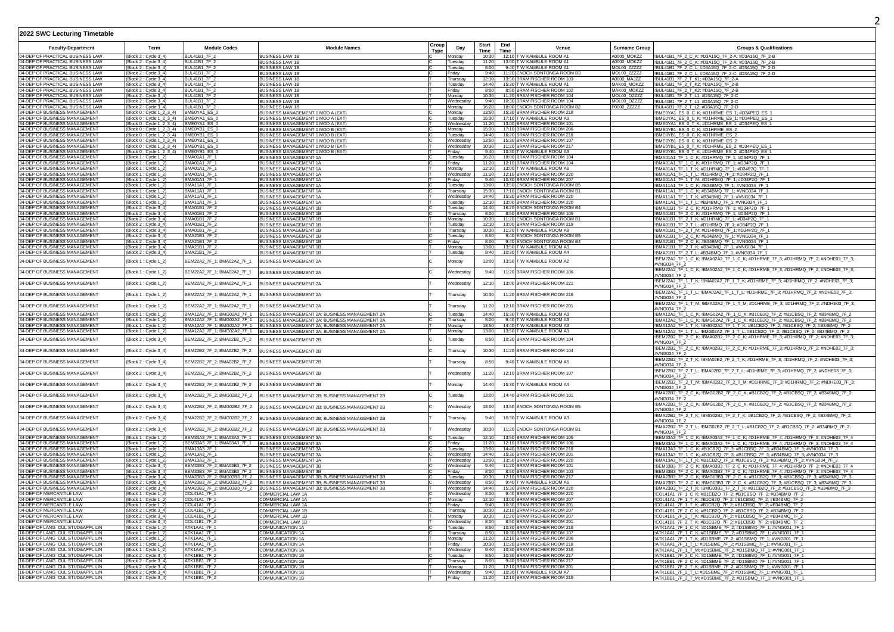## 2022 SWC Lecturing Timetable

| Faculty-Department | Term | Module Codes | Module Names | Group Type | Day | Start Time | End Time | Venue | Surname Group | Groups & Qualifications |
|---|---|---|---|---|---|---|---|---|---|---|
| 04-DEP OF PRACTICAL BUSINESS LAW | (Block 2 : Cycle 3_4) | BUL41B1_7F_2 | BUSINESS LAW 1B | C | Monday | 10:30 | 12:10 | T W KAMBULE ROOM A1 | A0000_MOKZZ | !BUL41B1_7F_2_C_K; #D3A15Q_7F_2-A; #D3A15Q_7F_2-B |
| 04-DEP OF PRACTICAL BUSINESS LAW | (Block 2 : Cycle 3_4) | BUL41B1_7F_2 | BUSINESS LAW 1B | C | Tuesday | 11:20 | 13:00 | T W KAMBULE ROOM A1 | A0000_MOKZZ | !BUL41B1_7F_2_C_K; #D3A15Q_7F_2-A; #D3A15Q_7F_2-B |
| 04-DEP OF PRACTICAL BUSINESS LAW | (Block 2 : Cycle 3_4) | BUL41B1_7F_2 | BUSINESS LAW 1B | C | Tuesday | 8:00 | 9:40 | T W KAMBULE ROOM A1 | MOL00_ZZZZZ | !BUL41B1_7F_2_C_L; #D3A15Q_7F_2-C; #D3A15Q_7F_2-D |
| 04-DEP OF PRACTICAL BUSINESS LAW | (Block 2 : Cycle 3_4) | BUL41B1_7F_2 | BUSINESS LAW 1B | C | Friday | 9:40 | 11:20 | ENOCH SONTONGA ROOM B3 | MOL00_ZZZZZ | !BUL41B1_7F_2_C_L; #D3A15Q_7F_2-C; #D3A15Q_7F_2-D |
| 04-DEP OF PRACTICAL BUSINESS LAW | (Block 2 : Cycle 3_4) | BUL41B1_7F_2 | BUSINESS LAW 1B | T | Thursday | 12:10 | 13:50 | BRAM FISCHER ROOM 103 | A0000_MAJZZ | !BUL41B1_7F_2_T_K1; #D3A15Q_7F_2-A |
| 04-DEP OF PRACTICAL BUSINESS LAW | (Block 2 : Cycle 3_4) | BUL41B1_7F_2 | BUSINESS LAW 1B | T | Tuesday | 14:40 | 15:30 | T W KAMBULE ROOM A1 | MAK00_MOKZZ | !BUL41B1_7F_2_T_K2; #D3A15Q_7F_2-B |
| 04-DEP OF PRACTICAL BUSINESS LAW | (Block 2 : Cycle 3_4) | BUL41B1_7F_2 | BUSINESS LAW 1B | T | Friday | 8:00 | 8:50 | BRAM FISCHER ROOM 102 | MAK00_MOKZZ | !BUL41B1_7F_2_T_K2; #D3A15Q_7F_2-B |
| 04-DEP OF PRACTICAL BUSINESS LAW | (Block 2 : Cycle 3_4) | BUL41B1_7F_2 | BUSINESS LAW 1B | T | Monday | 10:30 | 11:20 | BRAM FISCHER ROOM 104 | MOL00_OZZZZ | !BUL41B1_7F_2_T_L1; #D3A15Q_7F_2-C |
| 04-DEP OF PRACTICAL BUSINESS LAW | (Block 2 : Cycle 3_4) | BUL41B1_7F_2 | BUSINESS LAW 1B | T | Wednesday | 9:40 | 10:30 | BRAM FISCHER ROOM 104 | MOL00_OZZZZ | !BUL41B1_7F_2_T_L1; #D3A15Q_7F_2-C |
| 04-DEP OF PRACTICAL BUSINESS LAW | (Block 2 : Cycle 3_4) | BUL41B1_7F_2 | BUSINESS LAW 1B | T | Monday | 16:20 | 18:00 | ENOCH SONTONGA ROOM B2 | P0000_ZZZZZ | !BUL41B1_7F_2_T_L2; #D3A15Q_7F_2-D |
| 34-DEP OF BUSINESS MANAGEMENT | (Block 0 : Cycle 1_2_3_4) | BME0YA1_ES_0 | BUSINESS MANAGEMENT 1 MOD A (EXT) | C | Monday | 13:50 | 15:30 | BRAM FISCHER ROOM 218 | | !BME0YA1_ES_0_C_K; #D1HRME_ES_1; #D34PEQ_ES_1 |
| 34-DEP OF BUSINESS MANAGEMENT | (Block 0 : Cycle 1_2_3_4) | BME0YA1_ES_0 | BUSINESS MANAGEMENT 1 MOD A (EXT) | C | Tuesday | 15:30 | 17:10 | T W KAMBULE ROOM A3 | | !BME0YA1_ES_0_C_K; #D1HRME_ES_1; #D34PEQ_ES_1 |
| 34-DEP OF BUSINESS MANAGEMENT | (Block 0 : Cycle 1_2_3_4) | BME0YA1_ES_0 | BUSINESS MANAGEMENT 1 MOD A (EXT) | T | Wednesday | 11:20 | 13:00 | BRAM FISCHER ROOM 101 | | !BME0YA1_ES_0_T_K; #D1HRME_ES_1; #D34PEQ_ES_1 |
| 34-DEP OF BUSINESS MANAGEMENT | (Block 0 : Cycle 1_2_3_4) | BME0YB1_ES_0 | BUSINESS MANAGEMENT 1 MOD B (EXT) | C | Monday | 15:30 | 17:10 | BRAM FISCHER ROOM 206 | | !BME0YB1_ES_0_C_K; #D1HRME_ES_2 |
| 34-DEP OF BUSINESS MANAGEMENT | (Block 0 : Cycle 1_2_3_4) | BME0YB1_ES_0 | BUSINESS MANAGEMENT 1 MOD B (EXT) | C | Tuesday | 14:40 | 16:20 | BRAM FISCHER ROOM 218 | | !BME0YB1_ES_0_C_K; #D1HRME_ES_2 |
| 34-DEP OF BUSINESS MANAGEMENT | (Block 0 : Cycle 1_2_3_4) | BME0YB1_ES_0 | BUSINESS MANAGEMENT 1 MOD B (EXT) | C | Wednesday | 13:50 | 15:30 | BRAM FISCHER ROOM 107 | | !BME0YB1_ES_0_C_K; #D1HRME_ES_2 |
| 34-DEP OF BUSINESS MANAGEMENT | (Block 0 : Cycle 1_2_3_4) | BME0YB1_ES_0 | BUSINESS MANAGEMENT 1 MOD B (EXT) | T | Wednesday | 10:30 | 11:20 | BRAM FISCHER ROOM 217 | | !BME0YB1_ES_0_T_K; #D1HRME_ES_2; #D34PEQ_ES_1 |
| 34-DEP OF BUSINESS MANAGEMENT | (Block 0 : Cycle 1_2_3_4) | BME0YB1_ES_0 | BUSINESS MANAGEMENT 1 MOD B (EXT) | T | Friday | 9:40 | 10:30 | T W KAMBULE ROOM A3 | | !BME0YB1_ES_0_T_K; #D1HRME_ES_2; #D34PEQ_ES_1 |
| 34-DEP OF BUSINESS MANAGEMENT | (Block 1 : Cycle 1_2) | BMA01A1_7F_1 | BUSINESS MANAGEMENT 1A | C | Tuesday | 16:20 | 18:00 | BRAM FISCHER ROOM 104 | | !BMA01A1_7F_1_C_K; #D1HRMQ_7F_1; #D34P2Q_7F_1 |
| 34-DEP OF BUSINESS MANAGEMENT | (Block 1 : Cycle 1_2) | BMA01A1_7F_1 | BUSINESS MANAGEMENT 1A | C | Friday | 11:20 | 12:10 | BRAM FISCHER ROOM 104 | | !BMA01A1_7F_1_C_K; #D1HRMQ_7F_1; #D34P2Q_7F_1 |
| 34-DEP OF BUSINESS MANAGEMENT | (Block 1 : Cycle 1_2) | BMA01A1_7F_1 | BUSINESS MANAGEMENT 1A | T | Monday | 12:10 | 13:00 | T W KAMBULE ROOM A6 | | !BMA01A1_7F_1_T_K; #D1HRMQ_7F_1; #D34P2Q_7F_1 |
| 34-DEP OF BUSINESS MANAGEMENT | (Block 1 : Cycle 1_2) | BMA01A1_7F_1 | BUSINESS MANAGEMENT 1A | T | Wednesday | 11:20 | 12:10 | BRAM FISCHER ROOM 220 | | !BMA01A1_7F_1_T_L; #D1HRMQ_7F_1; #D34P2Q_7F_1 |
| 34-DEP OF BUSINESS MANAGEMENT | (Block 1 : Cycle 1_2) | BMA01A1_7F_1 | BUSINESS MANAGEMENT 1A | T | Friday | 9:40 | 10:30 | BRAM FISCHER ROOM 207 | | !BMA01A1_7F_1_T_M; #D1HRMQ_7F_1; #D34P2Q_7F_1 |
| 34-DEP OF BUSINESS MANAGEMENT | (Block 1 : Cycle 1_2) | BMA11A1_7F_1 | BUSINESS MANAGEMENT 1A | C | Tuesday | 13:00 | 13:50 | ENOCH SONTONGA ROOM B5 | | !BMA11A1_7F_1_C_K; #B34BMQ_7F_1; #VNG034_7F_1 |
| 34-DEP OF BUSINESS MANAGEMENT | (Block 1 : Cycle 1_2) | BMA11A1_7F_1 | BUSINESS MANAGEMENT 1A | C | Thursday | 15:30 | 17:10 | ENOCH SONTONGA ROOM B1 | | !BMA11A1_7F_1_C_K; #B34BMQ_7F_1; #VNG034_7F_1 |
| 34-DEP OF BUSINESS MANAGEMENT | (Block 1 : Cycle 1_2) | BMA11A1_7F_1 | BUSINESS MANAGEMENT 1A | T | Wednesday | 14:40 | 15:30 | BRAM FISCHER ROOM 220 | | !BMA11A1_7F_1_T_K; #B34BMQ_7F_1; #VNG034_7F_1 |
| 34-DEP OF BUSINESS MANAGEMENT | (Block 1 : Cycle 1_2) | BMA11A1_7F_1 | BUSINESS MANAGEMENT 1A | T | Tuesday | 12:10 | 13:00 | BRAM FISCHER ROOM 220 | | !BMA11A1_7F_1_T_L; #B34BMQ_7F_1; #VNG034_7F_1 |
| 34-DEP OF BUSINESS MANAGEMENT | (Block 2 : Cycle 3_4) | BMA01B1_7F_2 | BUSINESS MANAGEMENT 1B | C | Tuesday | 14:40 | 16:20 | ENOCH SONTONGA ROOM B4 | | !BMA01B1_7F_2_C_K; #D1HRMQ_7F_1; #D34P2Q_7F_1 |
| 34-DEP OF BUSINESS MANAGEMENT | (Block 2 : Cycle 3_4) | BMA01B1_7F_2 | BUSINESS MANAGEMENT 1B | C | Thursday | 8:00 | 8:50 | BRAM FISCHER ROOM 105 | | !BMA01B1_7F_2_C_K; #D1HRMQ_7F_1; #D34P2Q_7F_1 |
| 34-DEP OF BUSINESS MANAGEMENT | (Block 2 : Cycle 3_4) | BMA01B1_7F_2 | BUSINESS MANAGEMENT 1B | T | Monday | 10:30 | 11:20 | ENOCH SONTONGA ROOM B1 | | !BMA01B1_7F_2_T_K; #D1HRMQ_7F_1; #D34P2Q_7F_1 |
| 34-DEP OF BUSINESS MANAGEMENT | (Block 2 : Cycle 3_4) | BMA01B1_7F_2 | BUSINESS MANAGEMENT 1B | T | Tuesday | 12:10 | 13:00 | BRAM FISCHER ROOM 219 | | !BMA01B1_7F_2_T_L; #D1HRMQ_7F_1; #D34P2Q_7F_1 |
| 34-DEP OF BUSINESS MANAGEMENT | (Block 2 : Cycle 3_4) | BMA01B1_7F_2 | BUSINESS MANAGEMENT 1B | T | Thursday | 10:30 | 11:20 | T W KAMBULE ROOM A8 | | !BMA01B1_7F_2_T_M; #D1HRMQ_7F_1; #D34P2Q_7F_1 |
| 34-DEP OF BUSINESS MANAGEMENT | (Block 2 : Cycle 3_4) | BMA21B1_7F_2 | BUSINESS MANAGEMENT 1B | C | Tuesday | 8:50 | 9:40 | ENOCH SONTONGA ROOM B5 | | !BMA21B1_7F_2_C_K; #B34BMQ_7F_1; #VNG034_7F_1 |
| 34-DEP OF BUSINESS MANAGEMENT | (Block 2 : Cycle 3_4) | BMA21B1_7F_2 | BUSINESS MANAGEMENT 1B | C | Friday | 8:00 | 9:40 | ENOCH SONTONGA ROOM B4 | | !BMA21B1_7F_2_C_K; #B34BMQ_7F_1; #VNG034_7F_1 |
| 34-DEP OF BUSINESS MANAGEMENT | (Block 2 : Cycle 3_4) | BMA21B1_7F_2 | BUSINESS MANAGEMENT 1B | T | Monday | 13:00 | 13:50 | T W KAMBULE ROOM A3 | | !BMA21B1_7F_2_T_K; #B34BMQ_7F_1; #VNG034_7F_1 |
| 34-DEP OF BUSINESS MANAGEMENT | (Block 2 : Cycle 3_4) | BMA21B1_7F_2 | BUSINESS MANAGEMENT 1B | T | Tuesday | 9:40 | 10:30 | T W KAMBULE ROOM A4 | | !BMA21B1_7F_2_T_L; #B34BMQ_7F_1; #VNG034_7F_1 |
| 34-DEP OF BUSINESS MANAGEMENT | (Block 1 : Cycle 1_2) | BEM22A2_7F_1; BMA02A2_7F_1 | BUSINESS MANAGEMENT 2A | C | Monday | 13:00 | 13:50 | T W KAMBULE ROOM A2 | | !BEM22A2_7F_1_C_K; !BMA02A2_7F_1_C_K; #D1HRME_7F_3; #D1HRMQ_7F_2; #NDHE03_7F_3; #VNG034_7F_2 |
| 34-DEP OF BUSINESS MANAGEMENT | (Block 1 : Cycle 1_2) | BEM22A2_7F_1; BMA02A2_7F_1 | BUSINESS MANAGEMENT 2A | C | Wednesday | 9:40 | 11:20 | BRAM FISCHER ROOM 106 | | !BEM22A2_7F_1_C_K; !BMA02A2_7F_1_C_K; #D1HRME_7F_3; #D1HRMQ_7F_2; #NDHE03_7F_3; #VNG034_7F_2 |
| 34-DEP OF BUSINESS MANAGEMENT | (Block 1 : Cycle 1_2) | BEM22A2_7F_1; BMA02A2_7F_1 | BUSINESS MANAGEMENT 2A | T | Wednesday | 12:10 | 13:00 | BRAM FISCHER ROOM 221 | | !BEM22A2_7F_1_T_K; !BMA02A2_7F_1_T_K; #D1HRME_7F_3; #D1HRMQ_7F_2; #NDHE03_7F_3; #VNG034_7F_2 |
| 34-DEP OF BUSINESS MANAGEMENT | (Block 1 : Cycle 1_2) | BEM22A2_7F_1; BMA02A2_7F_1 | BUSINESS MANAGEMENT 2A | T | Thursday | 10:30 | 11:20 | BRAM FISCHER ROOM 218 | | !BEM22A2_7F_1_T_L; !BMA02A2_7F_1_T_L; #D1HRME_7F_3; #D1HRMQ_7F_2; #NDHE03_7F_3; #VNG034_7F_2 |
| 34-DEP OF BUSINESS MANAGEMENT | (Block 1 : Cycle 1_2) | BEM22A2_7F_1; BMA02A2_7F_1 | BUSINESS MANAGEMENT 2A | T | Thursday | 11:20 | 12:10 | BRAM FISCHER ROOM 201 | | !BEM22A2_7F_1_T_M; !BMA02A2_7F_1_T_M; #D1HRME_7F_3; #D1HRMQ_7F_2; #NDHE03_7F_3; #VNG034_7F_2 |
| 34-DEP OF BUSINESS MANAGEMENT | (Block 1 : Cycle 1_2) | BMA12A2_7F_1; BMG02A2_7F_1 | BUSINESS MANAGEMENT 2A; BUSINESS MANAGEMENT 2A | C | Tuesday | 14:40 | 15:30 | T W KAMBULE ROOM A3 | | !BMA12A2_7F_1_C_K; !BMG02A2_7F_1_C_K; #B1CB2Q_7F_2; #B1CBSQ_7F_2; #B34BMQ_7F_2 |
| 34-DEP OF BUSINESS MANAGEMENT | (Block 1 : Cycle 1_2) | BMA12A2_7F_1; BMG02A2_7F_1 | BUSINESS MANAGEMENT 2A; BUSINESS MANAGEMENT 2A | C | Thursday | 8:00 | 9:40 | T W KAMBULE ROOM A3 | | !BMA12A2_7F_1_C_K; !BMG02A2_7F_1_C_K; #B1CB2Q_7F_2; #B1CBSQ_7F_2; #B34BMQ_7F_2 |
| 34-DEP OF BUSINESS MANAGEMENT | (Block 1 : Cycle 1_2) | BMA12A2_7F_1; BMG02A2_7F_1 | BUSINESS MANAGEMENT 2A; BUSINESS MANAGEMENT 2A | T | Monday | 13:50 | 14:40 | T W KAMBULE ROOM A3 | | !BMA12A2_7F_1_T_K; !BMG02A2_7F_1_T_K; #B1CB2Q_7F_2; #B1CBSQ_7F_2; #B34BMQ_7F_2 |
| 34-DEP OF BUSINESS MANAGEMENT | (Block 1 : Cycle 1_2) | BMA12A2_7F_1; BMG02A2_7F_1 | BUSINESS MANAGEMENT 2A; BUSINESS MANAGEMENT 2A | T | Monday | 13:00 | 13:50 | T W KAMBULE ROOM A3 | | !BMA12A2_7F_1_T_L; !BMG02A2_7F_1_T_L; #B1CB2Q_7F_2; #B1CBSQ_7F_2; #B34BMQ_7F_2 |
| 34-DEP OF BUSINESS MANAGEMENT | (Block 2 : Cycle 3_4) | BEM22B2_7F_2; BMA02B2_7F_2 | BUSINESS MANAGEMENT 2B | C | Tuesday | 8:50 | 10:30 | BRAM FISCHER ROOM 104 | | !BEM22B2_7F_2_C_K; !BMA02B2_7F_2_C_K; #D1HRME_7F_3; #D1HRMQ_7F_2; #NDHE03_7F_3; #VNG034_7F_2 |
| 34-DEP OF BUSINESS MANAGEMENT | (Block 2 : Cycle 3_4) | BEM22B2_7F_2; BMA02B2_7F_2 | BUSINESS MANAGEMENT 2B | C | Thursday | 10:30 | 11:20 | BRAM FISCHER ROOM 104 | | !BEM22B2_7F_2_C_K; !BMA02B2_7F_2_C_K; #D1HRME_7F_3; #D1HRMQ_7F_2; #NDHE03_7F_3; #VNG034_7F_2 |
| 34-DEP OF BUSINESS MANAGEMENT | (Block 2 : Cycle 3_4) | BEM22B2_7F_2; BMA02B2_7F_2 | BUSINESS MANAGEMENT 2B | T | Thursday | 8:50 | 9:40 | T W KAMBULE ROOM A5 | | !BEM22B2_7F_2_T_K; !BMA02B2_7F_2_T_K; #D1HRME_7F_3; #D1HRMQ_7F_2; #NDHE03_7F_3; #VNG034_7F_2 |
| 34-DEP OF BUSINESS MANAGEMENT | (Block 2 : Cycle 3_4) | BEM22B2_7F_2; BMA02B2_7F_2 | BUSINESS MANAGEMENT 2B | T | Wednesday | 11:20 | 12:10 | BRAM FISCHER ROOM 107 | | !BEM22B2_7F_2_T_L; !BMA02B2_7F_2_T_L; #D1HRME_7F_3; #D1HRMQ_7F_2; #NDHE03_7F_3; #VNG034_7F_2 |
| 34-DEP OF BUSINESS MANAGEMENT | (Block 2 : Cycle 3_4) | BEM22B2_7F_2; BMA02B2_7F_2 | BUSINESS MANAGEMENT 2B | T | Monday | 14:40 | 15:30 | T W KAMBULE ROOM A4 | | !BEM22B2_7F_2_T_M; !BMA02B2_7F_2_T_M; #D1HRME_7F_3; #D1HRMQ_7F_2; #NDHE03_7F_3; #VNG034_7F_2 |
| 34-DEP OF BUSINESS MANAGEMENT | (Block 2 : Cycle 3_4) | BMA22B2_7F_2; BMG02B2_7F_2 | BUSINESS MANAGEMENT 2B; BUSINESS MANAGEMENT 2B | C | Tuesday | 13:00 | 14:40 | BRAM FISCHER ROOM 101 | | !BMA22B2_7F_2_C_K; !BMG02B2_7F_2_C_K; #B1CB2Q_7F_2; #B1CBSQ_7F_2; #B34BMQ_7F_2; #VNG034_7F_2 |
| 34-DEP OF BUSINESS MANAGEMENT | (Block 2 : Cycle 3_4) | BMA22B2_7F_2; BMG02B2_7F_2 | BUSINESS MANAGEMENT 2B; BUSINESS MANAGEMENT 2B | C | Wednesday | 13:00 | 13:50 | ENOCH SONTONGA ROOM B5 | | !BMA22B2_7F_2_C_K; !BMG02B2_7F_2_C_K; #B1CB2Q_7F_2; #B1CBSQ_7F_2; #B34BMQ_7F_2; #VNG034_7F_2 |
| 34-DEP OF BUSINESS MANAGEMENT | (Block 2 : Cycle 3_4) | BMA22B2_7F_2; BMG02B2_7F_2 | BUSINESS MANAGEMENT 2B; BUSINESS MANAGEMENT 2B | T | Thursday | 9:40 | 10:30 | T W KAMBULE ROOM A3 | | !BMA22B2_7F_2_T_K; !BMG02B2_7F_2_T_K; #B1CB2Q_7F_2; #B1CBSQ_7F_2; #B34BMQ_7F_2; #VNG034_7F_2 |
| 34-DEP OF BUSINESS MANAGEMENT | (Block 2 : Cycle 3_4) | BMA22B2_7F_2; BMG02B2_7F_2 | BUSINESS MANAGEMENT 2B; BUSINESS MANAGEMENT 2B | T | Wednesday | 10:30 | 11:20 | ENOCH SONTONGA ROOM B1 | | !BMA22B2_7F_2_T_L; !BMG02B2_7F_2_T_L; #B1CB2Q_7F_2; #B1CBSQ_7F_2; #B34BMQ_7F_2; #VNG034_7F_2 |
| 34-DEP OF BUSINESS MANAGEMENT | (Block 1 : Cycle 1_2) | BEM33A3_7F_1; BMA03A3_7F_1 | BUSINESS MANAGEMENT 3A | C | Tuesday | 12:10 | 13:50 | BRAM FISCHER ROOM 105 | | !BEM33A3_7F_1_C_K; !BMA03A3_7F_1_C_K; #D1HRME_7F_4; #D1HRMQ_7F_3; #NDHE03_7F_4 |
| 34-DEP OF BUSINESS MANAGEMENT | (Block 1 : Cycle 1_2) | BEM33A3_7F_1; BMA03A3_7F_1 | BUSINESS MANAGEMENT 3A | C | Friday | 11:20 | 12:10 | BRAM FISCHER ROOM 106 | | !BEM33A3_7F_1_C_K; !BMA03A3_7F_1_C_K; #D1HRME_7F_4; #D1HRMQ_7F_3; #NDHE03_7F_4 |
| 34-DEP OF BUSINESS MANAGEMENT | (Block 1 : Cycle 1_2) | BMA13A3_7F_1 | BUSINESS MANAGEMENT 3A | C | Tuesday | 13:00 | 14:40 | BRAM FISCHER ROOM 218 | | !BMA13A3_7F_1_C_K; #B1CB2Q_7F_3; #B1CBSQ_7F_3; #B34BMQ_7F_3; #VNG034_7F_3 |
| 34-DEP OF BUSINESS MANAGEMENT | (Block 1 : Cycle 1_2) | BMA13A3_7F_1 | BUSINESS MANAGEMENT 3A | C | Wednesday | 14:40 | 15:30 | BRAM FISCHER ROOM 201 | | !BMA13A3_7F_1_C_K; #B1CB2Q_7F_3; #B1CBSQ_7F_3; #B34BMQ_7F_3; #VNG034_7F_3 |
| 34-DEP OF BUSINESS MANAGEMENT | (Block 1 : Cycle 1_2) | BMA13A3_7F_1 | BUSINESS MANAGEMENT 3A | T | Wednesday | 13:00 | 13:50 | BRAM FISCHER ROOM 220 | | !BMA13A3_7F_1_T_K; #B1CB2Q_7F_3; #B1CBSQ_7F_3; #B34BMQ_7F_3; #VNG034_7F_3 |
| 34-DEP OF BUSINESS MANAGEMENT | (Block 2 : Cycle 3_4) | BEM33B3_7F_2; BMA03B3_7F_2 | BUSINESS MANAGEMENT 3B | C | Wednesday | 9:40 | 11:20 | BRAM FISCHER ROOM 101 | | !BEM33B3_7F_2_C_K; !BMA03B3_7F_2_C_K; #D1HRME_7F_4; #D1HRMQ_7F_3; #NDHE03_7F_4 |
| 34-DEP OF BUSINESS MANAGEMENT | (Block 2 : Cycle 3_4) | BEM33B3_7F_2; BMA03B3_7F_2 | BUSINESS MANAGEMENT 3B | C | Friday | 8:00 | 8:50 | BRAM FISCHER ROOM 103 | | !BEM33B3_7F_2_C_K; !BMA03B3_7F_2_C_K; #D1HRME_7F_4; #D1HRMQ_7F_3; #NDHE03_7F_4 |
| 34-DEP OF BUSINESS MANAGEMENT | (Block 2 : Cycle 3_4) | BMA23B3_7F_2; BMG03B3_7F_2 | BUSINESS MANAGEMENT 3B; BUSINESS MANAGEMENT 3B | C | Tuesday | 10:30 | 12:10 | BRAM FISCHER ROOM 217 | | !BMA23B3_7F_2_C_K; !BMG03B3_7F_2_C_K; #B1CB2Q_7F_3; #B1CBSQ_7F_3; #B34BMQ_7F_3 |
| 34-DEP OF BUSINESS MANAGEMENT | (Block 2 : Cycle 3_4) | BMA23B3_7F_2; BMG03B3_7F_2 | BUSINESS MANAGEMENT 3B; BUSINESS MANAGEMENT 3B | C | Wednesday | 8:50 | 9:40 | T W KAMBULE ROOM A6 | | !BMA23B3_7F_2_C_K; !BMG03B3_7F_2_C_K; #B1CB2Q_7F_3; #B1CBSQ_7F_3; #B34BMQ_7F_3 |
| 34-DEP OF BUSINESS MANAGEMENT | (Block 2 : Cycle 3_4) | BMA23B3_7F_2; BMG03B3_7F_2 | BUSINESS MANAGEMENT 3B; BUSINESS MANAGEMENT 3B | T | Wednesday | 14:40 | 15:30 | BRAM FISCHER ROOM 220 | | !BMA23B3_7F_2_T_K; !BMG03B3_7F_2_T_K; #B1CB2Q_7F_3; #B1CBSQ_7F_3; #B34BMQ_7F_3 |
| 04-DEP OF MERCANTILE LAW | (Block 1 : Cycle 1_2) | COL41A1_7F_1 | COMMERCIAL LAW 1A | C | Wednesday | 8:00 | 9:40 | BRAM FISCHER ROOM 220 | | !COL41A1_7F_1_C_K; #B1CB2Q_7F_2; #B1CBSQ_7F_2; #B34BMQ_7F_2 |
| 04-DEP OF MERCANTILE LAW | (Block 1 : Cycle 1_2) | COL41A1_7F_1 | COMMERCIAL LAW 1A | T | Monday | 12:10 | 13:00 | BRAM FISCHER ROOM 207 | | !COL41A1_7F_1_T_K; #B1CB2Q_7F_2; #B1CBSQ_7F_2; #B34BMQ_7F_2 |
| 04-DEP OF MERCANTILE LAW | (Block 1 : Cycle 1_2) | COL41A1_7F_1 | COMMERCIAL LAW 1A | T | Friday | 9:40 | 10:30 | BRAM FISCHER ROOM 201 | | !COL41A1_7F_1_T_K; #B1CB2Q_7F_2; #B1CBSQ_7F_2; #B34BMQ_7F_2 |
| 04-DEP OF MERCANTILE LAW | (Block 2 : Cycle 3_4) | COL41B1_7F_2 | COMMERCIAL LAW 1B | C | Thursday | 10:30 | 12:10 | BRAM FISCHER ROOM 207 | | !COL41B1_7F_2_C_K; #B1CB2Q_7F_2; #B1CBSQ_7F_2; #B34BMQ_7F_2 |
| 04-DEP OF MERCANTILE LAW | (Block 2 : Cycle 3_4) | COL41B1_7F_2 | COMMERCIAL LAW 1B | T | Monday | 10:30 | 11:20 | BRAM FISCHER ROOM 207 | | !COL41B1_7F_2_T_K; #B1CB2Q_7F_2; #B1CBSQ_7F_2; #B34BMQ_7F_2 |
| 04-DEP OF MERCANTILE LAW | (Block 2 : Cycle 3_4) | COL41B1_7F_2 | COMMERCIAL LAW 1B | T | Wednesday | 8:00 | 8:50 | BRAM FISCHER ROOM 201 | | !COL41B1_7F_2_T_K; #B1CB2Q_7F_2; #B1CBSQ_7F_2; #B34BMQ_7F_2 |
| 16-DEP OF LANG CUL STUD&APPL LIN | (Block 1 : Cycle 1_2) | ATK1AA1_7F_1 | COMMUNICATION 1A | C | Tuesday | 8:50 | 10:30 | BRAM FISCHER ROOM 218 | | !ATK1AA1_7F_1_C_K; #D1SBME_7F_2; #D1SBMQ_7F_1; #VNG001_7F_1 |
| 16-DEP OF LANG CUL STUD&APPL LIN | (Block 1 : Cycle 1_2) | ATK1AA1_7F_1 | COMMUNICATION 1A | C | Thursday | 8:50 | 10:30 | BRAM FISCHER ROOM 107 | | !ATK1AA1_7F_1_C_K; #D1SBME_7F_2; #D1SBMQ_7F_1; #VNG001_7F_1 |
| 16-DEP OF LANG CUL STUD&APPL LIN | (Block 1 : Cycle 1_2) | ATK1AA1_7F_1 | COMMUNICATION 1A | T | Monday | 11:20 | 12:10 | BRAM FISCHER ROOM 206 | | !ATK1AA1_7F_1_T_K; #D1SBME_7F_2; #D1SBMQ_7F_1; #VNG001_7F_1 |
| 16-DEP OF LANG CUL STUD&APPL LIN | (Block 1 : Cycle 1_2) | ATK1AA1_7F_1 | COMMUNICATION 1A | T | Friday | 10:30 | 11:20 | BRAM FISCHER ROOM 218 | | !ATK1AA1_7F_1_T_L; #D1SBME_7F_2; #D1SBMQ_7F_1; #VNG001_7F_1 |
| 16-DEP OF LANG CUL STUD&APPL LIN | (Block 1 : Cycle 1_2) | ATK1AA1_7F_1 | COMMUNICATION 1A | T | Wednesday | 9:40 | 10:30 | BRAM FISCHER ROOM 218 | | !ATK1AA1_7F_1_T_M; #D1SBME_7F_2; #D1SBMQ_7F_1; #VNG001_7F_1 |
| 16-DEP OF LANG CUL STUD&APPL LIN | (Block 2 : Cycle 3_4) | ATK1BB1_7F_2 | COMMUNICATION 1B | C | Tuesday | 8:50 | 10:30 | BRAM FISCHER ROOM 217 | | !ATK1BB1_7F_2_C_K; #D1SBME_7F_2; #D1SBMQ_7F_1; #VNG001_7F_1 |
| 16-DEP OF LANG CUL STUD&APPL LIN | (Block 2 : Cycle 3_4) | ATK1BB1_7F_2 | COMMUNICATION 1B | C | Thursday | 8:00 | 9:40 | BRAM FISCHER ROOM 217 | | !ATK1BB1_7F_2_C_K; #D1SBME_7F_2; #D1SBMQ_7F_1; #VNG001_7F_1 |
| 16-DEP OF LANG CUL STUD&APPL LIN | (Block 2 : Cycle 3_4) | ATK1BB1_7F_2 | COMMUNICATION 1B | T | Monday | 11:20 | 12:10 | BRAM FISCHER ROOM 201 | | !ATK1BB1_7F_2_T_K; #D1SBME_7F_2; #D1SBMQ_7F_1; #VNG001_7F_1 |
| 16-DEP OF LANG CUL STUD&APPL LIN | (Block 2 : Cycle 3_4) | ATK1BB1_7F_2 | COMMUNICATION 1B | T | Wednesday | 9:40 | 10:30 | T W KAMBULE ROOM A7 | | !ATK1BB1_7F_2_T_L; #D1SBME_7F_2; #D1SBMQ_7F_1; #VNG001_7F_1 |
| 16-DEP OF LANG CUL STUD&APPL LIN | (Block 2 : Cycle 3_4) | ATK1BB1_7F_2 | COMMUNICATION 1B | T | Friday | 11:20 | 12:10 | BRAM FISCHER ROOM 219 | | !ATK1BB1_7F_2_T_M; #D1SBME_7F_2; #D1SBMQ_7F_1; #VNG001_7F_1 |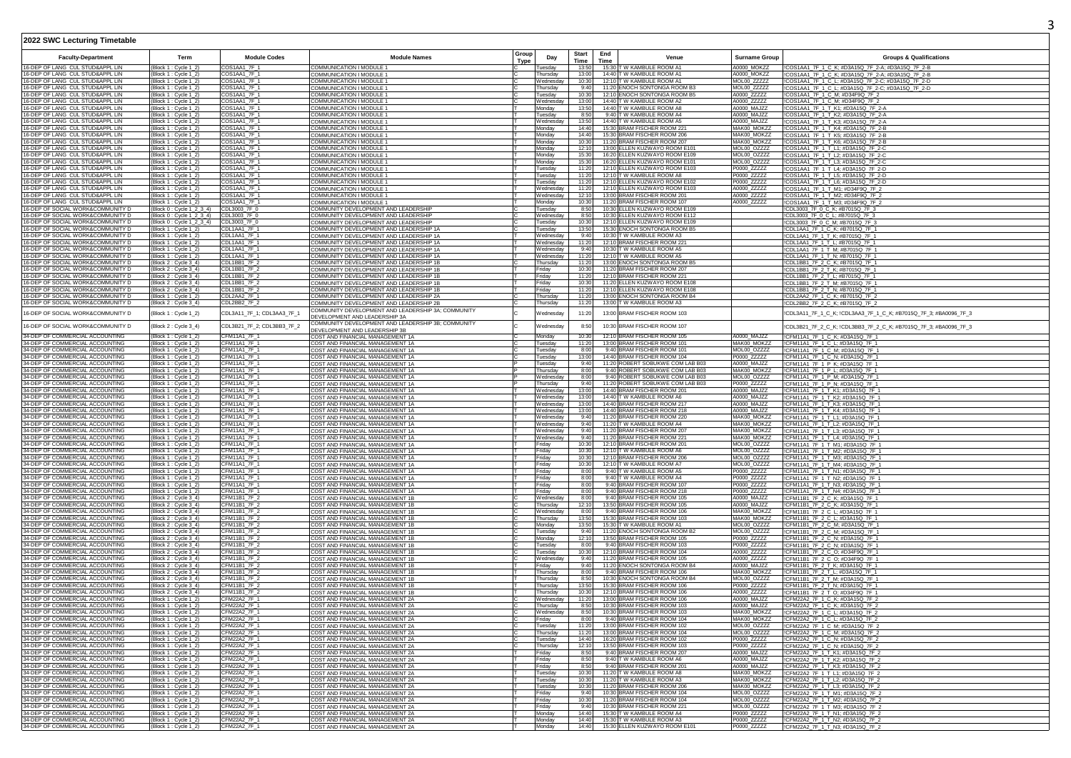## 2022 SWC Lecturing Timetable

| Faculty-Department | Term | Module Codes | Module Names | Group Type | Day | Start Time | End Time | Venue | Surname Group | Groups & Qualifications |
|---|---|---|---|---|---|---|---|---|---|---|
| 16-DEP OF LANG CUL STUD&APPL LIN | (Block 1 : Cycle 1_2) | COS1AA1_7F_1 | COMMUNICATION I MODULE 1 | C | Tuesday | 13:50 | 15:30 | T W KAMBULE ROOM A1 | A0000_MOKZZ | !COS1AA1_7F_1_C_K; #D3A15Q_7F_2-A; #D3A15Q_7F_2-B |
| 16-DEP OF LANG CUL STUD&APPL LIN | (Block 1 : Cycle 1_2) | COS1AA1_7F_1 | COMMUNICATION I MODULE 1 | C | Thursday | 13:00 | 14:40 | T W KAMBULE ROOM A1 | A0000_MOKZZ | !COS1AA1_7F_1_C_K; #D3A15Q_7F_2-A; #D3A15Q_7F_2-B |
| 16-DEP OF LANG CUL STUD&APPL LIN | (Block 1 : Cycle 1_2) | COS1AA1_7F_1 | COMMUNICATION I MODULE 1 | C | Wednesday | 10:30 | 12:10 | T W KAMBULE ROOM A1 | MOL00_ZZZZZ | !COS1AA1_7F_1_C_L; #D3A15Q_7F_2-C; #D3A15Q_7F_2-D |
| 16-DEP OF LANG CUL STUD&APPL LIN | (Block 1 : Cycle 1_2) | COS1AA1_7F_1 | COMMUNICATION I MODULE 1 | C | Thursday | 9:40 | 11:20 | ENOCH SONTONGA ROOM B3 | MOL00_ZZZZZ | !COS1AA1_7F_1_C_L; #D3A15Q_7F_2-C; #D3A15Q_7F_2-D |
| 16-DEP OF LANG CUL STUD&APPL LIN | (Block 1 : Cycle 1_2) | COS1AA1_7F_1 | COMMUNICATION I MODULE 1 | C | Tuesday | 10:30 | 12:10 | ENOCH SONTONGA ROOM B5 | A0000_ZZZZZ | !COS1AA1_7F_1_C_M; #D34F9Q_7F_2 |
| 16-DEP OF LANG CUL STUD&APPL LIN | (Block 1 : Cycle 1_2) | COS1AA1_7F_1 | COMMUNICATION I MODULE 1 | C | Wednesday | 13:00 | 14:40 | T W KAMBULE ROOM A2 | A0000_ZZZZZ | !COS1AA1_7F_1_C_M; #D34F9Q_7F_2 |
| 16-DEP OF LANG CUL STUD&APPL LIN | (Block 1 : Cycle 1_2) | COS1AA1_7F_1 | COMMUNICATION I MODULE 1 | T | Monday | 13:50 | 14:40 | T W KAMBULE ROOM A8 | A0000_MAJZZ | !COS1AA1_7F_1_T_K1; #D3A15Q_7F_2-A |
| 16-DEP OF LANG CUL STUD&APPL LIN | (Block 1 : Cycle 1_2) | COS1AA1_7F_1 | COMMUNICATION I MODULE 1 | T | Tuesday | 8:50 | 9:40 | T W KAMBULE ROOM A4 | A0000_MAJZZ | !COS1AA1_7F_1_T_K2; #D3A15Q_7F_2-A |
| 16-DEP OF LANG CUL STUD&APPL LIN | (Block 1 : Cycle 1_2) | COS1AA1_7F_1 | COMMUNICATION I MODULE 1 | T | Wednesday | 13:50 | 14:40 | T W KAMBULE ROOM A5 | A0000_MAJZZ | !COS1AA1_7F_1_T_K3; #D3A15Q_7F_2-A |
| 16-DEP OF LANG CUL STUD&APPL LIN | (Block 1 : Cycle 1_2) | COS1AA1_7F_1 | COMMUNICATION I MODULE 1 | T | Monday | 14:40 | 15:30 | BRAM FISCHER ROOM 221 | MAK00_MOKZZ | !COS1AA1_7F_1_T_K4; #D3A15Q_7F_2-B |
| 16-DEP OF LANG CUL STUD&APPL LIN | (Block 1 : Cycle 1_2) | COS1AA1_7F_1 | COMMUNICATION I MODULE 1 | T | Monday | 14:40 | 15:30 | BRAM FISCHER ROOM 206 | MAK00_MOKZZ | !COS1AA1_7F_1_T_K5; #D3A15Q_7F_2-B |
| 16-DEP OF LANG CUL STUD&APPL LIN | (Block 1 : Cycle 1_2) | COS1AA1_7F_1 | COMMUNICATION I MODULE 1 | T | Monday | 10:30 | 11:20 | BRAM FISCHER ROOM 207 | MAK00_MOKZZ | !COS1AA1_7F_1_T_K6; #D3A15Q_7F_2-B |
| 16-DEP OF LANG CUL STUD&APPL LIN | (Block 1 : Cycle 1_2) | COS1AA1_7F_1 | COMMUNICATION I MODULE 1 | T | Monday | 12:10 | 13:00 | ELLEN KUZWAYO ROOM E101 | MOL00_OZZZZ | !COS1AA1_7F_1_T_L1; #D3A15Q_7F_2-C |
| 16-DEP OF LANG CUL STUD&APPL LIN | (Block 1 : Cycle 1_2) | COS1AA1_7F_1 | COMMUNICATION I MODULE 1 | T | Monday | 15:30 | 16:20 | ELLEN KUZWAYO ROOM E109 | MOL00_OZZZZ | !COS1AA1_7F_1_T_L2; #D3A15Q_7F_2-C |
| 16-DEP OF LANG CUL STUD&APPL LIN | (Block 1 : Cycle 1_2) | COS1AA1_7F_1 | COMMUNICATION I MODULE 1 | T | Monday | 15:30 | 16:20 | ELLEN KUZWAYO ROOM E101 | MOL00_OZZZZ | !COS1AA1_7F_1_T_L3; #D3A15Q_7F_2-C |
| 16-DEP OF LANG CUL STUD&APPL LIN | (Block 1 : Cycle 1_2) | COS1AA1_7F_1 | COMMUNICATION I MODULE 1 | T | Tuesday | 11:20 | 12:10 | ELLEN KUZWAYO ROOM E103 | P0000_ZZZZZ | !COS1AA1_7F_1_T_L4; #D3A15Q_7F_2-D |
| 16-DEP OF LANG CUL STUD&APPL LIN | (Block 1 : Cycle 1_2) | COS1AA1_7F_1 | COMMUNICATION I MODULE 1 | T | Tuesday | 11:20 | 12:10 | T W KAMBULE ROOM A8 | P0000_ZZZZZ | !COS1AA1_7F_1_T_L5; #D3A15Q_7F_2-D |
| 16-DEP OF LANG CUL STUD&APPL LIN | (Block 1 : Cycle 1_2) | COS1AA1_7F_1 | COMMUNICATION I MODULE 1 | T | Tuesday | 11:20 | 12:10 | ELLEN KUZWAYO ROOM E102 | P0000_ZZZZZ | !COS1AA1_7F_1_T_L6; #D3A15Q_7F_2-D |
| 16-DEP OF LANG CUL STUD&APPL LIN | (Block 1 : Cycle 1_2) | COS1AA1_7F_1 | COMMUNICATION I MODULE 1 | T | Wednesday | 11:20 | 12:10 | ELLEN KUZWAYO ROOM E103 | A0000_ZZZZZ | !COS1AA1_7F_1_T_M1; #D34F9Q_7F_2 |
| 16-DEP OF LANG CUL STUD&APPL LIN | (Block 1 : Cycle 1_2) | COS1AA1_7F_1 | COMMUNICATION I MODULE 1 | T | Wednesday | 12:10 | 13:00 | BRAM FISCHER ROOM 201 | A0000_ZZZZZ | !COS1AA1_7F_1_T_M2; #D34F9Q_7F_2 |
| 16-DEP OF LANG CUL STUD&APPL LIN | (Block 1 : Cycle 1_2) | COS1AA1_7F_1 | COMMUNICATION I MODULE 1 | T | Monday | 10:30 | 11:20 | BRAM FISCHER ROOM 107 | A0000_ZZZZZ | !COS1AA1_7F_1_T_M3; #D34F9Q_7F_2 |
| 16-DEP OF SOCIAL WORK&COMMUNITY D | (Block 0 : Cycle 1_2_3_4) | CDL3003_7F_0 | COMMUNITY DEVELOPMENT AND LEADERSHIP | C | Tuesday | 8:50 | 10:30 | ELLEN KUZWAYO ROOM E109 | | !CDL3003_7F_0_C_K; #B7015Q_7F_3 |
| 16-DEP OF SOCIAL WORK&COMMUNITY D | (Block 0 : Cycle 1_2_3_4) | CDL3003_7F_0 | COMMUNITY DEVELOPMENT AND LEADERSHIP | C | Wednesday | 8:50 | 10:30 | ELLEN KUZWAYO ROOM E112 | | !CDL3003_7F_0_C_L; #B7015Q_7F_3 |
| 16-DEP OF SOCIAL WORK&COMMUNITY D | (Block 0 : Cycle 1_2_3_4) | CDL3003_7F_0 | COMMUNITY DEVELOPMENT AND LEADERSHIP | C | Tuesday | 10:30 | 12:10 | ELLEN KUZWAYO ROOM E109 | | !CDL3003_7F_0_C_M; #B7015Q_7F_3 |
| 16-DEP OF SOCIAL WORK&COMMUNITY D | (Block 1 : Cycle 1_2) | CDL1AA1_7F_1 | COMMUNITY DEVELOPMENT AND LEADERSHIP 1A | C | Tuesday | 13:50 | 15:30 | ENOCH SONTONGA ROOM B5 | | !CDL1AA1_7F_1_C_K; #B7015Q_7F_1 |
| 16-DEP OF SOCIAL WORK&COMMUNITY D | (Block 1 : Cycle 1_2) | CDL1AA1_7F_1 | COMMUNITY DEVELOPMENT AND LEADERSHIP 1A | T | Wednesday | 9:40 | 10:30 | T W KAMBULE ROOM A3 | | !CDL1AA1_7F_1_T_K; #B7015Q_7F_1 |
| 16-DEP OF SOCIAL WORK&COMMUNITY D | (Block 1 : Cycle 1_2) | CDL1AA1_7F_1 | COMMUNITY DEVELOPMENT AND LEADERSHIP 1A | T | Wednesday | 11:20 | 12:10 | BRAM FISCHER ROOM 221 | | !CDL1AA1_7F_1_T_L; #B7015Q_7F_1 |
| 16-DEP OF SOCIAL WORK&COMMUNITY D | (Block 1 : Cycle 1_2) | CDL1AA1_7F_1 | COMMUNITY DEVELOPMENT AND LEADERSHIP 1A | T | Wednesday | 9:40 | 10:30 | T W KAMBULE ROOM A5 | | !CDL1AA1_7F_1_T_M; #B7015Q_7F_1 |
| 16-DEP OF SOCIAL WORK&COMMUNITY D | (Block 1 : Cycle 1_2) | CDL1AA1_7F_1 | COMMUNITY DEVELOPMENT AND LEADERSHIP 1A | T | Wednesday | 11:20 | 12:10 | T W KAMBULE ROOM A5 | | !CDL1AA1_7F_1_T_N; #B7015Q_7F_1 |
| 16-DEP OF SOCIAL WORK&COMMUNITY D | (Block 2 : Cycle 3_4) | CDL1BB1_7F_2 | COMMUNITY DEVELOPMENT AND LEADERSHIP 1B | C | Thursday | 11:20 | 13:00 | ENOCH SONTONGA ROOM B5 | | !CDL1BB1_7F_2_C_K; #B7015Q_7F_1 |
| 16-DEP OF SOCIAL WORK&COMMUNITY D | (Block 2 : Cycle 3_4) | CDL1BB1_7F_2 | COMMUNITY DEVELOPMENT AND LEADERSHIP 1B | T | Friday | 10:30 | 11:20 | BRAM FISCHER ROOM 207 | | !CDL1BB1_7F_2_T_K; #B7015Q_7F_1 |
| 16-DEP OF SOCIAL WORK&COMMUNITY D | (Block 2 : Cycle 3_4) | CDL1BB1_7F_2 | COMMUNITY DEVELOPMENT AND LEADERSHIP 1B | T | Friday | 11:20 | 12:10 | BRAM FISCHER ROOM 221 | | !CDL1BB1_7F_2_T_L; #B7015Q_7F_1 |
| 16-DEP OF SOCIAL WORK&COMMUNITY D | (Block 2 : Cycle 3_4) | CDL1BB1_7F_2 | COMMUNITY DEVELOPMENT AND LEADERSHIP 1B | T | Friday | 10:30 | 11:20 | ELLEN KUZWAYO ROOM E108 | | !CDL1BB1_7F_2_T_M; #B7015Q_7F_1 |
| 16-DEP OF SOCIAL WORK&COMMUNITY D | (Block 2 : Cycle 3_4) | CDL1BB1_7F_2 | COMMUNITY DEVELOPMENT AND LEADERSHIP 1B | T | Friday | 11:20 | 12:10 | ELLEN KUZWAYO ROOM E108 | | !CDL1BB1_7F_2_T_N; #B7015Q_7F_1 |
| 16-DEP OF SOCIAL WORK&COMMUNITY D | (Block 1 : Cycle 1_2) | CDL2AA2_7F_1 | COMMUNITY DEVELOPMENT AND LEADERSHIP 2A | C | Thursday | 11:20 | 13:00 | ENOCH SONTONGA ROOM B4 | | !CDL2AA2_7F_1_C_K; #B7015Q_7F_2 |
| 16-DEP OF SOCIAL WORK&COMMUNITY D | (Block 2 : Cycle 3_4) | CDL2BB2_7F_2 | COMMUNITY DEVELOPMENT AND LEADERSHIP 2B | C | Thursday | 11:20 | 13:00 | T W KAMBULE ROOM A3 | | !CDL2BB2_7F_2_C_K; #B7015Q_7F_2 |
| 16-DEP OF SOCIAL WORK&COMMUNITY D | (Block 1 : Cycle 1_2) | CDL3A11_7F_1; CDL3AA3_7F_1 | COMMUNITY DEVELOPMENT AND LEADERSHIP 3A; COMMUNITY DEVELOPMENT AND LEADERSHIP 3A | C | Wednesday | 11:20 | 13:00 | BRAM FISCHER ROOM 103 | | !CDL3A11_7F_1_C_K; !CDL3AA3_7F_1_C_K; #B7015Q_7F_3; #BA0096_7F_3 |
| 16-DEP OF SOCIAL WORK&COMMUNITY D | (Block 2 : Cycle 3_4) | CDL3B21_7F_2; CDL3BB3_7F_2 | COMMUNITY DEVELOPMENT AND LEADERSHIP 3B; COMMUNITY DEVELOPMENT AND LEADERSHIP 3B | C | Wednesday | 8:50 | 10:30 | BRAM FISCHER ROOM 107 | | !CDL3B21_7F_2_C_K; !CDL3BB3_7F_2_C_K; #B7015Q_7F_3; #BA0096_7F_3 |
| 34-DEP OF COMMERCIAL ACCOUNTING | (Block 1 : Cycle 1_2) | CFM11A1_7F_1 | COST AND FINANCIAL MANAGEMENT 1A | C | Monday | 10:30 | 12:10 | BRAM FISCHER ROOM 105 | A0000_MAJZZ | !CFM11A1_7F_1_C_K; #D3A15Q_7F_1 |
| 34-DEP OF COMMERCIAL ACCOUNTING | (Block 1 : Cycle 1_2) | CFM11A1_7F_1 | COST AND FINANCIAL MANAGEMENT 1A | C | Tuesday | 11:20 | 13:00 | BRAM FISCHER ROOM 101 | MAK00_MOKZZ | !CFM11A1_7F_1_C_L; #D3A15Q_7F_1 |
| 34-DEP OF COMMERCIAL ACCOUNTING | (Block 1 : Cycle 1_2) | CFM11A1_7F_1 | COST AND FINANCIAL MANAGEMENT 1A | C | Tuesday | 8:00 | 9:40 | BRAM FISCHER ROOM 101 | MOL00_OZZZZ | !CFM11A1_7F_1_C_M; #D3A15Q_7F_1 |
| 34-DEP OF COMMERCIAL ACCOUNTING | (Block 1 : Cycle 1_2) | CFM11A1_7F_1 | COST AND FINANCIAL MANAGEMENT 1A | C | Tuesday | 13:00 | 14:40 | BRAM FISCHER ROOM 104 | P0000_ZZZZZ | !CFM11A1_7F_1_C_N; #D3A15Q_7F_1 |
| 34-DEP OF COMMERCIAL ACCOUNTING | (Block 1 : Cycle 1_2) | CFM11A1_7F_1 | COST AND FINANCIAL MANAGEMENT 1A | P | Tuesday | 9:40 | 11:20 | ROBERT SOBUKWE COM LAB B03 | A0000_MAJZZ | !CFM11A1_7F_1_P_K; #D3A15Q_7F_1 |
| 34-DEP OF COMMERCIAL ACCOUNTING | (Block 1 : Cycle 1_2) | CFM11A1_7F_1 | COST AND FINANCIAL MANAGEMENT 1A | P | Thursday | 8:00 | 9:40 | ROBERT SOBUKWE COM LAB B03 | MAK00_MOKZZ | !CFM11A1_7F_1_P_L; #D3A15Q_7F_1 |
| 34-DEP OF COMMERCIAL ACCOUNTING | (Block 1 : Cycle 1_2) | CFM11A1_7F_1 | COST AND FINANCIAL MANAGEMENT 1A | P | Wednesday | 8:00 | 9:40 | ROBERT SOBUKWE COM LAB B03 | MOL00_OZZZZ | !CFM11A1_7F_1_P_M; #D3A15Q_7F_1 |
| 34-DEP OF COMMERCIAL ACCOUNTING | (Block 1 : Cycle 1_2) | CFM11A1_7F_1 | COST AND FINANCIAL MANAGEMENT 1A | P | Thursday | 9:40 | 11:20 | ROBERT SOBUKWE COM LAB B03 | P0000_ZZZZZ | !CFM11A1_7F_1_P_N; #D3A15Q_7F_1 |
| 34-DEP OF COMMERCIAL ACCOUNTING | (Block 1 : Cycle 1_2) | CFM11A1_7F_1 | COST AND FINANCIAL MANAGEMENT 1A | T | Wednesday | 13:00 | 14:40 | BRAM FISCHER ROOM 201 | A0000_MAJZZ | !CFM11A1_7F_1_T_K1; #D3A15Q_7F_1 |
| 34-DEP OF COMMERCIAL ACCOUNTING | (Block 1 : Cycle 1_2) | CFM11A1_7F_1 | COST AND FINANCIAL MANAGEMENT 1A | T | Wednesday | 13:00 | 14:40 | T W KAMBULE ROOM A6 | A0000_MAJZZ | !CFM11A1_7F_1_T_K2; #D3A15Q_7F_1 |
| 34-DEP OF COMMERCIAL ACCOUNTING | (Block 1 : Cycle 1_2) | CFM11A1_7F_1 | COST AND FINANCIAL MANAGEMENT 1A | T | Wednesday | 13:00 | 14:40 | BRAM FISCHER ROOM 217 | A0000_MAJZZ | !CFM11A1_7F_1_T_K3; #D3A15Q_7F_1 |
| 34-DEP OF COMMERCIAL ACCOUNTING | (Block 1 : Cycle 1_2) | CFM11A1_7F_1 | COST AND FINANCIAL MANAGEMENT 1A | T | Wednesday | 13:00 | 14:40 | BRAM FISCHER ROOM 218 | A0000_MAJZZ | !CFM11A1_7F_1_T_K4; #D3A15Q_7F_1 |
| 34-DEP OF COMMERCIAL ACCOUNTING | (Block 1 : Cycle 1_2) | CFM11A1_7F_1 | COST AND FINANCIAL MANAGEMENT 1A | T | Wednesday | 9:40 | 11:20 | BRAM FISCHER ROOM 220 | MAK00_MOKZZ | !CFM11A1_7F_1_T_L1; #D3A15Q_7F_1 |
| 34-DEP OF COMMERCIAL ACCOUNTING | (Block 1 : Cycle 1_2) | CFM11A1_7F_1 | COST AND FINANCIAL MANAGEMENT 1A | T | Wednesday | 9:40 | 11:20 | T W KAMBULE ROOM A4 | MAK00_MOKZZ | !CFM11A1_7F_1_T_L2; #D3A15Q_7F_1 |
| 34-DEP OF COMMERCIAL ACCOUNTING | (Block 1 : Cycle 1_2) | CFM11A1_7F_1 | COST AND FINANCIAL MANAGEMENT 1A | T | Wednesday | 9:40 | 11:20 | BRAM FISCHER ROOM 207 | MAK00_MOKZZ | !CFM11A1_7F_1_T_L3; #D3A15Q_7F_1 |
| 34-DEP OF COMMERCIAL ACCOUNTING | (Block 1 : Cycle 1_2) | CFM11A1_7F_1 | COST AND FINANCIAL MANAGEMENT 1A | T | Wednesday | 9:40 | 11:20 | BRAM FISCHER ROOM 221 | MAK00_MOKZZ | !CFM11A1_7F_1_T_L4; #D3A15Q_7F_1 |
| 34-DEP OF COMMERCIAL ACCOUNTING | (Block 1 : Cycle 1_2) | CFM11A1_7F_1 | COST AND FINANCIAL MANAGEMENT 1A | T | Friday | 10:30 | 12:10 | BRAM FISCHER ROOM 201 | MOL00_OZZZZ | !CFM11A1_7F_1_T_M1; #D3A15Q_7F_1 |
| 34-DEP OF COMMERCIAL ACCOUNTING | (Block 1 : Cycle 1_2) | CFM11A1_7F_1 | COST AND FINANCIAL MANAGEMENT 1A | T | Friday | 10:30 | 12:10 | T W KAMBULE ROOM A8 | MOL00_OZZZZ | !CFM11A1_7F_1_T_M2; #D3A15Q_7F_1 |
| 34-DEP OF COMMERCIAL ACCOUNTING | (Block 1 : Cycle 1_2) | CFM11A1_7F_1 | COST AND FINANCIAL MANAGEMENT 1A | T | Friday | 10:30 | 12:10 | BRAM FISCHER ROOM 206 | MOL00_OZZZZ | !CFM11A1_7F_1_T_M3; #D3A15Q_7F_1 |
| 34-DEP OF COMMERCIAL ACCOUNTING | (Block 1 : Cycle 1_2) | CFM11A1_7F_1 | COST AND FINANCIAL MANAGEMENT 1A | T | Friday | 10:30 | 12:10 | T W KAMBULE ROOM A7 | MOL00_OZZZZ | !CFM11A1_7F_1_T_M4; #D3A15Q_7F_1 |
| 34-DEP OF COMMERCIAL ACCOUNTING | (Block 1 : Cycle 1_2) | CFM11A1_7F_1 | COST AND FINANCIAL MANAGEMENT 1A | T | Friday | 8:00 | 9:40 | T W KAMBULE ROOM A5 | P0000_ZZZZZ | !CFM11A1_7F_1_T_N1; #D3A15Q_7F_1 |
| 34-DEP OF COMMERCIAL ACCOUNTING | (Block 1 : Cycle 1_2) | CFM11A1_7F_1 | COST AND FINANCIAL MANAGEMENT 1A | T | Friday | 8:00 | 9:40 | T W KAMBULE ROOM A4 | P0000_ZZZZZ | !CFM11A1_7F_1_T_N2; #D3A15Q_7F_1 |
| 34-DEP OF COMMERCIAL ACCOUNTING | (Block 1 : Cycle 1_2) | CFM11A1_7F_1 | COST AND FINANCIAL MANAGEMENT 1A | T | Friday | 8:00 | 9:40 | BRAM FISCHER ROOM 107 | P0000_ZZZZZ | !CFM11A1_7F_1_T_N3; #D3A15Q_7F_1 |
| 34-DEP OF COMMERCIAL ACCOUNTING | (Block 1 : Cycle 1_2) | CFM11A1_7F_1 | COST AND FINANCIAL MANAGEMENT 1A | T | Friday | 8:00 | 9:40 | BRAM FISCHER ROOM 218 | P0000_ZZZZZ | !CFM11A1_7F_1_T_N4; #D3A15Q_7F_1 |
| 34-DEP OF COMMERCIAL ACCOUNTING | (Block 2 : Cycle 3_4) | CFM11B1_7F_2 | COST AND FINANCIAL MANAGEMENT 1B | C | Wednesday | 8:00 | 9:40 | BRAM FISCHER ROOM 105 | A0000_MAJZZ | !CFM11B1_7F_2_C_K; #D3A15Q_7F_1 |
| 34-DEP OF COMMERCIAL ACCOUNTING | (Block 2 : Cycle 3_4) | CFM11B1_7F_2 | COST AND FINANCIAL MANAGEMENT 1B | C | Thursday | 12:10 | 13:50 | BRAM FISCHER ROOM 105 | A0000_MAJZZ | !CFM11B1_7F_2_C_K; #D3A15Q_7F_1 |
| 34-DEP OF COMMERCIAL ACCOUNTING | (Block 2 : Cycle 3_4) | CFM11B1_7F_2 | COST AND FINANCIAL MANAGEMENT 1B | C | Wednesday | 8:00 | 9:40 | BRAM FISCHER ROOM 106 | MAK00_MOKZZ | !CFM11B1_7F_2_C_L; #D3A15Q_7F_1 |
| 34-DEP OF COMMERCIAL ACCOUNTING | (Block 2 : Cycle 3_4) | CFM11B1_7F_2 | COST AND FINANCIAL MANAGEMENT 1B | C | Thursday | 13:50 | 15:30 | BRAM FISCHER ROOM 103 | MAK00_MOKZZ | !CFM11B1_7F_2_C_L; #D3A15Q_7F_1 |
| 34-DEP OF COMMERCIAL ACCOUNTING | (Block 2 : Cycle 3_4) | CFM11B1_7F_2 | COST AND FINANCIAL MANAGEMENT 1B | C | Monday | 13:50 | 15:30 | T W KAMBULE ROOM A1 | MOL00_OZZZZ | !CFM11B1_7F_2_C_M; #D3A15Q_7F_1 |
| 34-DEP OF COMMERCIAL ACCOUNTING | (Block 2 : Cycle 3_4) | CFM11B1_7F_2 | COST AND FINANCIAL MANAGEMENT 1B | C | Tuesday | 9:40 | 11:20 | ENOCH SONTONGA ROOM B2 | MOL00_OZZZZ | !CFM11B1_7F_2_C_M; #D3A15Q_7F_1 |
| 34-DEP OF COMMERCIAL ACCOUNTING | (Block 2 : Cycle 3_4) | CFM11B1_7F_2 | COST AND FINANCIAL MANAGEMENT 1B | C | Monday | 12:10 | 13:50 | BRAM FISCHER ROOM 105 | P0000_ZZZZZ | !CFM11B1_7F_2_C_N; #D3A15Q_7F_1 |
| 34-DEP OF COMMERCIAL ACCOUNTING | (Block 2 : Cycle 3_4) | CFM11B1_7F_2 | COST AND FINANCIAL MANAGEMENT 1B | C | Tuesday | 8:00 | 9:40 | BRAM FISCHER ROOM 103 | P0000_ZZZZZ | !CFM11B1_7F_2_C_N; #D3A15Q_7F_1 |
| 34-DEP OF COMMERCIAL ACCOUNTING | (Block 2 : Cycle 3_4) | CFM11B1_7F_2 | COST AND FINANCIAL MANAGEMENT 1B | C | Tuesday | 10:30 | 12:10 | BRAM FISCHER ROOM 104 | A0000_ZZZZZ | !CFM11B1_7F_2_C_O; #D34F9Q_7F_1 |
| 34-DEP OF COMMERCIAL ACCOUNTING | (Block 2 : Cycle 3_4) | CFM11B1_7F_2 | COST AND FINANCIAL MANAGEMENT 1B | C | Wednesday | 9:40 | 11:20 | BRAM FISCHER ROOM 105 | A0000_ZZZZZ | !CFM11B1_7F_2_C_O; #D34F9Q_7F_1 |
| 34-DEP OF COMMERCIAL ACCOUNTING | (Block 2 : Cycle 3_4) | CFM11B1_7F_2 | COST AND FINANCIAL MANAGEMENT 1B | T | Friday | 9:40 | 11:20 | ENOCH SONTONGA ROOM B4 | A0000_MAJZZ | !CFM11B1_7F_2_T_K; #D3A15Q_7F_1 |
| 34-DEP OF COMMERCIAL ACCOUNTING | (Block 2 : Cycle 3_4) | CFM11B1_7F_2 | COST AND FINANCIAL MANAGEMENT 1B | T | Thursday | 8:00 | 9:40 | BRAM FISCHER ROOM 106 | MAK00_MOKZZ | !CFM11B1_7F_2_T_L; #D3A15Q_7F_1 |
| 34-DEP OF COMMERCIAL ACCOUNTING | (Block 2 : Cycle 3_4) | CFM11B1_7F_2 | COST AND FINANCIAL MANAGEMENT 1B | T | Thursday | 8:50 | 10:30 | ENOCH SONTONGA ROOM B4 | MOL00_OZZZZ | !CFM11B1_7F_2_T_M; #D3A15Q_7F_1 |
| 34-DEP OF COMMERCIAL ACCOUNTING | (Block 2 : Cycle 3_4) | CFM11B1_7F_2 | COST AND FINANCIAL MANAGEMENT 1B | T | Thursday | 13:50 | 15:30 | BRAM FISCHER ROOM 106 | P0000_ZZZZZ | !CFM11B1_7F_2_T_N; #D3A15Q_7F_1 |
| 34-DEP OF COMMERCIAL ACCOUNTING | (Block 2 : Cycle 3_4) | CFM11B1_7F_2 | COST AND FINANCIAL MANAGEMENT 1B | T | Thursday | 10:30 | 12:10 | BRAM FISCHER ROOM 106 | A0000_ZZZZZ | !CFM11B1_7F_2_T_O; #D34F9Q_7F_1 |
| 34-DEP OF COMMERCIAL ACCOUNTING | (Block 1 : Cycle 1_2) | CFM22A2_7F_1 | COST AND FINANCIAL MANAGEMENT 2A | C | Wednesday | 11:20 | 13:00 | BRAM FISCHER ROOM 106 | A0000_MAJZZ | !CFM22A2_7F_1_C_K; #D3A15Q_7F_2 |
| 34-DEP OF COMMERCIAL ACCOUNTING | (Block 1 : Cycle 1_2) | CFM22A2_7F_1 | COST AND FINANCIAL MANAGEMENT 2A | C | Thursday | 8:50 | 10:30 | BRAM FISCHER ROOM 103 | A0000_MAJZZ | !CFM22A2_7F_1_C_K; #D3A15Q_7F_2 |
| 34-DEP OF COMMERCIAL ACCOUNTING | (Block 1 : Cycle 1_2) | CFM22A2_7F_1 | COST AND FINANCIAL MANAGEMENT 2A | C | Wednesday | 8:50 | 10:30 | BRAM FISCHER ROOM 103 | MAK00_MOKZZ | !CFM22A2_7F_1_C_L; #D3A15Q_7F_2 |
| 34-DEP OF COMMERCIAL ACCOUNTING | (Block 1 : Cycle 1_2) | CFM22A2_7F_1 | COST AND FINANCIAL MANAGEMENT 2A | C | Friday | 8:00 | 9:40 | BRAM FISCHER ROOM 104 | MAK00_MOKZZ | !CFM22A2_7F_1_C_L; #D3A15Q_7F_2 |
| 34-DEP OF COMMERCIAL ACCOUNTING | (Block 1 : Cycle 1_2) | CFM22A2_7F_1 | COST AND FINANCIAL MANAGEMENT 2A | C | Tuesday | 11:20 | 13:00 | BRAM FISCHER ROOM 102 | MOL00_OZZZZ | !CFM22A2_7F_1_C_M; #D3A15Q_7F_2 |
| 34-DEP OF COMMERCIAL ACCOUNTING | (Block 1 : Cycle 1_2) | CFM22A2_7F_1 | COST AND FINANCIAL MANAGEMENT 2A | C | Thursday | 11:20 | 13:00 | BRAM FISCHER ROOM 104 | MOL00_OZZZZ | !CFM22A2_7F_1_C_M; #D3A15Q_7F_2 |
| 34-DEP OF COMMERCIAL ACCOUNTING | (Block 1 : Cycle 1_2) | CFM22A2_7F_1 | COST AND FINANCIAL MANAGEMENT 2A | C | Tuesday | 14:40 | 16:20 | BRAM FISCHER ROOM 102 | P0000_ZZZZZ | !CFM22A2_7F_1_C_N; #D3A15Q_7F_2 |
| 34-DEP OF COMMERCIAL ACCOUNTING | (Block 1 : Cycle 1_2) | CFM22A2_7F_1 | COST AND FINANCIAL MANAGEMENT 2A | C | Thursday | 12:10 | 13:50 | BRAM FISCHER ROOM 103 | P0000_ZZZZZ | !CFM22A2_7F_1_C_N; #D3A15Q_7F_2 |
| 34-DEP OF COMMERCIAL ACCOUNTING | (Block 1 : Cycle 1_2) | CFM22A2_7F_1 | COST AND FINANCIAL MANAGEMENT 2A | T | Friday | 8:50 | 9:40 | BRAM FISCHER ROOM 207 | A0000_MAJZZ | !CFM22A2_7F_1_T_K1; #D3A15Q_7F_2 |
| 34-DEP OF COMMERCIAL ACCOUNTING | (Block 1 : Cycle 1_2) | CFM22A2_7F_1 | COST AND FINANCIAL MANAGEMENT 2A | T | Friday | 8:50 | 9:40 | T W KAMBULE ROOM A4 | A0000_MAJZZ | !CFM22A2_7F_1_T_K2; #D3A15Q_7F_2 |
| 34-DEP OF COMMERCIAL ACCOUNTING | (Block 1 : Cycle 1_2) | CFM22A2_7F_1 | COST AND FINANCIAL MANAGEMENT 2A | T | Friday | 8:50 | 9:40 | BRAM FISCHER ROOM 201 | A0000_MAJZZ | !CFM22A2_7F_1_T_K3; #D3A15Q_7F_2 |
| 34-DEP OF COMMERCIAL ACCOUNTING | (Block 1 : Cycle 1_2) | CFM22A2_7F_1 | COST AND FINANCIAL MANAGEMENT 2A | T | Tuesday | 10:30 | 11:20 | T W KAMBULE ROOM A8 | MAK00_MOKZZ | !CFM22A2_7F_1_T_L1; #D3A15Q_7F_2 |
| 34-DEP OF COMMERCIAL ACCOUNTING | (Block 1 : Cycle 1_2) | CFM22A2_7F_1 | COST AND FINANCIAL MANAGEMENT 2A | T | Tuesday | 10:30 | 11:20 | T W KAMBULE ROOM A3 | MAK00_MOKZZ | !CFM22A2_7F_1_T_L2; #D3A15Q_7F_2 |
| 34-DEP OF COMMERCIAL ACCOUNTING | (Block 1 : Cycle 1_2) | CFM22A2_7F_1 | COST AND FINANCIAL MANAGEMENT 2A | T | Tuesday | 10:30 | 11:20 | BRAM FISCHER ROOM 206 | MAK00_MOKZZ | !CFM22A2_7F_1_T_L3; #D3A15Q_7F_2 |
| 34-DEP OF COMMERCIAL ACCOUNTING | (Block 1 : Cycle 1_2) | CFM22A2_7F_1 | COST AND FINANCIAL MANAGEMENT 2A | T | Friday | 9:40 | 10:30 | BRAM FISCHER ROOM 104 | MOL00_OZZZZ | !CFM22A2_7F_1_T_M1; #D3A15Q_7F_2 |
| 34-DEP OF COMMERCIAL ACCOUNTING | (Block 1 : Cycle 1_2) | CFM22A2_7F_1 | COST AND FINANCIAL MANAGEMENT 2A | T | Friday | 10:30 | 11:20 | BRAM FISCHER ROOM 104 | MOL00_OZZZZ | !CFM22A2_7F_1_T_M2; #D3A15Q_7F_2 |
| 34-DEP OF COMMERCIAL ACCOUNTING | (Block 1 : Cycle 1_2) | CFM22A2_7F_1 | COST AND FINANCIAL MANAGEMENT 2A | T | Friday | 9:40 | 10:30 | BRAM FISCHER ROOM 221 | MOL00_OZZZZ | !CFM22A2_7F_1_T_M3; #D3A15Q_7F_2 |
| 34-DEP OF COMMERCIAL ACCOUNTING | (Block 1 : Cycle 1_2) | CFM22A2_7F_1 | COST AND FINANCIAL MANAGEMENT 2A | T | Monday | 14:40 | 15:30 | T W KAMBULE ROOM A4 | P0000_ZZZZZ | !CFM22A2_7F_1_T_N1; #D3A15Q_7F_2 |
| 34-DEP OF COMMERCIAL ACCOUNTING | (Block 1 : Cycle 1_2) | CFM22A2_7F_1 | COST AND FINANCIAL MANAGEMENT 2A | T | Monday | 14:40 | 15:30 | T W KAMBULE ROOM A3 | P0000_ZZZZZ | !CFM22A2_7F_1_T_N2; #D3A15Q_7F_2 |
| 34-DEP OF COMMERCIAL ACCOUNTING | (Block 1 : Cycle 1_2) | CFM22A2_7F_1 | COST AND FINANCIAL MANAGEMENT 2A | T | Monday | 14:40 | 15:30 | ELLEN KUZWAYO ROOM E101 | P0000_ZZZZZ | !CFM22A2_7F_1_T_N3; #D3A15Q_7F_2 |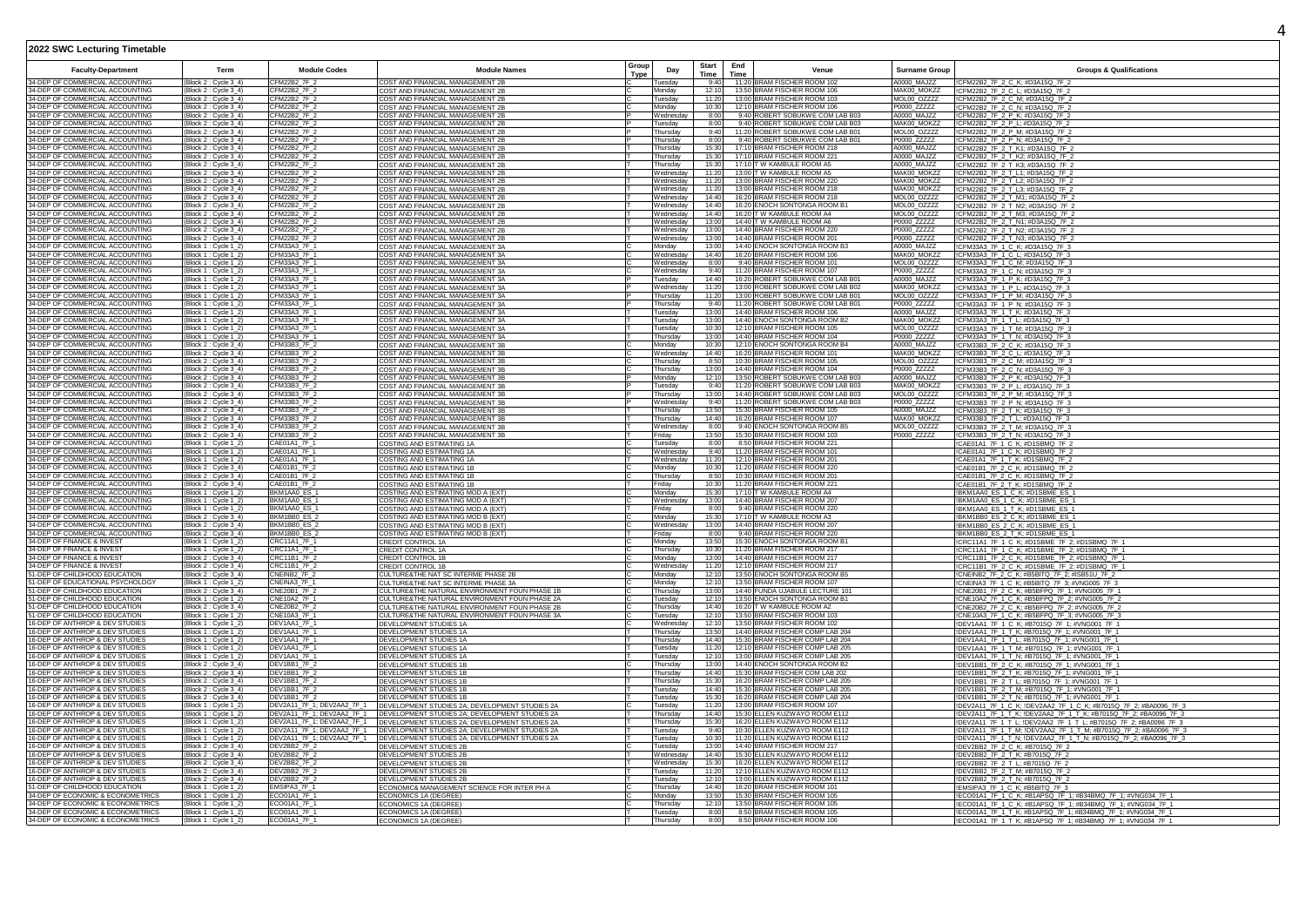## 2022 SWC Lecturing Timetable

| Faculty-Department | Term | Module Codes | Module Names | Group Type | Day | Start Time | End Time | Venue | Surname Group | Groups & Qualifications |
|---|---|---|---|---|---|---|---|---|---|---|
| 34-DEP OF COMMERCIAL ACCOUNTING | (Block 2 : Cycle 3_4) | CFM22B2_7F_2 | COST AND FINANCIAL MANAGEMENT 2B | C | Tuesday | 9:40 | 11:20 | BRAM FISCHER ROOM 102 | A0000_MAJZZ | !CFM22B2_7F_2_C_K; #D3A15Q_7F_2 |
| 34-DEP OF COMMERCIAL ACCOUNTING | (Block 2 : Cycle 3_4) | CFM22B2_7F_2 | COST AND FINANCIAL MANAGEMENT 2B | C | Monday | 12:10 | 13:50 | BRAM FISCHER ROOM 106 | MAK00_MOKZZ | !CFM22B2_7F_2_C_L; #D3A15Q_7F_2 |
| 34-DEP OF COMMERCIAL ACCOUNTING | (Block 2 : Cycle 3_4) | CFM22B2_7F_2 | COST AND FINANCIAL MANAGEMENT 2B | C | Tuesday | 11:20 | 13:00 | BRAM FISCHER ROOM 103 | MOL00_OZZZZ | !CFM22B2_7F_2_C_M; #D3A15Q_7F_2 |
| 34-DEP OF COMMERCIAL ACCOUNTING | (Block 2 : Cycle 3_4) | CFM22B2_7F_2 | COST AND FINANCIAL MANAGEMENT 2B | C | Monday | 10:30 | 12:10 | BRAM FISCHER ROOM 106 | P0000_ZZZZZ | !CFM22B2_7F_2_C_N; #D3A15Q_7F_2 |
| 34-DEP OF COMMERCIAL ACCOUNTING | (Block 2 : Cycle 3_4) | CFM22B2_7F_2 | COST AND FINANCIAL MANAGEMENT 2B | P | Wednesday | 8:00 | 9:40 | ROBERT SOBUKWE COM LAB B03 | A0000_MAJZZ | !CFM22B2_7F_2_P_K; #D3A15Q_7F_2 |
| 34-DEP OF COMMERCIAL ACCOUNTING | (Block 2 : Cycle 3_4) | CFM22B2_7F_2 | COST AND FINANCIAL MANAGEMENT 2B | P | Tuesday | 8:00 | 9:40 | ROBERT SOBUKWE COM LAB B03 | MAK00_MOKZZ | !CFM22B2_7F_2_P_L; #D3A15Q_7F_2 |
| 34-DEP OF COMMERCIAL ACCOUNTING | (Block 2 : Cycle 3_4) | CFM22B2_7F_2 | COST AND FINANCIAL MANAGEMENT 2B | P | Thursday | 9:40 | 11:20 | ROBERT SOBUKWE COM LAB B01 | MOL00_OZZZZ | !CFM22B2_7F_2_P_M; #D3A15Q_7F_2 |
| 34-DEP OF COMMERCIAL ACCOUNTING | (Block 2 : Cycle 3_4) | CFM22B2_7F_2 | COST AND FINANCIAL MANAGEMENT 2B | P | Thursday | 8:00 | 9:40 | ROBERT SOBUKWE COM LAB B01 | P0000_ZZZZZ | !CFM22B2_7F_2_P_N; #D3A15Q_7F_2 |
| 34-DEP OF COMMERCIAL ACCOUNTING | (Block 2 : Cycle 3_4) | CFM22B2_7F_2 | COST AND FINANCIAL MANAGEMENT 2B | T | Thursday | 15:30 | 17:10 | BRAM FISCHER ROOM 218 | A0000_MAJZZ | !CFM22B2_7F_2_T_K1; #D3A15Q_7F_2 |
| 34-DEP OF COMMERCIAL ACCOUNTING | (Block 2 : Cycle 3_4) | CFM22B2_7F_2 | COST AND FINANCIAL MANAGEMENT 2B | T | Thursday | 15:30 | 17:10 | BRAM FISCHER ROOM 221 | A0000_MAJZZ | !CFM22B2_7F_2_T_K2; #D3A15Q_7F_2 |
| 34-DEP OF COMMERCIAL ACCOUNTING | (Block 2 : Cycle 3_4) | CFM22B2_7F_2 | COST AND FINANCIAL MANAGEMENT 2B | T | Thursday | 15:30 | 17:10 | T W KAMBULE ROOM A5 | A0000_MAJZZ | !CFM22B2_7F_2_T_K3; #D3A15Q_7F_2 |
| 34-DEP OF COMMERCIAL ACCOUNTING | (Block 2 : Cycle 3_4) | CFM22B2_7F_2 | COST AND FINANCIAL MANAGEMENT 2B | T | Wednesday | 11:20 | 13:00 | T W KAMBULE ROOM A5 | MAK00_MOKZZ | !CFM22B2_7F_2_T_L1; #D3A15Q_7F_2 |
| 34-DEP OF COMMERCIAL ACCOUNTING | (Block 2 : Cycle 3_4) | CFM22B2_7F_2 | COST AND FINANCIAL MANAGEMENT 2B | T | Wednesday | 11:20 | 13:00 | BRAM FISCHER ROOM 220 | MAK00_MOKZZ | !CFM22B2_7F_2_T_L2; #D3A15Q_7F_2 |
| 34-DEP OF COMMERCIAL ACCOUNTING | (Block 2 : Cycle 3_4) | CFM22B2_7F_2 | COST AND FINANCIAL MANAGEMENT 2B | T | Wednesday | 11:20 | 13:00 | BRAM FISCHER ROOM 218 | MAK00_MOKZZ | !CFM22B2_7F_2_T_L3; #D3A15Q_7F_2 |
| 34-DEP OF COMMERCIAL ACCOUNTING | (Block 2 : Cycle 3_4) | CFM22B2_7F_2 | COST AND FINANCIAL MANAGEMENT 2B | T | Wednesday | 14:40 | 16:20 | BRAM FISCHER ROOM 218 | MOL00_OZZZZ | !CFM22B2_7F_2_T_M1; #D3A15Q_7F_2 |
| 34-DEP OF COMMERCIAL ACCOUNTING | (Block 2 : Cycle 3_4) | CFM22B2_7F_2 | COST AND FINANCIAL MANAGEMENT 2B | T | Wednesday | 14:40 | 16:20 | ENOCH SONTONGA ROOM B1 | MOL00_OZZZZ | !CFM22B2_7F_2_T_M2; #D3A15Q_7F_2 |
| 34-DEP OF COMMERCIAL ACCOUNTING | (Block 2 : Cycle 3_4) | CFM22B2_7F_2 | COST AND FINANCIAL MANAGEMENT 2B | T | Wednesday | 14:40 | 16:20 | T W KAMBULE ROOM A4 | MOL00_OZZZZ | !CFM22B2_7F_2_T_M3; #D3A15Q_7F_2 |
| 34-DEP OF COMMERCIAL ACCOUNTING | (Block 2 : Cycle 3_4) | CFM22B2_7F_2 | COST AND FINANCIAL MANAGEMENT 2B | T | Wednesday | 13:00 | 14:40 | T W KAMBULE ROOM A6 | P0000_ZZZZZ | !CFM22B2_7F_2_T_N1; #D3A15Q_7F_2 |
| 34-DEP OF COMMERCIAL ACCOUNTING | (Block 2 : Cycle 3_4) | CFM22B2_7F_2 | COST AND FINANCIAL MANAGEMENT 2B | T | Wednesday | 13:00 | 14:40 | BRAM FISCHER ROOM 220 | P0000_ZZZZZ | !CFM22B2_7F_2_T_N2; #D3A15Q_7F_2 |
| 34-DEP OF COMMERCIAL ACCOUNTING | (Block 2 : Cycle 3_4) | CFM22B2_7F_2 | COST AND FINANCIAL MANAGEMENT 2B | T | Wednesday | 13:00 | 14:40 | BRAM FISCHER ROOM 201 | P0000_ZZZZZ | !CFM22B2_7F_2_T_N3; #D3A15Q_7F_2 |
| 34-DEP OF COMMERCIAL ACCOUNTING | (Block 1 : Cycle 1_2) | CFM33A3_7F_1 | COST AND FINANCIAL MANAGEMENT 3A | C | Monday | 13:00 | 14:40 | ENOCH SONTONGA ROOM B3 | A0000_MAJZZ | !CFM33A3_7F_1_C_K; #D3A15Q_7F_3 |
| 34-DEP OF COMMERCIAL ACCOUNTING | (Block 1 : Cycle 1_2) | CFM33A3_7F_1 | COST AND FINANCIAL MANAGEMENT 3A | C | Wednesday | 14:40 | 16:20 | BRAM FISCHER ROOM 106 | MAK00_MOKZZ | !CFM33A3_7F_1_C_L; #D3A15Q_7F_3 |
| 34-DEP OF COMMERCIAL ACCOUNTING | (Block 1 : Cycle 1_2) | CFM33A3_7F_1 | COST AND FINANCIAL MANAGEMENT 3A | C | Wednesday | 8:00 | 9:40 | BRAM FISCHER ROOM 101 | MOL00_OZZZZ | !CFM33A3_7F_1_C_M; #D3A15Q_7F_3 |
| 34-DEP OF COMMERCIAL ACCOUNTING | (Block 1 : Cycle 1_2) | CFM33A3_7F_1 | COST AND FINANCIAL MANAGEMENT 3A | C | Wednesday | 9:40 | 11:20 | BRAM FISCHER ROOM 107 | P0000_ZZZZZ | !CFM33A3_7F_1_C_N; #D3A15Q_7F_3 |
| 34-DEP OF COMMERCIAL ACCOUNTING | (Block 1 : Cycle 1_2) | CFM33A3_7F_1 | COST AND FINANCIAL MANAGEMENT 3A | P | Tuesday | 14:40 | 16:20 | ROBERT SOBUKWE COM LAB B01 | A0000_MAJZZ | !CFM33A3_7F_1_P_K; #D3A15Q_7F_3 |
| 34-DEP OF COMMERCIAL ACCOUNTING | (Block 1 : Cycle 1_2) | CFM33A3_7F_1 | COST AND FINANCIAL MANAGEMENT 3A | P | Wednesday | 11:20 | 13:00 | ROBERT SOBUKWE COM LAB B02 | MAK00_MOKZZ | !CFM33A3_7F_1_P_L; #D3A15Q_7F_3 |
| 34-DEP OF COMMERCIAL ACCOUNTING | (Block 1 : Cycle 1_2) | CFM33A3_7F_1 | COST AND FINANCIAL MANAGEMENT 3A | P | Thursday | 11:20 | 13:00 | ROBERT SOBUKWE COM LAB B01 | MOL00_OZZZZ | !CFM33A3_7F_1_P_M; #D3A15Q_7F_3 |
| 34-DEP OF COMMERCIAL ACCOUNTING | (Block 1 : Cycle 1_2) | CFM33A3_7F_1 | COST AND FINANCIAL MANAGEMENT 3A | P | Thursday | 9:40 | 11:20 | ROBERT SOBUKWE COM LAB B01 | P0000_ZZZZZ | !CFM33A3_7F_1_P_N; #D3A15Q_7F_3 |
| 34-DEP OF COMMERCIAL ACCOUNTING | (Block 1 : Cycle 1_2) | CFM33A3_7F_1 | COST AND FINANCIAL MANAGEMENT 3A | T | Tuesday | 13:00 | 14:40 | BRAM FISCHER ROOM 106 | A0000_MAJZZ | !CFM33A3_7F_1_T_K; #D3A15Q_7F_3 |
| 34-DEP OF COMMERCIAL ACCOUNTING | (Block 1 : Cycle 1_2) | CFM33A3_7F_1 | COST AND FINANCIAL MANAGEMENT 3A | T | Tuesday | 13:00 | 14:40 | ENOCH SONTONGA ROOM B2 | MAK00_MOKZZ | !CFM33A3_7F_1_T_L; #D3A15Q_7F_3 |
| 34-DEP OF COMMERCIAL ACCOUNTING | (Block 1 : Cycle 1_2) | CFM33A3_7F_1 | COST AND FINANCIAL MANAGEMENT 3A | T | Tuesday | 10:30 | 12:10 | BRAM FISCHER ROOM 105 | MOL00_OZZZZ | !CFM33A3_7F_1_T_M; #D3A15Q_7F_3 |
| 34-DEP OF COMMERCIAL ACCOUNTING | (Block 1 : Cycle 1_2) | CFM33A3_7F_1 | COST AND FINANCIAL MANAGEMENT 3A | T | Thursday | 13:00 | 14:40 | BRAM FISCHER ROOM 104 | P0000_ZZZZZ | !CFM33A3_7F_1_T_N; #D3A15Q_7F_3 |
| 34-DEP OF COMMERCIAL ACCOUNTING | (Block 2 : Cycle 3_4) | CFM33B3_7F_2 | COST AND FINANCIAL MANAGEMENT 3B | C | Monday | 10:30 | 12:10 | ENOCH SONTONGA ROOM B4 | A0000_MAJZZ | !CFM33B3_7F_2_C_K; #D3A15Q_7F_3 |
| 34-DEP OF COMMERCIAL ACCOUNTING | (Block 2 : Cycle 3_4) | CFM33B3_7F_2 | COST AND FINANCIAL MANAGEMENT 3B | C | Wednesday | 14:40 | 16:20 | BRAM FISCHER ROOM 101 | MAK00_MOKZZ | !CFM33B3_7F_2_C_L; #D3A15Q_7F_3 |
| 34-DEP OF COMMERCIAL ACCOUNTING | (Block 2 : Cycle 3_4) | CFM33B3_7F_2 | COST AND FINANCIAL MANAGEMENT 3B | C | Thursday | 8:50 | 10:30 | BRAM FISCHER ROOM 105 | MOL00_OZZZZ | !CFM33B3_7F_2_C_M; #D3A15Q_7F_3 |
| 34-DEP OF COMMERCIAL ACCOUNTING | (Block 2 : Cycle 3_4) | CFM33B3_7F_2 | COST AND FINANCIAL MANAGEMENT 3B | C | Thursday | 13:00 | 14:40 | BRAM FISCHER ROOM 104 | P0000_ZZZZZ | !CFM33B3_7F_2_C_N; #D3A15Q_7F_3 |
| 34-DEP OF COMMERCIAL ACCOUNTING | (Block 2 : Cycle 3_4) | CFM33B3_7F_2 | COST AND FINANCIAL MANAGEMENT 3B | P | Monday | 12:10 | 13:50 | ROBERT SOBUKWE COM LAB B03 | A0000_MAJZZ | !CFM33B3_7F_2_P_K; #D3A15Q_7F_3 |
| 34-DEP OF COMMERCIAL ACCOUNTING | (Block 2 : Cycle 3_4) | CFM33B3_7F_2 | COST AND FINANCIAL MANAGEMENT 3B | P | Tuesday | 9:40 | 11:20 | ROBERT SOBUKWE COM LAB B03 | MAK00_MOKZZ | !CFM33B3_7F_2_P_L; #D3A15Q_7F_3 |
| 34-DEP OF COMMERCIAL ACCOUNTING | (Block 2 : Cycle 3_4) | CFM33B3_7F_2 | COST AND FINANCIAL MANAGEMENT 3B | P | Thursday | 13:00 | 14:40 | ROBERT SOBUKWE COM LAB B03 | MOL00_OZZZZ | !CFM33B3_7F_2_P_M; #D3A15Q_7F_3 |
| 34-DEP OF COMMERCIAL ACCOUNTING | (Block 2 : Cycle 3_4) | CFM33B3_7F_2 | COST AND FINANCIAL MANAGEMENT 3B | P | Wednesday | 9:40 | 11:20 | ROBERT SOBUKWE COM LAB B03 | P0000_ZZZZZ | !CFM33B3_7F_2_P_N; #D3A15Q_7F_3 |
| 34-DEP OF COMMERCIAL ACCOUNTING | (Block 2 : Cycle 3_4) | CFM33B3_7F_2 | COST AND FINANCIAL MANAGEMENT 3B | T | Thursday | 13:50 | 15:30 | BRAM FISCHER ROOM 105 | A0000_MAJZZ | !CFM33B3_7F_2_T_K; #D3A15Q_7F_3 |
| 34-DEP OF COMMERCIAL ACCOUNTING | (Block 2 : Cycle 3_4) | CFM33B3_7F_2 | COST AND FINANCIAL MANAGEMENT 3B | T | Thursday | 14:40 | 16:20 | BRAM FISCHER ROOM 107 | MAK00_MOKZZ | !CFM33B3_7F_2_T_L; #D3A15Q_7F_3 |
| 34-DEP OF COMMERCIAL ACCOUNTING | (Block 2 : Cycle 3_4) | CFM33B3_7F_2 | COST AND FINANCIAL MANAGEMENT 3B | T | Wednesday | 8:00 | 9:40 | ENOCH SONTONGA ROOM B5 | MOL00_OZZZZ | !CFM33B3_7F_2_T_M; #D3A15Q_7F_3 |
| 34-DEP OF COMMERCIAL ACCOUNTING | (Block 2 : Cycle 3_4) | CFM33B3_7F_2 | COST AND FINANCIAL MANAGEMENT 3B | T | Friday | 13:50 | 15:30 | BRAM FISCHER ROOM 103 | P0000_ZZZZZ | !CFM33B3_7F_2_T_N; #D3A15Q_7F_3 |
| 34-DEP OF COMMERCIAL ACCOUNTING | (Block 1 : Cycle 1_2) | CAE01A1_7F_1 | COSTING AND ESTIMATING 1A | C | Tuesday | 8:00 | 8:50 | BRAM FISCHER ROOM 221 | | !CAE01A1_7F_1_C_K; #D1SBMQ_7F_2 |
| 34-DEP OF COMMERCIAL ACCOUNTING | (Block 1 : Cycle 1_2) | CAE01A1_7F_1 | COSTING AND ESTIMATING 1A | C | Wednesday | 9:40 | 11:20 | BRAM FISCHER ROOM 101 | | !CAE01A1_7F_1_C_K; #D1SBMQ_7F_2 |
| 34-DEP OF COMMERCIAL ACCOUNTING | (Block 1 : Cycle 1_2) | CAE01A1_7F_1 | COSTING AND ESTIMATING 1A | T | Wednesday | 11:20 | 12:10 | BRAM FISCHER ROOM 201 | | !CAE01A1_7F_1_T_K; #D1SBMQ_7F_2 |
| 34-DEP OF COMMERCIAL ACCOUNTING | (Block 2 : Cycle 3_4) | CAE01B1_7F_2 | COSTING AND ESTIMATING 1B | C | Monday | 10:30 | 11:20 | BRAM FISCHER ROOM 220 | | !CAE01B1_7F_2_C_K; #D1SBMQ_7F_2 |
| 34-DEP OF COMMERCIAL ACCOUNTING | (Block 2 : Cycle 3_4) | CAE01B1_7F_2 | COSTING AND ESTIMATING 1B | C | Thursday | 8:50 | 10:30 | BRAM FISCHER ROOM 201 | | !CAE01B1_7F_2_C_K; #D1SBMQ_7F_2 |
| 34-DEP OF COMMERCIAL ACCOUNTING | (Block 2 : Cycle 3_4) | CAE01B1_7F_2 | COSTING AND ESTIMATING 1B | T | Friday | 10:30 | 11:20 | BRAM FISCHER ROOM 221 | | !CAE01B1_7F_2_T_K; #D1SBMQ_7F_2 |
| 34-DEP OF COMMERCIAL ACCOUNTING | (Block 1 : Cycle 1_2) | BKM1AA0_ES_1 | COSTING AND ESTIMATING MOD A (EXT) | C | Monday | 15:30 | 17:10 | T W KAMBULE ROOM A4 | | !BKM1AA0_ES_1_C_K; #D1SBME_ES_1 |
| 34-DEP OF COMMERCIAL ACCOUNTING | (Block 1 : Cycle 1_2) | BKM1AA0_ES_1 | COSTING AND ESTIMATING MOD A (EXT) | C | Wednesday | 13:00 | 14:40 | BRAM FISCHER ROOM 207 | | !BKM1AA0_ES_1_C_K; #D1SBME_ES_1 |
| 34-DEP OF COMMERCIAL ACCOUNTING | (Block 1 : Cycle 1_2) | BKM1AA0_ES_1 | COSTING AND ESTIMATING MOD A (EXT) | T | Friday | 8:00 | 9:40 | BRAM FISCHER ROOM 220 | | !BKM1AA0_ES_1_T_K; #D1SBME_ES_1 |
| 34-DEP OF COMMERCIAL ACCOUNTING | (Block 2 : Cycle 3_4) | BKM1BB0_ES_2 | COSTING AND ESTIMATING MOD B (EXT) | C | Monday | 15:30 | 17:10 | T W KAMBULE ROOM A3 | | !BKM1BB0_ES_2_C_K; #D1SBME_ES_1 |
| 34-DEP OF COMMERCIAL ACCOUNTING | (Block 2 : Cycle 3_4) | BKM1BB0_ES_2 | COSTING AND ESTIMATING MOD B (EXT) | C | Wednesday | 13:00 | 14:40 | BRAM FISCHER ROOM 207 | | !BKM1BB0_ES_2_C_K; #D1SBME_ES_1 |
| 34-DEP OF COMMERCIAL ACCOUNTING | (Block 2 : Cycle 3_4) | BKM1BB0_ES_2 | COSTING AND ESTIMATING MOD B (EXT) | T | Friday | 8:00 | 9:40 | BRAM FISCHER ROOM 220 | | !BKM1BB0_ES_2_T_K; #D1SBME_ES_1 |
| 34-DEP OF FINANCE & INVEST | (Block 1 : Cycle 1_2) | CRC11A1_7F_1 | CREDIT CONTROL 1A | C | Monday | 13:50 | 15:30 | ENOCH SONTONGA ROOM B1 | | !CRC11A1_7F_1_C_K; #D1SBME_7F_2; #D1SBMQ_7F_1 |
| 34-DEP OF FINANCE & INVEST | (Block 1 : Cycle 1_2) | CRC11A1_7F_1 | CREDIT CONTROL 1A | C | Thursday | 10:30 | 11:20 | BRAM FISCHER ROOM 217 | | !CRC11A1_7F_1_C_K; #D1SBME_7F_2; #D1SBMQ_7F_1 |
| 34-DEP OF FINANCE & INVEST | (Block 2 : Cycle 3_4) | CRC11B1_7F_2 | CREDIT CONTROL 1B | C | Monday | 13:00 | 14:40 | BRAM FISCHER ROOM 217 | | !CRC11B1_7F_2_C_K; #D1SBME_7F_2; #D1SBMQ_7F_1 |
| 34-DEP OF FINANCE & INVEST | (Block 2 : Cycle 3_4) | CRC11B1_7F_2 | CREDIT CONTROL 1B | C | Wednesday | 11:20 | 12:10 | BRAM FISCHER ROOM 217 | | !CRC11B1_7F_2_C_K; #D1SBME_7F_2; #D1SBMQ_7F_1 |
| 51-DEP OF CHILDHOOD EDUCATION | (Block 2 : Cycle 3_4) | CNEINB2_7F_2 | CULTURE&THE NAT SC INTERME PHASE 2B | C | Monday | 12:10 | 13:50 | ENOCH SONTONGA ROOM B5 | | !CNEINB2_7F_2_C_K; #B5BITQ_7F_2; #SBS1U_7F_2 |
| 51-DEP OF EDUCATIONAL PSYCHOLOGY | (Block 1 : Cycle 1_2) | CNEINA3_7F_1 | CULTURE&THE NAT SC INTERME PHASE 3A | C | Monday | 12:10 | 13:50 | BRAM FISCHER ROOM 107 | | !CNEINA3_7F_1_C_K; #B5BITQ_7F_3; #VNG005_7F_3 |
| 51-DEP OF CHILDHOOD EDUCATION | (Block 2 : Cycle 3_4) | CNE20B1_7F_2 | CULTURE&THE NATURAL ENVIRONMENT FOUN PHASE 1B | C | Thursday | 13:00 | 14:40 | FUNDA UJABULE LECTURE 101 | | !CNE20B1_7F_2_C_K; #B5BFPQ_7F_1; #VNG005_7F_1 |
| 51-DEP OF CHILDHOOD EDUCATION | (Block 1 : Cycle 1_2) | CNE10A2_7F_1 | CULTURE&THE NATURAL ENVIRONMENT FOUN PHASE 2A | C | Tuesday | 12:10 | 13:50 | ENOCH SONTONGA ROOM B1 | | !CNE10A2_7F_1_C_K; #B5BFPQ_7F_2; #VNG005_7F_2 |
| 51-DEP OF CHILDHOOD EDUCATION | (Block 2 : Cycle 3_4) | CNE20B2_7F_2 | CULTURE&THE NATURAL ENVIRONMENT FOUN PHASE 2B | C | Thursday | 14:40 | 16:20 | T W KAMBULE ROOM A2 | | !CNE20B2_7F_2_C_K; #B5BFPQ_7F_2; #VNG005_7F_2 |
| 51-DEP OF CHILDHOOD EDUCATION | (Block 1 : Cycle 1_2) | CNE10A3_7F_1 | CULTURE&THE NATURAL ENVIRONMENT FOUN PHASE 3A | C | Tuesday | 12:10 | 13:50 | BRAM FISCHER ROOM 103 | | !CNE10A3_7F_1_C_K; #B5BFPQ_7F_3; #VNG005_7F_3 |
| 16-DEP OF ANTHROP & DEV STUDIES | (Block 1 : Cycle 1_2) | DEV1AA1_7F_1 | DEVELOPMENT STUDIES 1A | C | Wednesday | 12:10 | 13:50 | BRAM FISCHER ROOM 102 | | !DEV1AA1_7F_1_C_K; #B7015Q_7F_1; #VNG001_7F_1 |
| 16-DEP OF ANTHROP & DEV STUDIES | (Block 1 : Cycle 1_2) | DEV1AA1_7F_1 | DEVELOPMENT STUDIES 1A | T | Thursday | 13:50 | 14:40 | BRAM FISCHER COMP LAB 204 | | !DEV1AA1_7F_1_T_K; #B7015Q_7F_1; #VNG001_7F_1 |
| 16-DEP OF ANTHROP & DEV STUDIES | (Block 1 : Cycle 1_2) | DEV1AA1_7F_1 | DEVELOPMENT STUDIES 1A | T | Thursday | 14:40 | 15:30 | BRAM FISCHER COMP LAB 204 | | !DEV1AA1_7F_1_T_L; #B7015Q_7F_1; #VNG001_7F_1 |
| 16-DEP OF ANTHROP & DEV STUDIES | (Block 1 : Cycle 1_2) | DEV1AA1_7F_1 | DEVELOPMENT STUDIES 1A | T | Tuesday | 11:20 | 12:10 | BRAM FISCHER COMP LAB 205 | | !DEV1AA1_7F_1_T_M; #B7015Q_7F_1; #VNG001_7F_1 |
| 16-DEP OF ANTHROP & DEV STUDIES | (Block 1 : Cycle 1_2) | DEV1AA1_7F_1 | DEVELOPMENT STUDIES 1A | T | Tuesday | 12:10 | 13:00 | BRAM FISCHER COMP LAB 205 | | !DEV1AA1_7F_1_T_N; #B7015Q_7F_1; #VNG001_7F_1 |
| 16-DEP OF ANTHROP & DEV STUDIES | (Block 2 : Cycle 3_4) | DEV1BB1_7F_2 | DEVELOPMENT STUDIES 1B | C | Thursday | 13:00 | 14:40 | ENOCH SONTONGA ROOM B2 | | !DEV1BB1_7F_2_C_K; #B7015Q_7F_1; #VNG001_7F_1 |
| 16-DEP OF ANTHROP & DEV STUDIES | (Block 2 : Cycle 3_4) | DEV1BB1_7F_2 | DEVELOPMENT STUDIES 1B | T | Thursday | 14:40 | 15:30 | BRAM FISCHER COM LAB 202 | | !DEV1BB1_7F_2_T_K; #B7015Q_7F_1; #VNG001_7F_1 |
| 16-DEP OF ANTHROP & DEV STUDIES | (Block 2 : Cycle 3_4) | DEV1BB1_7F_2 | DEVELOPMENT STUDIES 1B | T | Thursday | 15:30 | 16:20 | BRAM FISCHER COMP LAB 205 | | !DEV1BB1_7F_2_T_L; #B7015Q_7F_1; #VNG001_7F_1 |
| 16-DEP OF ANTHROP & DEV STUDIES | (Block 2 : Cycle 3_4) | DEV1BB1_7F_2 | DEVELOPMENT STUDIES 1B | T | Tuesday | 14:40 | 15:30 | BRAM FISCHER COMP LAB 205 | | !DEV1BB1_7F_2_T_M; #B7015Q_7F_1; #VNG001_7F_1 |
| 16-DEP OF ANTHROP & DEV STUDIES | (Block 2 : Cycle 3_4) | DEV1BB1_7F_2 | DEVELOPMENT STUDIES 1B | T | Tuesday | 15:30 | 16:20 | BRAM FISCHER COMP LAB 204 | | !DEV1BB1_7F_2_T_N; #B7015Q_7F_1; #VNG001_7F_1 |
| 16-DEP OF ANTHROP & DEV STUDIES | (Block 1 : Cycle 1_2) | DEV2A11_7F_1; DEV2AA2_7F_1 | DEVELOPMENT STUDIES 2A; DEVELOPMENT STUDIES 2A | C | Tuesday | 11:20 | 13:00 | BRAM FISCHER ROOM 107 | | !DEV2A11_7F_1_C_K; !DEV2AA2_7F_1_C_K; #B7015Q_7F_2; #BA0096_7F_3 |
| 16-DEP OF ANTHROP & DEV STUDIES | (Block 1 : Cycle 1_2) | DEV2A11_7F_1; DEV2AA2_7F_1 | DEVELOPMENT STUDIES 2A; DEVELOPMENT STUDIES 2A | T | Thursday | 14:40 | 15:30 | ELLEN KUZWAYO ROOM E112 | | !DEV2A11_7F_1_T_K; !DEV2AA2_7F_1_T_K; #B7015Q_7F_2; #BA0096_7F_3 |
| 16-DEP OF ANTHROP & DEV STUDIES | (Block 1 : Cycle 1_2) | DEV2A11_7F_1; DEV2AA2_7F_1 | DEVELOPMENT STUDIES 2A; DEVELOPMENT STUDIES 2A | T | Thursday | 15:30 | 16:20 | ELLEN KUZWAYO ROOM E112 | | !DEV2A11_7F_1_T_L; !DEV2AA2_7F_1_T_L; #B7015Q_7F_2; #BA0096_7F_3 |
| 16-DEP OF ANTHROP & DEV STUDIES | (Block 1 : Cycle 1_2) | DEV2A11_7F_1; DEV2AA2_7F_1 | DEVELOPMENT STUDIES 2A; DEVELOPMENT STUDIES 2A | T | Tuesday | 9:40 | 10:30 | ELLEN KUZWAYO ROOM E112 | | !DEV2A11_7F_1_T_M; !DEV2AA2_7F_1_T_M; #B7015Q_7F_2; #BA0096_7F_3 |
| 16-DEP OF ANTHROP & DEV STUDIES | (Block 1 : Cycle 1_2) | DEV2A11_7F_1; DEV2AA2_7F_1 | DEVELOPMENT STUDIES 2A; DEVELOPMENT STUDIES 2A | T | Tuesday | 10:30 | 11:20 | ELLEN KUZWAYO ROOM E112 | | !DEV2A11_7F_1_T_N; !DEV2AA2_7F_1_T_N; #B7015Q_7F_2; #BA0096_7F_3 |
| 16-DEP OF ANTHROP & DEV STUDIES | (Block 2 : Cycle 3_4) | DEV2BB2_7F_2 | DEVELOPMENT STUDIES 2B | C | Tuesday | 13:00 | 14:40 | BRAM FISCHER ROOM 217 | | !DEV2BB2_7F_2_C_K; #B7015Q_7F_2 |
| 16-DEP OF ANTHROP & DEV STUDIES | (Block 2 : Cycle 3_4) | DEV2BB2_7F_2 | DEVELOPMENT STUDIES 2B | T | Wednesday | 14:40 | 15:30 | ELLEN KUZWAYO ROOM E112 | | !DEV2BB2_7F_2_T_K; #B7015Q_7F_2 |
| 16-DEP OF ANTHROP & DEV STUDIES | (Block 2 : Cycle 3_4) | DEV2BB2_7F_2 | DEVELOPMENT STUDIES 2B | T | Wednesday | 15:30 | 16:20 | ELLEN KUZWAYO ROOM E112 | | !DEV2BB2_7F_2_T_L; #B7015Q_7F_2 |
| 16-DEP OF ANTHROP & DEV STUDIES | (Block 2 : Cycle 3_4) | DEV2BB2_7F_2 | DEVELOPMENT STUDIES 2B | T | Tuesday | 11:20 | 12:10 | ELLEN KUZWAYO ROOM E112 | | !DEV2BB2_7F_2_T_M; #B7015Q_7F_2 |
| 16-DEP OF ANTHROP & DEV STUDIES | (Block 2 : Cycle 3_4) | DEV2BB2_7F_2 | DEVELOPMENT STUDIES 2B | T | Tuesday | 12:10 | 13:00 | ELLEN KUZWAYO ROOM E112 | | !DEV2BB2_7F_2_T_N; #B7015Q_7F_2 |
| 51-DEP OF CHILDHOOD EDUCATION | (Block 1 : Cycle 1_2) | EMSIPA3_7F_1 | ECONOMIC& MANAGEMENT SCIENCE FOR INTER PH A | C | Thursday | 14:40 | 16:20 | BRAM FISCHER ROOM 101 | | !EMSIPA3_7F_1_C_K; #B5BITQ_7F_3 |
| 34-DEP OF ECONOMIC & ECONOMETRICS | (Block 1 : Cycle 1_2) | ECO01A1_7F_1 | ECONOMICS 1A (DEGREE) | C | Monday | 13:50 | 15:30 | BRAM FISCHER ROOM 105 | | !ECO01A1_7F_1_C_K; #B1APSQ_7F_1; #B34BMQ_7F_1; #VNG034_7F_1 |
| 34-DEP OF ECONOMIC & ECONOMETRICS | (Block 1 : Cycle 1_2) | ECO01A1_7F_1 | ECONOMICS 1A (DEGREE) | C | Thursday | 12:10 | 13:50 | BRAM FISCHER ROOM 105 | | !ECO01A1_7F_1_C_K; #B1APSQ_7F_1; #B34BMQ_7F_1; #VNG034_7F_1 |
| 34-DEP OF ECONOMIC & ECONOMETRICS | (Block 1 : Cycle 1_2) | ECO01A1_7F_1 | ECONOMICS 1A (DEGREE) | T | Tuesday | 8:00 | 8:50 | BRAM FISCHER ROOM 105 | | !ECO01A1_7F_1_T_K; #B1APSQ_7F_1; #B34BMQ_7F_1; #VNG034_7F_1 |
| 34-DEP OF ECONOMIC & ECONOMETRICS | (Block 1 : Cycle 1_2) | ECO01A1_7F_1 | ECONOMICS 1A (DEGREE) | T | Thursday | 8:00 | 8:50 | BRAM FISCHER ROOM 106 | | !ECO01A1_7F_1_T_K; #B1APSQ_7F_1; #B34BMQ_7F_1; #VNG034_7F_1 |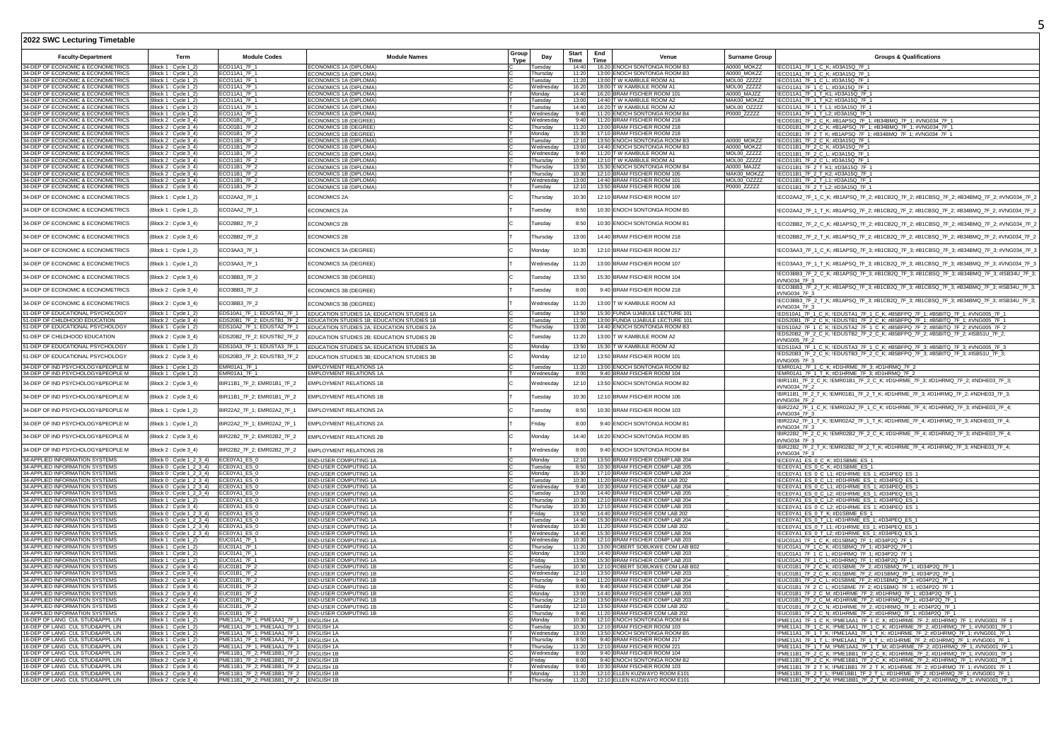## 2022 SWC Lecturing Timetable

| Faculty-Department | Term | Module Codes | Module Names | Group Type | Day | Start Time | End Time | Venue | Surname Group | Groups & Qualifications |
|---|---|---|---|---|---|---|---|---|---|---|
| 34-DEP OF ECONOMIC & ECONOMETRICS | (Block 1 : Cycle 1_2) | ECO11A1_7F_1 | ECONOMICS 1A (DIPLOMA) | C | Tuesday | 14:40 | 16:20 | ENOCH SONTONGA ROOM B3 | A0000_MOKZZ | !ECO11A1_7F_1_C_K; #D3A15Q_7F_1 |
| 34-DEP OF ECONOMIC & ECONOMETRICS | (Block 1 : Cycle 1_2) | ECO11A1_7F_1 | ECONOMICS 1A (DIPLOMA) | C | Thursday | 11:20 | 13:00 | ENOCH SONTONGA ROOM B3 | A0000_MOKZZ | !ECO11A1_7F_1_C_K; #D3A15Q_7F_1 |
| 34-DEP OF ECONOMIC & ECONOMETRICS | (Block 1 : Cycle 1_2) | ECO11A1_7F_1 | ECONOMICS 1A (DIPLOMA) | C | Tuesday | 11:20 | 13:00 | T W KAMBULE ROOM A1 | MOL00_ZZZZZ | !ECO11A1_7F_1_C_L; #D3A15Q_7F_1 |
| 34-DEP OF ECONOMIC & ECONOMETRICS | (Block 1 : Cycle 1_2) | ECO11A1_7F_1 | ECONOMICS 1A (DIPLOMA) | C | Wednesday | 16:20 | 18:00 | T W KAMBULE ROOM A1 | MOL00_ZZZZZ | !ECO11A1_7F_1_C_L; #D3A15Q_7F_1 |
| 34-DEP OF ECONOMIC & ECONOMETRICS | (Block 1 : Cycle 1_2) | ECO11A1_7F_1 | ECONOMICS 1A (DIPLOMA) | T | Monday | 14:40 | 16:20 | BRAM FISCHER ROOM 101 | A0000_MAJZZ | !ECO11A1_7F_1_T_K1; #D3A15Q_7F_1 |
| 34-DEP OF ECONOMIC & ECONOMETRICS | (Block 1 : Cycle 1_2) | ECO11A1_7F_1 | ECONOMICS 1A (DIPLOMA) | T | Tuesday | 13:00 | 14:40 | T W KAMBULE ROOM A2 | MAK00_MOKZZ | !ECO11A1_7F_1_T_K2; #D3A15Q_7F_1 |
| 34-DEP OF ECONOMIC & ECONOMETRICS | (Block 1 : Cycle 1_2) | ECO11A1_7F_1 | ECONOMICS 1A (DIPLOMA) | T | Tuesday | 14:40 | 16:20 | T W KAMBULE ROOM A2 | MOL00_OZZZZ | !ECO11A1_7F_1_T_L1; #D3A15Q_7F_1 |
| 34-DEP OF ECONOMIC & ECONOMETRICS | (Block 1 : Cycle 1_2) | ECO11A1_7F_1 | ECONOMICS 1A (DIPLOMA) | T | Wednesday | 9:40 | 11:20 | ENOCH SONTONGA ROOM B4 | P0000_ZZZZZ | !ECO11A1_7F_1_T_L2; #D3A15Q_7F_1 |
| 34-DEP OF ECONOMIC & ECONOMETRICS | (Block 2 : Cycle 3_4) | ECO01B1_7F_2 | ECONOMICS 1B (DEGREE) | C | Wednesday | 9:40 | 11:20 | BRAM FISCHER ROOM 218 | | !ECO01B1_7F_2_C_K; #B1APSQ_7F_1; #B34BMQ_7F_1; #VNG034_7F_1 |
| 34-DEP OF ECONOMIC & ECONOMETRICS | (Block 2 : Cycle 3_4) | ECO01B1_7F_2 | ECONOMICS 1B (DEGREE) | C | Thursday | 11:20 | 13:00 | BRAM FISCHER ROOM 218 | | !ECO01B1_7F_2_C_K; #B1APSQ_7F_1; #B34BMQ_7F_1; #VNG034_7F_1 |
| 34-DEP OF ECONOMIC & ECONOMETRICS | (Block 2 : Cycle 3_4) | ECO01B1_7F_2 | ECONOMICS 1B (DEGREE) | T | Monday | 15:30 | 17:10 | BRAM FISCHER ROOM 218 | | !ECO01B1_7F_2_T_K; #B1APSQ_7F_1; #B34BMQ_7F_1; #VNG034_7F_1 |
| 34-DEP OF ECONOMIC & ECONOMETRICS | (Block 2 : Cycle 3_4) | ECO11B1_7F_2 | ECONOMICS 1B (DIPLOMA) | C | Tuesday | 12:10 | 13:50 | ENOCH SONTONGA ROOM B3 | A0000_MOKZZ | !ECO11B1_7F_2_C_K; #D3A15Q_7F_1 |
| 34-DEP OF ECONOMIC & ECONOMETRICS | (Block 2 : Cycle 3_4) | ECO11B1_7F_2 | ECONOMICS 1B (DIPLOMA) | C | Wednesday | 13:00 | 14:40 | ENOCH SONTONGA ROOM B3 | A0000_MOKZZ | !ECO11B1_7F_2_C_K; #D3A15Q_7F_1 |
| 34-DEP OF ECONOMIC & ECONOMETRICS | (Block 2 : Cycle 3_4) | ECO11B1_7F_2 | ECONOMICS 1B (DIPLOMA) | C | Wednesday | 9:40 | 11:20 | T W KAMBULE ROOM A1 | MOL00_ZZZZZ | !ECO11B1_7F_2_C_L; #D3A15Q_7F_1 |
| 34-DEP OF ECONOMIC & ECONOMETRICS | (Block 2 : Cycle 3_4) | ECO11B1_7F_2 | ECONOMICS 1B (DIPLOMA) | C | Thursday | 10:30 | 12:10 | T W KAMBULE ROOM A1 | MOL00_ZZZZZ | !ECO11B1_7F_2_C_L; #D3A15Q_7F_1 |
| 34-DEP OF ECONOMIC & ECONOMETRICS | (Block 2 : Cycle 3_4) | ECO11B1_7F_2 | ECONOMICS 1B (DIPLOMA) | T | Thursday | 13:50 | 15:30 | ENOCH SONTONGA ROOM B4 | A0000_MAJZZ | !ECO11B1_7F_2_T_K1; #D3A15Q_7F_1 |
| 34-DEP OF ECONOMIC & ECONOMETRICS | (Block 2 : Cycle 3_4) | ECO11B1_7F_2 | ECONOMICS 1B (DIPLOMA) | T | Thursday | 10:30 | 12:10 | BRAM FISCHER ROOM 105 | MAK00_MOKZZ | !ECO11B1_7F_2_T_K2; #D3A15Q_7F_1 |
| 34-DEP OF ECONOMIC & ECONOMETRICS | (Block 2 : Cycle 3_4) | ECO11B1_7F_2 | ECONOMICS 1B (DIPLOMA) | T | Wednesday | 13:00 | 14:40 | BRAM FISCHER ROOM 101 | MOL00_OZZZZ | !ECO11B1_7F_2_T_L1; #D3A15Q_7F_1 |
| 34-DEP OF ECONOMIC & ECONOMETRICS | (Block 2 : Cycle 3_4) | ECO11B1_7F_2 | ECONOMICS 1B (DIPLOMA) | T | Tuesday | 12:10 | 13:50 | BRAM FISCHER ROOM 106 | P0000_ZZZZZ | !ECO11B1_7F_2_T_L2; #D3A15Q_7F_1 |
| 34-DEP OF ECONOMIC & ECONOMETRICS | (Block 1 : Cycle 1_2) | ECO2AA2_7F_1 | ECONOMICS 2A | C | Thursday | 10:30 | 12:10 | BRAM FISCHER ROOM 107 | | !ECO2AA2_7F_1_C_K; #B1APSQ_7F_2; #B1CB2Q_7F_2; #B1CBSQ_7F_2; #B34BMQ_7F_2; #VNG034_7F_2 |
| 34-DEP OF ECONOMIC & ECONOMETRICS | (Block 1 : Cycle 1_2) | ECO2AA2_7F_1 | ECONOMICS 2A | T | Tuesday | 8:50 | 10:30 | ENOCH SONTONGA ROOM B5 | | !ECO2AA2_7F_1_T_K; #B1APSQ_7F_2; #B1CB2Q_7F_2; #B1CBSQ_7F_2; #B34BMQ_7F_2; #VNG034_7F_2 |
| 34-DEP OF ECONOMIC & ECONOMETRICS | (Block 2 : Cycle 3_4) | ECO2BB2_7F_2 | ECONOMICS 2B | C | Tuesday | 8:50 | 10:30 | ENOCH SONTONGA ROOM B1 | | !ECO2BB2_7F_2_C_K; #B1APSQ_7F_2; #B1CB2Q_7F_2; #B1CBSQ_7F_2; #B34BMQ_7F_2; #VNG034_7F_2 |
| 34-DEP OF ECONOMIC & ECONOMETRICS | (Block 2 : Cycle 3_4) | ECO2BB2_7F_2 | ECONOMICS 2B | T | Thursday | 13:00 | 14:40 | BRAM FISCHER ROOM 218 | | !ECO2BB2_7F_2_T_K; #B1APSQ_7F_2; #B1CB2Q_7F_2; #B1CBSQ_7F_2; #B34BMQ_7F_2; #VNG034_7F_2 |
| 34-DEP OF ECONOMIC & ECONOMETRICS | (Block 1 : Cycle 1_2) | ECO3AA3_7F_1 | ECONOMICS 3A (DEGREE) | C | Monday | 10:30 | 12:10 | BRAM FISCHER ROOM 217 | | !ECO3AA3_7F_1_C_K; #B1APSQ_7F_3; #B1CB2Q_7F_3; #B1CBSQ_7F_3; #B34BMQ_7F_3; #VNG034_7F_3 |
| 34-DEP OF ECONOMIC & ECONOMETRICS | (Block 1 : Cycle 1_2) | ECO3AA3_7F_1 | ECONOMICS 3A (DEGREE) | T | Wednesday | 11:20 | 13:00 | BRAM FISCHER ROOM 107 | | !ECO3AA3_7F_1_T_K; #B1APSQ_7F_3; #B1CB2Q_7F_3; #B1CBSQ_7F_3; #B34BMQ_7F_3; #VNG034_7F_3 |
| 34-DEP OF ECONOMIC & ECONOMETRICS | (Block 2 : Cycle 3_4) | ECO3BB3_7F_2 | ECONOMICS 3B (DEGREE) | C | Tuesday | 13:50 | 15:30 | BRAM FISCHER ROOM 104 | | !ECO3BB3_7F_2_C_K; #B1APSQ_7F_3; #B1CB2Q_7F_3; #B1CBSQ_7F_3; #B34BMQ_7F_3; #ISB34U_7F_3; #VNG034_7F_3 |
| 34-DEP OF ECONOMIC & ECONOMETRICS | (Block 2 : Cycle 3_4) | ECO3BB3_7F_2 | ECONOMICS 3B (DEGREE) | C | Tuesday | 8:00 | 9:40 | BRAM FISCHER ROOM 218 | | !ECO3BB3_7F_2_T_K; #B1APSQ_7F_3; #B1CB2Q_7F_3; #B1CBSQ_7F_3; #B34BMQ_7F_3; #ISB34U_7F_3; #VNG034_7F_3 |
| 34-DEP OF ECONOMIC & ECONOMETRICS | (Block 2 : Cycle 3_4) | ECO3BB3_7F_2 | ECONOMICS 3B (DEGREE) | T | Wednesday | 11:20 | 13:00 | T W KAMBULE ROOM A3 | | !ECO3BB3_7F_2_T_K; #B1APSQ_7F_3; #B1CB2Q_7F_3; #B1CBSQ_7F_3; #B34BMQ_7F_3; #ISB34U_7F_3; #VNG034_7F_3 |
| 51-DEP OF EDUCATIONAL PSYCHOLOGY | (Block 1 : Cycle 1_2) | EDS10A1_7F_1; EDUSTA1_7F_1 | EDUCATION STUDIES 1A; EDUCATION STUDIES 1A | C | Tuesday | 13:50 | 15:30 | FUNDA UJABULE LECTURE 101 | | !EDS10A1_7F_1_C_K; !EDUSTA1_7F_1_C_K; #B5BFPQ_7F_1; #B5BITQ_7F_1; #VNG005_7F_1 |
| 51-DEP OF CHILDHOOD EDUCATION | (Block 2 : Cycle 3_4) | EDS20B1_7F_2; EDUSTB1_7F_2 | EDUCATION STUDIES 1B; EDUCATION STUDIES 1B | C | Tuesday | 11:20 | 13:00 | FUNDA UJABULE LECTURE 101 | | !EDS20B1_7F_2_C_K; !EDUSTB1_7F_2_C_K; #B5BFPQ_7F_1; #B5BITQ_7F_1; #VNG005_7F_1 |
| 51-DEP OF EDUCATIONAL PSYCHOLOGY | (Block 1 : Cycle 1_2) | EDS10A2_7F_1; EDUSTA2_7F_1 | EDUCATION STUDIES 2A; EDUCATION STUDIES 2A | C | Thursday | 13:00 | 14:40 | ENOCH SONTONGA ROOM B3 | | !EDS10A2_7F_1_C_K; !EDUSTA2_7F_1_C_K; #B5BFPQ_7F_2; #B5BITQ_7F_2; #VNG005_7F_2 |
| 51-DEP OF CHILDHOOD EDUCATION | (Block 2 : Cycle 3_4) | EDS20B2_7F_2; EDUSTB2_7F_2 | EDUCATION STUDIES 2B; EDUCATION STUDIES 2B | C | Tuesday | 11:20 | 13:00 | T W KAMBULE ROOM A2 | | !EDS20B2_7F_2_C_K; !EDUSTB2_7F_2_C_K; #B5BFPQ_7F_2; #B5BITQ_7F_2; #ISB51U_7F_2; #VNG005_7F_2 |
| 51-DEP OF EDUCATIONAL PSYCHOLOGY | (Block 1 : Cycle 1_2) | EDS10A3_7F_1; EDUSTA3_7F_1 | EDUCATION STUDIES 3A; EDUCATION STUDIES 3A | C | Monday | 13:50 | 15:30 | T W KAMBULE ROOM A2 | | !EDS10A3_7F_1_C_K; !EDUSTA3_7F_1_C_K; #B5BFPQ_7F_3; #B5BITQ_7F_3; #VNG005_7F_3 |
| 51-DEP OF EDUCATIONAL PSYCHOLOGY | (Block 2 : Cycle 3_4) | EDS20B3_7F_2; EDUSTB3_7F_2 | EDUCATION STUDIES 3B; EDUCATION STUDIES 3B | C | Monday | 12:10 | 13:50 | BRAM FISCHER ROOM 101 | | !EDS20B3_7F_2_C_K; !EDUSTB3_7F_2_C_K; #B5BFPQ_7F_3; #B5BITQ_7F_3; #ISB51U_7F_3; #VNG005_7F_3 |
| 34-DEP OF IND PSYCHOLOGY&PEOPLE M | (Block 1 : Cycle 1_2) | EMR01A1_7F_1 | EMPLOYMENT RELATIONS 1A | C | Tuesday | 11:20 | 13:00 | ENOCH SONTONGA ROOM B2 | | !EMR01A1_7F_1_C_K; #D1HRME_7F_3; #D1HRMQ_7F_2 |
| 34-DEP OF IND PSYCHOLOGY&PEOPLE M | (Block 1 : Cycle 1_2) | EMR01A1_7F_1 | EMPLOYMENT RELATIONS 1A | T | Wednesday | 8:00 | 9:40 | BRAM FISCHER ROOM 104 | | !EMR01A1_7F_1_T_K; #D1HRME_7F_3; #D1HRMQ_7F_2 |
| 34-DEP OF IND PSYCHOLOGY&PEOPLE M | (Block 2 : Cycle 3_4) | BIR11B1_7F_2; EMR01B1_7F_2 | EMPLOYMENT RELATIONS 1B | C | Wednesday | 12:10 | 13:50 | ENOCH SONTONGA ROOM B2 | | !BIR11B1_7F_2_C_K; !EMR01B1_7F_2_C_K; #D1HRME_7F_3; #D1HRMQ_7F_2; #NDHE03_7F_3; #VNG034_7F_2 |
| 34-DEP OF IND PSYCHOLOGY&PEOPLE M | (Block 2 : Cycle 3_4) | BIR11B1_7F_2; EMR01B1_7F_2 | EMPLOYMENT RELATIONS 1B | T | Tuesday | 10:30 | 12:10 | BRAM FISCHER ROOM 106 | | !BIR11B1_7F_2_T_K; !EMR01B1_7F_2_T_K; #D1HRME_7F_3; #D1HRMQ_7F_2; #NDHE03_7F_3; #VNG034_7F_2 |
| 34-DEP OF IND PSYCHOLOGY&PEOPLE M | (Block 1 : Cycle 1_2) | BIR22A2_7F_1; EMR02A2_7F_1 | EMPLOYMENT RELATIONS 2A | C | Tuesday | 8:50 | 10:30 | BRAM FISCHER ROOM 103 | | !BIR22A2_7F_1_C_K; !EMR02A2_7F_1_C_K; #D1HRME_7F_4; #D1HRMQ_7F_3; #NDHE03_7F_4; #VNG034_7F_3 |
| 34-DEP OF IND PSYCHOLOGY&PEOPLE M | (Block 1 : Cycle 1_2) | BIR22A2_7F_1; EMR02A2_7F_1 | EMPLOYMENT RELATIONS 2A | T | Friday | 8:00 | 9:40 | ENOCH SONTONGA ROOM B1 | | !BIR22A2_7F_1_T_K; !EMR02A2_7F_1_T_K; #D1HRME_7F_4; #D1HRMQ_7F_3; #NDHE03_7F_4; #VNG034_7F_3 |
| 34-DEP OF IND PSYCHOLOGY&PEOPLE M | (Block 2 : Cycle 3_4) | BIR22B2_7F_2; EMR02B2_7F_2 | EMPLOYMENT RELATIONS 2B | C | Monday | 14:40 | 16:20 | ENOCH SONTONGA ROOM B5 | | !BIR22B2_7F_2_C_K; !EMR02B2_7F_2_C_K; #D1HRME_7F_4; #D1HRMQ_7F_3; #NDHE03_7F_4; #VNG034_7F_3 |
| 34-DEP OF IND PSYCHOLOGY&PEOPLE M | (Block 2 : Cycle 3_4) | BIR22B2_7F_2; EMR02B2_7F_2 | EMPLOYMENT RELATIONS 2B | T | Wednesday | 8:00 | 9:40 | ENOCH SONTONGA ROOM B4 | | !BIR22B2_7F_2_T_K; !EMR02B2_7F_2_T_K; #D1HRME_7F_4; #D1HRMQ_7F_3; #NDHE03_7F_4; #VNG034_7F_3 |
| 34-APPLIED INFORMATION SYSTEMS | (Block 0 : Cycle 1_2_3_4) | ECE0YA1_ES_0 | END-USER COMPUTING 1A | C | Monday | 12:10 | 13:50 | BRAM FISCHER COMP LAB 204 | _ | !ECE0YA1_ES_0_C_K; #D1SBME_ES_1 |
| 34-APPLIED INFORMATION SYSTEMS | (Block 0 : Cycle 1_2_3_4) | ECE0YA1_ES_0 | END-USER COMPUTING 1A | C | Tuesday | 8:50 | 10:30 | BRAM FISCHER COMP LAB 205 | _ | !ECE0YA1_ES_0_C_K; #D1SBME_ES_1 |
| 34-APPLIED INFORMATION SYSTEMS | (Block 0 : Cycle 1_2_3_4) | ECE0YA1_ES_0 | END-USER COMPUTING 1A | C | Monday | 15:30 | 17:10 | BRAM FISCHER COMP LAB 204 | _ | !ECE0YA1_ES_0_C_L1; #D1HRME_ES_1; #D34PEQ_ES_1 |
| 34-APPLIED INFORMATION SYSTEMS | (Block 0 : Cycle 1_2_3_4) | ECE0YA1_ES_0 | END-USER COMPUTING 1A | C | Tuesday | 10:30 | 11:20 | BRAM FISCHER COM LAB 202 | _ | !ECE0YA1_ES_0_C_L1; #D1HRME_ES_1; #D34PEQ_ES_1 |
| 34-APPLIED INFORMATION SYSTEMS | (Block 0 : Cycle 1_2_3_4) | ECE0YA1_ES_0 | END-USER COMPUTING 1A | C | Wednesday | 9:40 | 10:30 | BRAM FISCHER COMP LAB 204 | _ | !ECE0YA1_ES_0_C_L1; #D1HRME_ES_1; #D34PEQ_ES_1 |
| 34-APPLIED INFORMATION SYSTEMS | (Block 0 : Cycle 1_2_3_4) | ECE0YA1_ES_0 | END-USER COMPUTING 1A | C | Tuesday | 13:00 | 14:40 | BRAM FISCHER COMP LAB 205 | _ | !ECE0YA1_ES_0_C_L2; #D1HRME_ES_1; #D34PEQ_ES_1 |
| 34-APPLIED INFORMATION SYSTEMS | (Block 1 : Cycle 1_2) | ECE0YA1_ES_0 | END-USER COMPUTING 1A | C | Thursday | 10:30 | 12:10 | BRAM FISCHER COMP LAB 204 | _ | !ECE0YA1_ES_0_C_L2; #D1HRME_ES_1; #D34PEQ_ES_1 |
| 34-APPLIED INFORMATION SYSTEMS | (Block 2 : Cycle 3_4) | ECE0YA1_ES_0 | END-USER COMPUTING 1A | C | Thursday | 10:30 | 12:10 | BRAM FISCHER COMP LAB 203 | _ | !ECE0YA1_ES_0_C_L2; #D1HRME_ES_1; #D34PEQ_ES_1 |
| 34-APPLIED INFORMATION SYSTEMS | (Block 0 : Cycle 1_2_3_4) | ECE0YA1_ES_0 | END-USER COMPUTING 1A | T | Friday | 13:50 | 14:40 | BRAM FISCHER COM LAB 202 | _ | !ECE0YA1_ES_0_T_K; #D1SBME_ES_1 |
| 34-APPLIED INFORMATION SYSTEMS | (Block 0 : Cycle 1_2_3_4) | ECE0YA1_ES_0 | END-USER COMPUTING 1A | T | Tuesday | 14:40 | 15:30 | BRAM FISCHER COMP LAB 204 | _ | !ECE0YA1_ES_0_T_L1; #D1HRME_ES_1; #D34PEQ_ES_1 |
| 34-APPLIED INFORMATION SYSTEMS | (Block 0 : Cycle 1_2_3_4) | ECE0YA1_ES_0 | END-USER COMPUTING 1A | T | Wednesday | 10:30 | 11:20 | BRAM FISCHER COM LAB 202 | _ | !ECE0YA1_ES_0_T_L1; #D1HRME_ES_1; #D34PEQ_ES_1 |
| 34-APPLIED INFORMATION SYSTEMS | (Block 0 : Cycle 1_2_3_4) | ECE0YA1_ES_0 | END-USER COMPUTING 1A | T | Wednesday | 14:40 | 15:30 | BRAM FISCHER COMP LAB 204 | _ | !ECE0YA1_ES_0_T_L2; #D1HRME_ES_1; #D34PEQ_ES_1 |
| 34-APPLIED INFORMATION SYSTEMS | (Block 1 : Cycle 1_2) | EUC01A1_7F_1 | END-USER COMPUTING 1A | C | Wednesday | 10:30 | 12:10 | BRAM FISCHER COMP LAB 203 | _ | !EUC01A1_7F_1_C_K; #D1SBMQ_7F_1; #D34P2Q_7F_1 |
| 34-APPLIED INFORMATION SYSTEMS | (Block 1 : Cycle 1_2) | EUC01A1_7F_1 | END-USER COMPUTING 1A | C | Thursday | 11:20 | 13:00 | ROBERT SOBUKWE COM LAB B02 | _ | !EUC01A1_7F_1_C_K; #D1SBMQ_7F_1; #D34P2Q_7F_1 |
| 34-APPLIED INFORMATION SYSTEMS | (Block 1 : Cycle 1_2) | EUC01A1_7F_1 | END-USER COMPUTING 1A | C | Monday | 13:00 | 14:40 | BRAM FISCHER COMP LAB 203 | _ | !EUC01A1_7F_1_C_L; #D1HRMQ_7F_1; #D34P2Q_7F_1 |
| 34-APPLIED INFORMATION SYSTEMS | (Block 1 : Cycle 1_2) | EUC01A1_7F_1 | END-USER COMPUTING 1A | C | Friday | 13:50 | 15:30 | BRAM FISCHER COMP LAB 203 | _ | !EUC01A1_7F_1_C_L; #D1HRMQ_7F_1; #D34P2Q_7F_1 |
| 34-APPLIED INFORMATION SYSTEMS | (Block 2 : Cycle 3_4) | EUC01B1_7F_2 | END-USER COMPUTING 1B | C | Tuesday | 10:30 | 12:10 | ROBERT SOBUKWE COM LAB B02 | _ | !EUC01B1_7F_2_C_K; #D1SBME_7F_2; #D1SBMQ_7F_1; #D34P2Q_7F_1 |
| 34-APPLIED INFORMATION SYSTEMS | (Block 2 : Cycle 3_4) | EUC01B1_7F_2 | END-USER COMPUTING 1B | C | Wednesday | 12:10 | 13:50 | BRAM FISCHER COMP LAB 203 | _ | !EUC01B1_7F_2_C_K; #D1SBME_7F_2; #D1SBMQ_7F_1; #D34P2Q_7F_1 |
| 34-APPLIED INFORMATION SYSTEMS | (Block 2 : Cycle 3_4) | EUC01B1_7F_2 | END-USER COMPUTING 1B | C | Thursday | 9:40 | 11:20 | BRAM FISCHER COMP LAB 204 | _ | !EUC01B1_7F_2_C_L; #D1SBME_7F_2; #D1SBMQ_7F_1; #D34P2Q_7F_1 |
| 34-APPLIED INFORMATION SYSTEMS | (Block 2 : Cycle 3_4) | EUC01B1_7F_2 | END-USER COMPUTING 1B | C | Friday | 8:00 | 9:40 | BRAM FISCHER COMP LAB 204 | _ | !EUC01B1_7F_2_C_L; #D1SBME_7F_2; #D1SBMQ_7F_1; #D34P2Q_7F_1 |
| 34-APPLIED INFORMATION SYSTEMS | (Block 2 : Cycle 3_4) | EUC01B1_7F_2 | END-USER COMPUTING 1B | C | Monday | 13:00 | 14:40 | BRAM FISCHER COMP LAB 203 | _ | !EUC01B1_7F_2_C_M; #D1HRME_7F_2; #D1HRMQ_7F_1; #D34P2Q_7F_1 |
| 34-APPLIED INFORMATION SYSTEMS | (Block 2 : Cycle 3_4) | EUC01B1_7F_2 | END-USER COMPUTING 1B | C | Thursday | 12:10 | 13:50 | BRAM FISCHER COMP LAB 203 | _ | !EUC01B1_7F_2_C_M; #D1HRME_7F_2; #D1HRMQ_7F_1; #D34P2Q_7F_1 |
| 34-APPLIED INFORMATION SYSTEMS | (Block 2 : Cycle 3_4) | EUC01B1_7F_2 | END-USER COMPUTING 1B | C | Tuesday | 12:10 | 13:50 | BRAM FISCHER COM LAB 202 | _ | !EUC01B1_7F_2_C_N; #D1HRME_7F_2; #D1HRMQ_7F_1; #D34P2Q_7F_1 |
| 34-APPLIED INFORMATION SYSTEMS | (Block 2 : Cycle 3_4) | EUC01B1_7F_2 | END-USER COMPUTING 1B | C | Thursday | 9:40 | 11:20 | BRAM FISCHER COM LAB 202 | _ | !EUC01B1_7F_2_C_N; #D1HRME_7F_2; #D1HRMQ_7F_1; #D34P2Q_7F_1 |
| 16-DEP OF LANG CUL STUD&APPL LIN | (Block 1 : Cycle 1_2) | PME11A1_7F_1; PME1AA1_7F_1 | ENGLISH 1A | C | Monday | 10:30 | 12:10 | ENOCH SONTONGA ROOM B4 | | !PME11A1_7F_1_C_K; !PME1AA1_7F_1_C_K; #D1HRME_7F_2; #D1HRMQ_7F_1; #VNG001_7F_1 |
| 16-DEP OF LANG CUL STUD&APPL LIN | (Block 1 : Cycle 1_2) | PME11A1_7F_1; PME1AA1_7F_1 | ENGLISH 1A | C | Tuesday | 10:30 | 12:10 | BRAM FISCHER ROOM 103 | | !PME11A1_7F_1_C_K; !PME1AA1_7F_1_C_K; #D1HRME_7F_2; #D1HRMQ_7F_1; #VNG001_7F_1 |
| 16-DEP OF LANG CUL STUD&APPL LIN | (Block 1 : Cycle 1_2) | PME11A1_7F_1; PME1AA1_7F_1 | ENGLISH 1A | T | Wednesday | 13:00 | 14:40 | ENOCH SONTONGA ROOM B5 | | !PME11A1_7F_1_T_K; !PME1AA1_7F_1_T_K; #D1HRME_7F_2; #D1HRMQ_7F_1; #VNG001_7F_1 |
| 16-DEP OF LANG CUL STUD&APPL LIN | (Block 1 : Cycle 1_2) | PME11A1_7F_1; PME1AA1_7F_1 | ENGLISH 1A | T | Thursday | 8:50 | 9:40 | BRAM FISCHER ROOM 217 | | !PME11A1_7F_1_T_L; !PME1AA1_7F_1_T_L; #D1HRME_7F_2; #D1HRMQ_7F_1; #VNG001_7F_1 |
| 16-DEP OF LANG CUL STUD&APPL LIN | (Block 1 : Cycle 1_2) | PME11A1_7F_1; PME1AA1_7F_1 | ENGLISH 1A | T | Thursday | 11:20 | 12:10 | BRAM FISCHER ROOM 221 | | !PME11A1_7F_1_T_M; !PME1AA1_7F_1_T_M; #D1HRME_7F_2; #D1HRMQ_7F_1; #VNG001_7F_1 |
| 16-DEP OF LANG CUL STUD&APPL LIN | (Block 2 : Cycle 3_4) | PME11B1_7F_2; PME1BB1_7F_2 | ENGLISH 1B | C | Wednesday | 8:00 | 9:40 | BRAM FISCHER ROOM 104 | | !PME11B1_7F_2_C_K; !PME1BB1_7F_2_C_K; #D1HRME_7F_2; #D1HRMQ_7F_1; #VNG001_7F_1 |
| 16-DEP OF LANG CUL STUD&APPL LIN | (Block 2 : Cycle 3_4) | PME11B1_7F_2; PME1BB1_7F_2 | ENGLISH 1B | C | Friday | 8:00 | 9:40 | ENOCH SONTONGA ROOM B2 | | !PME11B1_7F_2_C_K; !PME1BB1_7F_2_C_K; #D1HRME_7F_2; #D1HRMQ_7F_1; #VNG001_7F_1 |
| 16-DEP OF LANG CUL STUD&APPL LIN | (Block 2 : Cycle 3_4) | PME11B1_7F_2; PME1BB1_7F_2 | ENGLISH 1B | T | Wednesday | 9:40 | 10:30 | BRAM FISCHER ROOM 103 | | !PME11B1_7F_2_T_K; !PME1BB1_7F_2_T_K; #D1HRME_7F_2; #D1HRMQ_7F_1; #VNG001_7F_1 |
| 16-DEP OF LANG CUL STUD&APPL LIN | (Block 2 : Cycle 3_4) | PME11B1_7F_2; PME1BB1_7F_2 | ENGLISH 1B | T | Monday | 11:20 | 12:10 | ELLEN KUZWAYO ROOM E101 | | !PME11B1_7F_2_T_L; !PME1BB1_7F_2_T_L; #D1HRME_7F_2; #D1HRMQ_7F_1; #VNG001_7F_1 |
| 16-DEP OF LANG CUL STUD&APPL LIN | (Block 2 : Cycle 3_4) | PME11B1_7F_2; PME1BB1_7F_2 | ENGLISH 1B | T | Thursday | 11:20 | 12:10 | ELLEN KUZWAYO ROOM E101 | | !PME11B1_7F_2_T_M; !PME1BB1_7F_2_T_M; #D1HRME_7F_2; #D1HRMQ_7F_1; #VNG001_7F_1 |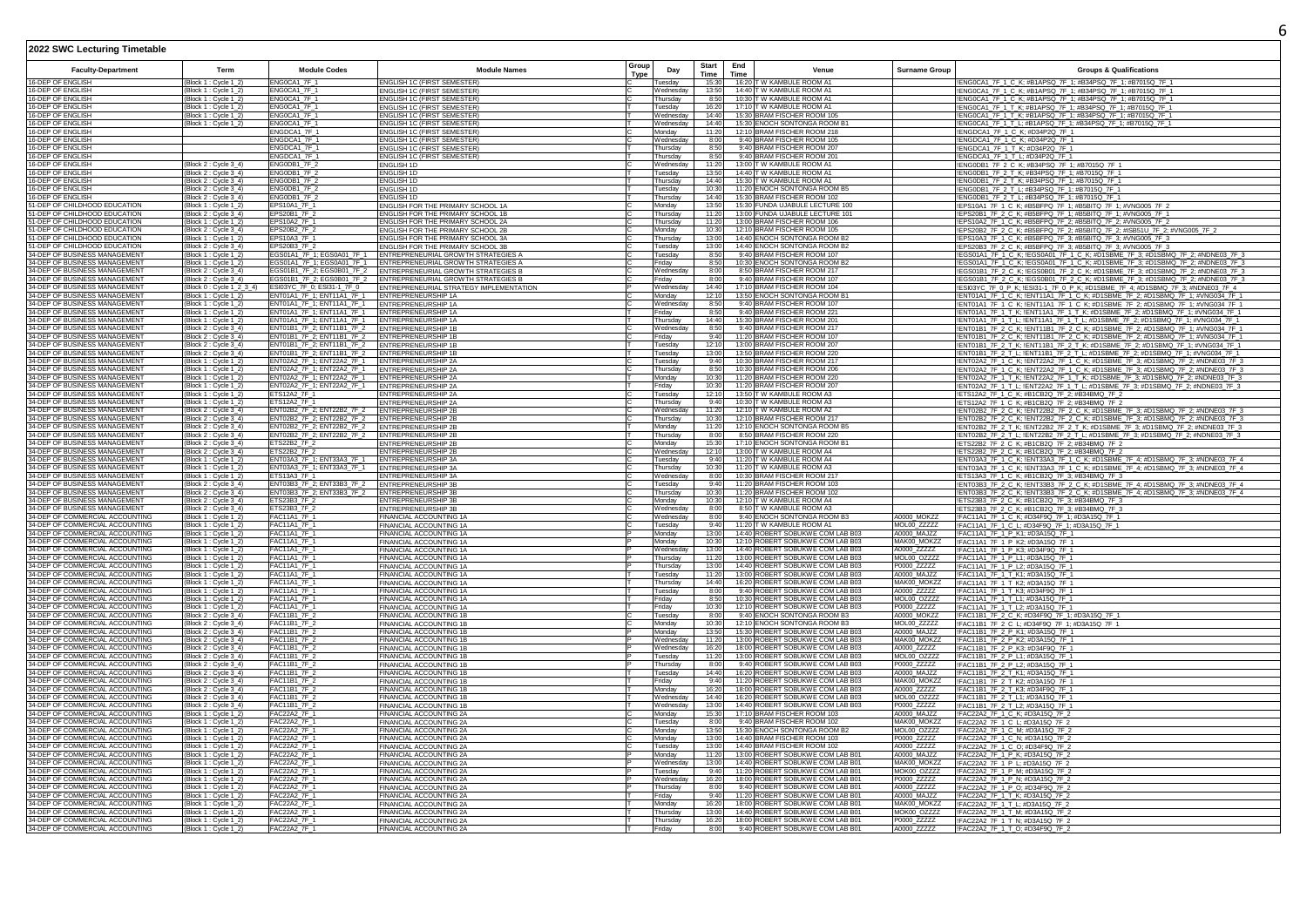## 2022 SWC Lecturing Timetable

| Faculty-Department | Term | Module Codes | Module Names | Group Type | Day | Start Time | End Time | Venue | Surname Group | Groups & Qualifications |
|---|---|---|---|---|---|---|---|---|---|---|
| 16-DEP OF ENGLISH | (Block 1 : Cycle 1_2) | ENG0CA1_7F_1 | ENGLISH 1C (FIRST SEMESTER) | C | Tuesday | 15:30 | 16:20 | T W KAMBULE ROOM A1 | | !ENG0CA1_7F_1_C_K; #B1APSQ_7F_1; #B34PSQ_7F_1; #B7015Q_7F_1 |
| 16-DEP OF ENGLISH | (Block 1 : Cycle 1_2) | ENG0CA1_7F_1 | ENGLISH 1C (FIRST SEMESTER) | C | Wednesday | 13:50 | 14:40 | T W KAMBULE ROOM A1 | | !ENG0CA1_7F_1_C_K; #B1APSQ_7F_1; #B34PSQ_7F_1; #B7015Q_7F_1 |
| 16-DEP OF ENGLISH | (Block 1 : Cycle 1_2) | ENG0CA1_7F_1 | ENGLISH 1C (FIRST SEMESTER) | C | Thursday | 8:50 | 10:30 | T W KAMBULE ROOM A1 | | !ENG0CA1_7F_1_C_K; #B1APSQ_7F_1; #B34PSQ_7F_1; #B7015Q_7F_1 |
| 16-DEP OF ENGLISH | (Block 1 : Cycle 1_2) | ENG0CA1_7F_1 | ENGLISH 1C (FIRST SEMESTER) | T | Tuesday | 16:20 | 17:10 | T W KAMBULE ROOM A1 | | !ENG0CA1_7F_1_T_K; #B1APSQ_7F_1; #B34PSQ_7F_1; #B7015Q_7F_1 |
| 16-DEP OF ENGLISH | (Block 1 : Cycle 1_2) | ENG0CA1_7F_1 | ENGLISH 1C (FIRST SEMESTER) | T | Wednesday | 14:40 | 15:30 | BRAM FISCHER ROOM 105 | | !ENG0CA1_7F_1_T_K; #B1APSQ_7F_1; #B34PSQ_7F_1; #B7015Q_7F_1 |
| 16-DEP OF ENGLISH | (Block 1 : Cycle 1_2) | ENG0CA1_7F_1 | ENGLISH 1C (FIRST SEMESTER) | T | Wednesday | 14:40 | 15:30 | ENOCH SONTONGA ROOM B1 | | !ENG0CA1_7F_1_T_K; #B1APSQ_7F_1; #B34PSQ_7F_1; #B7015Q_7F_1 |
| 16-DEP OF ENGLISH | | ENGDCA1_7F_1 | ENGLISH 1C (FIRST SEMESTER) | C | Monday | 11:20 | 12:10 | BRAM FISCHER ROOM 218 | | !ENGDCA1_7F_1_C_K; #D34P2Q_7F_1 |
| 16-DEP OF ENGLISH | | ENGDCA1_7F_1 | ENGLISH 1C (FIRST SEMESTER) | C | Wednesday | 8:00 | 9:40 | BRAM FISCHER ROOM 105 | | !ENGDCA1_7F_1_C_K; #D34P2Q_7F_1 |
| 16-DEP OF ENGLISH | | ENGDCA1_7F_1 | ENGLISH 1C (FIRST SEMESTER) | T | Thursday | 8:50 | 9:40 | BRAM FISCHER ROOM 207 | | !ENGDCA1_7F_1_T_K; #D34P2Q_7F_1 |
| 16-DEP OF ENGLISH | | ENGDCA1_7F_1 | ENGLISH 1C (FIRST SEMESTER) | T | Thursday | 8:50 | 9:40 | BRAM FISCHER ROOM 201 | | !ENGDCA1_7F_1_T_L; #D34P2Q_7F_1 |
| 16-DEP OF ENGLISH | (Block 2 : Cycle 3_4) | ENG0DB1_7F_2 | ENGLISH 1D | C | Wednesday | 11:20 | 13:00 | T W KAMBULE ROOM A1 | | !ENG0DB1_7F_2_C_K; #B34PSQ_7F_1; #B7015Q_7F_1 |
| 16-DEP OF ENGLISH | (Block 2 : Cycle 3_4) | ENG0DB1_7F_2 | ENGLISH 1D | T | Tuesday | 13:50 | 14:40 | T W KAMBULE ROOM A1 | | !ENG0DB1_7F_2_T_K; #B34PSQ_7F_1; #B7015Q_7F_1 |
| 16-DEP OF ENGLISH | (Block 2 : Cycle 3_4) | ENG0DB1_7F_2 | ENGLISH 1D | T | Thursday | 14:40 | 15:30 | T W KAMBULE ROOM A1 | | !ENG0DB1_7F_2_T_K; #B34PSQ_7F_1; #B7015Q_7F_1 |
| 16-DEP OF ENGLISH | (Block 2 : Cycle 3_4) | ENG0DB1_7F_2 | ENGLISH 1D | T | Tuesday | 10:30 | 11:20 | ENOCH SONTONGA ROOM B5 | | !ENG0DB1_7F_2_T_L; #B34PSQ_7F_1; #B7015Q_7F_1 |
| 16-DEP OF ENGLISH | (Block 2 : Cycle 3_4) | ENG0DB1_7F_2 | ENGLISH 1D | T | Thursday | 14:40 | 15:30 | BRAM FISCHER ROOM 102 | | !ENG0DB1_7F_2_T_L; #B34PSQ_7F_1; #B7015Q_7F_1 |
| 51-DEP OF CHILDHOOD EDUCATION | (Block 1 : Cycle 1_2) | EPS10A1_7F_1 | ENGLISH FOR THE PRIMARY SCHOOL 1A | C | Monday | 13:50 | 15:30 | FUNDA UJABULE LECTURE 100 | | !EPS10A1_7F_1_C_K; #B5BFPQ_7F_1; #B5BITQ_7F_1; #VNG005_7F_2 |
| 51-DEP OF CHILDHOOD EDUCATION | (Block 2 : Cycle 3_4) | EPS20B1_7F_2 | ENGLISH FOR THE PRIMARY SCHOOL 1B | C | Thursday | 11:20 | 13:00 | FUNDA UJABULE LECTURE 101 | | !EPS20B1_7F_2_C_K; #B5BFPQ_7F_1; #B5BITQ_7F_1; #VNG005_7F_1 |
| 51-DEP OF CHILDHOOD EDUCATION | (Block 1 : Cycle 1_2) | EPS10A2_7F_2 | ENGLISH FOR THE PRIMARY SCHOOL 2A | C | Thursday | 11:20 | 13:00 | BRAM FISCHER ROOM 106 | | !EPS10A2_7F_2_C_K; #B5BFPQ_7F_2; #B5BITQ_7F_2; #VNG005_7F_2 |
| 51-DEP OF CHILDHOOD EDUCATION | (Block 2 : Cycle 3_4) | EPS20B2_7F_2 | ENGLISH FOR THE PRIMARY SCHOOL 2B | C | Monday | 10:30 | 12:10 | BRAM FISCHER ROOM 105 | | !EPS20B2_7F_2_C_K; #B5BFPQ_7F_2; #B5BITQ_7F_2; #SB51U_7F_2; #VNG005_7F_2 |
| 51-DEP OF CHILDHOOD EDUCATION | (Block 1 : Cycle 1_2) | EPS10A3_7F_1 | ENGLISH FOR THE PRIMARY SCHOOL 3A | C | Thursday | 13:00 | 14:40 | ENOCH SONTONGA ROOM B2 | | !EPS10A3_7F_1_C_K; #B5BFPQ_7F_3; #B5BITQ_7F_3; #VNG005_7F_3 |
| 51-DEP OF CHILDHOOD EDUCATION | (Block 2 : Cycle 3_4) | EPS20B3_7F_2 | ENGLISH FOR THE PRIMARY SCHOOL 3B | C | Tuesday | 13:00 | 14:40 | ENOCH SONTONGA ROOM B2 | | !EPS20B3_7F_2_C_K; #B5BFPQ_7F_3; #B5BITQ_7F_3; #VNG005_7F_3 |
| 34-DEP OF BUSINESS MANAGEMENT | (Block 1 : Cycle 1_2) | EGS01A1_7F_1; EGS0A01_7F_1 | ENTREPRENEURIAL GROWTH STRATEGIES A | C | Tuesday | 8:50 | 9:40 | BRAM FISCHER ROOM 107 | | !EGS01A1_7F_1_C_K; !EGS0A01_7F_1_C_K; #D1SBME_7F_3; #D1SBMQ_7F_2; #NDNE03_7F_3 |
| 34-DEP OF BUSINESS MANAGEMENT | (Block 1 : Cycle 1_2) | EGS01A1_7F_1; EGS0A01_7F_1 | ENTREPRENEURIAL GROWTH STRATEGIES A | C | Friday | 8:50 | 10:30 | ENOCH SONTONGA ROOM B2 | | !EGS01A1_7F_1_C_K; !EGS0A01_7F_1_C_K; #D1SBME_7F_3; #D1SBMQ_7F_2; #NDNE03_7F_3 |
| 34-DEP OF BUSINESS MANAGEMENT | (Block 2 : Cycle 3_4) | EGS01B1_7F_2; EGS0B01_7F_2 | ENTREPRENEURIAL GROWTH STRATEGIES B | C | Wednesday | 8:00 | 8:50 | BRAM FISCHER ROOM 217 | | !EGS01B1_7F_2_C_K; !EGS0B01_7F_2_C_K; #D1SBME_7F_3; #D1SBMQ_7F_2; #NDNE03_7F_3 |
| 34-DEP OF BUSINESS MANAGEMENT | (Block 2 : Cycle 3_4) | EGS01B1_7F_2; EGS0B01_7F_2 | ENTREPRENEURIAL GROWTH STRATEGIES B | C | Friday | 8:00 | 9:40 | BRAM FISCHER ROOM 107 | | !EGS01B1_7F_2_C_K; !EGS0B01_7F_2_C_K; #D1SBME_7F_3; #D1SBMQ_7F_2; #NDNE03_7F_3 |
| 34-DEP OF BUSINESS MANAGEMENT | (Block 0 : Cycle 1_2_3_4) | ESI03YC_7F_0; ESI31-1_7F_0 | ENTREPRENEURIAL STRATEGY IMPLEMENTATION | P | Wednesday | 14:40 | 17:10 | BRAM FISCHER ROOM 104 | | !ESI03YC_7F_0_P_K; !ESI31-1_7F_0_P_K; #D1SBME_7F_4; #D1SBMQ_7F_3; #NDNE03_7F_4 |
| 34-DEP OF BUSINESS MANAGEMENT | (Block 1 : Cycle 1_2) | ENT01A1_7F_1; ENT11A1_7F_1 | ENTREPRENEURSHIP 1A | C | Monday | 12:10 | 13:50 | ENOCH SONTONGA ROOM B1 | | !ENT01A1_7F_1_C_K; !ENT11A1_7F_1_C_K; #D1SBME_7F_2; #D1SBMQ_7F_1; #VNG034_7F_1 |
| 34-DEP OF BUSINESS MANAGEMENT | (Block 1 : Cycle 1_2) | ENT01A1_7F_1; ENT11A1_7F_1 | ENTREPRENEURSHIP 1A | C | Wednesday | 8:50 | 9:40 | BRAM FISCHER ROOM 107 | | !ENT01A1_7F_1_C_K; !ENT11A1_7F_1_C_K; #D1SBME_7F_2; #D1SBMQ_7F_1; #VNG034_7F_1 |
| 34-DEP OF BUSINESS MANAGEMENT | (Block 1 : Cycle 1_2) | ENT01A1_7F_1; ENT11A1_7F_1 | ENTREPRENEURSHIP 1A | T | Friday | 8:50 | 9:40 | BRAM FISCHER ROOM 221 | | !ENT01A1_7F_1_T_K; !ENT11A1_7F_1_T_K; #D1SBME_7F_2; #D1SBMQ_7F_1; #VNG034_7F_1 |
| 34-DEP OF BUSINESS MANAGEMENT | (Block 1 : Cycle 1_2) | ENT01A1_7F_1; ENT11A1_7F_1 | ENTREPRENEURSHIP 1A | T | Thursday | 14:40 | 15:30 | BRAM FISCHER ROOM 201 | | !ENT01A1_7F_1_T_L; !ENT11A1_7F_1_T_L; #D1SBME_7F_2; #D1SBMQ_7F_1; #VNG034_7F_1 |
| 34-DEP OF BUSINESS MANAGEMENT | (Block 2 : Cycle 3_4) | ENT01B1_7F_2; ENT11B1_7F_2 | ENTREPRENEURSHIP 1B | C | Wednesday | 8:50 | 9:40 | BRAM FISCHER ROOM 217 | | !ENT01B1_7F_2_C_K; !ENT11B1_7F_2_C_K; #D1SBME_7F_2; #D1SBMQ_7F_1; #VNG034_7F_1 |
| 34-DEP OF BUSINESS MANAGEMENT | (Block 2 : Cycle 3_4) | ENT01B1_7F_2; ENT11B1_7F_2 | ENTREPRENEURSHIP 1B | C | Friday | 9:40 | 11:20 | BRAM FISCHER ROOM 107 | | !ENT01B1_7F_2_C_K; !ENT11B1_7F_2_C_K; #D1SBME_7F_2; #D1SBMQ_7F_1; #VNG034_7F_1 |
| 34-DEP OF BUSINESS MANAGEMENT | (Block 2 : Cycle 3_4) | ENT01B1_7F_2; ENT11B1_7F_2 | ENTREPRENEURSHIP 1B | T | Tuesday | 12:10 | 13:00 | BRAM FISCHER ROOM 207 | | !ENT01B1_7F_2_T_K; !ENT11B1_7F_2_T_K; #D1SBME_7F_2; #D1SBMQ_7F_1; #VNG034_7F_1 |
| 34-DEP OF BUSINESS MANAGEMENT | (Block 2 : Cycle 3_4) | ENT01B1_7F_2; ENT11B1_7F_2 | ENTREPRENEURSHIP 1B | T | Tuesday | 13:00 | 13:50 | BRAM FISCHER ROOM 220 | | !ENT01B1_7F_2_T_L; !ENT11B1_7F_2_T_L; #D1SBME_7F_2; #D1SBMQ_7F_1; #VNG034_7F_1 |
| 34-DEP OF BUSINESS MANAGEMENT | (Block 1 : Cycle 1_2) | ENT02A2_7F_1; ENT22A2_7F_1 | ENTREPRENEURSHIP 2A | C | Tuesday | 9:40 | 10:30 | BRAM FISCHER ROOM 217 | | !ENT02A2_7F_1_C_K; !ENT22A2_7F_1_C_K; #D1SBME_7F_3; #D1SBMQ_7F_2; #NDNE03_7F_3 |
| 34-DEP OF BUSINESS MANAGEMENT | (Block 1 : Cycle 1_2) | ENT02A2_7F_1; ENT22A2_7F_1 | ENTREPRENEURSHIP 2A | C | Thursday | 8:50 | 10:30 | BRAM FISCHER ROOM 206 | | !ENT02A2_7F_1_C_K; !ENT22A2_7F_1_C_K; #D1SBME_7F_3; #D1SBMQ_7F_2; #NDNE03_7F_3 |
| 34-DEP OF BUSINESS MANAGEMENT | (Block 1 : Cycle 1_2) | ENT02A2_7F_1; ENT22A2_7F_1 | ENTREPRENEURSHIP 2A | T | Monday | 10:30 | 11:20 | BRAM FISCHER ROOM 220 | | !ENT02A2_7F_1_T_K; !ENT22A2_7F_1_T_K; #D1SBME_7F_3; #D1SBMQ_7F_2; #NDNE03_7F_3 |
| 34-DEP OF BUSINESS MANAGEMENT | (Block 1 : Cycle 1_2) | ENT02A2_7F_1; ENT22A2_7F_1 | ENTREPRENEURSHIP 2A | T | Friday | 10:30 | 11:20 | BRAM FISCHER ROOM 207 | | !ENT02A2_7F_1_T_L; !ENT22A2_7F_1_T_L; #D1SBME_7F_3; #D1SBMQ_7F_2; #NDNE03_7F_3 |
| 34-DEP OF BUSINESS MANAGEMENT | (Block 1 : Cycle 1_2) | ETS12A2_7F_1 | ENTREPRENEURSHIP 2A | C | Tuesday | 12:10 | 13:50 | T W KAMBULE ROOM A3 | | !ETS12A2_7F_1_C_K; #B1CB2Q_7F_2; #B34BMQ_7F_2 |
| 34-DEP OF BUSINESS MANAGEMENT | (Block 1 : Cycle 1_2) | ETS12A2_7F_1 | ENTREPRENEURSHIP 2A | C | Thursday | 9:40 | 10:30 | T W KAMBULE ROOM A3 | | !ETS12A2_7F_1_C_K; #B1CB2Q_7F_2; #B34BMQ_7F_2 |
| 34-DEP OF BUSINESS MANAGEMENT | (Block 2 : Cycle 3_4) | ENT02B2_7F_2; ENT22B2_7F_2 | ENTREPRENEURSHIP 2B | C | Wednesday | 11:20 | 12:10 | T W KAMBULE ROOM A2 | | !ENT02B2_7F_2_C_K; !ENT22B2_7F_2_C_K; #D1SBME_7F_3; #D1SBMQ_7F_2; #NDNE03_7F_3 |
| 34-DEP OF BUSINESS MANAGEMENT | (Block 2 : Cycle 3_4) | ENT02B2_7F_2; ENT22B2_7F_2 | ENTREPRENEURSHIP 2B | C | Thursday | 10:30 | 12:10 | BRAM FISCHER ROOM 217 | | !ENT02B2_7F_2_C_K; !ENT22B2_7F_2_C_K; #D1SBME_7F_3; #D1SBMQ_7F_2; #NDNE03_7F_3 |
| 34-DEP OF BUSINESS MANAGEMENT | (Block 2 : Cycle 3_4) | ENT02B2_7F_2; ENT22B2_7F_2 | ENTREPRENEURSHIP 2B | T | Monday | 11:20 | 12:10 | ENOCH SONTONGA ROOM B5 | | !ENT02B2_7F_2_T_K; !ENT22B2_7F_2_T_K; #D1SBME_7F_3; #D1SBMQ_7F_2; #NDNE03_7F_3 |
| 34-DEP OF BUSINESS MANAGEMENT | (Block 2 : Cycle 3_4) | ENT02B2_7F_2; ENT22B2_7F_2 | ENTREPRENEURSHIP 2B | T | Thursday | 8:00 | 8:50 | BRAM FISCHER ROOM 220 | | !ENT02B2_7F_2_T_L; !ENT22B2_7F_2_T_L; #D1SBME_7F_3; #D1SBMQ_7F_2; #NDNE03_7F_3 |
| 34-DEP OF BUSINESS MANAGEMENT | (Block 2 : Cycle 3_4) | ETS22B2_7F_2 | ENTREPRENEURSHIP 2B | C | Monday | 15:30 | 17:10 | ENOCH SONTONGA ROOM B1 | | !ETS22B2_7F_2_C_K; #B1CB2Q_7F_2; #B34BMQ_7F_2 |
| 34-DEP OF BUSINESS MANAGEMENT | (Block 2 : Cycle 3_4) | ETS22B2_7F_2 | ENTREPRENEURSHIP 2B | C | Wednesday | 12:10 | 13:00 | T W KAMBULE ROOM A4 | | !ETS22B2_7F_2_C_K; #B1CB2Q_7F_2; #B34BMQ_7F_2 |
| 34-DEP OF BUSINESS MANAGEMENT | (Block 1 : Cycle 1_2) | ENT03A3_7F_1; ENT33A3_7F_1 | ENTREPRENEURSHIP 3A | C | Tuesday | 9:40 | 11:20 | T W KAMBULE ROOM A4 | | !ENT03A3_7F_1_C_K; !ENT33A3_7F_1_C_K; #D1SBME_7F_4; #D1SBMQ_7F_3; #NDNE03_7F_4 |
| 34-DEP OF BUSINESS MANAGEMENT | (Block 1 : Cycle 1_2) | ENT03A3_7F_1; ENT33A3_7F_1 | ENTREPRENEURSHIP 3A | C | Thursday | 10:30 | 11:20 | T W KAMBULE ROOM A3 | | !ENT03A3_7F_1_C_K; !ENT33A3_7F_1_C_K; #D1SBME_7F_4; #D1SBMQ_7F_3; #NDNE03_7F_4 |
| 34-DEP OF BUSINESS MANAGEMENT | (Block 1 : Cycle 1_2) | ETS13A3_7F_1 | ENTREPRENEURSHIP 3A | C | Wednesday | 8:00 | 10:30 | BRAM FISCHER ROOM 217 | | !ETS13A3_7F_1_C_K; #B1CB2Q_7F_3; #B34BMQ_7F_3 |
| 34-DEP OF BUSINESS MANAGEMENT | (Block 2 : Cycle 3_4) | ENT03B3_7F_2; ENT33B3_7F_2 | ENTREPRENEURSHIP 3B | C | Tuesday | 9:40 | 11:20 | BRAM FISCHER ROOM 103 | | !ENT03B3_7F_2_C_K; !ENT33B3_7F_2_C_K; #D1SBME_7F_4; #D1SBMQ_7F_3; #NDNE03_7F_4 |
| 34-DEP OF BUSINESS MANAGEMENT | (Block 2 : Cycle 3_4) | ENT03B3_7F_2; ENT33B3_7F_2 | ENTREPRENEURSHIP 3B | C | Thursday | 10:30 | 11:20 | BRAM FISCHER ROOM 102 | | !ENT03B3_7F_2_C_K; !ENT33B3_7F_2_C_K; #D1SBME_7F_4; #D1SBMQ_7F_3; #NDNE03_7F_4 |
| 34-DEP OF BUSINESS MANAGEMENT | (Block 2 : Cycle 3_4) | ETS23B3_7F_2 | ENTREPRENEURSHIP 3B | C | Monday | 10:30 | 12:10 | T W KAMBULE ROOM A4 | | !ETS23B3_7F_2_C_K; #B1CB2Q_7F_3; #B34BMQ_7F_3 |
| 34-DEP OF BUSINESS MANAGEMENT | (Block 2 : Cycle 3_4) | ETS23B3_7F_2 | ENTREPRENEURSHIP 3B | C | Wednesday | 8:00 | 8:50 | T W KAMBULE ROOM A3 | | !ETS23B3_7F_2_C_K; #B1CB2Q_7F_3; #B34BMQ_7F_3 |
| 34-DEP OF COMMERCIAL ACCOUNTING | (Block 1 : Cycle 1_2) | FAC11A1_7F_1 | FINANCIAL ACCOUNTING 1A | C | Wednesday | 8:00 | 9:40 | ENOCH SONTONGA ROOM B3 | A0000_MOKZZ | !FAC11A1_7F_1_C_K; #D34F9Q_7F_1; #D3A15Q_7F_1 |
| 34-DEP OF COMMERCIAL ACCOUNTING | (Block 1 : Cycle 1_2) | FAC11A1_7F_1 | FINANCIAL ACCOUNTING 1A | C | Tuesday | 9:40 | 11:20 | T W KAMBULE ROOM A1 | MOL00_ZZZZZ | !FAC11A1_7F_1_C_L; #D34F9Q_7F_1; #D3A15Q_7F_1 |
| 34-DEP OF COMMERCIAL ACCOUNTING | (Block 1 : Cycle 1_2) | FAC11A1_7F_1 | FINANCIAL ACCOUNTING 1A | P | Monday | 13:00 | 14:40 | ROBERT SOBUKWE COM LAB B03 | A0000_MAJZZ | !FAC11A1_7F_1_P_K1; #D3A15Q_7F_1 |
| 34-DEP OF COMMERCIAL ACCOUNTING | (Block 1 : Cycle 1_2) | FAC11A1_7F_1 | FINANCIAL ACCOUNTING 1A | P | Monday | 10:30 | 12:10 | ROBERT SOBUKWE COM LAB B03 | MAK00_MOKZZ | !FAC11A1_7F_1_P_K2; #D3A15Q_7F_1 |
| 34-DEP OF COMMERCIAL ACCOUNTING | (Block 1 : Cycle 1_2) | FAC11A1_7F_1 | FINANCIAL ACCOUNTING 1A | P | Wednesday | 13:00 | 14:40 | ROBERT SOBUKWE COM LAB B03 | A0000_ZZZZZ | !FAC11A1_7F_1_P_K3; #D34F9Q_7F_1 |
| 34-DEP OF COMMERCIAL ACCOUNTING | (Block 1 : Cycle 1_2) | FAC11A1_7F_1 | FINANCIAL ACCOUNTING 1A | P | Thursday | 11:20 | 13:00 | ROBERT SOBUKWE COM LAB B03 | MOL00_OZZZZ | !FAC11A1_7F_1_P_L1; #D3A15Q_7F_1 |
| 34-DEP OF COMMERCIAL ACCOUNTING | (Block 1 : Cycle 1_2) | FAC11A1_7F_1 | FINANCIAL ACCOUNTING 1A | P | Thursday | 13:00 | 14:40 | ROBERT SOBUKWE COM LAB B03 | P0000_ZZZZZ | !FAC11A1_7F_1_P_L2; #D3A15Q_7F_1 |
| 34-DEP OF COMMERCIAL ACCOUNTING | (Block 1 : Cycle 1_2) | FAC11A1_7F_1 | FINANCIAL ACCOUNTING 1A | T | Tuesday | 11:20 | 13:00 | ROBERT SOBUKWE COM LAB B03 | A0000_MAJZZ | !FAC11A1_7F_1_T_K1; #D3A15Q_7F_1 |
| 34-DEP OF COMMERCIAL ACCOUNTING | (Block 1 : Cycle 1_2) | FAC11A1_7F_1 | FINANCIAL ACCOUNTING 1A | T | Thursday | 14:40 | 16:20 | ROBERT SOBUKWE COM LAB B03 | MAK00_MOKZZ | !FAC11A1_7F_1_T_K2; #D3A15Q_7F_1 |
| 34-DEP OF COMMERCIAL ACCOUNTING | (Block 1 : Cycle 1_2) | FAC11A1_7F_1 | FINANCIAL ACCOUNTING 1A | T | Tuesday | 8:00 | 9:40 | ROBERT SOBUKWE COM LAB B03 | A0000_ZZZZZ | !FAC11A1_7F_1_T_K3; #D34F9Q_7F_1 |
| 34-DEP OF COMMERCIAL ACCOUNTING | (Block 1 : Cycle 1_2) | FAC11A1_7F_1 | FINANCIAL ACCOUNTING 1A | T | Friday | 8:50 | 10:30 | ROBERT SOBUKWE COM LAB B03 | MOL00_OZZZZ | !FAC11A1_7F_1_T_L1; #D3A15Q_7F_1 |
| 34-DEP OF COMMERCIAL ACCOUNTING | (Block 1 : Cycle 1_2) | FAC11A1_7F_1 | FINANCIAL ACCOUNTING 1A | T | Friday | 10:30 | 12:10 | ROBERT SOBUKWE COM LAB B03 | P0000_ZZZZZ | !FAC11A1_7F_1_T_L2; #D3A15Q_7F_1 |
| 34-DEP OF COMMERCIAL ACCOUNTING | (Block 2 : Cycle 3_4) | FAC11B1_7F_2 | FINANCIAL ACCOUNTING 1B | C | Tuesday | 8:00 | 9:40 | ENOCH SONTONGA ROOM B3 | A0000_MOKZZ | !FAC11B1_7F_2_C_K; #D34F9Q_7F_1; #D3A15Q_7F_1 |
| 34-DEP OF COMMERCIAL ACCOUNTING | (Block 2 : Cycle 3_4) | FAC11B1_7F_2 | FINANCIAL ACCOUNTING 1B | C | Monday | 10:30 | 12:10 | ENOCH SONTONGA ROOM B3 | MOL00_ZZZZZ | !FAC11B1_7F_2_C_L; #D34F9Q_7F_1; #D3A15Q_7F_1 |
| 34-DEP OF COMMERCIAL ACCOUNTING | (Block 2 : Cycle 3_4) | FAC11B1_7F_2 | FINANCIAL ACCOUNTING 1B | P | Monday | 13:50 | 15:30 | ROBERT SOBUKWE COM LAB B03 | A0000_MAJZZ | !FAC11B1_7F_2_P_K1; #D3A15Q_7F_1 |
| 34-DEP OF COMMERCIAL ACCOUNTING | (Block 2 : Cycle 3_4) | FAC11B1_7F_2 | FINANCIAL ACCOUNTING 1B | P | Wednesday | 11:20 | 13:00 | ROBERT SOBUKWE COM LAB B03 | MAK00_MOKZZ | !FAC11B1_7F_2_P_K2; #D3A15Q_7F_1 |
| 34-DEP OF COMMERCIAL ACCOUNTING | (Block 2 : Cycle 3_4) | FAC11B1_7F_2 | FINANCIAL ACCOUNTING 1B | P | Wednesday | 16:20 | 18:00 | ROBERT SOBUKWE COM LAB B03 | A0000_ZZZZZ | !FAC11B1_7F_2_P_K3; #D34F9Q_7F_1 |
| 34-DEP OF COMMERCIAL ACCOUNTING | (Block 2 : Cycle 3_4) | FAC11B1_7F_2 | FINANCIAL ACCOUNTING 1B | P | Tuesday | 11:20 | 13:00 | ROBERT SOBUKWE COM LAB B03 | MOL00_OZZZZ | !FAC11B1_7F_2_P_L1; #D3A15Q_7F_1 |
| 34-DEP OF COMMERCIAL ACCOUNTING | (Block 2 : Cycle 3_4) | FAC11B1_7F_2 | FINANCIAL ACCOUNTING 1B | P | Thursday | 8:00 | 9:40 | ROBERT SOBUKWE COM LAB B03 | P0000_ZZZZZ | !FAC11B1_7F_2_P_L2; #D3A15Q_7F_1 |
| 34-DEP OF COMMERCIAL ACCOUNTING | (Block 2 : Cycle 3_4) | FAC11B1_7F_2 | FINANCIAL ACCOUNTING 1B | T | Tuesday | 14:40 | 16:20 | ROBERT SOBUKWE COM LAB B03 | A0000_MAJZZ | !FAC11B1_7F_2_T_K1; #D3A15Q_7F_1 |
| 34-DEP OF COMMERCIAL ACCOUNTING | (Block 2 : Cycle 3_4) | FAC11B1_7F_2 | FINANCIAL ACCOUNTING 1B | T | Friday | 9:40 | 11:20 | ROBERT SOBUKWE COM LAB B03 | MAK00_MOKZZ | !FAC11B1_7F_2_T_K2; #D3A15Q_7F_1 |
| 34-DEP OF COMMERCIAL ACCOUNTING | (Block 2 : Cycle 3_4) | FAC11B1_7F_2 | FINANCIAL ACCOUNTING 1B | T | Monday | 16:20 | 18:00 | ROBERT SOBUKWE COM LAB B03 | A0000_ZZZZZ | !FAC11B1_7F_2_T_K3; #D34F9Q_7F_1 |
| 34-DEP OF COMMERCIAL ACCOUNTING | (Block 2 : Cycle 3_4) | FAC11B1_7F_2 | FINANCIAL ACCOUNTING 1B | T | Wednesday | 14:40 | 16:20 | ROBERT SOBUKWE COM LAB B03 | MOL00_OZZZZ | !FAC11B1_7F_2_T_L1; #D3A15Q_7F_1 |
| 34-DEP OF COMMERCIAL ACCOUNTING | (Block 2 : Cycle 3_4) | FAC11B1_7F_2 | FINANCIAL ACCOUNTING 1B | T | Wednesday | 13:00 | 14:40 | ROBERT SOBUKWE COM LAB B03 | P0000_ZZZZZ | !FAC11B1_7F_2_T_L2; #D3A15Q_7F_1 |
| 34-DEP OF COMMERCIAL ACCOUNTING | (Block 1 : Cycle 1_2) | FAC22A2_7F_1 | FINANCIAL ACCOUNTING 2A | C | Monday | 15:30 | 17:10 | BRAM FISCHER ROOM 103 | A0000_MAJZZ | !FAC22A2_7F_1_C_K; #D3A15Q_7F_2 |
| 34-DEP OF COMMERCIAL ACCOUNTING | (Block 1 : Cycle 1_2) | FAC22A2_7F_1 | FINANCIAL ACCOUNTING 2A | C | Tuesday | 8:00 | 9:40 | BRAM FISCHER ROOM 102 | MAK00_MOKZZ | !FAC22A2_7F_1_C_L; #D3A15Q_7F_2 |
| 34-DEP OF COMMERCIAL ACCOUNTING | (Block 1 : Cycle 1_2) | FAC22A2_7F_1 | FINANCIAL ACCOUNTING 2A | C | Monday | 13:50 | 15:30 | ENOCH SONTONGA ROOM B2 | MOL00_OZZZZ | !FAC22A2_7F_1_C_M; #D3A15Q_7F_2 |
| 34-DEP OF COMMERCIAL ACCOUNTING | (Block 1 : Cycle 1_2) | FAC22A2_7F_1 | FINANCIAL ACCOUNTING 2A | C | Monday | 13:00 | 14:40 | BRAM FISCHER ROOM 103 | P0000_ZZZZZ | !FAC22A2_7F_1_C_N; #D3A15Q_7F_2 |
| 34-DEP OF COMMERCIAL ACCOUNTING | (Block 1 : Cycle 1_2) | FAC22A2_7F_1 | FINANCIAL ACCOUNTING 2A | C | Tuesday | 13:00 | 14:40 | BRAM FISCHER ROOM 102 | A0000_ZZZZZ | !FAC22A2_7F_1_C_O; #D34F9Q_7F_2 |
| 34-DEP OF COMMERCIAL ACCOUNTING | (Block 1 : Cycle 1_2) | FAC22A2_7F_1 | FINANCIAL ACCOUNTING 2A | P | Monday | 11:20 | 13:00 | ROBERT SOBUKWE COM LAB B01 | A0000_MAJZZ | !FAC22A2_7F_1_P_K; #D3A15Q_7F_2 |
| 34-DEP OF COMMERCIAL ACCOUNTING | (Block 1 : Cycle 1_2) | FAC22A2_7F_1 | FINANCIAL ACCOUNTING 2A | P | Wednesday | 13:00 | 14:40 | ROBERT SOBUKWE COM LAB B01 | MAK00_MOKZZ | !FAC22A2_7F_1_P_L; #D3A15Q_7F_2 |
| 34-DEP OF COMMERCIAL ACCOUNTING | (Block 1 : Cycle 1_2) | FAC22A2_7F_1 | FINANCIAL ACCOUNTING 2A | P | Tuesday | 9:40 | 11:20 | ROBERT SOBUKWE COM LAB B01 | MOK00_OZZZZ | !FAC22A2_7F_1_P_M; #D3A15Q_7F_2 |
| 34-DEP OF COMMERCIAL ACCOUNTING | (Block 1 : Cycle 1_2) | FAC22A2_7F_1 | FINANCIAL ACCOUNTING 2A | P | Wednesday | 16:20 | 18:00 | ROBERT SOBUKWE COM LAB B01 | P0000_ZZZZZ | !FAC22A2_7F_1_P_N; #D3A15Q_7F_2 |
| 34-DEP OF COMMERCIAL ACCOUNTING | (Block 1 : Cycle 1_2) | FAC22A2_7F_1 | FINANCIAL ACCOUNTING 2A | P | Thursday | 8:00 | 9:40 | ROBERT SOBUKWE COM LAB B01 | A0000_ZZZZZ | !FAC22A2_7F_1_P_O; #D34F9Q_7F_2 |
| 34-DEP OF COMMERCIAL ACCOUNTING | (Block 1 : Cycle 1_2) | FAC22A2_7F_1 | FINANCIAL ACCOUNTING 2A | T | Friday | 9:40 | 11:20 | ROBERT SOBUKWE COM LAB B01 | A0000_MAJZZ | !FAC22A2_7F_1_T_K; #D3A15Q_7F_2 |
| 34-DEP OF COMMERCIAL ACCOUNTING | (Block 1 : Cycle 1_2) | FAC22A2_7F_1 | FINANCIAL ACCOUNTING 2A | T | Monday | 16:20 | 18:00 | ROBERT SOBUKWE COM LAB B01 | MAK00_MOKZZ | !FAC22A2_7F_1_T_L; #D3A15Q_7F_2 |
| 34-DEP OF COMMERCIAL ACCOUNTING | (Block 1 : Cycle 1_2) | FAC22A2_7F_1 | FINANCIAL ACCOUNTING 2A | T | Thursday | 13:00 | 14:40 | ROBERT SOBUKWE COM LAB B01 | MOK00_OZZZZ | !FAC22A2_7F_1_T_M; #D3A15Q_7F_2 |
| 34-DEP OF COMMERCIAL ACCOUNTING | (Block 1 : Cycle 1_2) | FAC22A2_7F_1 | FINANCIAL ACCOUNTING 2A | T | Thursday | 16:20 | 18:00 | ROBERT SOBUKWE COM LAB B01 | P0000_ZZZZZ | !FAC22A2_7F_1_T_N; #D3A15Q_7F_2 |
| 34-DEP OF COMMERCIAL ACCOUNTING | (Block 1 : Cycle 1_2) | FAC22A2_7F_1 | FINANCIAL ACCOUNTING 2A | T | Friday | 8:00 | 9:40 | ROBERT SOBUKWE COM LAB B01 | A0000_ZZZZZ | !FAC22A2_7F_1_T_O; #D34F9Q_7F_2 |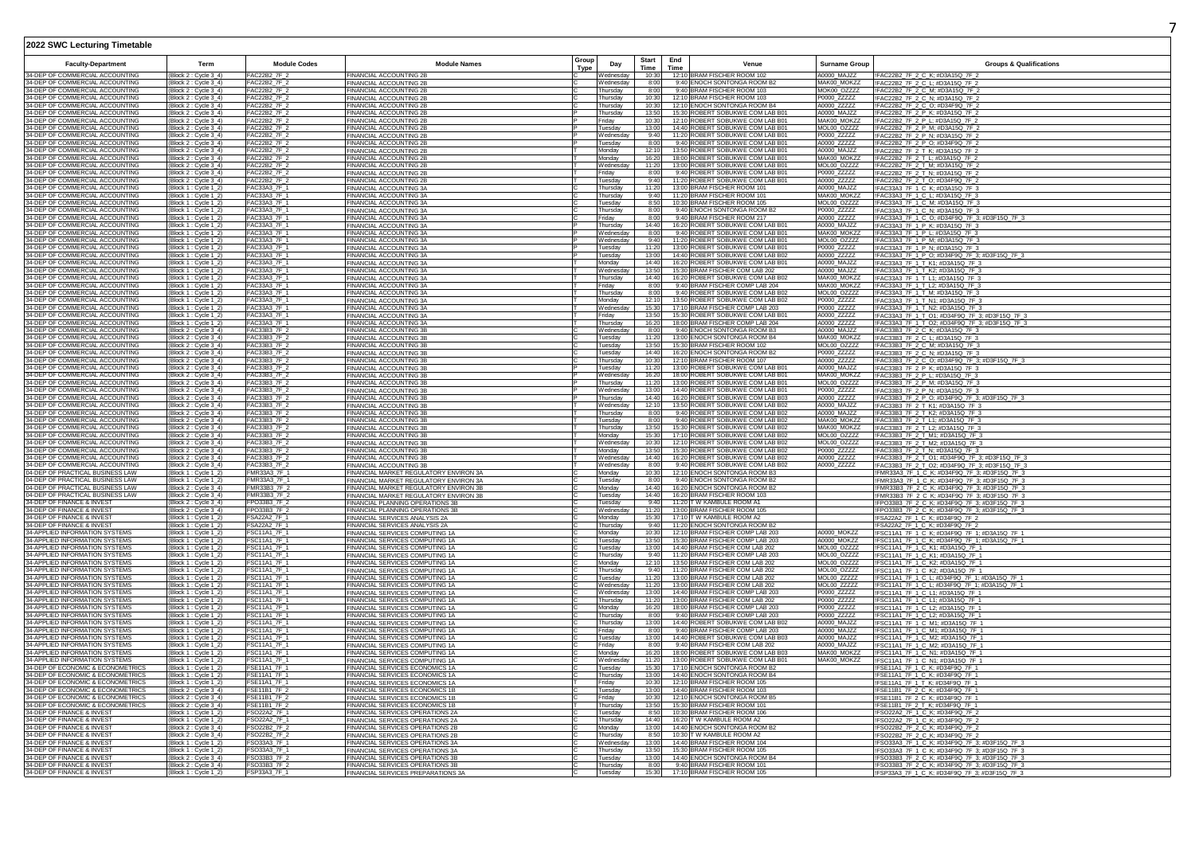## 2022 SWC Lecturing Timetable

| Faculty-Department | Term | Module Codes | Module Names | Group Type | Day | Start Time | End Time | Venue | Surname Group | Groups & Qualifications |
|---|---|---|---|---|---|---|---|---|---|---|
| 34-DEP OF COMMERCIAL ACCOUNTING | (Block 2 : Cycle 3_4) | FAC22B2_7F_2 | FINANCIAL ACCOUNTING 2B | C | Wednesday | 10:30 | 12:10 | BRAM FISCHER ROOM 102 | A0000_MAJZZ | !FAC22B2_7F_2_C_K; #D3A15Q_7F_2 |
| 34-DEP OF COMMERCIAL ACCOUNTING | (Block 2 : Cycle 3_4) | FAC22B2_7F_2 | FINANCIAL ACCOUNTING 2B | C | Wednesday | 8:00 | 9:40 | ENOCH SONTONGA ROOM B2 | MAK00_MOKZZ | !FAC22B2_7F_2_C_L; #D3A15Q_7F_2 |
| 34-DEP OF COMMERCIAL ACCOUNTING | (Block 2 : Cycle 3_4) | FAC22B2_7F_2 | FINANCIAL ACCOUNTING 2B | C | Thursday | 8:00 | 9:40 | BRAM FISCHER ROOM 103 | MOK00_OZZZZ | !FAC22B2_7F_2_C_M; #D3A15Q_7F_2 |
| 34-DEP OF COMMERCIAL ACCOUNTING | (Block 2 : Cycle 3_4) | FAC22B2_7F_2 | FINANCIAL ACCOUNTING 2B | C | Thursday | 10:30 | 12:10 | BRAM FISCHER ROOM 103 | P0000_ZZZZZ | !FAC22B2_7F_2_C_N; #D3A15Q_7F_2 |
| 34-DEP OF COMMERCIAL ACCOUNTING | (Block 2 : Cycle 3_4) | FAC22B2_7F_2 | FINANCIAL ACCOUNTING 2B | C | Thursday | 10:30 | 12:10 | ENOCH SONTONGA ROOM B4 | A0000_ZZZZZ | !FAC22B2_7F_2_C_O; #D34F9Q_7F_2 |
| 34-DEP OF COMMERCIAL ACCOUNTING | (Block 2 : Cycle 3_4) | FAC22B2_7F_2 | FINANCIAL ACCOUNTING 2B | P | Thursday | 13:50 | 15:30 | ROBERT SOBUKWE COM LAB B01 | A0000_MAJZZ | !FAC22B2_7F_2_P_K; #D3A15Q_7F_2 |
| 34-DEP OF COMMERCIAL ACCOUNTING | (Block 2 : Cycle 3_4) | FAC22B2_7F_2 | FINANCIAL ACCOUNTING 2B | P | Friday | 10:30 | 12:10 | ROBERT SOBUKWE COM LAB B01 | MAK00_MOKZZ | !FAC22B2_7F_2_P_L; #D3A15Q_7F_2 |
| 34-DEP OF COMMERCIAL ACCOUNTING | (Block 2 : Cycle 3_4) | FAC22B2_7F_2 | FINANCIAL ACCOUNTING 2B | P | Tuesday | 13:00 | 14:40 | ROBERT SOBUKWE COM LAB B01 | MOL00_OZZZZ | !FAC22B2_7F_2_P_M; #D3A15Q_7F_2 |
| 34-DEP OF COMMERCIAL ACCOUNTING | (Block 2 : Cycle 3_4) | FAC22B2_7F_2 | FINANCIAL ACCOUNTING 2B | P | Wednesday | 9:40 | 11:20 | ROBERT SOBUKWE COM LAB B01 | P0000_ZZZZZ | !FAC22B2_7F_2_P_N; #D3A15Q_7F_2 |
| 34-DEP OF COMMERCIAL ACCOUNTING | (Block 2 : Cycle 3_4) | FAC22B2_7F_2 | FINANCIAL ACCOUNTING 2B | P | Tuesday | 8:00 | 9:40 | ROBERT SOBUKWE COM LAB B01 | A0000_ZZZZZ | !FAC22B2_7F_2_P_O; #D34F9Q_7F_2 |
| 34-DEP OF COMMERCIAL ACCOUNTING | (Block 2 : Cycle 3_4) | FAC22B2_7F_2 | FINANCIAL ACCOUNTING 2B | T | Monday | 12:10 | 13:50 | ROBERT SOBUKWE COM LAB B01 | A0000_MAJZZ | !FAC22B2_7F_2_T_K; #D3A15Q_7F_2 |
| 34-DEP OF COMMERCIAL ACCOUNTING | (Block 2 : Cycle 3_4) | FAC22B2_7F_2 | FINANCIAL ACCOUNTING 2B | T | Monday | 16:20 | 18:00 | ROBERT SOBUKWE COM LAB B01 | MAK00_MOKZZ | !FAC22B2_7F_2_T_L; #D3A15Q_7F_2 |
| 34-DEP OF COMMERCIAL ACCOUNTING | (Block 2 : Cycle 3_4) | FAC22B2_7F_2 | FINANCIAL ACCOUNTING 2B | T | Wednesday | 11:20 | 13:00 | ROBERT SOBUKWE COM LAB B01 | MOL00_OZZZZ | !FAC22B2_7F_2_T_M; #D3A15Q_7F_2 |
| 34-DEP OF COMMERCIAL ACCOUNTING | (Block 2 : Cycle 3_4) | FAC22B2_7F_2 | FINANCIAL ACCOUNTING 2B | T | Friday | 8:00 | 9:40 | ROBERT SOBUKWE COM LAB B01 | P0000_ZZZZZ | !FAC22B2_7F_2_T_N; #D3A15Q_7F_2 |
| 34-DEP OF COMMERCIAL ACCOUNTING | (Block 2 : Cycle 3_4) | FAC22B2_7F_2 | FINANCIAL ACCOUNTING 2B | T | Tuesday | 9:40 | 11:20 | ROBERT SOBUKWE COM LAB B01 | A0000_ZZZZZ | !FAC22B2_7F_2_T_O; #D34F9Q_7F_2 |
| 34-DEP OF COMMERCIAL ACCOUNTING | (Block 1 : Cycle 1_2) | FAC33A3_7F_1 | FINANCIAL ACCOUNTING 3A | C | Thursday | 11:20 | 13:00 | BRAM FISCHER ROOM 101 | A0000_MAJZZ | !FAC33A3_7F_1_C_K; #D3A15Q_7F_3 |
| 34-DEP OF COMMERCIAL ACCOUNTING | (Block 1 : Cycle 1_2) | FAC33A3_7F_1 | FINANCIAL ACCOUNTING 3A | C | Thursday | 9:40 | 11:20 | BRAM FISCHER ROOM 101 | MAK00_MOKZZ | !FAC33A3_7F_1_C_L; #D3A15Q_7F_3 |
| 34-DEP OF COMMERCIAL ACCOUNTING | (Block 1 : Cycle 1_2) | FAC33A3_7F_1 | FINANCIAL ACCOUNTING 3A | C | Tuesday | 8:50 | 10:30 | BRAM FISCHER ROOM 105 | MOL00_OZZZZ | !FAC33A3_7F_1_C_M; #D3A15Q_7F_3 |
| 34-DEP OF COMMERCIAL ACCOUNTING | (Block 1 : Cycle 1_2) | FAC33A3_7F_1 | FINANCIAL ACCOUNTING 3A | C | Thursday | 8:00 | 9:40 | ENOCH SONTONGA ROOM B2 | P0000_ZZZZZ | !FAC33A3_7F_1_C_N; #D3A15Q_7F_3 |
| 34-DEP OF COMMERCIAL ACCOUNTING | (Block 1 : Cycle 1_2) | FAC33A3_7F_1 | FINANCIAL ACCOUNTING 3A | C | Friday | 8:00 | 9:40 | BRAM FISCHER ROOM 217 | A0000_ZZZZZ | !FAC33A3_7F_1_C_O; #D34F9Q_7F_3; #D3F15Q_7F_3 |
| 34-DEP OF COMMERCIAL ACCOUNTING | (Block 1 : Cycle 1_2) | FAC33A3_7F_1 | FINANCIAL ACCOUNTING 3A | P | Thursday | 14:40 | 16:20 | ROBERT SOBUKWE COM LAB B01 | A0000_MAJZZ | !FAC33A3_7F_1_P_K; #D3A15Q_7F_3 |
| 34-DEP OF COMMERCIAL ACCOUNTING | (Block 1 : Cycle 1_2) | FAC33A3_7F_1 | FINANCIAL ACCOUNTING 3A | P | Wednesday | 8:00 | 9:40 | ROBERT SOBUKWE COM LAB B01 | MAK00_MOKZZ | !FAC33A3_7F_1_P_L; #D3A15Q_7F_3 |
| 34-DEP OF COMMERCIAL ACCOUNTING | (Block 1 : Cycle 1_2) | FAC33A3_7F_1 | FINANCIAL ACCOUNTING 3A | P | Wednesday | 9:40 | 11:20 | ROBERT SOBUKWE COM LAB B01 | MOL00_OZZZZ | !FAC33A3_7F_1_P_M; #D3A15Q_7F_3 |
| 34-DEP OF COMMERCIAL ACCOUNTING | (Block 1 : Cycle 1_2) | FAC33A3_7F_1 | FINANCIAL ACCOUNTING 3A | P | Tuesday | 11:20 | 13:00 | ROBERT SOBUKWE COM LAB B01 | P0000_ZZZZZ | !FAC33A3_7F_1_P_N; #D3A15Q_7F_3 |
| 34-DEP OF COMMERCIAL ACCOUNTING | (Block 1 : Cycle 1_2) | FAC33A3_7F_1 | FINANCIAL ACCOUNTING 3A | P | Tuesday | 13:00 | 14:40 | ROBERT SOBUKWE COM LAB B02 | A0000_ZZZZZ | !FAC33A3_7F_1_P_O; #D34F9Q_7F_3; #D3F15Q_7F_3 |
| 34-DEP OF COMMERCIAL ACCOUNTING | (Block 1 : Cycle 1_2) | FAC33A3_7F_1 | FINANCIAL ACCOUNTING 3A | T | Monday | 14:40 | 16:20 | ROBERT SOBUKWE COM LAB B01 | A0000_MAJZZ | !FAC33A3_7F_1_T_K1; #D3A15Q_7F_3 |
| 34-DEP OF COMMERCIAL ACCOUNTING | (Block 1 : Cycle 1_2) | FAC33A3_7F_1 | FINANCIAL ACCOUNTING 3A | T | Wednesday | 13:50 | 15:30 | BRAM FISCHER COM LAB 202 | A0000_MAJZZ | !FAC33A3_7F_1_T_K2; #D3A15Q_7F_3 |
| 34-DEP OF COMMERCIAL ACCOUNTING | (Block 1 : Cycle 1_2) | FAC33A3_7F_1 | FINANCIAL ACCOUNTING 3A | T | Thursday | 14:40 | 16:20 | ROBERT SOBUKWE COM LAB B02 | MAK00_MOKZZ | !FAC33A3_7F_1_T_L1; #D3A15Q_7F_3 |
| 34-DEP OF COMMERCIAL ACCOUNTING | (Block 1 : Cycle 1_2) | FAC33A3_7F_1 | FINANCIAL ACCOUNTING 3A | T | Friday | 8:00 | 9:40 | BRAM FISCHER COMP LAB 204 | MAK00_MOKZZ | !FAC33A3_7F_1_T_L2; #D3A15Q_7F_3 |
| 34-DEP OF COMMERCIAL ACCOUNTING | (Block 1 : Cycle 1_2) | FAC33A3_7F_1 | FINANCIAL ACCOUNTING 3A | T | Thursday | 8:00 | 9:40 | ROBERT SOBUKWE COM LAB B02 | MOL00_OZZZZ | !FAC33A3_7F_1_T_M; #D3A15Q_7F_3 |
| 34-DEP OF COMMERCIAL ACCOUNTING | (Block 1 : Cycle 1_2) | FAC33A3_7F_1 | FINANCIAL ACCOUNTING 3A | T | Monday | 12:10 | 13:50 | ROBERT SOBUKWE COM LAB B02 | P0000_ZZZZZ | !FAC33A3_7F_1_T_N1; #D3A15Q_7F_3 |
| 34-DEP OF COMMERCIAL ACCOUNTING | (Block 1 : Cycle 1_2) | FAC33A3_7F_1 | FINANCIAL ACCOUNTING 3A | T | Wednesday | 15:30 | 17:10 | BRAM FISCHER COMP LAB 203 | P0000_ZZZZZ | !FAC33A3_7F_1_T_N2; #D3A15Q_7F_3 |
| 34-DEP OF COMMERCIAL ACCOUNTING | (Block 1 : Cycle 1_2) | FAC33A3_7F_1 | FINANCIAL ACCOUNTING 3A | T | Friday | 13:50 | 15:30 | ROBERT SOBUKWE COM LAB B01 | A0000_ZZZZZ | !FAC33A3_7F_1_T_O1; #D34F9Q_7F_3; #D3F15Q_7F_3 |
| 34-DEP OF COMMERCIAL ACCOUNTING | (Block 1 : Cycle 1_2) | FAC33A3_7F_1 | FINANCIAL ACCOUNTING 3A | T | Thursday | 16:20 | 18:00 | BRAM FISCHER COMP LAB 204 | A0000_ZZZZZ | !FAC33A3_7F_1_T_O2; #D34F9Q_7F_3; #D3F15Q_7F_3 |
| 34-DEP OF COMMERCIAL ACCOUNTING | (Block 2 : Cycle 3_4) | FAC33B3_7F_2 | FINANCIAL ACCOUNTING 3B | C | Wednesday | 8:00 | 9:40 | ENOCH SONTONGA ROOM B3 | A0000_MAJZZ | !FAC33B3_7F_2_C_K; #D3A15Q_7F_3 |
| 34-DEP OF COMMERCIAL ACCOUNTING | (Block 2 : Cycle 3_4) | FAC33B3_7F_2 | FINANCIAL ACCOUNTING 3B | C | Tuesday | 11:20 | 13:00 | ENOCH SONTONGA ROOM B4 | MAK00_MOKZZ | !FAC33B3_7F_2_C_L; #D3A15Q_7F_3 |
| 34-DEP OF COMMERCIAL ACCOUNTING | (Block 2 : Cycle 3_4) | FAC33B3_7F_2 | FINANCIAL ACCOUNTING 3B | C | Tuesday | 13:50 | 15:30 | BRAM FISCHER ROOM 102 | MOL00_OZZZZ | !FAC33B3_7F_2_C_M; #D3A15Q_7F_3 |
| 34-DEP OF COMMERCIAL ACCOUNTING | (Block 2 : Cycle 3_4) | FAC33B3_7F_2 | FINANCIAL ACCOUNTING 3B | C | Tuesday | 14:40 | 16:20 | ENOCH SONTONGA ROOM B2 | P0000_ZZZZZ | !FAC33B3_7F_2_C_N; #D3A15Q_7F_3 |
| 34-DEP OF COMMERCIAL ACCOUNTING | (Block 2 : Cycle 3_4) | FAC33B3_7F_2 | FINANCIAL ACCOUNTING 3B | C | Thursday | 10:30 | 12:10 | BRAM FISCHER ROOM 107 | A0000_ZZZZZ | !FAC33B3_7F_2_C_O; #D34F9Q_7F_3; #D3F15Q_7F_3 |
| 34-DEP OF COMMERCIAL ACCOUNTING | (Block 2 : Cycle 3_4) | FAC33B3_7F_2 | FINANCIAL ACCOUNTING 3B | P | Tuesday | 11:20 | 13:00 | ROBERT SOBUKWE COM LAB B01 | A0000_MAJZZ | !FAC33B3_7F_2_P_K; #D3A15Q_7F_3 |
| 34-DEP OF COMMERCIAL ACCOUNTING | (Block 2 : Cycle 3_4) | FAC33B3_7F_2 | FINANCIAL ACCOUNTING 3B | P | Wednesday | 16:20 | 18:00 | ROBERT SOBUKWE COM LAB B01 | MAK00_MOKZZ | !FAC33B3_7F_2_P_L; #D3A15Q_7F_3 |
| 34-DEP OF COMMERCIAL ACCOUNTING | (Block 2 : Cycle 3_4) | FAC33B3_7F_2 | FINANCIAL ACCOUNTING 3B | P | Thursday | 11:20 | 13:00 | ROBERT SOBUKWE COM LAB B01 | MOL00_OZZZZ | !FAC33B3_7F_2_P_M; #D3A15Q_7F_3 |
| 34-DEP OF COMMERCIAL ACCOUNTING | (Block 2 : Cycle 3_4) | FAC33B3_7F_2 | FINANCIAL ACCOUNTING 3B | P | Wednesday | 13:00 | 14:40 | ROBERT SOBUKWE COM LAB B01 | P0000_ZZZZZ | !FAC33B3_7F_2_P_N; #D3A15Q_7F_3 |
| 34-DEP OF COMMERCIAL ACCOUNTING | (Block 2 : Cycle 3_4) | FAC33B3_7F_2 | FINANCIAL ACCOUNTING 3B | P | Thursday | 14:40 | 16:20 | ROBERT SOBUKWE COM LAB B03 | A0000_ZZZZZ | !FAC33B3_7F_2_P_O; #D34F9Q_7F_3; #D3F15Q_7F_3 |
| 34-DEP OF COMMERCIAL ACCOUNTING | (Block 2 : Cycle 3_4) | FAC33B3_7F_2 | FINANCIAL ACCOUNTING 3B | T | Wednesday | 12:10 | 13:50 | ROBERT SOBUKWE COM LAB B02 | A0000_MAJZZ | !FAC33B3_7F_2_T_K1; #D3A15Q_7F_3 |
| 34-DEP OF COMMERCIAL ACCOUNTING | (Block 2 : Cycle 3_4) | FAC33B3_7F_2 | FINANCIAL ACCOUNTING 3B | T | Thursday | 8:00 | 9:40 | ROBERT SOBUKWE COM LAB B02 | A0000_MAJZZ | !FAC33B3_7F_2_T_K2; #D3A15Q_7F_3 |
| 34-DEP OF COMMERCIAL ACCOUNTING | (Block 2 : Cycle 3_4) | FAC33B3_7F_2 | FINANCIAL ACCOUNTING 3B | T | Tuesday | 8:00 | 9:40 | ROBERT SOBUKWE COM LAB B02 | MAK00_MOKZZ | !FAC33B3_7F_2_T_L1; #D3A15Q_7F_3 |
| 34-DEP OF COMMERCIAL ACCOUNTING | (Block 2 : Cycle 3_4) | FAC33B3_7F_2 | FINANCIAL ACCOUNTING 3B | T | Thursday | 13:50 | 15:30 | ROBERT SOBUKWE COM LAB B02 | MAK00_MOKZZ | !FAC33B3_7F_2_T_L2; #D3A15Q_7F_3 |
| 34-DEP OF COMMERCIAL ACCOUNTING | (Block 2 : Cycle 3_4) | FAC33B3_7F_2 | FINANCIAL ACCOUNTING 3B | T | Monday | 15:30 | 17:10 | ROBERT SOBUKWE COM LAB B02 | MOL00_OZZZZ | !FAC33B3_7F_2_T_M1; #D3A15Q_7F_3 |
| 34-DEP OF COMMERCIAL ACCOUNTING | (Block 2 : Cycle 3_4) | FAC33B3_7F_2 | FINANCIAL ACCOUNTING 3B | T | Wednesday | 10:30 | 12:10 | ROBERT SOBUKWE COM LAB B02 | MOL00_OZZZZ | !FAC33B3_7F_2_T_M2; #D3A15Q_7F_3 |
| 34-DEP OF COMMERCIAL ACCOUNTING | (Block 2 : Cycle 3_4) | FAC33B3_7F_2 | FINANCIAL ACCOUNTING 3B | T | Monday | 13:50 | 15:30 | ROBERT SOBUKWE COM LAB B02 | P0000_ZZZZZ | !FAC33B3_7F_2_T_N; #D3A15Q_7F_3 |
| 34-DEP OF COMMERCIAL ACCOUNTING | (Block 2 : Cycle 3_4) | FAC33B3_7F_2 | FINANCIAL ACCOUNTING 3B | T | Wednesday | 14:40 | 16:20 | ROBERT SOBUKWE COM LAB B02 | A0000_ZZZZZ | !FAC33B3_7F_2_T_O1; #D34F9Q_7F_3; #D3F15Q_7F_3 |
| 34-DEP OF COMMERCIAL ACCOUNTING | (Block 2 : Cycle 3_4) | FAC33B3_7F_2 | FINANCIAL ACCOUNTING 3B | T | Wednesday | 8:00 | 9:40 | ROBERT SOBUKWE COM LAB B02 | A0000_ZZZZZ | !FAC33B3_7F_2_T_O2; #D34F9Q_7F_3; #D3F15Q_7F_3 |
| 04-DEP OF PRACTICAL BUSINESS LAW | (Block 1 : Cycle 1_2) | FMR33A3_7F_1 | FINANCIAL MARKET REGULATORY ENVIRON 3A | C | Monday | 10:30 | 12:10 | ENOCH SONTONGA ROOM B3 | | !FMR33A3_7F_1_C_K; #D34F9Q_7F_3; #D3F15Q_7F_3 |
| 04-DEP OF PRACTICAL BUSINESS LAW | (Block 1 : Cycle 1_2) | FMR33A3_7F_1 | FINANCIAL MARKET REGULATORY ENVIRON 3A | C | Tuesday | 8:00 | 9:40 | ENOCH SONTONGA ROOM B2 | | !FMR33A3_7F_1_C_K; #D34F9Q_7F_3; #D3F15Q_7F_3 |
| 04-DEP OF PRACTICAL BUSINESS LAW | (Block 2 : Cycle 3_4) | FMR33B3_7F_2 | FINANCIAL MARKET REGULATORY ENVIRON 3B | C | Monday | 14:40 | 16:20 | ENOCH SONTONGA ROOM B2 | | !FMR33B3_7F_2_C_K; #D34F9Q_7F_3; #D3F15Q_7F_3 |
| 04-DEP OF PRACTICAL BUSINESS LAW | (Block 2 : Cycle 3_4) | FMR33B3_7F_2 | FINANCIAL MARKET REGULATORY ENVIRON 3B | C | Tuesday | 14:40 | 16:20 | BRAM FISCHER ROOM 102 | | !FMR33B3_7F_2_C_K; #D34F9Q_7F_3; #D3F15Q_7F_3 |
| 34-DEP OF FINANCE & INVEST | (Block 2 : Cycle 3_4) | FPO33B3_7F_2 | FINANCIAL PLANNING OPERATIONS 3B | C | Tuesday | 9:40 | 11:20 | T W KAMBULE ROOM A1 | | !FPO33B3_7F_2_C_K; #D34F9Q_7F_3; #D3F15Q_7F_3 |
| 34-DEP OF FINANCE & INVEST | (Block 2 : Cycle 3_4) | FPO33B3_7F_2 | FINANCIAL PLANNING OPERATIONS 3B | C | Wednesday | 11:20 | 13:00 | BRAM FISCHER ROOM 105 | | !FPO33B3_7F_2_C_K; #D34F9Q_7F_3; #D3F15Q_7F_3 |
| 34-DEP OF FINANCE & INVEST | (Block 1 : Cycle 1_2) | FSA22A2_7F_1 | FINANCIAL SERVICES ANALYSIS 2A | C | Monday | 15:30 | 17:10 | T W KAMBULE ROOM A2 | | !FSA22A2_7F_1_C_K; #D34F9Q_7F_2 |
| 34-DEP OF FINANCE & INVEST | (Block 1 : Cycle 1_2) | FSA22A2_7F_1 | FINANCIAL SERVICES ANALYSIS 2A | C | Thursday | 9:40 | 11:20 | ENOCH SONTONGA ROOM B2 | | !FSA22A2_7F_1_C_K; #D34F9Q_7F_2 |
| 34-APPLIED INFORMATION SYSTEMS | (Block 1 : Cycle 1_2) | FSC11A1_7F_1 | FINANCIAL SERVICES COMPUTING 1A | C | Monday | 10:30 | 12:10 | BRAM FISCHER COMP LAB 203 | A0000_MOKZZ | !FSC11A1_7F_1_C_K; #D34F9Q_7F_1; #D3A15Q_7F_1 |
| 34-APPLIED INFORMATION SYSTEMS | (Block 1 : Cycle 1_2) | FSC11A1_7F_1 | FINANCIAL SERVICES COMPUTING 1A | C | Tuesday | 13:50 | 15:30 | BRAM FISCHER COMP LAB 203 | A0000_MOKZZ | !FSC11A1_7F_1_C_K; #D34F9Q_7F_1; #D3A15Q_7F_1 |
| 34-APPLIED INFORMATION SYSTEMS | (Block 1 : Cycle 1_2) | FSC11A1_7F_1 | FINANCIAL SERVICES COMPUTING 1A | C | Tuesday | 13:00 | 14:40 | BRAM FISCHER COM LAB 202 | MOL00_OZZZZ | !FSC11A1_7F_1_C_K1; #D3A15Q_7F_1 |
| 34-APPLIED INFORMATION SYSTEMS | (Block 1 : Cycle 1_2) | FSC11A1_7F_1 | FINANCIAL SERVICES COMPUTING 1A | C | Thursday | 9:40 | 11:20 | BRAM FISCHER COMP LAB 203 | MOL00_OZZZZ | !FSC11A1_7F_1_C_K1; #D3A15Q_7F_1 |
| 34-APPLIED INFORMATION SYSTEMS | (Block 1 : Cycle 1_2) | FSC11A1_7F_1 | FINANCIAL SERVICES COMPUTING 1A | C | Monday | 12:10 | 13:50 | BRAM FISCHER COM LAB 202 | MOL00_OZZZZ | !FSC11A1_7F_1_C_K2; #D3A15Q_7F_1 |
| 34-APPLIED INFORMATION SYSTEMS | (Block 1 : Cycle 1_2) | FSC11A1_7F_1 | FINANCIAL SERVICES COMPUTING 1A | C | Thursday | 9:40 | 11:20 | BRAM FISCHER COM LAB 202 | MOL00_OZZZZ | !FSC11A1_7F_1_C_K2; #D3A15Q_7F_1 |
| 34-APPLIED INFORMATION SYSTEMS | (Block 1 : Cycle 1_2) | FSC11A1_7F_1 | FINANCIAL SERVICES COMPUTING 1A | C | Tuesday | 11:20 | 13:00 | BRAM FISCHER COM LAB 202 | MOL00_ZZZZZ | !FSC11A1_7F_1_C_L; #D34F9Q_7F_1; #D3A15Q_7F_1 |
| 34-APPLIED INFORMATION SYSTEMS | (Block 1 : Cycle 1_2) | FSC11A1_7F_1 | FINANCIAL SERVICES COMPUTING 1A | C | Wednesday | 11:20 | 13:00 | BRAM FISCHER COM LAB 202 | MOL00_ZZZZZ | !FSC11A1_7F_1_C_L; #D34F9Q_7F_1; #D3A15Q_7F_1 |
| 34-APPLIED INFORMATION SYSTEMS | (Block 1 : Cycle 1_2) | FSC11A1_7F_1 | FINANCIAL SERVICES COMPUTING 1A | C | Wednesday | 13:00 | 14:40 | BRAM FISCHER COMP LAB 203 | P0000_ZZZZZ | !FSC11A1_7F_1_C_L1; #D3A15Q_7F_1 |
| 34-APPLIED INFORMATION SYSTEMS | (Block 1 : Cycle 1_2) | FSC11A1_7F_1 | FINANCIAL SERVICES COMPUTING 1A | C | Thursday | 11:20 | 13:00 | BRAM FISCHER COM LAB 202 | P0000_ZZZZZ | !FSC11A1_7F_1_C_L1; #D3A15Q_7F_1 |
| 34-APPLIED INFORMATION SYSTEMS | (Block 1 : Cycle 1_2) | FSC11A1_7F_1 | FINANCIAL SERVICES COMPUTING 1A | C | Monday | 16:20 | 18:00 | BRAM FISCHER COMP LAB 203 | P0000_ZZZZZ | !FSC11A1_7F_1_C_L2; #D3A15Q_7F_1 |
| 34-APPLIED INFORMATION SYSTEMS | (Block 1 : Cycle 1_2) | FSC11A1_7F_1 | FINANCIAL SERVICES COMPUTING 1A | C | Thursday | 8:00 | 9:40 | BRAM FISCHER COMP LAB 203 | P0000_ZZZZZ | !FSC11A1_7F_1_C_L2; #D3A15Q_7F_1 |
| 34-APPLIED INFORMATION SYSTEMS | (Block 1 : Cycle 1_2) | FSC11A1_7F_1 | FINANCIAL SERVICES COMPUTING 1A | C | Thursday | 13:00 | 14:40 | ROBERT SOBUKWE COM LAB B02 | A0000_MAJZZ | !FSC11A1_7F_1_C_M1; #D3A15Q_7F_1 |
| 34-APPLIED INFORMATION SYSTEMS | (Block 1 : Cycle 1_2) | FSC11A1_7F_1 | FINANCIAL SERVICES COMPUTING 1A | C | Friday | 8:00 | 9:40 | BRAM FISCHER COMP LAB 203 | A0000_MAJZZ | !FSC11A1_7F_1_C_M1; #D3A15Q_7F_1 |
| 34-APPLIED INFORMATION SYSTEMS | (Block 1 : Cycle 1_2) | FSC11A1_7F_1 | FINANCIAL SERVICES COMPUTING 1A | C | Tuesday | 13:00 | 14:40 | ROBERT SOBUKWE COM LAB B03 | A0000_MAJZZ | !FSC11A1_7F_1_C_M2; #D3A15Q_7F_1 |
| 34-APPLIED INFORMATION SYSTEMS | (Block 1 : Cycle 1_2) | FSC11A1_7F_1 | FINANCIAL SERVICES COMPUTING 1A | C | Friday | 8:00 | 9:40 | BRAM FISCHER COM LAB 202 | A0000_MAJZZ | !FSC11A1_7F_1_C_M2; #D3A15Q_7F_1 |
| 34-APPLIED INFORMATION SYSTEMS | (Block 1 : Cycle 1_2) | FSC11A1_7F_1 | FINANCIAL SERVICES COMPUTING 1A | C | Monday | 16:20 | 18:00 | ROBERT SOBUKWE COM LAB B03 | MAK00_MOKZZ | !FSC11A1_7F_1_C_N1; #D3A15Q_7F_1 |
| 34-APPLIED INFORMATION SYSTEMS | (Block 1 : Cycle 1_2) | FSC11A1_7F_1 | FINANCIAL SERVICES COMPUTING 1A | C | Wednesday | 11:20 | 13:00 | ROBERT SOBUKWE COM LAB B01 | MAK00_MOKZZ | !FSC11A1_7F_1_C_N1; #D3A15Q_7F_1 |
| 34-DEP OF ECONOMIC & ECONOMETRICS | (Block 1 : Cycle 1_2) | FSE11A1_7F_1 | FINANCIAL SERVICES ECONOMICS 1A | C | Tuesday | 15:30 | 17:10 | ENOCH SONTONGA ROOM B2 | | !FSE11A1_7F_1_C_K; #D34F9Q_7F_1 |
| 34-DEP OF ECONOMIC & ECONOMETRICS | (Block 1 : Cycle 1_2) | FSE11A1_7F_1 | FINANCIAL SERVICES ECONOMICS 1A | C | Thursday | 13:00 | 14:40 | ENOCH SONTONGA ROOM B4 | | !FSE11A1_7F_1_C_K; #D34F9Q_7F_1 |
| 34-DEP OF ECONOMIC & ECONOMETRICS | (Block 1 : Cycle 1_2) | FSE11A1_7F_1 | FINANCIAL SERVICES ECONOMICS 1A | T | Friday | 10:30 | 12:10 | BRAM FISCHER ROOM 105 | | !FSE11A1_7F_1_T_K; #D34F9Q_7F_1 |
| 34-DEP OF ECONOMIC & ECONOMETRICS | (Block 2 : Cycle 3_4) | FSE11B1_7F_2 | FINANCIAL SERVICES ECONOMICS 1B | C | Tuesday | 13:00 | 14:40 | BRAM FISCHER ROOM 103 | | !FSE11B1_7F_2_C_K; #D34F9Q_7F_1 |
| 34-DEP OF ECONOMIC & ECONOMETRICS | (Block 2 : Cycle 3_4) | FSE11B1_7F_2 | FINANCIAL SERVICES ECONOMICS 1B | C | Friday | 10:30 | 12:10 | ENOCH SONTONGA ROOM B5 | | !FSE11B1_7F_2_C_K; #D34F9Q_7F_1 |
| 34-DEP OF ECONOMIC & ECONOMETRICS | (Block 2 : Cycle 3_4) | FSE11B1_7F_2 | FINANCIAL SERVICES ECONOMICS 1B | T | Thursday | 13:50 | 15:30 | BRAM FISCHER ROOM 101 | | !FSE11B1_7F_2_T_K; #D34F9Q_7F_1 |
| 34-DEP OF FINANCE & INVEST | (Block 1 : Cycle 1_2) | FSO22A2_7F_1 | FINANCIAL SERVICES OPERATIONS 2A | C | Tuesday | 8:50 | 10:30 | BRAM FISCHER ROOM 106 | | !FSO22A2_7F_1_C_K; #D34F9Q_7F_2 |
| 34-DEP OF FINANCE & INVEST | (Block 1 : Cycle 1_2) | FSO22A2_7F_1 | FINANCIAL SERVICES OPERATIONS 2A | C | Thursday | 14:40 | 16:20 | T W KAMBULE ROOM A2 | | !FSO22A2_7F_1_C_K; #D34F9Q_7F_2 |
| 34-DEP OF FINANCE & INVEST | (Block 2 : Cycle 3_4) | FSO22B2_7F_2 | FINANCIAL SERVICES OPERATIONS 2B | C | Monday | 13:00 | 14:40 | ENOCH SONTONGA ROOM B2 | | !FSO22B2_7F_2_C_K; #D34F9Q_7F_2 |
| 34-DEP OF FINANCE & INVEST | (Block 2 : Cycle 3_4) | FSO22B2_7F_2 | FINANCIAL SERVICES OPERATIONS 2B | C | Thursday | 8:50 | 10:30 | T W KAMBULE ROOM A2 | | !FSO22B2_7F_2_C_K; #D34F9Q_7F_2 |
| 34-DEP OF FINANCE & INVEST | (Block 1 : Cycle 1_2) | FSO33A3_7F_1 | FINANCIAL SERVICES OPERATIONS 3A | C | Wednesday | 13:00 | 14:40 | BRAM FISCHER ROOM 104 | | !FSO33A3_7F_1_C_K; #D34F9Q_7F_3; #D3F15Q_7F_3 |
| 34-DEP OF FINANCE & INVEST | (Block 1 : Cycle 1_2) | FSO33A3_7F_1 | FINANCIAL SERVICES OPERATIONS 3A | C | Thursday | 13:50 | 15:30 | BRAM FISCHER ROOM 105 | | !FSO33A3_7F_1_C_K; #D34F9Q_7F_3; #D3F15Q_7F_3 |
| 34-DEP OF FINANCE & INVEST | (Block 2 : Cycle 3_4) | FSO33B3_7F_2 | FINANCIAL SERVICES OPERATIONS 3B | C | Tuesday | 13:00 | 14:40 | ENOCH SONTONGA ROOM B4 | | !FSO33B3_7F_2_C_K; #D34F9Q_7F_3; #D3F15Q_7F_3 |
| 34-DEP OF FINANCE & INVEST | (Block 2 : Cycle 3_4) | FSO33B3_7F_2 | FINANCIAL SERVICES OPERATIONS 3B | C | Thursday | 8:00 | 9:40 | BRAM FISCHER ROOM 101 | | !FSO33B3_7F_2_C_K; #D34F9Q_7F_3; #D3F15Q_7F_3 |
| 34-DEP OF FINANCE & INVEST | (Block 1 : Cycle 1_2) | FSP33A3_7F_1 | FINANCIAL SERVICES PREPARATIONS 3A | C | Tuesday | 15:30 | 17:10 | BRAM FISCHER ROOM 105 | | !FSP33A3_7F_1_C_K; #D34F9Q_7F_3; #D3F15Q_7F_3 |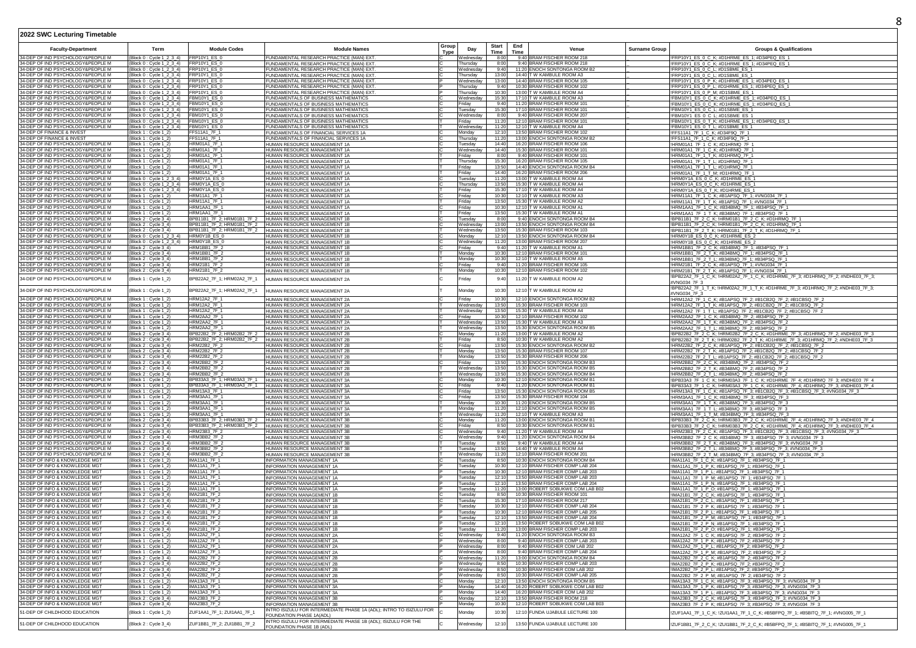## 2022 SWC Lecturing Timetable

| Faculty-Department | Term | Module Codes | Module Names | Group Type | Day | Start Time | End Time | Venue | Surname Group | Groups & Qualifications |
|---|---|---|---|---|---|---|---|---|---|---|
| 34-DEP OF IND PSYCHOLOGY&PEOPLE M | (Block 0 : Cycle 1_2_3_4) | FRP10Y1_ES_0 | FUNDAMENTAL RESEARCH PRACTICE (MAN) EXT. | C | Wednesday | 8:00 | 9:40 | BRAM FISCHER ROOM 218 | | !FRP10Y1_ES_0_C_K; #D1HRME_ES_1; #D34PEQ_ES_1 |
| 34-DEP OF IND PSYCHOLOGY&PEOPLE M | (Block 0 : Cycle 1_2_3_4) | FRP10Y1_ES_0 | FUNDAMENTAL RESEARCH PRACTICE (MAN) EXT. | C | Thursday | 8:00 | 9:40 | BRAM FISCHER ROOM 218 | | !FRP10Y1_ES_0_C_K; #D1HRME_ES_1; #D34PEQ_ES_1 |
| 34-DEP OF IND PSYCHOLOGY&PEOPLE M | (Block 0 : Cycle 1_2_3_4) | FRP10Y1_ES_0 | FUNDAMENTAL RESEARCH PRACTICE (MAN) EXT. | C | Wednesday | 9:40 | 11:20 | ENOCH SONTONGA ROOM B2 | | !FRP10Y1_ES_0_C_L; #D1SBME_ES_1 |
| 34-DEP OF IND PSYCHOLOGY&PEOPLE M | (Block 0 : Cycle 1_2_3_4) | FRP10Y1_ES_0 | FUNDAMENTAL RESEARCH PRACTICE (MAN) EXT. | C | Thursday | 13:00 | 14:40 | T W KAMBULE ROOM A3 | | !FRP10Y1_ES_0_C_L; #D1SBME_ES_1 |
| 34-DEP OF IND PSYCHOLOGY&PEOPLE M | (Block 0 : Cycle 1_2_3_4) | FRP10Y1_ES_0 | FUNDAMENTAL RESEARCH PRACTICE (MAN) EXT. | P | Wednesday | 13:00 | 14:40 | BRAM FISCHER ROOM 105 | | !FRP10Y1_ES_0_P_K; #D1HRME_ES_1; #D34PEQ_ES_1 |
| 34-DEP OF IND PSYCHOLOGY&PEOPLE M | (Block 0 : Cycle 1_2_3_4) | FRP10Y1_ES_0 | FUNDAMENTAL RESEARCH PRACTICE (MAN) EXT. | P | Thursday | 9:40 | 10:30 | BRAM FISCHER ROOM 102 | | !FRP10Y1_ES_0_P_L; #D1HRME_ES_1; #D34PEQ_ES_1 |
| 34-DEP OF IND PSYCHOLOGY&PEOPLE M | (Block 0 : Cycle 1_2_3_4) | FRP10Y1_ES_0 | FUNDAMENTAL RESEARCH PRACTICE (MAN) EXT. | P | Thursday | 10:30 | 13:00 | T W KAMBULE ROOM A4 | | !FRP10Y1_ES_0_P_M; #D1SBME_ES_1 |
| 34-DEP OF IND PSYCHOLOGY&PEOPLE M | (Block 0 : Cycle 1_2_3_4) | FBM10Y1_ES_0 | FUNDAMENTALS OF BUSINESS MATHEMATICS | C | Wednesday | 15:30 | 17:10 | T W KAMBULE ROOM A3 | | !FBM10Y1_ES_0_C_K; #D1HRME_ES_1; #D34PEQ_ES_1 |
| 34-DEP OF IND PSYCHOLOGY&PEOPLE M | (Block 0 : Cycle 1_2_3_4) | FBM10Y1_ES_0 | FUNDAMENTALS OF BUSINESS MATHEMATICS | C | Friday | 9:40 | 11:20 | BRAM FISCHER ROOM 101 | | !FBM10Y1_ES_0_C_K; #D1HRME_ES_1; #D34PEQ_ES_1 |
| 34-DEP OF IND PSYCHOLOGY&PEOPLE M | (Block 0 : Cycle 1_2_3_4) | FBM10Y1_ES_0 | FUNDAMENTALS OF BUSINESS MATHEMATICS | C | Tuesday | 15:30 | 17:10 | BRAM FISCHER ROOM 101 | | !FBM10Y1_ES_0_C_L; #D1SBME_ES_1 |
| 34-DEP OF IND PSYCHOLOGY&PEOPLE M | (Block 0 : Cycle 1_2_3_4) | FBM10Y1_ES_0 | FUNDAMENTALS OF BUSINESS MATHEMATICS | C | Wednesday | 8:00 | 9:40 | BRAM FISCHER ROOM 207 | | !FBM10Y1_ES_0_C_L; #D1SBME_ES_1 |
| 34-DEP OF IND PSYCHOLOGY&PEOPLE M | (Block 0 : Cycle 1_2_3_4) | FBM10Y1_ES_0 | FUNDAMENTALS OF BUSINESS MATHEMATICS | T | Friday | 11:20 | 12:10 | BRAM FISCHER ROOM 101 | | !FBM10Y1_ES_0_T_K; #D1HRME_ES_1; #D34PEQ_ES_1 |
| 34-DEP OF IND PSYCHOLOGY&PEOPLE M | (Block 0 : Cycle 1_2_3_4) | FBM10Y1_ES_0 | FUNDAMENTALS OF BUSINESS MATHEMATICS | T | Wednesday | 11:20 | 12:10 | T W KAMBULE ROOM A4 | | !FBM10Y1_ES_0_T_L; #D1SBME_ES_1 |
| 34-DEP OF FINANCE & INVEST | (Block 1 : Cycle 1_2) | FFS11A1_7F_1 | FUNDAMENTALS OF FINANCIAL SERVICES 1A | C | Monday | 12:10 | 13:50 | BRAM FISCHER ROOM 102 | | !FFS11A1_7F_1_C_K; #D34F9Q_7F_1 |
| 34-DEP OF FINANCE & INVEST | (Block 1 : Cycle 1_2) | FFS11A1_7F_1 | FUNDAMENTALS OF FINANCIAL SERVICES 1A | C | Thursday | 11:20 | 13:00 | ENOCH SONTONGA ROOM B2 | | !FFS11A1_7F_1_C_K; #D34F9Q_7F_1 |
| 34-DEP OF IND PSYCHOLOGY&PEOPLE M | (Block 1 : Cycle 1_2) | HRM01A1_7F_1 | HUMAN RESOURCE MANAGEMENT 1A | C | Tuesday | 14:40 | 16:20 | BRAM FISCHER ROOM 106 | | !HRM01A1_7F_1_C_K; #D1HRMQ_7F_1 |
| 34-DEP OF IND PSYCHOLOGY&PEOPLE M | (Block 1 : Cycle 1_2) | HRM01A1_7F_1 | HUMAN RESOURCE MANAGEMENT 1A | C | Wednesday | 14:40 | 15:30 | BRAM FISCHER ROOM 101 | | !HRM01A1_7F_1_C_K; #D1HRMQ_7F_1 |
| 34-DEP OF IND PSYCHOLOGY&PEOPLE M | (Block 1 : Cycle 1_2) | HRM01A1_7F_1 | HUMAN RESOURCE MANAGEMENT 1A | T | Friday | 8:00 | 9:40 | BRAM FISCHER ROOM 101 | | !HRM01A1_7F_1_T_K; #D1HRMQ_7F_1 |
| 34-DEP OF IND PSYCHOLOGY&PEOPLE M | (Block 1 : Cycle 1_2) | HRM01A1_7F_1 | HUMAN RESOURCE MANAGEMENT 1A | T | Thursday | 15:30 | 16:20 | BRAM FISCHER ROOM 105 | | !HRM01A1_7F_1_T_K; #D1HRMQ_7F_1 |
| 34-DEP OF IND PSYCHOLOGY&PEOPLE M | (Block 1 : Cycle 1_2) | HRM01A1_7F_1 | HUMAN RESOURCE MANAGEMENT 1A | T | Friday | 13:50 | 14:40 | ENOCH SONTONGA ROOM B4 | | !HRM01A1_7F_1_T_L; #D1HRMQ_7F_1 |
| 34-DEP OF IND PSYCHOLOGY&PEOPLE M | (Block 1 : Cycle 1_2) | HRM01A1_7F_1 | HUMAN RESOURCE MANAGEMENT 1A | T | Friday | 14:40 | 16:20 | BRAM FISCHER ROOM 206 | | !HRM01A1_7F_1_T_M; #D1HRMQ_7F_1 |
| 34-DEP OF IND PSYCHOLOGY&PEOPLE M | (Block 0 : Cycle 1_2_3_4) | HRM0Y1A_ES_0 | HUMAN RESOURCE MANAGEMENT 1A | C | Tuesday | 11:20 | 13:00 | T W KAMBULE ROOM A4 | | !HRM0Y1A_ES_0_C_K; #D1HRME_ES_1 |
| 34-DEP OF IND PSYCHOLOGY&PEOPLE M | (Block 0 : Cycle 1_2_3_4) | HRM0Y1A_ES_0 | HUMAN RESOURCE MANAGEMENT 1A | C | Thursday | 13:50 | 15:30 | T W KAMBULE ROOM A4 | | !HRM0Y1A_ES_0_C_K; #D1HRME_ES_1 |
| 34-DEP OF IND PSYCHOLOGY&PEOPLE M | (Block 0 : Cycle 1_2_3_4) | HRM0Y1A_ES_0 | HUMAN RESOURCE MANAGEMENT 1A | T | Friday | 15:30 | 17:10 | T W KAMBULE ROOM A4 | | !HRM0Y1A_ES_0_T_K; #D1HRME_ES_1 |
| 34-DEP OF IND PSYCHOLOGY&PEOPLE M | (Block 1 : Cycle 1_2) | HRM11A1_7F_1 | HUMAN RESOURCE MANAGEMENT 1A | C | Friday | 10:30 | 12:10 | T W KAMBULE ROOM A4 | | !HRM11A1_7F_1_C_K; #B1APSQ_7F_1; #VNG034_7F_1 |
| 34-DEP OF IND PSYCHOLOGY&PEOPLE M | (Block 1 : Cycle 1_2) | HRM11A1_7F_1 | HUMAN RESOURCE MANAGEMENT 1A | T | Friday | 13:50 | 15:30 | T W KAMBULE ROOM A2 | | !HRM11A1_7F_1_T_K; #B1APSQ_7F_1; #VNG034_7F_1 |
| 34-DEP OF IND PSYCHOLOGY&PEOPLE M | (Block 1 : Cycle 1_2) | HRM1AA1_7F_1 | HUMAN RESOURCE MANAGEMENT 1A | C | Friday | 10:30 | 12:10 | T W KAMBULE ROOM A1 | | !HRM1AA1_7F_1_C_K; #B34BMQ_7F_1; #B34PSQ_7F_1 |
| 34-DEP OF IND PSYCHOLOGY&PEOPLE M | (Block 1 : Cycle 1_2) | HRM1AA1_7F_1 | HUMAN RESOURCE MANAGEMENT 1A | T | Friday | 13:50 | 15:30 | T W KAMBULE ROOM A1 | | !HRM1AA1_7F_1_T_K; #B34BMQ_7F_1; #B34PSQ_7F_1 |
| 34-DEP OF IND PSYCHOLOGY&PEOPLE M | (Block 2 : Cycle 3_4) | BPB11B1_7F_2; HRM01B1_7F_2 | HUMAN RESOURCE MANAGEMENT 1B | C | Tuesday | 8:00 | 9:40 | ENOCH SONTONGA ROOM B4 | | !BPB11B1_7F_2_C_K; !HRM01B1_7F_2_C_K; #D1HRMQ_7F_1 |
| 34-DEP OF IND PSYCHOLOGY&PEOPLE M | (Block 2 : Cycle 3_4) | BPB11B1_7F_2; HRM01B1_7F_2 | HUMAN RESOURCE MANAGEMENT 1B | C | Wednesday | 13:00 | 13:50 | ENOCH SONTONGA ROOM B4 | | !BPB11B1_7F_2_C_K; !HRM01B1_7F_2_C_K; #D1HRMQ_7F_1 |
| 34-DEP OF IND PSYCHOLOGY&PEOPLE M | (Block 2 : Cycle 3_4) | BPB11B1_7F_2; HRM01B1_7F_2 | HUMAN RESOURCE MANAGEMENT 1B | T | Wednesday | 13:50 | 15:30 | BRAM FISCHER ROOM 103 | | !BPB11B1_7F_2_T_K; !HRM01B1_7F_2_T_K; #D1HRMQ_7F_1 |
| 34-DEP OF IND PSYCHOLOGY&PEOPLE M | (Block 0 : Cycle 1_2_3_4) | HRM0Y1B_ES_0 | HUMAN RESOURCE MANAGEMENT 1B | C | Monday | 12:10 | 13:50 | ENOCH SONTONGA ROOM B4 | | !HRM0Y1B_ES_0_C_K; #D1HRME_ES_2 |
| 34-DEP OF IND PSYCHOLOGY&PEOPLE M | (Block 0 : Cycle 1_2_3_4) | HRM0Y1B_ES_0 | HUMAN RESOURCE MANAGEMENT 1B | C | Wednesday | 11:20 | 13:00 | BRAM FISCHER ROOM 207 | | !HRM0Y1B_ES_0_C_K; #D1HRME_ES_2 |
| 34-DEP OF IND PSYCHOLOGY&PEOPLE M | (Block 2 : Cycle 3_4) | HRM1BB1_7F_2 | HUMAN RESOURCE MANAGEMENT 1B | C | Friday | 9:40 | 11:20 | T W KAMBULE ROOM A1 | | !HRM1BB1_7F_2_C_K; #B34BMQ_7F_1; #B34PSQ_7F_1 |
| 34-DEP OF IND PSYCHOLOGY&PEOPLE M | (Block 2 : Cycle 3_4) | HRM1BB1_7F_2 | HUMAN RESOURCE MANAGEMENT 1B | T | Monday | 10:30 | 12:10 | BRAM FISCHER ROOM 101 | | !HRM1BB1_7F_2_T_K; #B34BMQ_7F_1; #B34PSQ_7F_1 |
| 34-DEP OF IND PSYCHOLOGY&PEOPLE M | (Block 2 : Cycle 3_4) | HRM1BB1_7F_2 | HUMAN RESOURCE MANAGEMENT 1B | T | Monday | 10:30 | 12:10 | T W KAMBULE ROOM A5 | | !HRM1BB1_7F_2_T_L; #B34BMQ_7F_1; #B34PSQ_7F_1 |
| 34-DEP OF IND PSYCHOLOGY&PEOPLE M | (Block 2 : Cycle 3_4) | HRM21B1_7F_2 | HUMAN RESOURCE MANAGEMENT 1B | C | Friday | 9:40 | 11:20 | BRAM FISCHER ROOM 105 | | !HRM21B1_7F_2_C_K; #B1APSQ_7F_1; #VNG034_7F_1 |
| 34-DEP OF IND PSYCHOLOGY&PEOPLE M | (Block 2 : Cycle 3_4) | HRM21B1_7F_2 | HUMAN RESOURCE MANAGEMENT 1B | T | Monday | 10:30 | 12:10 | BRAM FISCHER ROOM 102 | | !HRM21B1_7F_2_T_K; #B1APSQ_7F_1; #VNG034_7F_1 |
| 34-DEP OF IND PSYCHOLOGY&PEOPLE M | (Block 1 : Cycle 1_2) | BPB22A2_7F_1; HRM02A2_7F_1 | HUMAN RESOURCE MANAGEMENT 2A | C | Friday | 9:40 | 11:20 | T W KAMBULE ROOM A2 | | !BPB22A2_7F_1_C_K; !HRM02A2_7F_1_C_K; #D1HRME_7F_3; #D1HRMQ_7F_2; #NDHE03_7F_3; #VNG034_7F_3 |
| 34-DEP OF IND PSYCHOLOGY&PEOPLE M | (Block 1 : Cycle 1_2) | BPB22A2_7F_1; HRM02A2_7F_1 | HUMAN RESOURCE MANAGEMENT 2A | T | Monday | 10:30 | 12:10 | T W KAMBULE ROOM A2 | | !BPB22A2_7F_1_T_K; !HRM02A2_7F_1_T_K; #D1HRME_7F_3; #D1HRMQ_7F_2; #NDHE03_7F_3; #VNG034_7F_3 |
| 34-DEP OF IND PSYCHOLOGY&PEOPLE M | (Block 1 : Cycle 1_2) | HRM12A2_7F_1 | HUMAN RESOURCE MANAGEMENT 2A | C | Friday | 10:30 | 12:10 | ENOCH SONTONGA ROOM B2 | | !HRM12A2_7F_1_C_K; #B1APSQ_7F_2; #B1CB2Q_7F_2; #B1CBSQ_7F_2 |
| 34-DEP OF IND PSYCHOLOGY&PEOPLE M | (Block 1 : Cycle 1_2) | HRM12A2_7F_1 | HUMAN RESOURCE MANAGEMENT 2A | T | Wednesday | 13:50 | 15:30 | BRAM FISCHER ROOM 103 | | !HRM12A2_7F_1_T_K; #B1APSQ_7F_2; #B1CB2Q_7F_2; #B1CBSQ_7F_2 |
| 34-DEP OF IND PSYCHOLOGY&PEOPLE M | (Block 1 : Cycle 1_2) | HRM12A2_7F_1 | HUMAN RESOURCE MANAGEMENT 2A | T | Wednesday | 13:50 | 15:30 | T W KAMBULE ROOM A4 | | !HRM12A2_7F_1_T_L; #B1APSQ_7F_2; #B1CB2Q_7F_2; #B1CBSQ_7F_2 |
| 34-DEP OF IND PSYCHOLOGY&PEOPLE M | (Block 1 : Cycle 1_2) | HRM2AA2_7F_1 | HUMAN RESOURCE MANAGEMENT 2A | C | Friday | 10:30 | 12:10 | BRAM FISCHER ROOM 102 | | !HRM2AA2_7F_1_C_K; #B34BMQ_7F_2; #B34PSQ_7F_2 |
| 34-DEP OF IND PSYCHOLOGY&PEOPLE M | (Block 1 : Cycle 1_2) | HRM2AA2_7F_1 | HUMAN RESOURCE MANAGEMENT 2A | T | Wednesday | 13:50 | 15:30 | T W KAMBULE ROOM A3 | | !HRM2AA2_7F_1_T_K; #B34BMQ_7F_2; #B34PSQ_7F_2 |
| 34-DEP OF IND PSYCHOLOGY&PEOPLE M | (Block 1 : Cycle 1_2) | HRM2AA2_7F_1 | HUMAN RESOURCE MANAGEMENT 2A | T | Wednesday | 13:50 | 15:30 | ENOCH SONTONGA ROOM B5 | | !HRM2AA2_7F_1_T_L; #B34BMQ_7F_2; #B34PSQ_7F_2 |
| 34-DEP OF IND PSYCHOLOGY&PEOPLE M | (Block 2 : Cycle 3_4) | BPB22B2_7F_2; HRM02B2_7F_2 | HUMAN RESOURCE MANAGEMENT 2B | C | Monday | 11:20 | 13:00 | T W KAMBULE ROOM A2 | | !BPB22B2_7F_2_C_K; !HRM02B2_7F_2_C_K; #D1HRME_7F_3; #D1HRMQ_7F_2; #NDHE03_7F_3 |
| 34-DEP OF IND PSYCHOLOGY&PEOPLE M | (Block 2 : Cycle 3_4) | BPB22B2_7F_2; HRM02B2_7F_2 | HUMAN RESOURCE MANAGEMENT 2B | T | Friday | 8:50 | 10:30 | T W KAMBULE ROOM A2 | | !BPB22B2_7F_2_T_K; !HRM02B2_7F_2_T_K; #D1HRME_7F_3; #D1HRMQ_7F_2; #NDHE03_7F_3 |
| 34-DEP OF IND PSYCHOLOGY&PEOPLE M | (Block 2 : Cycle 3_4) | HRM22B2_7F_2 | HUMAN RESOURCE MANAGEMENT 2B | C | Friday | 13:50 | 15:30 | ENOCH SONTONGA ROOM B2 | | !HRM22B2_7F_2_C_K; #B1APSQ_7F_2; #B1CB2Q_7F_2; #B1CBSQ_7F_2 |
| 34-DEP OF IND PSYCHOLOGY&PEOPLE M | (Block 2 : Cycle 3_4) | HRM22B2_7F_2 | HUMAN RESOURCE MANAGEMENT 2B | T | Monday | 13:50 | 15:30 | BRAM FISCHER ROOM 107 | | !HRM22B2_7F_2_T_K; #B1APSQ_7F_2; #B1CB2Q_7F_2; #B1CBSQ_7F_2 |
| 34-DEP OF IND PSYCHOLOGY&PEOPLE M | (Block 2 : Cycle 3_4) | HRM22B2_7F_2 | HUMAN RESOURCE MANAGEMENT 2B | T | Monday | 13:50 | 15:30 | BRAM FISCHER ROOM 206 | | !HRM22B2_7F_2_T_L; #B1APSQ_7F_2; #B1CB2Q_7F_2; #B1CBSQ_7F_2 |
| 34-DEP OF IND PSYCHOLOGY&PEOPLE M | (Block 2 : Cycle 3_4) | HRM2BB2_7F_2 | HUMAN RESOURCE MANAGEMENT 2B | C | Friday | 13:50 | 15:30 | ENOCH SONTONGA ROOM B3 | | !HRM2BB2_7F_2_C_K; #B34BMQ_7F_2; #B34PSQ_7F_2 |
| 34-DEP OF IND PSYCHOLOGY&PEOPLE M | (Block 2 : Cycle 3_4) | HRM2BB2_7F_2 | HUMAN RESOURCE MANAGEMENT 2B | T | Wednesday | 13:50 | 15:30 | ENOCH SONTONGA ROOM B5 | | !HRM2BB2_7F_2_T_K; #B34BMQ_7F_2; #B34PSQ_7F_2 |
| 34-DEP OF IND PSYCHOLOGY&PEOPLE M | (Block 2 : Cycle 3_4) | HRM2BB2_7F_2 | HUMAN RESOURCE MANAGEMENT 2B | T | Wednesday | 13:50 | 15:30 | ENOCH SONTONGA ROOM B4 | | !HRM2BB2_7F_2_T_L; #B34BMQ_7F_2; #B34PSQ_7F_2 |
| 34-DEP OF IND PSYCHOLOGY&PEOPLE M | (Block 1 : Cycle 1_2) | BPB33A3_7F_1; HRM03A3_7F_1 | HUMAN RESOURCE MANAGEMENT 3A | C | Monday | 10:30 | 12:10 | ENOCH SONTONGA ROOM B1 | | !BPB33A3_7F_1_C_K; !HRM03A3_7F_1_C_K; #D1HRME_7F_4; #D1HRMQ_7F_3; #NDHE03_7F_4 |
| 34-DEP OF IND PSYCHOLOGY&PEOPLE M | (Block 1 : Cycle 1_2) | BPB33A3_7F_1; HRM03A3_7F_1 | HUMAN RESOURCE MANAGEMENT 3A | C | Friday | 9:40 | 11:20 | ENOCH SONTONGA ROOM B1 | | !BPB33A3_7F_1_C_K; !HRM03A3_7F_1_C_K; #D1HRME_7F_4; #D1HRMQ_7F_3; #NDHE03_7F_4 |
| 34-DEP OF IND PSYCHOLOGY&PEOPLE M | (Block 1 : Cycle 1_2) | HRM13A3_7F_1 | HUMAN RESOURCE MANAGEMENT 3A | C | Friday | 13:50 | 15:30 | ENOCH SONTONGA ROOM B5 | | !HRM13A3_7F_1_C_K; #B1APSQ_7F_3; #B1CB2Q_7F_3; #B1CBSQ_7F_3; #VNG034_7F_3 |
| 34-DEP OF IND PSYCHOLOGY&PEOPLE M | (Block 1 : Cycle 1_2) | HRM3AA1_7F_1 | HUMAN RESOURCE MANAGEMENT 3A | C | Friday | 13:50 | 15:30 | BRAM FISCHER ROOM 104 | | !HRM3AA1_7F_1_C_K; #B34BMQ_7F_3; #B34PSQ_7F_3 |
| 34-DEP OF IND PSYCHOLOGY&PEOPLE M | (Block 1 : Cycle 1_2) | HRM3AA1_7F_1 | HUMAN RESOURCE MANAGEMENT 3A | T | Monday | 10:30 | 11:20 | ENOCH SONTONGA ROOM B5 | | !HRM3AA1_7F_1_T_K; #B34BMQ_7F_3; #B34PSQ_7F_3 |
| 34-DEP OF IND PSYCHOLOGY&PEOPLE M | (Block 1 : Cycle 1_2) | HRM3AA1_7F_1 | HUMAN RESOURCE MANAGEMENT 3A | T | Monday | 11:20 | 12:10 | ENOCH SONTONGA ROOM B5 | | !HRM3AA1_7F_1_T_L; #B34BMQ_7F_3; #B34PSQ_7F_3 |
| 34-DEP OF IND PSYCHOLOGY&PEOPLE M | (Block 1 : Cycle 1_2) | HRM3AA1_7F_1 | HUMAN RESOURCE MANAGEMENT 3A | T | Wednesday | 11:20 | 12:10 | T W KAMBULE ROOM A3 | | !HRM3AA1_7F_1_T_M; #B34BMQ_7F_3; #B34PSQ_7F_3 |
| 34-DEP OF IND PSYCHOLOGY&PEOPLE M | (Block 2 : Cycle 3_4) | BPB33B3_7F_2; HRM03B3_7F_2 | HUMAN RESOURCE MANAGEMENT 3B | C | Monday | 11:20 | 13:00 | ENOCH SONTONGA ROOM B1 | | !BPB33B3_7F_2_C_K; !HRM03B3_7F_2_C_K; #D1HRME_7F_4; #D1HRMQ_7F_3; #NDHE03_7F_4 |
| 34-DEP OF IND PSYCHOLOGY&PEOPLE M | (Block 2 : Cycle 3_4) | BPB33B3_7F_2; HRM03B3_7F_2 | HUMAN RESOURCE MANAGEMENT 3B | C | Friday | 8:50 | 10:30 | ENOCH SONTONGA ROOM B1 | | !BPB33B3_7F_2_C_K; !HRM03B3_7F_2_C_K; #D1HRME_7F_4; #D1HRMQ_7F_3; #NDHE03_7F_4 |
| 34-DEP OF IND PSYCHOLOGY&PEOPLE M | (Block 2 : Cycle 3_4) | HRM23B3_7F_2 | HUMAN RESOURCE MANAGEMENT 3B | C | Wednesday | 9:40 | 11:20 | T W KAMBULE ROOM A4 | | !HRM23B3_7F_2_C_K; #B1APSQ_7F_3; #B1CB2Q_7F_3; #B1CBSQ_7F_3; #VNG034_7F_3 |
| 34-DEP OF IND PSYCHOLOGY&PEOPLE M | (Block 2 : Cycle 3_4) | HRM3BB2_7F_2 | HUMAN RESOURCE MANAGEMENT 3B | C | Wednesday | 9:40 | 11:20 | ENOCH SONTONGA ROOM B4 | | !HRM3BB2_7F_2_C_K; #B34BMQ_7F_3; #B34PSQ_7F_3; #VNG034_7F_3 |
| 34-DEP OF IND PSYCHOLOGY&PEOPLE M | (Block 2 : Cycle 3_4) | HRM3BB2_7F_2 | HUMAN RESOURCE MANAGEMENT 3B | T | Tuesday | 8:50 | 9:40 | T W KAMBULE ROOM A4 | | !HRM3BB2_7F_2_T_K; #B34BMQ_7F_3; #B34PSQ_7F_3; #VNG034_7F_3 |
| 34-DEP OF IND PSYCHOLOGY&PEOPLE M | (Block 2 : Cycle 3_4) | HRM3BB2_7F_2 | HUMAN RESOURCE MANAGEMENT 3B | T | Tuesday | 13:50 | 14:40 | T W KAMBULE ROOM A4 | | !HRM3BB2_7F_2_T_L; #B34BMQ_7F_3; #B34PSQ_7F_3; #VNG034_7F_3 |
| 34-DEP OF IND PSYCHOLOGY&PEOPLE M | (Block 2 : Cycle 3_4) | HRM3BB2_7F_2 | HUMAN RESOURCE MANAGEMENT 3B | T | Wednesday | 11:20 | 12:10 | BRAM FISCHER ROOM 201 | | !HRM3BB2_7F_2_T_M; #B34BMQ_7F_3; #B34PSQ_7F_3; #VNG034_7F_3 |
| 34-DEP OF INFO & KNOWLEDGE MGT | (Block 1 : Cycle 1_2) | IMA11A1_7F_1 | INFORMATION MANAGEMENT 1A | C | Tuesday | 8:50 | 10:30 | ENOCH SONTONGA ROOM B4 | | !IMA11A1_7F_1_C_K; #B1APSQ_7F_1; #B34PSQ_7F_1 |
| 34-DEP OF INFO & KNOWLEDGE MGT | (Block 1 : Cycle 1_2) | IMA11A1_7F_1 | INFORMATION MANAGEMENT 1A | P | Tuesday | 10:30 | 12:10 | BRAM FISCHER COMP LAB 204 | | !IMA11A1_7F_1_P_K; #B1APSQ_7F_1; #B34PSQ_7F_1 |
| 34-DEP OF INFO & KNOWLEDGE MGT | (Block 1 : Cycle 1_2) | IMA11A1_7F_1 | INFORMATION MANAGEMENT 1A | P | Tuesday | 10:30 | 12:10 | BRAM FISCHER COMP LAB 203 | | !IMA11A1_7F_1_P_L; #B1APSQ_7F_1; #B34PSQ_7F_1 |
| 34-DEP OF INFO & KNOWLEDGE MGT | (Block 1 : Cycle 1_2) | IMA11A1_7F_1 | INFORMATION MANAGEMENT 1A | P | Tuesday | 12:10 | 13:50 | BRAM FISCHER COMP LAB 203 | | !IMA11A1_7F_1_P_M; #B1APSQ_7F_1; #B34PSQ_7F_1 |
| 34-DEP OF INFO & KNOWLEDGE MGT | (Block 1 : Cycle 1_2) | IMA11A1_7F_1 | INFORMATION MANAGEMENT 1A | P | Tuesday | 12:10 | 13:50 | BRAM FISCHER COMP LAB 204 | | !IMA11A1_7F_1_P_N; #B1APSQ_7F_1; #B34PSQ_7F_1 |
| 34-DEP OF INFO & KNOWLEDGE MGT | (Block 1 : Cycle 1_2) | IMA11A1_7F_1 | INFORMATION MANAGEMENT 1A | P | Tuesday | 11:20 | 13:00 | ROBERT SOBUKWE COM LAB B02 | | !IMA11A1_7F_1_P_O; #B1APSQ_7F_1; #B34PSQ_7F_1 |
| 34-DEP OF INFO & KNOWLEDGE MGT | (Block 2 : Cycle 3_4) | IMA21B1_7F_2 | INFORMATION MANAGEMENT 1B | C | Tuesday | 8:50 | 10:30 | BRAM FISCHER ROOM 101 | | !IMA21B1_7F_2_C_K; #B1APSQ_7F_1; #B34PSQ_7F_1 |
| 34-DEP OF INFO & KNOWLEDGE MGT | (Block 2 : Cycle 3_4) | IMA21B1_7F_2 | INFORMATION MANAGEMENT 1B | C | Tuesday | 15:30 | 17:10 | BRAM FISCHER ROOM 217 | | !IMA21B1_7F_2_C_L; #B1APSQ_7F_1; #B34PSQ_7F_1 |
| 34-DEP OF INFO & KNOWLEDGE MGT | (Block 2 : Cycle 3_4) | IMA21B1_7F_2 | INFORMATION MANAGEMENT 1B | P | Tuesday | 10:30 | 12:10 | BRAM FISCHER COMP LAB 204 | | !IMA21B1_7F_2_P_K; #B1APSQ_7F_1; #B34PSQ_7F_1 |
| 34-DEP OF INFO & KNOWLEDGE MGT | (Block 2 : Cycle 3_4) | IMA21B1_7F_2 | INFORMATION MANAGEMENT 1B | P | Tuesday | 10:30 | 12:10 | BRAM FISCHER COMP LAB 205 | | !IMA21B1_7F_2_P_L; #B1APSQ_7F_1; #B34PSQ_7F_1 |
| 34-DEP OF INFO & KNOWLEDGE MGT | (Block 2 : Cycle 3_4) | IMA21B1_7F_2 | INFORMATION MANAGEMENT 1B | P | Tuesday | 12:10 | 13:50 | BRAM FISCHER COMP LAB 205 | | !IMA21B1_7F_2_P_M; #B1APSQ_7F_1; #B34PSQ_7F_1 |
| 34-DEP OF INFO & KNOWLEDGE MGT | (Block 2 : Cycle 3_4) | IMA21B1_7F_2 | INFORMATION MANAGEMENT 1B | P | Tuesday | 12:10 | 13:50 | ROBERT SOBUKWE COM LAB B02 | | !IMA21B1_7F_2_P_N; #B1APSQ_7F_1; #B34PSQ_7F_1 |
| 34-DEP OF INFO & KNOWLEDGE MGT | (Block 2 : Cycle 3_4) | IMA21B1_7F_2 | INFORMATION MANAGEMENT 1B | P | Tuesday | 11:20 | 13:00 | BRAM FISCHER COMP LAB 203 | | !IMA21B1_7F_2_P_O; #B1APSQ_7F_1; #B34PSQ_7F_1 |
| 34-DEP OF INFO & KNOWLEDGE MGT | (Block 1 : Cycle 1_2) | IMA12A2_7F_1 | INFORMATION MANAGEMENT 2A | C | Wednesday | 9:40 | 11:20 | ENOCH SONTONGA ROOM B3 | | !IMA12A2_7F_1_C_K; #B1APSQ_7F_2; #B34PSQ_7F_2 |
| 34-DEP OF INFO & KNOWLEDGE MGT | (Block 1 : Cycle 1_2) | IMA12A2_7F_1 | INFORMATION MANAGEMENT 2A | P | Wednesday | 8:00 | 9:40 | BRAM FISCHER COMP LAB 203 | | !IMA12A2_7F_1_P_K; #B1APSQ_7F_2; #B34PSQ_7F_2 |
| 34-DEP OF INFO & KNOWLEDGE MGT | (Block 1 : Cycle 1_2) | IMA12A2_7F_1 | INFORMATION MANAGEMENT 2A | P | Wednesday | 8:00 | 9:40 | BRAM FISCHER COM LAB 202 | | !IMA12A2_7F_1_P_L; #B1APSQ_7F_2; #B34PSQ_7F_2 |
| 34-DEP OF INFO & KNOWLEDGE MGT | (Block 1 : Cycle 1_2) | IMA12A2_7F_1 | INFORMATION MANAGEMENT 2A | P | Wednesday | 8:00 | 9:40 | BRAM FISCHER COMP LAB 204 | | !IMA12A2_7F_1_P_M; #B1APSQ_7F_2; #B34PSQ_7F_2 |
| 34-DEP OF INFO & KNOWLEDGE MGT | (Block 2 : Cycle 3_4) | IMA22B2_7F_2 | INFORMATION MANAGEMENT 2B | C | Wednesday | 11:20 | 13:00 | ENOCH SONTONGA ROOM B4 | | !IMA22B2_7F_2_C_K; #B1APSQ_7F_2; #B34PSQ_7F_2 |
| 34-DEP OF INFO & KNOWLEDGE MGT | (Block 2 : Cycle 3_4) | IMA22B2_7F_2 | INFORMATION MANAGEMENT 2B | P | Wednesday | 8:50 | 10:30 | BRAM FISCHER COMP LAB 203 | | !IMA22B2_7F_2_P_K; #B1APSQ_7F_2; #B34PSQ_7F_2 |
| 34-DEP OF INFO & KNOWLEDGE MGT | (Block 2 : Cycle 3_4) | IMA22B2_7F_2 | INFORMATION MANAGEMENT 2B | P | Wednesday | 8:50 | 10:30 | BRAM FISCHER COM LAB 202 | | !IMA22B2_7F_2_P_L; #B1APSQ_7F_2; #B34PSQ_7F_2 |
| 34-DEP OF INFO & KNOWLEDGE MGT | (Block 2 : Cycle 3_4) | IMA22B2_7F_2 | INFORMATION MANAGEMENT 2B | P | Wednesday | 8:50 | 10:30 | BRAM FISCHER COMP LAB 205 | | !IMA22B2_7F_2_P_M; #B1APSQ_7F_2; #B34PSQ_7F_2 |
| 34-DEP OF INFO & KNOWLEDGE MGT | (Block 1 : Cycle 1_2) | IMA13A3_7F_1 | INFORMATION MANAGEMENT 3A | C | Monday | 12:10 | 13:50 | ENOCH SONTONGA ROOM B5 | | !IMA13A3_7F_1_C_K; #B1APSQ_7F_3; #B34PSQ_7F_3; #VNG034_7F_3 |
| 34-DEP OF INFO & KNOWLEDGE MGT | (Block 1 : Cycle 1_2) | IMA13A3_7F_1 | INFORMATION MANAGEMENT 3A | P | Monday | 14:40 | 16:20 | ROBERT SOBUKWE COM LAB B02 | | !IMA13A3_7F_1_P_K; #B1APSQ_7F_3; #B34PSQ_7F_3; #VNG034_7F_3 |
| 34-DEP OF INFO & KNOWLEDGE MGT | (Block 1 : Cycle 1_2) | IMA13A3_7F_1 | INFORMATION MANAGEMENT 3A | P | Monday | 14:40 | 16:20 | BRAM FISCHER COM LAB 202 | | !IMA13A3_7F_1_P_L; #B1APSQ_7F_3; #B34PSQ_7F_3; #VNG034_7F_3 |
| 34-DEP OF INFO & KNOWLEDGE MGT | (Block 2 : Cycle 3_4) | IMA23B3_7F_2 | INFORMATION MANAGEMENT 3B | C | Monday | 12:10 | 13:50 | BRAM FISCHER ROOM 218 | | !IMA23B3_7F_2_C_K; #B1APSQ_7F_3; #B34PSQ_7F_3; #VNG034_7F_3 |
| 34-DEP OF INFO & KNOWLEDGE MGT | (Block 2 : Cycle 3_4) | IMA23B3_7F_2 | INFORMATION MANAGEMENT 3B | P | Monday | 10:30 | 12:10 | ROBERT SOBUKWE COM LAB B03 | | !IMA23B3_7F_2_P_K; #B1APSQ_7F_3; #B34PSQ_7F_3; #VNG034_7F_3 |
| 51-DEP OF CHILDHOOD EDUCATION | (Block 1 : Cycle 1_2) | ZUF1AA1_7F_1; ZUI1AA1_7F_1 | INTRO ISIZULU FOR INTERMEDIATE PHASE 1A (ADL); INTRO TO ISIZULU FOR FOUNDATION PHASE 1A(ADL) | C | Monday | 10:30 | 12:10 | FUNDA UJABULE LECTURE 100 | | !ZUF1AA1_7F_1_C_K; !ZUI1AA1_7F_1_C_K; #B5BFPQ_7F_1; #B5BITQ_7F_1; #VNG005_7F_1 |
| 51-DEP OF CHILDHOOD EDUCATION | (Block 2 : Cycle 3_4) | ZUF1BB1_7F_2; ZUI1BB1_7F_2 | INTRO ISIZULU FOR INTERMEDIATE PHASE 1B (ADL); ISIZULU FOR THE FOUNDATION PHASE 1B (ADL) | C | Wednesday | 12:10 | 13:50 | FUNDA UJABULE LECTURE 100 | | !ZUF1BB1_7F_2_C_K; !ZUI1BB1_7F_2_C_K; #B5BFPQ_7F_1; #B5BITQ_7F_1; #VNG005_7F_1 |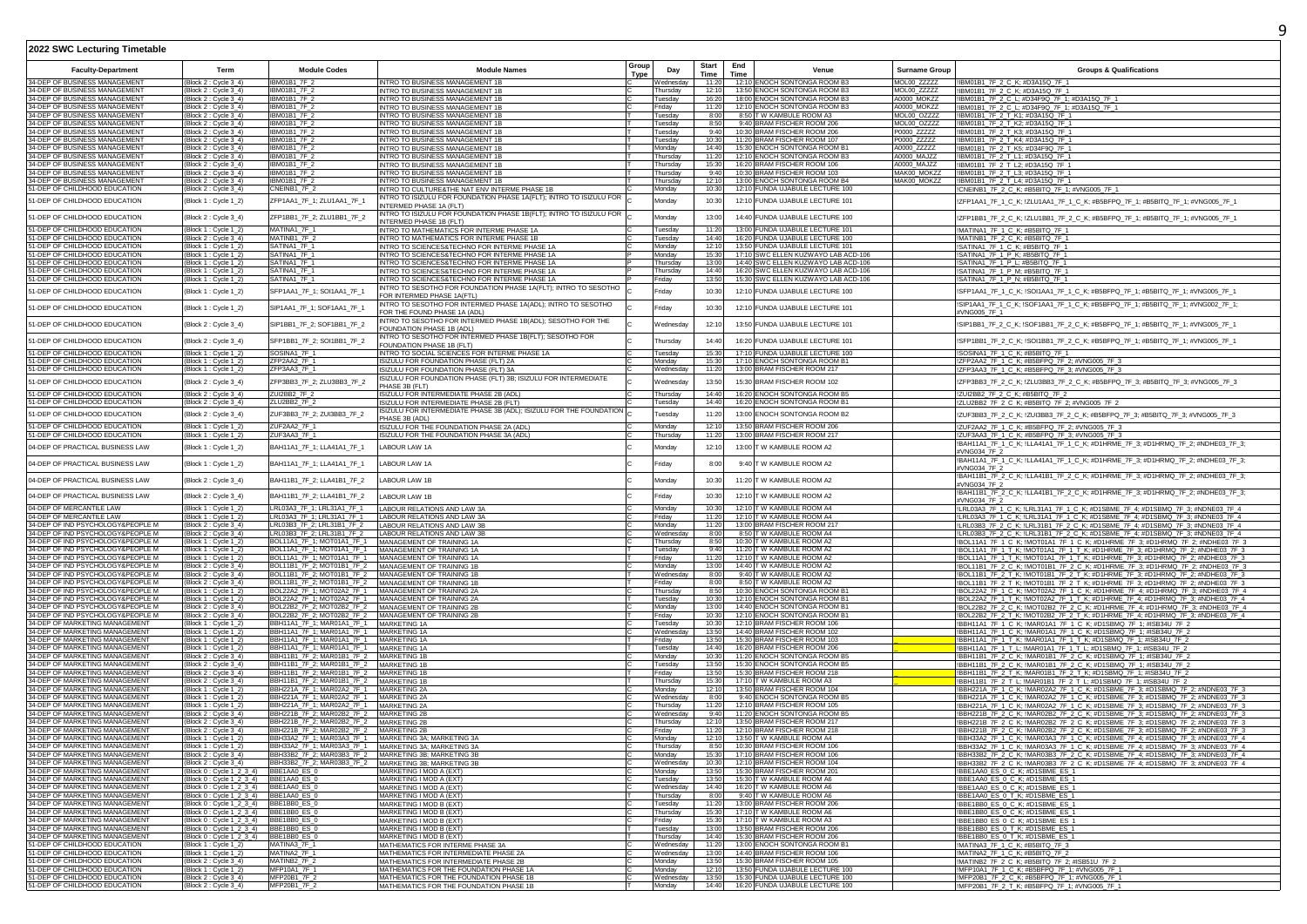## 2022 SWC Lecturing Timetable

| Faculty-Department | Term | Module Codes | Module Names | Group Type | Day | Start Time | End Time | Venue | Surname Group | Groups & Qualifications |
|---|---|---|---|---|---|---|---|---|---|---|
| 34-DEP OF BUSINESS MANAGEMENT | (Block 2 : Cycle 3_4) | IBM01B1_7F_2 | INTRO TO BUSINESS MANAGEMENT 1B | C | Wednesday | 11:20 | 12:10 | ENOCH SONTONGA ROOM B3 | MOL00_ZZZZZ | !IBM01B1_7F_2_C_K; #D3A15Q_7F_1 |
| 34-DEP OF BUSINESS MANAGEMENT | (Block 2 : Cycle 3_4) | IBM01B1_7F_2 | INTRO TO BUSINESS MANAGEMENT 1B | C | Thursday | 12:10 | 13:50 | ENOCH SONTONGA ROOM B3 | MOL00_ZZZZZ | !IBM01B1_7F_2_C_K; #D3A15Q_7F_1 |
| 34-DEP OF BUSINESS MANAGEMENT | (Block 2 : Cycle 3_4) | IBM01B1_7F_2 | INTRO TO BUSINESS MANAGEMENT 1B | C | Tuesday | 16:20 | 18:00 | ENOCH SONTONGA ROOM B3 | A0000_MOKZZ | !IBM01B1_7F_2_C_L; #D34F9Q_7F_1; #D3A15Q_7F_1 |
| 34-DEP OF BUSINESS MANAGEMENT | (Block 2 : Cycle 3_4) | IBM01B1_7F_2 | INTRO TO BUSINESS MANAGEMENT 1B | C | Friday | 11:20 | 12:10 | ENOCH SONTONGA ROOM B3 | A0000_MOKZZ | !IBM01B1_7F_2_C_L; #D34F9Q_7F_1; #D3A15Q_7F_1 |
| 34-DEP OF BUSINESS MANAGEMENT | (Block 2 : Cycle 3_4) | IBM01B1_7F_2 | INTRO TO BUSINESS MANAGEMENT 1B | T | Tuesday | 8:00 | 8:50 | T W KAMBULE ROOM A3 | MOL00_OZZZZ | !IBM01B1_7F_2_T_K1; #D3A15Q_7F_1 |
| 34-DEP OF BUSINESS MANAGEMENT | (Block 2 : Cycle 3_4) | IBM01B1_7F_2 | INTRO TO BUSINESS MANAGEMENT 1B | T | Tuesday | 8:50 | 9:40 | BRAM FISCHER ROOM 206 | MOL00_OZZZZ | !IBM01B1_7F_2_T_K2; #D3A15Q_7F_1 |
| 34-DEP OF BUSINESS MANAGEMENT | (Block 2 : Cycle 3_4) | IBM01B1_7F_2 | INTRO TO BUSINESS MANAGEMENT 1B | T | Tuesday | 9:40 | 10:30 | BRAM FISCHER ROOM 206 | P0000_ZZZZZ | !IBM01B1_7F_2_T_K3; #D3A15Q_7F_1 |
| 34-DEP OF BUSINESS MANAGEMENT | (Block 2 : Cycle 3_4) | IBM01B1_7F_2 | INTRO TO BUSINESS MANAGEMENT 1B | T | Tuesday | 10:30 | 11:20 | BRAM FISCHER ROOM 107 | P0000_ZZZZZ | !IBM01B1_7F_2_T_K4; #D3A15Q_7F_1 |
| 34-DEP OF BUSINESS MANAGEMENT | (Block 2 : Cycle 3_4) | IBM01B1_7F_2 | INTRO TO BUSINESS MANAGEMENT 1B | T | Monday | 14:40 | 15:30 | ENOCH SONTONGA ROOM B1 | A0000_ZZZZZ | !IBM01B1_7F_2_T_K5; #D34F9Q_7F_1 |
| 34-DEP OF BUSINESS MANAGEMENT | (Block 2 : Cycle 3_4) | IBM01B1_7F_2 | INTRO TO BUSINESS MANAGEMENT 1B | T | Thursday | 11:20 | 12:10 | ENOCH SONTONGA ROOM B3 | A0000_MAJZZ | !IBM01B1_7F_2_T_L1; #D3A15Q_7F_1 |
| 34-DEP OF BUSINESS MANAGEMENT | (Block 2 : Cycle 3_4) | IBM01B1_7F_2 | INTRO TO BUSINESS MANAGEMENT 1B | T | Thursday | 15:30 | 16:20 | BRAM FISCHER ROOM 106 | A0000_MAJZZ | !IBM01B1_7F_2_T_L2; #D3A15Q_7F_1 |
| 34-DEP OF BUSINESS MANAGEMENT | (Block 2 : Cycle 3_4) | IBM01B1_7F_2 | INTRO TO BUSINESS MANAGEMENT 1B | T | Thursday | 9:40 | 10:30 | BRAM FISCHER ROOM 103 | MAK00_MOKZZ | !IBM01B1_7F_2_T_L3; #D3A15Q_7F_1 |
| 34-DEP OF BUSINESS MANAGEMENT | (Block 2 : Cycle 3_4) | IBM01B1_7F_2 | INTRO TO BUSINESS MANAGEMENT 1B | T | Thursday | 12:10 | 13:00 | ENOCH SONTONGA ROOM B4 | MAK00_MOKZZ | !IBM01B1_7F_2_T_L4; #D3A15Q_7F_1 |
| 51-DEP OF CHILDHOOD EDUCATION | (Block 2 : Cycle 3_4) | CNEINB1_7F_2 | INTRO TO CULTURE&THE NAT ENV INTERME PHASE 1B | C | Monday | 10:30 | 12:10 | FUNDA UJABULE LECTURE 100 | | !CNEINB1_7F_2_C_K; #B5BITQ_7F_1; #VNG005_7F_1 |
| 51-DEP OF CHILDHOOD EDUCATION | (Block 1 : Cycle 1_2) | ZFP1AA1_7F_1; ZLU1AA1_7F_1 | INTRO TO ISIZULU FOR FOUNDATION PHASE 1A(FLT); INTRO TO ISIZULU FOR INTERMED PHASE 1A (FLT) | C | Monday | 10:30 | 12:10 | FUNDA UJABULE LECTURE 101 | | !ZFP1AA1_7F_1_C_K; !ZLU1AA1_7F_1_C_K; #B5BFPQ_7F_1; #B5BITQ_7F_1; #VNG005_7F_1 |
| 51-DEP OF CHILDHOOD EDUCATION | (Block 2 : Cycle 3_4) | ZFP1BB1_7F_2; ZLU1BB1_7F_2 | INTRO TO ISIZULU FOR FOUNDATION PHASE 1B(FLT); INTRO TO ISIZULU FOR INTERMED PHASE 1B (FLT) | C | Monday | 13:00 | 14:40 | FUNDA UJABULE LECTURE 100 | | !ZFP1BB1_7F_2_C_K; !ZLU1BB1_7F_2_C_K; #B5BFPQ_7F_1; #B5BITQ_7F_1; #VNG005_7F_1 |
| 51-DEP OF CHILDHOOD EDUCATION | (Block 1 : Cycle 1_2) | MATINA1_7F_1 | INTRO TO MATHEMATICS FOR INTERME PHASE 1A | C | Tuesday | 11:20 | 13:00 | FUNDA UJABULE LECTURE 101 | | !MATINA1_7F_1_C_K; #B5BITQ_7F_1 |
| 51-DEP OF CHILDHOOD EDUCATION | (Block 2 : Cycle 3_4) | MATINB1_7F_2 | INTRO TO MATHEMATICS FOR INTERME PHASE 1B | C | Tuesday | 14:40 | 16:20 | FUNDA UJABULE LECTURE 101 | | !MATINB1_7F_2_C_K; #B5BITQ_7F_1 |
| 51-DEP OF CHILDHOOD EDUCATION | (Block 1 : Cycle 1_2) | SATINA1_7F_1 | INTRO TO SCIENCES&TECHNO FOR INTERME PHASE 1A | C | Monday | 12:10 | 13:50 | FUNDA UJABULE LECTURE 101 | | !SATINA1_7F_1_C_K; #B5BITQ_7F_1 |
| 51-DEP OF CHILDHOOD EDUCATION | (Block 1 : Cycle 1_2) | SATINA1_7F_1 | INTRO TO SCIENCES&TECHNO FOR INTERME PHASE 1A | P | Monday | 15:30 | 17:10 | SWC ELLEN KUZWAYO LAB ACD-106 | | !SATINA1_7F_1_P_K; #B5BITQ_7F_1 |
| 51-DEP OF CHILDHOOD EDUCATION | (Block 1 : Cycle 1_2) | SATINA1_7F_1 | INTRO TO SCIENCES&TECHNO FOR INTERME PHASE 1A | P | Thursday | 13:00 | 14:40 | SWC ELLEN KUZWAYO LAB ACD-106 | | !SATINA1_7F_1_P_L; #B5BITQ_7F_1 |
| 51-DEP OF CHILDHOOD EDUCATION | (Block 1 : Cycle 1_2) | SATINA1_7F_1 | INTRO TO SCIENCES&TECHNO FOR INTERME PHASE 1A | P | Thursday | 14:40 | 16:20 | SWC ELLEN KUZWAYO LAB ACD-106 | | !SATINA1_7F_1_P_M; #B5BITQ_7F_1 |
| 51-DEP OF CHILDHOOD EDUCATION | (Block 1 : Cycle 1_2) | SATINA1_7F_1 | INTRO TO SCIENCES&TECHNO FOR INTERME PHASE 1A | P | Friday | 13:50 | 15:30 | SWC ELLEN KUZWAYO LAB ACD-106 | | !SATINA1_7F_1_P_N; #B5BITQ_7F_1 |
| 51-DEP OF CHILDHOOD EDUCATION | (Block 1 : Cycle 1_2) | SFP1AA1_7F_1; SOI1AA1_7F_1 | INTRO TO SESOTHO FOR FOUNDATION PHASE 1A(FLT); INTRO TO SESOTHO FOR INTERMED PHASE 1A(FLT) | C | Friday | 10:30 | 12:10 | FUNDA UJABULE LECTURE 100 | | !SFP1AA1_7F_1_C_K; !SOI1AA1_7F_1_C_K; #B5BFPQ_7F_1; #B5BITQ_7F_1; #VNG005_7F_1 |
| 51-DEP OF CHILDHOOD EDUCATION | (Block 1 : Cycle 1_2) | SIP1AA1_7F_1; SOF1AA1_7F_1 | INTRO TO SESOTHO FOR INTERMED PHASE 1A(ADL); INTRO TO SESOTHO FOR THE FOUND PHASE 1A (ADL) | C | Friday | 10:30 | 12:10 | FUNDA UJABULE LECTURE 101 | | !SIP1AA1_7F_1_C_K; !SOF1AA1_7F_1_C_K; #B5BFPQ_7F_1; #B5BITQ_7F_1; #VNG002_7F_1; #VNG005_7F_1 |
| 51-DEP OF CHILDHOOD EDUCATION | (Block 2 : Cycle 3_4) | SIP1BB1_7F_2; SOF1BB1_7F_2 | INTRO TO SESOTHO FOR INTERMED PHASE 1B(ADL); SESOTHO FOR THE FOUNDATION PHASE 1B (ADL) | C | Wednesday | 12:10 | 13:50 | FUNDA UJABULE LECTURE 101 | | !SIP1BB1_7F_2_C_K; !SOF1BB1_7F_2_C_K; #B5BFPQ_7F_1; #B5BITQ_7F_1; #VNG005_7F_1 |
| 51-DEP OF CHILDHOOD EDUCATION | (Block 2 : Cycle 3_4) | SFP1BB1_7F_2; SOI1BB1_7F_2 | INTRO TO SESOTHO FOR INTERMED PHASE 1B(FLT); SESOTHO FOR FOUNDATION PHASE 1B (FLT) | C | Thursday | 14:40 | 16:20 | FUNDA UJABULE LECTURE 100 | | !SFP1BB1_7F_2_C_K; !SOI1BB1_7F_2_C_K; #B5BFPQ_7F_1; #B5BITQ_7F_1; #VNG005_7F_1 |
| 51-DEP OF CHILDHOOD EDUCATION | (Block 1 : Cycle 1_2) | SOSINA1_7F_1 | INTRO TO SOCIAL SCIENCES FOR INTERME PHASE 1A | C | Tuesday | 15:30 | 17:10 | FUNDA UJABULE LECTURE 100 | | !SOSINA1_7F_1_C_K; #B5BITQ_7F_1 |
| 51-DEP OF CHILDHOOD EDUCATION | (Block 1 : Cycle 1_2) | ZFP2AA2_7F_1 | ISIZULU FOR FOUNDATION PHASE (FLT) 2A | C | Monday | 15:30 | 17:10 | ENOCH SONTONGA ROOM B1 | | !ZFP2AA2_7F_1_C_K; #B5BFPQ_7F_2; #VNG005_7F_3 |
| 51-DEP OF CHILDHOOD EDUCATION | (Block 1 : Cycle 1_2) | ZFP3AA3_7F_1 | ISIZULU FOR FOUNDATION PHASE (FLT) 3A | C | Wednesday | 11:20 | 13:00 | BRAM FISCHER ROOM 217 | | !ZFP3AA3_7F_1_C_K; #B5BFPQ_7F_3; #VNG005_7F_3 |
| 51-DEP OF CHILDHOOD EDUCATION | (Block 2 : Cycle 3_4) | ZFP3BB3_7F_2; ZLU3BB3_7F_2 | ISIZULU FOR FOUNDATION PHASE (FLT) 3B; ISIZULU FOR INTERMEDIATE PHASE 3B (FLT) | C | Wednesday | 13:50 | 15:30 | BRAM FISCHER ROOM 102 | | !ZFP3BB3_7F_2_C_K; !ZLU3BB3_7F_2_C_K; #B5BFPQ_7F_3; #B5BITQ_7F_3; #VNG005_7F_3 |
| 51-DEP OF CHILDHOOD EDUCATION | (Block 2 : Cycle 3_4) | ZUI2BB2_7F_2 | ISIZULU FOR INTERMEDIATE PHASE 2B (ADL) | C | Thursday | 14:40 | 16:20 | ENOCH SONTONGA ROOM B5 | | !ZUI2BB2_7F_2_C_K; #B5BITQ_7F_2 |
| 51-DEP OF CHILDHOOD EDUCATION | (Block 2 : Cycle 3_4) | ZLU2BB2_7F_2 | ISIZULU FOR INTERMEDIATE PHASE 2B (FLT) | C | Tuesday | 14:40 | 16:20 | ENOCH SONTONGA ROOM B1 | | !ZLU2BB2_7F_2_C_K; #B5BITQ_7F_2; #VNG005_7F_2 |
| 51-DEP OF CHILDHOOD EDUCATION | (Block 2 : Cycle 3_4) | ZUF3BB3_7F_2; ZUI3BB3_7F_2 | ISIZULU FOR INTERMEDIATE PHASE 3B (ADL); ISIZULU FOR THE FOUNDATION PHASE 3B (ADL) | C | Tuesday | 11:20 | 13:00 | ENOCH SONTONGA ROOM B2 | | !ZUF3BB3_7F_2_C_K; !ZUI3BB3_7F_2_C_K; #B5BFPQ_7F_3; #B5BITQ_7F_3; #VNG005_7F_3 |
| 51-DEP OF CHILDHOOD EDUCATION | (Block 1 : Cycle 1_2) | ZUF2AA2_7F_1 | ISIZULU FOR THE FOUNDATION PHASE 2A (ADL) | C | Monday | 12:10 | 13:50 | BRAM FISCHER ROOM 206 | | !ZUF2AA2_7F_1_C_K; #B5BFPQ_7F_2; #VNG005_7F_3 |
| 51-DEP OF CHILDHOOD EDUCATION | (Block 1 : Cycle 1_2) | ZUF3AA3_7F_1 | ISIZULU FOR THE FOUNDATION PHASE 3A (ADL) | C | Thursday | 11:20 | 13:00 | BRAM FISCHER ROOM 217 | | !ZUF3AA3_7F_1_C_K; #B5BFPQ_7F_3; #VNG005_7F_3 |
| 04-DEP OF PRACTICAL BUSINESS LAW | (Block 1 : Cycle 1_2) | BAH11A1_7F_1; LLA41A1_7F_1 | LABOUR LAW 1A | C | Monday | 12:10 | 13:00 | T W KAMBULE ROOM A2 | | !BAH11A1_7F_1_C_K; !LLA41A1_7F_1_C_K; #D1HRME_7F_3; #D1HRMQ_7F_2; #NDHE03_7F_3; #VNG034_7F_2 |
| 04-DEP OF PRACTICAL BUSINESS LAW | (Block 1 : Cycle 1_2) | BAH11A1_7F_1; LLA41A1_7F_1 | LABOUR LAW 1A | C | Friday | 8:00 | 9:40 | T W KAMBULE ROOM A2 | | !BAH11A1_7F_1_C_K; !LLA41A1_7F_1_C_K; #D1HRME_7F_3; #D1HRMQ_7F_2; #NDHE03_7F_3; #VNG034_7F_2 |
| 04-DEP OF PRACTICAL BUSINESS LAW | (Block 2 : Cycle 3_4) | BAH11B1_7F_2; LLA41B1_7F_2 | LABOUR LAW 1B | C | Monday | 10:30 | 11:20 | T W KAMBULE ROOM A2 | | !BAH11B1_7F_2_C_K; !LLA41B1_7F_2_C_K; #D1HRME_7F_3; #D1HRMQ_7F_2; #NDHE03_7F_3; #VNG034_7F_2 |
| 04-DEP OF PRACTICAL BUSINESS LAW | (Block 2 : Cycle 3_4) | BAH11B1_7F_2; LLA41B1_7F_2 | LABOUR LAW 1B | C | Friday | 10:30 | 12:10 | T W KAMBULE ROOM A2 | | !BAH11B1_7F_2_C_K; !LLA41B1_7F_2_C_K; #D1HRME_7F_3; #D1HRMQ_7F_2; #NDHE03_7F_3; #VNG034_7F_2 |
| 04-DEP OF MERCANTILE LAW | (Block 1 : Cycle 1_2) | LRL03A3_7F_1; LRL31A1_7F_1 | LABOUR RELATIONS AND LAW 3A | C | Monday | 10:30 | 12:10 | T W KAMBULE ROOM A4 | | !LRL03A3_7F_1_C_K; !LRL31A1_7F_1_C_K; #D1SBME_7F_4; #D1SBMQ_7F_3; #NDNE03_7F_4 |
| 04-DEP OF MERCANTILE LAW | (Block 1 : Cycle 1_2) | LRL03A3_7F_1; LRL31A1_7F_1 | LABOUR RELATIONS AND LAW 3A | C | Friday | 11:20 | 12:10 | T W KAMBULE ROOM A4 | | !LRL03A3_7F_1_C_K; !LRL31A1_7F_1_C_K; #D1SBME_7F_4; #D1SBMQ_7F_3; #NDNE03_7F_4 |
| 34-DEP OF IND PSYCHOLOGY&PEOPLE M | (Block 2 : Cycle 3_4) | LRL03B3_7F_2; LRL31B1_7F_2 | LABOUR RELATIONS AND LAW 3B | C | Monday | 11:20 | 13:00 | BRAM FISCHER ROOM 217 | | !LRL03B3_7F_2_C_K; !LRL31B1_7F_2_C_K; #D1SBME_7F_4; #D1SBMQ_7F_3; #NDNE03_7F_4 |
| 34-DEP OF IND PSYCHOLOGY&PEOPLE M | (Block 2 : Cycle 3_4) | LRL03B3_7F_2; LRL31B1_7F_2 | LABOUR RELATIONS AND LAW 3B | C | Wednesday | 8:00 | 8:50 | T W KAMBULE ROOM A4 | | !LRL03B3_7F_2_C_K; !LRL31B1_7F_2_C_K; #D1SBME_7F_4; #D1SBMQ_7F_3; #NDNE03_7F_4 |
| 34-DEP OF IND PSYCHOLOGY&PEOPLE M | (Block 1 : Cycle 1_2) | BOL11A1_7F_1; MOT01A1_7F_1 | MANAGEMENT OF TRAINING 1A | C | Thursday | 8:50 | 10:30 | T W KAMBULE ROOM A2 | | !BOL11A1_7F_1_C_K; !MOT01A1_7F_1_C_K; #D1HRME_7F_3; #D1HRMQ_7F_2; #NDHE03_7F_3 |
| 34-DEP OF IND PSYCHOLOGY&PEOPLE M | (Block 1 : Cycle 1_2) | BOL11A1_7F_1; MOT01A1_7F_1 | MANAGEMENT OF TRAINING 1A | T | Tuesday | 9:40 | 11:20 | T W KAMBULE ROOM A2 | | !BOL11A1_7F_1_T_K; !MOT01A1_7F_1_T_K; #D1HRME_7F_3; #D1HRMQ_7F_2; #NDHE03_7F_3 |
| 34-DEP OF IND PSYCHOLOGY&PEOPLE M | (Block 1 : Cycle 1_2) | BOL11A1_7F_1; MOT01A1_7F_1 | MANAGEMENT OF TRAINING 1A | T | Friday | 11:20 | 12:10 | T W KAMBULE ROOM A2 | | !BOL11A1_7F_1_T_K; !MOT01A1_7F_1_T_K; #D1HRME_7F_3; #D1HRMQ_7F_2; #NDHE03_7F_3 |
| 34-DEP OF IND PSYCHOLOGY&PEOPLE M | (Block 2 : Cycle 3_4) | BOL11B1_7F_2; MOT01B1_7F_2 | MANAGEMENT OF TRAINING 1B | C | Monday | 13:00 | 14:40 | T W KAMBULE ROOM A2 | | !BOL11B1_7F_2_C_K; !MOT01B1_7F_2_C_K; #D1HRME_7F_3; #D1HRMQ_7F_2; #NDHE03_7F_3 |
| 34-DEP OF IND PSYCHOLOGY&PEOPLE M | (Block 2 : Cycle 3_4) | BOL11B1_7F_2; MOT01B1_7F_2 | MANAGEMENT OF TRAINING 1B | T | Wednesday | 8:00 | 9:40 | T W KAMBULE ROOM A2 | | !BOL11B1_7F_2_T_K; !MOT01B1_7F_2_T_K; #D1HRME_7F_3; #D1HRMQ_7F_2; #NDHE03_7F_3 |
| 34-DEP OF IND PSYCHOLOGY&PEOPLE M | (Block 2 : Cycle 3_4) | BOL11B1_7F_2; MOT01B1_7F_2 | MANAGEMENT OF TRAINING 1B | T | Friday | 8:00 | 8:50 | T W KAMBULE ROOM A2 | | !BOL11B1_7F_2_T_K; !MOT01B1_7F_2_T_K; #D1HRME_7F_3; #D1HRMQ_7F_2; #NDHE03_7F_3 |
| 34-DEP OF IND PSYCHOLOGY&PEOPLE M | (Block 1 : Cycle 1_2) | BOL22A2_7F_1; MOT02A2_7F_1 | MANAGEMENT OF TRAINING 2A | C | Thursday | 8:50 | 10:30 | ENOCH SONTONGA ROOM B1 | | !BOL22A2_7F_1_C_K; !MOT02A2_7F_1_C_K; #D1HRME_7F_4; #D1HRMQ_7F_3; #NDHE03_7F_4 |
| 34-DEP OF IND PSYCHOLOGY&PEOPLE M | (Block 1 : Cycle 1_2) | BOL22A2_7F_1; MOT02A2_7F_1 | MANAGEMENT OF TRAINING 2A | T | Tuesday | 10:30 | 12:10 | ENOCH SONTONGA ROOM B1 | | !BOL22A2_7F_1_T_K; !MOT02A2_7F_1_T_K; #D1HRME_7F_4; #D1HRMQ_7F_3; #NDHE03_7F_4 |
| 34-DEP OF IND PSYCHOLOGY&PEOPLE M | (Block 2 : Cycle 3_4) | BOL22B2_7F_2; MOT02B2_7F_2 | MANAGEMENT OF TRAINING 2B | C | Monday | 13:00 | 14:40 | ENOCH SONTONGA ROOM B1 | | !BOL22B2_7F_2_C_K; !MOT02B2_7F_2_C_K; #D1HRME_7F_4; #D1HRMQ_7F_3; #NDHE03_7F_4 |
| 34-DEP OF IND PSYCHOLOGY&PEOPLE M | (Block 2 : Cycle 3_4) | BOL22B2_7F_2; MOT02B2_7F_2 | MANAGEMENT OF TRAINING 2B | T | Friday | 10:30 | 12:10 | ENOCH SONTONGA ROOM B1 | | !BOL22B2_7F_2_T_K; !MOT02B2_7F_2_T_K; #D1HRME_7F_4; #D1HRMQ_7F_3; #NDHE03_7F_4 |
| 34-DEP OF MARKETING MANAGEMENT | (Block 1 : Cycle 1_2) | BBH11A1_7F_1; MAR01A1_7F_1 | MARKETING 1A | C | Tuesday | 10:30 | 12:10 | BRAM FISCHER ROOM 106 | | !BBH11A1_7F_1_C_K; !MAR01A1_7F_1_C_K; #D1SBMQ_7F_1; #ISB34U_7F_2 |
| 34-DEP OF MARKETING MANAGEMENT | (Block 1 : Cycle 1_2) | BBH11A1_7F_1; MAR01A1_7F_1 | MARKETING 1A | C | Wednesday | 13:50 | 14:40 | BRAM FISCHER ROOM 102 | | !BBH11A1_7F_1_C_K; !MAR01A1_7F_1_C_K; #D1SBMQ_7F_1; #ISB34U_7F_2 |
| 34-DEP OF MARKETING MANAGEMENT | (Block 1 : Cycle 1_2) | BBH11A1_7F_1; MAR01A1_7F_1 | MARKETING 1A | T | Friday | 13:50 | 15:30 | BRAM FISCHER ROOM 103 | | !BBH11A1_7F_1_T_K; !MAR01A1_7F_1_T_K; #D1SBMQ_7F_1; #ISB34U_7F_2 |
| 34-DEP OF MARKETING MANAGEMENT | (Block 1 : Cycle 1_2) | BBH11A1_7F_1; MAR01A1_7F_1 | MARKETING 1A | T | Tuesday | 14:40 | 16:20 | BRAM FISCHER ROOM 206 | | !BBH11A1_7F_1_T_L; !MAR01A1_7F_1_T_L; #D1SBMQ_7F_1; #ISB34U_7F_2 |
| 34-DEP OF MARKETING MANAGEMENT | (Block 2 : Cycle 3_4) | BBH11B1_7F_2; MAR01B1_7F_2 | MARKETING 1B | C | Monday | 10:30 | 11:20 | ENOCH SONTONGA ROOM B5 | | !BBH11B1_7F_2_C_K; !MAR01B1_7F_2_C_K; #D1SBMQ_7F_1; #ISB34U_7F_2 |
| 34-DEP OF MARKETING MANAGEMENT | (Block 2 : Cycle 3_4) | BBH11B1_7F_2; MAR01B1_7F_2 | MARKETING 1B | C | Tuesday | 13:50 | 15:30 | ENOCH SONTONGA ROOM B5 | | !BBH11B1_7F_2_C_K; !MAR01B1_7F_2_C_K; #D1SBMQ_7F_1; #ISB34U_7F_2 |
| 34-DEP OF MARKETING MANAGEMENT | (Block 2 : Cycle 3_4) | BBH11B1_7F_2; MAR01B1_7F_2 | MARKETING 1B | T | Friday | 13:50 | 15:30 | BRAM FISCHER ROOM 218 | | !BBH11B1_7F_2_T_K; !MAR01B1_7F_2_T_K; #D1SBMQ_7F_1; #ISB34U_7F_2 |
| 34-DEP OF MARKETING MANAGEMENT | (Block 2 : Cycle 3_4) | BBH11B1_7F_2; MAR01B1_7F_2 | MARKETING 1B | T | Thursday | 15:30 | 17:10 | T W KAMBULE ROOM A3 | | !BBH11B1_7F_2_T_L; !MAR01B1_7F_2_T_L; #D1SBMQ_7F_1; #ISB34U_7F_2 |
| 34-DEP OF MARKETING MANAGEMENT | (Block 1 : Cycle 1_2) | BBH221A_7F_1; MAR02A2_7F_1 | MARKETING 2A | C | Monday | 12:10 | 13:50 | BRAM FISCHER ROOM 104 | | !BBH221A_7F_1_C_K; !MAR02A2_7F_1_C_K; #D1SBME_7F_3; #D1SBMQ_7F_2; #NDNE03_7F_3 |
| 34-DEP OF MARKETING MANAGEMENT | (Block 1 : Cycle 1_2) | BBH221A_7F_1; MAR02A2_7F_1 | MARKETING 2A | C | Wednesday | 8:00 | 9:40 | ENOCH SONTONGA ROOM B5 | | !BBH221A_7F_1_C_K; !MAR02A2_7F_1_C_K; #D1SBME_7F_3; #D1SBMQ_7F_2; #NDNE03_7F_3 |
| 34-DEP OF MARKETING MANAGEMENT | (Block 1 : Cycle 1_2) | BBH221A_7F_1; MAR02A2_7F_1 | MARKETING 2A | C | Thursday | 11:20 | 12:10 | BRAM FISCHER ROOM 105 | | !BBH221A_7F_1_C_K; !MAR02A2_7F_1_C_K; #D1SBME_7F_3; #D1SBMQ_7F_2; #NDNE03_7F_3 |
| 34-DEP OF MARKETING MANAGEMENT | (Block 2 : Cycle 3_4) | BBH221B_7F_2; MAR02B2_7F_2 | MARKETING 2B | C | Wednesday | 9:40 | 11:20 | ENOCH SONTONGA ROOM B5 | | !BBH221B_7F_2_C_K; !MAR02B2_7F_2_C_K; #D1SBME_7F_3; #D1SBMQ_7F_2; #NDNE03_7F_3 |
| 34-DEP OF MARKETING MANAGEMENT | (Block 2 : Cycle 3_4) | BBH221B_7F_2; MAR02B2_7F_2 | MARKETING 2B | C | Thursday | 12:10 | 13:50 | BRAM FISCHER ROOM 217 | | !BBH221B_7F_2_C_K; !MAR02B2_7F_2_C_K; #D1SBME_7F_3; #D1SBMQ_7F_2; #NDNE03_7F_3 |
| 34-DEP OF MARKETING MANAGEMENT | (Block 2 : Cycle 3_4) | BBH221B_7F_2; MAR02B2_7F_2 | MARKETING 2B | C | Friday | 11:20 | 12:10 | BRAM FISCHER ROOM 218 | | !BBH221B_7F_2_C_K; !MAR02B2_7F_2_C_K; #D1SBME_7F_3; #D1SBMQ_7F_2; #NDNE03_7F_3 |
| 34-DEP OF MARKETING MANAGEMENT | (Block 1 : Cycle 1_2) | BBH33A2_7F_1; MAR03A3_7F_1 | MARKETING 3A; MARKETING 3A | C | Monday | 12:10 | 13:50 | T W KAMBULE ROOM A4 | | !BBH33A2_7F_1_C_K; !MAR03A3_7F_1_C_K; #D1SBME_7F_4; #D1SBMQ_7F_3; #NDNE03_7F_4 |
| 34-DEP OF MARKETING MANAGEMENT | (Block 1 : Cycle 1_2) | BBH33A2_7F_1; MAR03A3_7F_1 | MARKETING 3A; MARKETING 3A | C | Thursday | 8:50 | 10:30 | BRAM FISCHER ROOM 106 | | !BBH33A2_7F_1_C_K; !MAR03A3_7F_1_C_K; #D1SBME_7F_4; #D1SBMQ_7F_3; #NDNE03_7F_4 |
| 34-DEP OF MARKETING MANAGEMENT | (Block 2 : Cycle 3_4) | BBH33B2_7F_2; MAR03B3_7F_2 | MARKETING 3B; MARKETING 3B | C | Monday | 15:30 | 17:10 | BRAM FISCHER ROOM 106 | | !BBH33B2_7F_2_C_K; !MAR03B3_7F_2_C_K; #D1SBME_7F_4; #D1SBMQ_7F_3; #NDNE03_7F_4 |
| 34-DEP OF MARKETING MANAGEMENT | (Block 2 : Cycle 3_4) | BBH33B2_7F_2; MAR03B3_7F_2 | MARKETING 3B; MARKETING 3B | C | Wednesday | 10:30 | 12:10 | BRAM FISCHER ROOM 104 | | !BBH33B2_7F_2_C_K; !MAR03B3_7F_2_C_K; #D1SBME_7F_4; #D1SBMQ_7F_3; #NDNE03_7F_4 |
| 34-DEP OF MARKETING MANAGEMENT | (Block 0 : Cycle 1_2_3_4) | BBE1AA0_ES_0 | MARKETING I MOD A (EXT) | C | Monday | 13:50 | 15:30 | BRAM FISCHER ROOM 201 | | !BBE1AA0_ES_0_C_K; #D1SBME_ES_1 |
| 34-DEP OF MARKETING MANAGEMENT | (Block 0 : Cycle 1_2_3_4) | BBE1AA0_ES_0 | MARKETING I MOD A (EXT) | C | Tuesday | 13:50 | 15:30 | T W KAMBULE ROOM A6 | | !BBE1AA0_ES_0_C_K; #D1SBME_ES_1 |
| 34-DEP OF MARKETING MANAGEMENT | (Block 0 : Cycle 1_2_3_4) | BBE1AA0_ES_0 | MARKETING I MOD A (EXT) | C | Wednesday | 14:40 | 16:20 | T W KAMBULE ROOM A6 | | !BBE1AA0_ES_0_C_K; #D1SBME_ES_1 |
| 34-DEP OF MARKETING MANAGEMENT | (Block 0 : Cycle 1_2_3_4) | BBE1AA0_ES_0 | MARKETING I MOD A (EXT) | T | Thursday | 8:00 | 9:40 | T W KAMBULE ROOM A6 | | !BBE1AA0_ES_0_T_K; #D1SBME_ES_1 |
| 34-DEP OF MARKETING MANAGEMENT | (Block 0 : Cycle 1_2_3_4) | BBE1BB0_ES_0 | MARKETING I MOD B (EXT) | C | Tuesday | 11:20 | 13:00 | BRAM FISCHER ROOM 206 | | !BBE1BB0_ES_0_C_K; #D1SBME_ES_1 |
| 34-DEP OF MARKETING MANAGEMENT | (Block 0 : Cycle 1_2_3_4) | BBE1BB0_ES_0 | MARKETING I MOD B (EXT) | C | Thursday | 15:30 | 17:10 | T W KAMBULE ROOM A6 | | !BBE1BB0_ES_0_C_K; #D1SBME_ES_1 |
| 34-DEP OF MARKETING MANAGEMENT | (Block 0 : Cycle 1_2_3_4) | BBE1BB0_ES_0 | MARKETING I MOD B (EXT) | C | Friday | 15:30 | 17:10 | T W KAMBULE ROOM A3 | | !BBE1BB0_ES_0_C_K; #D1SBME_ES_1 |
| 34-DEP OF MARKETING MANAGEMENT | (Block 0 : Cycle 1_2_3_4) | BBE1BB0_ES_0 | MARKETING I MOD B (EXT) | T | Tuesday | 13:00 | 13:50 | BRAM FISCHER ROOM 206 | | !BBE1BB0_ES_0_T_K; #D1SBME_ES_1 |
| 34-DEP OF MARKETING MANAGEMENT | (Block 0 : Cycle 1_2_3_4) | BBE1BB0_ES_0 | MARKETING I MOD B (EXT) | T | Thursday | 14:40 | 15:30 | BRAM FISCHER ROOM 206 | | !BBE1BB0_ES_0_T_K; #D1SBME_ES_1 |
| 51-DEP OF CHILDHOOD EDUCATION | (Block 1 : Cycle 1_2) | MATINA3_7F_1 | MATHEMATICS FOR INTERME PHASE 3A | C | Wednesday | 11:20 | 13:00 | ENOCH SONTONGA ROOM B1 | | !MATINA3_7F_1_C_K; #B5BITQ_7F_3 |
| 51-DEP OF CHILDHOOD EDUCATION | (Block 1 : Cycle 1_2) | MATINA2_7F_1 | MATHEMATICS FOR INTERMEDIATE PHASE 2A | C | Wednesday | 13:00 | 14:40 | BRAM FISCHER ROOM 106 | | !MATINA2_7F_1_C_K; #B5BITQ_7F_2 |
| 51-DEP OF CHILDHOOD EDUCATION | (Block 2 : Cycle 3_4) | MATINB2_7F_2 | MATHEMATICS FOR INTERMEDIATE PHASE 2B | C | Monday | 13:50 | 15:30 | BRAM FISCHER ROOM 105 | | !MATINB2_7F_2_C_K; #B5BITQ_7F_2; #ISB51U_7F_2 |
| 51-DEP OF CHILDHOOD EDUCATION | (Block 1 : Cycle 1_2) | MFP10A1_7F_1 | MATHEMATICS FOR THE FOUNDATION PHASE 1A | C | Monday | 12:10 | 13:50 | FUNDA UJABULE LECTURE 100 | | !MFP10A1_7F_1_C_K; #B5BFPQ_7F_1; #VNG005_7F_1 |
| 51-DEP OF CHILDHOOD EDUCATION | (Block 2 : Cycle 3_4) | MFP20B1_7F_2 | MATHEMATICS FOR THE FOUNDATION PHASE 1B | C | Wednesday | 13:50 | 15:30 | FUNDA UJABULE LECTURE 100 | | !MFP20B1_7F_2_C_K; #B5BFPQ_7F_1; #VNG005_7F_1 |
| 51-DEP OF CHILDHOOD EDUCATION | (Block 2 : Cycle 3_4) | MFP20B1_7F_2 | MATHEMATICS FOR THE FOUNDATION PHASE 1B | T | Monday | 14:40 | 16:20 | FUNDA UJABULE LECTURE 100 | | !MFP20B1_7F_2_T_K; #B5BFPQ_7F_1; #VNG005_7F_1 |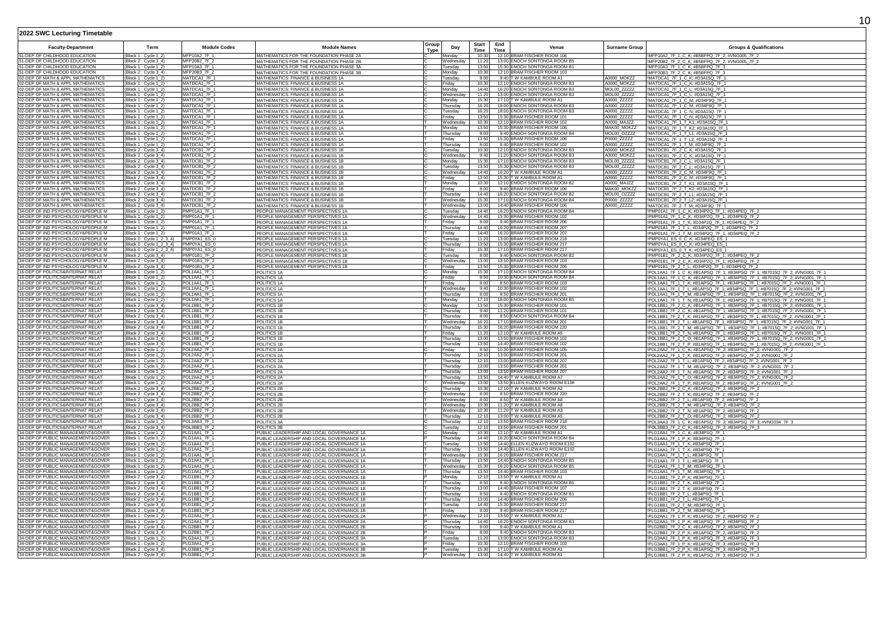# 2022 SWC Lecturing Timetable

| Faculty-Department | Term | Module Codes | Module Names | Group Type | Day | Start Time | End Time | Venue | Surname Group | Groups & Qualifications |
|---|---|---|---|---|---|---|---|---|---|---|
| 51-DEP OF CHILDHOOD EDUCATION | (Block 1 : Cycle 1_2) | MFP10A2_7F_1 | MATHEMATICS FOR THE FOUNDATION PHASE 2A | C | Monday | 10:30 | 12:10 | BRAM FISCHER ROOM 106 | | !MFP10A2_7F_1_C_K; #B5BFPQ_7F_2; #VNG005_7F_2 |
| 51-DEP OF CHILDHOOD EDUCATION | (Block 2 : Cycle 3_4) | MFP20B2_7F_2 | MATHEMATICS FOR THE FOUNDATION PHASE 2B | C | Wednesday | 11:20 | 13:00 | ENOCH SONTONGA ROOM B5 | | !MFP20B2_7F_2_C_K; #B5BFPQ_7F_2; #VNG005_7F_2 |
| 51-DEP OF CHILDHOOD EDUCATION | (Block 1 : Cycle 1_2) | MFP10A3_7F_1 | MATHEMATICS FOR THE FOUNDATION PHASE 3A | C | Tuesday | 13:50 | 15:30 | ENOCH SONTONGA ROOM B1 | | !MFP10A3_7F_1_C_K; #B5BFPQ_7F_3 |
| 51-DEP OF CHILDHOOD EDUCATION | (Block 2 : Cycle 3_4) | MFP20B3_7F_2 | MATHEMATICS FOR THE FOUNDATION PHASE 3B | C | Monday | 10:30 | 12:10 | BRAM FISCHER ROOM 103 | | !MFP20B3_7F_2_C_K; #B5BFPQ_7F_3 |
| 02-DEP OF MATH & APPL MATHEMATICS | (Block 1 : Cycle 1_2) | MATDCA1_7F_1 | MATHEMATICS: FINANCE & BUSINESS 1A | C | Tuesday | 8:00 | 9:40 | T W KAMBULE ROOM A1 | A0000_MOKZZ | !MATDCA1_7F_1_C_K; #D3A15Q_7F_1 |
| 02-DEP OF MATH & APPL MATHEMATICS | (Block 1 : Cycle 1_2) | MATDCA1_7F_1 | MATHEMATICS: FINANCE & BUSINESS 1A | C | Friday | 10:30 | 12:10 | ENOCH SONTONGA ROOM B3 | A0000_MOKZZ | !MATDCA1_7F_1_C_K; #D3A15Q_7F_1 |
| 02-DEP OF MATH & APPL MATHEMATICS | (Block 1 : Cycle 1_2) | MATDCA1_7F_1 | MATHEMATICS: FINANCE & BUSINESS 1A | C | Monday | 14:40 | 16:20 | ENOCH SONTONGA ROOM B3 | MOL00_ZZZZZ | !MATDCA1_7F_1_C_L; #D3A15Q_7F_1 |
| 02-DEP OF MATH & APPL MATHEMATICS | (Block 1 : Cycle 1_2) | MATDCA1_7F_1 | MATHEMATICS: FINANCE & BUSINESS 1A | C | Wednesday | 11:20 | 13:00 | ENOCH SONTONGA ROOM B3 | MOL00_ZZZZZ | !MATDCA1_7F_1_C_L; #D3A15Q_7F_1 |
| 02-DEP OF MATH & APPL MATHEMATICS | (Block 1 : Cycle 1_2) | MATDCA1_7F_1 | MATHEMATICS: FINANCE & BUSINESS 1A | C | Monday | 15:30 | 17:10 | T W KAMBULE ROOM A1 | A0000_ZZZZZ | !MATDCA1_7F_1_C_M; #D34F9Q_7F_1 |
| 02-DEP OF MATH & APPL MATHEMATICS | (Block 1 : Cycle 1_2) | MATDCA1_7F_1 | MATHEMATICS: FINANCE & BUSINESS 1A | C | Thursday | 16:20 | 18:00 | ENOCH SONTONGA ROOM B3 | A0000_ZZZZZ | !MATDCA1_7F_1_C_M; #D34F9Q_7F_1 |
| 02-DEP OF MATH & APPL MATHEMATICS | (Block 1 : Cycle 1_2) | MATDCA1_7F_1 | MATHEMATICS: FINANCE & BUSINESS 1A | C | Tuesday | 16:20 | 18:00 | ENOCH SONTONGA ROOM B3 | A0000_ZZZZZ | !MATDCA1_7F_1_C_N; #D3A15Q_7F_1 |
| 02-DEP OF MATH & APPL MATHEMATICS | (Block 1 : Cycle 1_2) | MATDCA1_7F_1 | MATHEMATICS: FINANCE & BUSINESS 1A | C | Friday | 13:50 | 15:30 | BRAM FISCHER ROOM 101 | A0000_ZZZZZ | !MATDCA1_7F_1_C_N; #D3A15Q_7F_1 |
| 02-DEP OF MATH & APPL MATHEMATICS | (Block 1 : Cycle 1_2) | MATDCA1_7F_1 | MATHEMATICS: FINANCE & BUSINESS 1A | T | Wednesday | 10:30 | 12:10 | BRAM FISCHER ROOM 102 | A0000_MAJZZ | !MATDCA1_7F_1_T_K1; #D3A15Q_7F_1 |
| 02-DEP OF MATH & APPL MATHEMATICS | (Block 1 : Cycle 1_2) | MATDCA1_7F_1 | MATHEMATICS: FINANCE & BUSINESS 1A | T | Monday | 13:50 | 15:30 | BRAM FISCHER ROOM 106 | MAK00_MOKZZ | !MATDCA1_7F_1_T_K2; #D3A15Q_7F_1 |
| 02-DEP OF MATH & APPL MATHEMATICS | (Block 1 : Cycle 1_2) | MATDCA1_7F_1 | MATHEMATICS: FINANCE & BUSINESS 1A | T | Thursday | 8:00 | 9:40 | ENOCH SONTONGA ROOM B4 | MOL00_OZZZZ | !MATDCA1_7F_1_T_L1; #D3A15Q_7F_1 |
| 02-DEP OF MATH & APPL MATHEMATICS | (Block 1 : Cycle 1_2) | MATDCA1_7F_1 | MATHEMATICS: FINANCE & BUSINESS 1A | T | Friday | 13:50 | 15:30 | BRAM FISCHER ROOM 103 | P0000_ZZZZZ | !MATDCA1_7F_1_T_L2; #D3A15Q_7F_1 |
| 02-DEP OF MATH & APPL MATHEMATICS | (Block 1 : Cycle 1_2) | MATDCA1_7F_1 | MATHEMATICS: FINANCE & BUSINESS 1A | T | Thursday | 8:00 | 9:40 | BRAM FISCHER ROOM 102 | A0000_ZZZZZ | !MATDCA1_7F_1_T_M; #D34F9Q_7F_1 |
| 02-DEP OF MATH & APPL MATHEMATICS | (Block 2 : Cycle 3_4) | MATDCB1_7F_2 | MATHEMATICS: FINANCE & BUSINESS 1B | C | Tuesday | 10:30 | 12:10 | ENOCH SONTONGA ROOM B3 | A0000_MOKZZ | !MATDCB1_7F_2_C_K; #D3A15Q_7F_1 |
| 02-DEP OF MATH & APPL MATHEMATICS | (Block 2 : Cycle 3_4) | MATDCB1_7F_2 | MATHEMATICS: FINANCE & BUSINESS 1B | C | Wednesday | 9:40 | 11:20 | ENOCH SONTONGA ROOM B3 | A0000_MOKZZ | !MATDCB1_7F_2_C_K; #D3A15Q_7F_1 |
| 02-DEP OF MATH & APPL MATHEMATICS | (Block 2 : Cycle 3_4) | MATDCB1_7F_2 | MATHEMATICS: FINANCE & BUSINESS 1B | C | Monday | 15:30 | 17:10 | ENOCH SONTONGA ROOM B3 | MOL00_ZZZZZ | !MATDCB1_7F_2_C_L; #D3A15Q_7F_1 |
| 02-DEP OF MATH & APPL MATHEMATICS | (Block 2 : Cycle 3_4) | MATDCB1_7F_2 | MATHEMATICS: FINANCE & BUSINESS 1B | C | Tuesday | 13:50 | 15:30 | ENOCH SONTONGA ROOM B3 | MOL00_ZZZZZ | !MATDCB1_7F_2_C_L; #D3A15Q_7F_1 |
| 02-DEP OF MATH & APPL MATHEMATICS | (Block 2 : Cycle 3_4) | MATDCB1_7F_2 | MATHEMATICS: FINANCE & BUSINESS 1B | C | Wednesday | 14:40 | 16:20 | T W KAMBULE ROOM A1 | A0000_ZZZZZ | !MATDCB1_7F_2_C_M; #D34F9Q_7F_1 |
| 02-DEP OF MATH & APPL MATHEMATICS | (Block 2 : Cycle 3_4) | MATDCB1_7F_2 | MATHEMATICS: FINANCE & BUSINESS 1B | C | Friday | 13:50 | 15:30 | T W KAMBULE ROOM A1 | A0000_ZZZZZ | !MATDCB1_7F_2_C_M; #D34F9Q_7F_1 |
| 02-DEP OF MATH & APPL MATHEMATICS | (Block 2 : Cycle 3_4) | MATDCB1_7F_2 | MATHEMATICS: FINANCE & BUSINESS 1B | T | Monday | 10:30 | 12:10 | ENOCH SONTONGA ROOM B2 | A0000_MAJZZ | !MATDCB1_7F_2_T_K1; #D3A15Q_7F_1 |
| 02-DEP OF MATH & APPL MATHEMATICS | (Block 2 : Cycle 3_4) | MATDCB1_7F_2 | MATHEMATICS: FINANCE & BUSINESS 1B | T | Friday | 8:00 | 9:40 | BRAM FISCHER ROOM 106 | MAK00_MOKZZ | !MATDCB1_7F_2_T_K2; #D3A15Q_7F_1 |
| 02-DEP OF MATH & APPL MATHEMATICS | (Block 2 : Cycle 3_4) | MATDCB1_7F_2 | MATHEMATICS: FINANCE & BUSINESS 1B | T | Thursday | 14:40 | 16:20 | ENOCH SONTONGA ROOM B2 | MOL00_OZZZZ | !MATDCB1_7F_2_T_L1; #D3A15Q_7F_1 |
| 02-DEP OF MATH & APPL MATHEMATICS | (Block 2 : Cycle 3_4) | MATDCB1_7F_2 | MATHEMATICS: FINANCE & BUSINESS 1B | T | Wednesday | 15:30 | 17:10 | ENOCH SONTONGA ROOM B4 | P0000_ZZZZZ | !MATDCB1_7F_2_T_L2; #D3A15Q_7F_1 |
| 02-DEP OF MATH & APPL MATHEMATICS | (Block 2 : Cycle 3_4) | MATDCB1_7F_2 | MATHEMATICS: FINANCE & BUSINESS 1B | T | Wednesday | 13:00 | 14:40 | BRAM FISCHER ROOM 106 | A0000_ZZZZZ | !MATDCB1_7F_2_T_M; #D34F9Q_7F_1 |
| 34-DEP OF IND PSYCHOLOGY&PEOPLE M | (Block 1 : Cycle 1_2) | PMP01A1_7F_1 | PEOPLE MANAGEMENT PERSPECTIVES 1A | C | Tuesday | 14:40 | 16:20 | ENOCH SONTONGA ROOM B4 | | !PMP01A1_7F_1_C_K; #D34P2Q_7F_1; #D34PEQ_7F_2 |
| 34-DEP OF IND PSYCHOLOGY&PEOPLE M | (Block 1 : Cycle 1_2) | PMP01A1_7F_1 | PEOPLE MANAGEMENT PERSPECTIVES 1A | C | Wednesday | 14:40 | 15:30 | BRAM FISCHER ROOM 102 | | !PMP01A1_7F_1_C_K; #D34P2Q_7F_1; #D34PEQ_7F_2 |
| 34-DEP OF IND PSYCHOLOGY&PEOPLE M | (Block 1 : Cycle 1_2) | PMP01A1_7F_1 | PEOPLE MANAGEMENT PERSPECTIVES 1A | T | Friday | 8:00 | 9:40 | BRAM FISCHER ROOM 206 | | !PMP01A1_7F_1_T_K; #D34P2Q_7F_1; #D34PEQ_7F_2 |
| 34-DEP OF IND PSYCHOLOGY&PEOPLE M | (Block 1 : Cycle 1_2) | PMP01A1_7F_1 | PEOPLE MANAGEMENT PERSPECTIVES 1A | T | Thursday | 14:40 | 16:20 | BRAM FISCHER ROOM 207 | | !PMP01A1_7F_1_T_L; #D34P2Q_7F_1; #D34PEQ_7F_2 |
| 34-DEP OF IND PSYCHOLOGY&PEOPLE M | (Block 1 : Cycle 1_2) | PMP01A1_7F_1 | PEOPLE MANAGEMENT PERSPECTIVES 1A | T | Friday | 14:40 | 16:20 | BRAM FISCHER ROOM 207 | | !PMP01A1_7F_1_T_M; #D34P2Q_7F_1; #D34PEQ_7F_2 |
| 34-DEP OF IND PSYCHOLOGY&PEOPLE M | (Block 0 : Cycle 1_2_3_4) | PMP0YA1_ES_0 | PEOPLE MANAGEMENT PERSPECTIVES 1A | C | Tuesday | 11:20 | 13:00 | BRAM FISCHER ROOM 218 | | !PMP0YA1_ES_0_C_K; #D34PEQ_ES_1 |
| 34-DEP OF IND PSYCHOLOGY&PEOPLE M | (Block 0 : Cycle 1_2_3_4) | PMP0YA1_ES_0 | PEOPLE MANAGEMENT PERSPECTIVES 1A | C | Thursday | 13:50 | 15:30 | BRAM FISCHER ROOM 217 | | !PMP0YA1_ES_0_C_K; #D34PEQ_ES_1 |
| 34-DEP OF IND PSYCHOLOGY&PEOPLE M | (Block 0 : Cycle 1_2_3_4) | PMP0YA1_ES_0 | PEOPLE MANAGEMENT PERSPECTIVES 1A | T | Friday | 15:30 | 17:10 | BRAM FISCHER ROOM 217 | | !PMP0YA1_ES_0_T_K; #D34PEQ_ES_1 |
| 34-DEP OF IND PSYCHOLOGY&PEOPLE M | (Block 2 : Cycle 3_4) | PMP01B1_7F_2 | PEOPLE MANAGEMENT PERSPECTIVES 1B | C | Tuesday | 8:00 | 9:40 | ENOCH SONTONGA ROOM B2 | | !PMP01B1_7F_2_C_K; #D34P2Q_7F_1; #D34PEQ_7F_2 |
| 34-DEP OF IND PSYCHOLOGY&PEOPLE M | (Block 2 : Cycle 3_4) | PMP01B1_7F_2 | PEOPLE MANAGEMENT PERSPECTIVES 1B | C | Wednesday | 13:00 | 13:50 | BRAM FISCHER ROOM 103 | | !PMP01B1_7F_2_C_K; #D34P2Q_7F_1; #D34PEQ_7F_2 |
| 34-DEP OF IND PSYCHOLOGY&PEOPLE M | (Block 2 : Cycle 3_4) | PMP01B1_7F_2 | PEOPLE MANAGEMENT PERSPECTIVES 1B | T | Friday | 13:50 | 15:30 | BRAM FISCHER ROOM 206 | | !PMP01B1_7F_2_T_L; #D34P2Q_7F_1; #D34PEQ_7F_2 |
| 16-DEP OF POLITICS&INTERNAT RELAT | (Block 1 : Cycle 1_2) | POL1AA1_7F_1 | POLITICS 1A | C | Monday | 15:30 | 17:10 | ENOCH SONTONGA ROOM B4 | | !POL1AA1_7F_1_C_K; #B1APSQ_7F_1; #B34PSQ_7F_1; #B7015Q_7F_2; #VNG001_7F_1 |
| 16-DEP OF POLITICS&INTERNAT RELAT | (Block 1 : Cycle 1_2) | POL1AA1_7F_1 | POLITICS 1A | C | Friday | 8:50 | 10:30 | ENOCH SONTONGA ROOM B4 | | !POL1AA1_7F_1_C_K; #B1APSQ_7F_1; #B34PSQ_7F_1; #B7015Q_7F_2; #VNG001_7F_1 |
| 16-DEP OF POLITICS&INTERNAT RELAT | (Block 1 : Cycle 1_2) | POL1AA1_7F_1 | POLITICS 1A | T | Friday | 8:00 | 8:50 | BRAM FISCHER ROOM 103 | | !POL1AA1_7F_1_T_K; #B1APSQ_7F_1; #B34PSQ_7F_1; #B7015Q_7F_2; #VNG001_7F_1 |
| 16-DEP OF POLITICS&INTERNAT RELAT | (Block 1 : Cycle 1_2) | POL1AA1_7F_1 | POLITICS 1A | T | Wednesday | 9:40 | 10:30 | BRAM FISCHER ROOM 102 | | !POL1AA1_7F_1_T_L; #B1APSQ_7F_1; #B34PSQ_7F_1; #B7015Q_7F_2; #VNG001_7F_1 |
| 16-DEP OF POLITICS&INTERNAT RELAT | (Block 1 : Cycle 1_2) | POL1AA1_7F_1 | POLITICS 1A | T | Thursday | 8:00 | 8:50 | BRAM FISCHER ROOM 201 | | !POL1AA1_7F_1_T_M; #B1APSQ_7F_1; #B34PSQ_7F_1; #B7015Q_7F_2; #VNG001_7F_1 |
| 16-DEP OF POLITICS&INTERNAT RELAT | (Block 1 : Cycle 1_2) | POL1AA1_7F_1 | POLITICS 1A | T | Monday | 17:10 | 18:00 | ENOCH SONTONGA ROOM B5 | | !POL1AA1_7F_1_T_N; #B1APSQ_7F_1; #B34PSQ_7F_1; #B7015Q_7F_2; #VNG001_7F_1 |
| 16-DEP OF POLITICS&INTERNAT RELAT | (Block 2 : Cycle 3_4) | POL1BB1_7F_2 | POLITICS 1B | C | Monday | 13:50 | 15:30 | BRAM FISCHER ROOM 101 | | !POL1BB1_7F_2_C_K; #B1APSQ_7F_1; #B34PSQ_7F_1; #B7015Q_7F_2; #VNG001_7F_1 |
| 16-DEP OF POLITICS&INTERNAT RELAT | (Block 2 : Cycle 3_4) | POL1BB1_7F_2 | POLITICS 1B | C | Thursday | 9:40 | 11:20 | BRAM FISCHER ROOM 101 | | !POL1BB1_7F_2_C_K; #B1APSQ_7F_1; #B34PSQ_7F_1; #B7015Q_7F_2; #VNG001_7F_1 |
| 16-DEP OF POLITICS&INTERNAT RELAT | (Block 2 : Cycle 3_4) | POL1BB1_7F_2 | POLITICS 1B | T | Thursday | 8:00 | 8:50 | ENOCH SONTONGA ROOM B4 | | !POL1BB1_7F_2_T_K; #B1APSQ_7F_1; #B34PSQ_7F_1; #B7015Q_7F_2; #VNG001_7F_1 |
| 16-DEP OF POLITICS&INTERNAT RELAT | (Block 2 : Cycle 3_4) | POL1BB1_7F_2 | POLITICS 1B | T | Wednesday | 16:20 | 17:10 | BRAM FISCHER ROOM 201 | | !POL1BB1_7F_2_T_L; #B1APSQ_7F_1; #B34PSQ_7F_1; #B7015Q_7F_2; #VNG001_7F_1 |
| 16-DEP OF POLITICS&INTERNAT RELAT | (Block 2 : Cycle 3_4) | POL1BB1_7F_2 | POLITICS 1B | T | Thursday | 15:30 | 16:20 | BRAM FISCHER ROOM 220 | | !POL1BB1_7F_2_T_M; #B1APSQ_7F_1; #B34PSQ_7F_1; #B7015Q_7F_2; #VNG001_7F_1 |
| 16-DEP OF POLITICS&INTERNAT RELAT | (Block 2 : Cycle 3_4) | POL1BB1_7F_2 | POLITICS 1B | T | Friday | 11:20 | 12:10 | T W KAMBULE ROOM A5 | | !POL1BB1_7F_2_T_N; #B1APSQ_7F_1; #B34PSQ_7F_1; #B7015Q_7F_2; #VNG001_7F_1 |
| 16-DEP OF POLITICS&INTERNAT RELAT | (Block 2 : Cycle 3_4) | POL1BB1_7F_2 | POLITICS 1B | T | Thursday | 13:00 | 13:50 | BRAM FISCHER ROOM 102 | | !POL1BB1_7F_2_T_O; #B1APSQ_7F_1; #B34PSQ_7F_1; #B7015Q_7F_2; #VNG001_7F_1 |
| 16-DEP OF POLITICS&INTERNAT RELAT | (Block 2 : Cycle 3_4) | POL1BB1_7F_2 | POLITICS 1B | T | Thursday | 13:50 | 14:40 | BRAM FISCHER ROOM 102 | | !POL1BB1_7F_2_T_P; #B1APSQ_7F_1; #B34PSQ_7F_1; #B7015Q_7F_2; #VNG001_7F_1 |
| 16-DEP OF POLITICS&INTERNAT RELAT | (Block 1 : Cycle 1_2) | POL2AA2_7F_1 | POLITICS 2A | C | Friday | 8:50 | 10:30 | BRAM FISCHER ROOM 105 | | !POL2AA2_7F_1_C_K; #B1APSQ_7F_2; #B34PSQ_7F_2; #VNG001_7F_2 |
| 16-DEP OF POLITICS&INTERNAT RELAT | (Block 1 : Cycle 1_2) | POL2AA2_7F_1 | POLITICS 2A | T | Thursday | 12:10 | 13:00 | BRAM FISCHER ROOM 201 | | !POL2AA2_7F_1_T_K; #B1APSQ_7F_2; #B34PSQ_7F_2; #VNG001_7F_2 |
| 16-DEP OF POLITICS&INTERNAT RELAT | (Block 1 : Cycle 1_2) | POL2AA2_7F_1 | POLITICS 2A | T | Thursday | 12:10 | 13:00 | BRAM FISCHER ROOM 207 | | !POL2AA2_7F_1_T_L; #B1APSQ_7F_2; #B34PSQ_7F_2; #VNG001_7F_2 |
| 16-DEP OF POLITICS&INTERNAT RELAT | (Block 1 : Cycle 1_2) | POL2AA2_7F_1 | POLITICS 2A | T | Thursday | 13:00 | 13:50 | BRAM FISCHER ROOM 201 | | !POL2AA2_7F_1_T_M; #B1APSQ_7F_2; #B34PSQ_7F_2; #VNG001_7F_2 |
| 16-DEP OF POLITICS&INTERNAT RELAT | (Block 1 : Cycle 1_2) | POL2AA2_7F_1 | POLITICS 2A | T | Thursday | 13:00 | 13:50 | BRAM FISCHER ROOM 207 | | !POL2AA2_7F_1_T_N; #B1APSQ_7F_2; #B34PSQ_7F_2; #VNG001_7F_2 |
| 16-DEP OF POLITICS&INTERNAT RELAT | (Block 1 : Cycle 1_2) | POL2AA2_7F_1 | POLITICS 2A | T | Thursday | 13:50 | 14:40 | T W KAMBULE ROOM A7 | | !POL2AA2_7F_1_T_O; #B1APSQ_7F_2; #B34PSQ_7F_2; #VNG001_7F_2 |
| 16-DEP OF POLITICS&INTERNAT RELAT | (Block 1 : Cycle 1_2) | POL2AA2_7F_1 | POLITICS 2A | T | Wednesday | 13:00 | 13:50 | ELLEN KUZWAYO ROOM E108 | | !POL2AA2_7F_1_T_P; #B1APSQ_7F_2; #B34PSQ_7F_2; #VNG001_7F_2 |
| 16-DEP OF POLITICS&INTERNAT RELAT | (Block 2 : Cycle 3_4) | POL2BB2_7F_2 | POLITICS 2B | C | Thursday | 10:30 | 12:10 | T W KAMBULE ROOM A2 | | !POL2BB2_7F_2_C_K; #B1APSQ_7F_2; #B34PSQ_7F_2 |
| 16-DEP OF POLITICS&INTERNAT RELAT | (Block 2 : Cycle 3_4) | POL2BB2_7F_2 | POLITICS 2B | T | Wednesday | 8:00 | 8:50 | BRAM FISCHER ROOM 201 | | !POL2BB2_7F_2_T_K; #B1APSQ_7F_2; #B34PSQ_7F_2 |
| 16-DEP OF POLITICS&INTERNAT RELAT | (Block 2 : Cycle 3_4) | POL2BB2_7F_2 | POLITICS 2B | T | Wednesday | 8:00 | 8:50 | T W KAMBULE ROOM A8 | | !POL2BB2_7F_2_T_L; #B1APSQ_7F_2; #B34PSQ_7F_2 |
| 16-DEP OF POLITICS&INTERNAT RELAT | (Block 2 : Cycle 3_4) | POL2BB2_7F_2 | POLITICS 2B | T | Wednesday | 10:30 | 11:20 | T W KAMBULE ROOM A8 | | !POL2BB2_7F_2_T_M; #B1APSQ_7F_2; #B34PSQ_7F_2 |
| 16-DEP OF POLITICS&INTERNAT RELAT | (Block 2 : Cycle 3_4) | POL2BB2_7F_2 | POLITICS 2B | T | Wednesday | 10:30 | 11:20 | T W KAMBULE ROOM A3 | | !POL2BB2_7F_2_T_N; #B1APSQ_7F_2; #B34PSQ_7F_2 |
| 16-DEP OF POLITICS&INTERNAT RELAT | (Block 2 : Cycle 3_4) | POL2BB2_7F_2 | POLITICS 2B | T | Thursday | 12:10 | 13:00 | T W KAMBULE ROOM A5 | | !POL2BB2_7F_2_T_O; #B1APSQ_7F_2; #B34PSQ_7F_2 |
| 16-DEP OF POLITICS&INTERNAT RELAT | (Block 1 : Cycle 1_2) | POL3AA3_7F_1 | POLITICS 3A | C | Thursday | 12:10 | 13:50 | BRAM FISCHER ROOM 218 | | !POL3AA3_7F_1_C_K; #B1APSQ_7F_3; #B34PSQ_7F_3; #VNG034_7F_3 |
| 16-DEP OF POLITICS&INTERNAT RELAT | (Block 2 : Cycle 3_4) | POL3BB3_7F_2 | POLITICS 3B | C | Tuesday | 12:10 | 13:50 | BRAM FISCHER ROOM 201 | | !POL3BB3_7F_2_C_K; #B1APSQ_7F_3; #B34PSQ_7F_3 |
| 34-DEP OF PUBLIC MANAGEMENT&GOVER | (Block 1 : Cycle 1_2) | PLG1AA1_7F_1 | PUBLIC LEADERSHIP AND LOCAL GOVERNANCE 1A | C | Monday | 10:30 | 12:10 | T W KAMBULE ROOM A1 | | !PLG1AA1_7F_1_C_K; #B34PSQ_7F_1 |
| 34-DEP OF PUBLIC MANAGEMENT&GOVER | (Block 1 : Cycle 1_2) | PLG1AA1_7F_1 | PUBLIC LEADERSHIP AND LOCAL GOVERNANCE 1A | P | Thursday | 14:40 | 16:20 | ENOCH SONTONGA ROOM B4 | | !PLG1AA1_7F_1_P_K; #B34PSQ_7F_1 |
| 34-DEP OF PUBLIC MANAGEMENT&GOVER | (Block 1 : Cycle 1_2) | PLG1AA1_7F_1 | PUBLIC LEADERSHIP AND LOCAL GOVERNANCE 1A | T | Tuesday | 13:50 | 14:40 | ELLEN KUZWAYO ROOM E102 | | !PLG1AA1_7F_1_T_K; #B34PSQ_7F_1 |
| 34-DEP OF PUBLIC MANAGEMENT&GOVER | (Block 1 : Cycle 1_2) | PLG1AA1_7F_1 | PUBLIC LEADERSHIP AND LOCAL GOVERNANCE 1A | T | Thursday | 13:50 | 14:40 | ELLEN KUZWAYO ROOM E102 | | !PLG1AA1_7F_1_T_K; #B34PSQ_7F_1 |
| 34-DEP OF PUBLIC MANAGEMENT&GOVER | (Block 1 : Cycle 1_2) | PLG1AA1_7F_1 | PUBLIC LEADERSHIP AND LOCAL GOVERNANCE 1A | T | Wednesday | 15:30 | 16:20 | BRAM FISCHER ROOM 217 | | !PLG1AA1_7F_1_T_L; #B34PSQ_7F_1 |
| 34-DEP OF PUBLIC MANAGEMENT&GOVER | (Block 1 : Cycle 1_2) | PLG1AA1_7F_1 | PUBLIC LEADERSHIP AND LOCAL GOVERNANCE 1A | T | Thursday | 13:50 | 14:40 | ENOCH SONTONGA ROOM B5 | | !PLG1AA1_7F_1_T_L; #B34PSQ_7F_1 |
| 34-DEP OF PUBLIC MANAGEMENT&GOVER | (Block 1 : Cycle 1_2) | PLG1AA1_7F_1 | PUBLIC LEADERSHIP AND LOCAL GOVERNANCE 1A | T | Wednesday | 15:30 | 16:20 | ENOCH SONTONGA ROOM B5 | | !PLG1AA1_7F_1_T_M; #B34PSQ_7F_1 |
| 34-DEP OF PUBLIC MANAGEMENT&GOVER | (Block 1 : Cycle 1_2) | PLG1AA1_7F_1 | PUBLIC LEADERSHIP AND LOCAL GOVERNANCE 1A | T | Thursday | 13:50 | 14:40 | BRAM FISCHER ROOM 103 | | !PLG1AA1_7F_1_T_M; #B34PSQ_7F_1 |
| 34-DEP OF PUBLIC MANAGEMENT&GOVER | (Block 2 : Cycle 3_4) | PLG1BB1_7F_2 | PUBLIC LEADERSHIP AND LOCAL GOVERNANCE 1B | P | Monday | 12:10 | 13:50 | T W KAMBULE ROOM A1 | | !PLG1BB1_7F_2_P_K; #B34PSQ_7F_1 |
| 34-DEP OF PUBLIC MANAGEMENT&GOVER | (Block 2 : Cycle 3_4) | PLG1BB1_7F_2 | PUBLIC LEADERSHIP AND LOCAL GOVERNANCE 1B | T | Thursday | 8:50 | 9:40 | ENOCH SONTONGA ROOM B5 | | !PLG1BB1_7F_2_T_K; #B34PSQ_7F_1 |
| 34-DEP OF PUBLIC MANAGEMENT&GOVER | (Block 2 : Cycle 3_4) | PLG1BB1_7F_2 | PUBLIC LEADERSHIP AND LOCAL GOVERNANCE 1B | T | Thursday | 13:00 | 14:40 | BRAM FISCHER ROOM 107 | | !PLG1BB1_7F_2_T_K; #B34PSQ_7F_1 |
| 34-DEP OF PUBLIC MANAGEMENT&GOVER | (Block 2 : Cycle 3_4) | PLG1BB1_7F_2 | PUBLIC LEADERSHIP AND LOCAL GOVERNANCE 1B | T | Thursday | 8:50 | 9:40 | ENOCH SONTONGA ROOM B1 | | !PLG1BB1_7F_2_T_L; #B34PSQ_7F_1 |
| 34-DEP OF PUBLIC MANAGEMENT&GOVER | (Block 2 : Cycle 3_4) | PLG1BB1_7F_2 | PUBLIC LEADERSHIP AND LOCAL GOVERNANCE 1B | T | Thursday | 13:00 | 14:40 | BRAM FISCHER ROOM 206 | | !PLG1BB1_7F_2_T_L; #B34PSQ_7F_1 |
| 34-DEP OF PUBLIC MANAGEMENT&GOVER | (Block 2 : Cycle 3_4) | PLG1BB1_7F_2 | PUBLIC LEADERSHIP AND LOCAL GOVERNANCE 1B | T | Tuesday | 14:40 | 15:30 | BRAM FISCHER ROOM 217 | | !PLG1BB1_7F_2_T_M; #B34PSQ_7F_1 |
| 34-DEP OF PUBLIC MANAGEMENT&GOVER | (Block 2 : Cycle 3_4) | PLG1BB1_7F_2 | PUBLIC LEADERSHIP AND LOCAL GOVERNANCE 1B | T | Friday | 8:00 | 9:40 | BRAM FISCHER ROOM 217 | | !PLG1BB1_7F_2_T_M; #B34PSQ_7F_1 |
| 34-DEP OF PUBLIC MANAGEMENT&GOVER | (Block 1 : Cycle 1_2) | PLG2AA1_7F_1 | PUBLIC LEADERSHIP AND LOCAL GOVERNANCE 2A | C | Wednesday | 12:10 | 13:50 | T W KAMBULE ROOM A1 | | !PLG2AA1_7F_1_C_K; #B1APSQ_7F_2; #B34PSQ_7F_2 |
| 34-DEP OF PUBLIC MANAGEMENT&GOVER | (Block 1 : Cycle 1_2) | PLG2AA1_7F_1 | PUBLIC LEADERSHIP AND LOCAL GOVERNANCE 2A | P | Thursday | 14:40 | 16:20 | ENOCH SONTONGA ROOM B3 | | !PLG2AA1_7F_1_P_K; #B1APSQ_7F_2; #B34PSQ_7F_2 |
| 34-DEP OF PUBLIC MANAGEMENT&GOVER | (Block 2 : Cycle 3_4) | PLG2BB1_7F_2 | PUBLIC LEADERSHIP AND LOCAL GOVERNANCE 2B | C | Thursday | 8:00 | 9:40 | T W KAMBULE ROOM A1 | | !PLG2BB1_7F_2_C_K; #B1APSQ_7F_2; #B34PSQ_7F_2 |
| 34-DEP OF PUBLIC MANAGEMENT&GOVER | (Block 2 : Cycle 3_4) | PLG2BB1_7F_2 | PUBLIC LEADERSHIP AND LOCAL GOVERNANCE 2B | P | Friday | 8:00 | 9:40 | ENOCH SONTONGA ROOM B3 | | !PLG2BB1_7F_2_P_K; #B1APSQ_7F_2; #B34PSQ_7F_2 |
| 34-DEP OF PUBLIC MANAGEMENT&GOVER | (Block 1 : Cycle 1_2) | PLG3AA1_7F_1 | PUBLIC LEADERSHIP AND LOCAL GOVERNANCE 3A | P | Tuesday | 11:20 | 13:00 | ENOCH SONTONGA ROOM B3 | | !PLG3AA1_7F_1_P_K; #B1APSQ_7F_3; #B34PSQ_7F_3 |
| 34-DEP OF PUBLIC MANAGEMENT&GOVER | (Block 1 : Cycle 1_2) | PLG3AA1_7F_1 | PUBLIC LEADERSHIP AND LOCAL GOVERNANCE 3A | C | Friday | 10:30 | 12:10 | BRAM FISCHER ROOM 103 | | !PLG3AA1_7F_1_C_K; #B1APSQ_7F_3; #B34PSQ_7F_3 |
| 34-DEP OF PUBLIC MANAGEMENT&GOVER | (Block 2 : Cycle 3_4) | PLG3BB1_7F_2 | PUBLIC LEADERSHIP AND LOCAL GOVERNANCE 3B | P | Tuesday | 15:30 | 17:10 | T W KAMBULE ROOM A1 | | !PLG3BB1_7F_2_P_K; #B1APSQ_7F_3; #B34PSQ_7F_3 |
| 34-DEP OF PUBLIC MANAGEMENT&GOVER | (Block 2 : Cycle 3_4) | PLG3BB1_7F_2 | PUBLIC LEADERSHIP AND LOCAL GOVERNANCE 3B | C | Wednesday | 13:00 | 14:40 | T W KAMBULE ROOM A1 | | !PLG3BB1_7F_2_C_K; #B1APSQ_7F_3; #B34PSQ_7F_3 |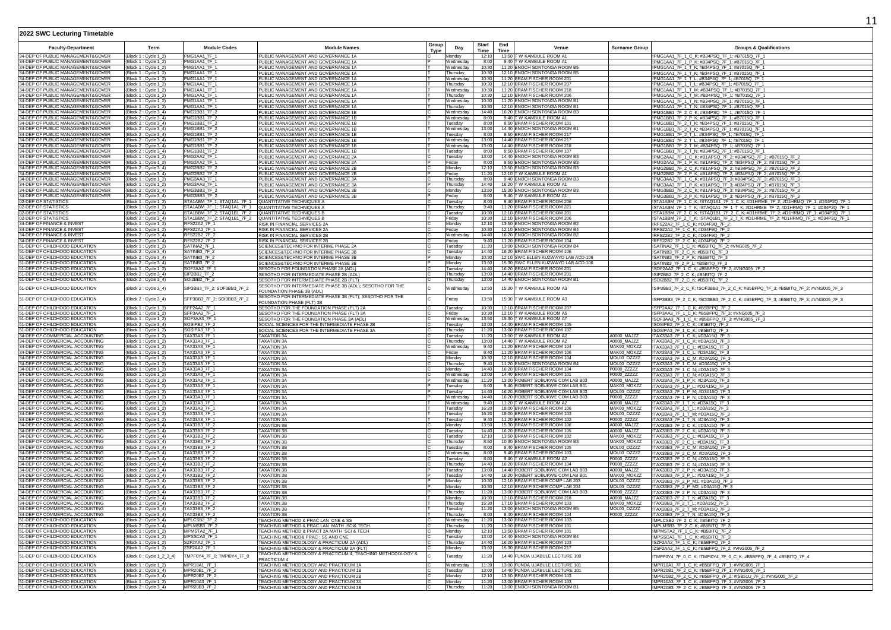# 2022 SWC Lecturing Timetable

| Faculty-Department | Term | Module Codes | Module Names | Group Type | Day | Start Time | End Time | Venue | Surname Group | Groups & Qualifications |
|---|---|---|---|---|---|---|---|---|---|---|
| 34-DEP OF PUBLIC MANAGEMENT&GOVER | (Block 1 : Cycle 1_2) | PMG1AA1_7F_1 | PUBLIC MANAGEMENT AND GOVERNANCE 1A | C | Monday | 12:10 | 13:50 | T W KAMBULE ROOM A1 | | !PMG1AA1_7F_1_C_K; #B34PSQ_7F_1; #B7015Q_7F_1 |
| 34-DEP OF PUBLIC MANAGEMENT&GOVER | (Block 1 : Cycle 1_2) | PMG1AA1_7F_1 | PUBLIC MANAGEMENT AND GOVERNANCE 1A | C | Wednesday | 8:00 | 9:40 | T W KAMBULE ROOM A1 | | !PMG1AA1_7F_1_P_K; #B34PSQ_7F_1; #B7015Q_7F_1 |
| 34-DEP OF PUBLIC MANAGEMENT&GOVER | (Block 1 : Cycle 1_2) | PMG1AA1_7F_1 | PUBLIC MANAGEMENT AND GOVERNANCE 1A | T | Wednesday | 10:30 | 11:20 | ENOCH SONTONGA ROOM B5 | | !PMG1AA1_7F_1_T_K; #B34PSQ_7F_1; #B7015Q_7F_1 |
| 34-DEP OF PUBLIC MANAGEMENT&GOVER | (Block 1 : Cycle 1_2) | PMG1AA1_7F_1 | PUBLIC MANAGEMENT AND GOVERNANCE 1A | T | Thursday | 10:30 | 12:10 | ENOCH SONTONGA ROOM B5 | | !PMG1AA1_7F_1_T_K; #B34PSQ_7F_1; #B7015Q_7F_1 |
| 34-DEP OF PUBLIC MANAGEMENT&GOVER | (Block 1 : Cycle 1_2) | PMG1AA1_7F_1 | PUBLIC MANAGEMENT AND GOVERNANCE 1A | T | Wednesday | 10:30 | 11:20 | BRAM FISCHER ROOM 201 | | !PMG1AA1_7F_1_T_L; #B34PSQ_7F_1; #B7015Q_7F_1 |
| 34-DEP OF PUBLIC MANAGEMENT&GOVER | (Block 1 : Cycle 1_2) | PMG1AA1_7F_1 | PUBLIC MANAGEMENT AND GOVERNANCE 1A | T | Thursday | 10:30 | 12:10 | BRAM FISCHER ROOM 207 | | !PMG1AA1_7F_1_T_L; #B34PSQ_7F_1; #B7015Q_7F_1 |
| 34-DEP OF PUBLIC MANAGEMENT&GOVER | (Block 1 : Cycle 1_2) | PMG1AA1_7F_1 | PUBLIC MANAGEMENT AND GOVERNANCE 1A | T | Wednesday | 10:30 | 11:20 | BRAM FISCHER ROOM 218 | | !PMG1AA1_7F_1_T_M; #B34PSQ_7F_1; #B7015Q_7F_1 |
| 34-DEP OF PUBLIC MANAGEMENT&GOVER | (Block 1 : Cycle 1_2) | PMG1AA1_7F_1 | PUBLIC MANAGEMENT AND GOVERNANCE 1A | T | Thursday | 10:30 | 12:10 | BRAM FISCHER ROOM 206 | | !PMG1AA1_7F_1_T_M; #B34PSQ_7F_1; #B7015Q_7F_1 |
| 34-DEP OF PUBLIC MANAGEMENT&GOVER | (Block 1 : Cycle 1_2) | PMG1AA1_7F_1 | PUBLIC MANAGEMENT AND GOVERNANCE 1A | T | Wednesday | 10:30 | 11:20 | ENOCH SONTONGA ROOM B1 | | !PMG1AA1_7F_1_T_N; #B34PSQ_7F_1; #B7015Q_7F_1 |
| 34-DEP OF PUBLIC MANAGEMENT&GOVER | (Block 1 : Cycle 1_2) | PMG1AA1_7F_1 | PUBLIC MANAGEMENT AND GOVERNANCE 1A | T | Thursday | 10:30 | 12:10 | ENOCH SONTONGA ROOM B1 | | !PMG1AA1_7F_1_T_N; #B34PSQ_7F_1; #B7015Q_7F_1 |
| 34-DEP OF PUBLIC MANAGEMENT&GOVER | (Block 2 : Cycle 3_4) | PMG1BB1_7F_2 | PUBLIC MANAGEMENT AND GOVERNANCE 1B | C | Wednesday | 14:40 | 16:20 | ENOCH SONTONGA ROOM B3 | | !PMG1BB1_7F_2_C_K; #B34PSQ_7F_1; #B7015Q_7F_1 |
| 34-DEP OF PUBLIC MANAGEMENT&GOVER | (Block 2 : Cycle 3_4) | PMG1BB1_7F_2 | PUBLIC MANAGEMENT AND GOVERNANCE 1B | P | Wednesday | 8:00 | 9:40 | T W KAMBULE ROOM A1 | | !PMG1BB1_7F_2_P_K; #B34PSQ_7F_1; #B7015Q_7F_1 |
| 34-DEP OF PUBLIC MANAGEMENT&GOVER | (Block 2 : Cycle 3_4) | PMG1BB1_7F_2 | PUBLIC MANAGEMENT AND GOVERNANCE 1B | T | Tuesday | 8:00 | 8:50 | BRAM FISCHER ROOM 101 | | !PMG1BB1_7F_2_T_K; #B34PSQ_7F_1; #B7015Q_7F_1 |
| 34-DEP OF PUBLIC MANAGEMENT&GOVER | (Block 2 : Cycle 3_4) | PMG1BB1_7F_2 | PUBLIC MANAGEMENT AND GOVERNANCE 1B | T | Wednesday | 13:00 | 14:40 | ENOCH SONTONGA ROOM B1 | | !PMG1BB1_7F_2_T_K; #B34PSQ_7F_1; #B7015Q_7F_1 |
| 34-DEP OF PUBLIC MANAGEMENT&GOVER | (Block 2 : Cycle 3_4) | PMG1BB1_7F_2 | PUBLIC MANAGEMENT AND GOVERNANCE 1B | T | Tuesday | 8:00 | 8:50 | BRAM FISCHER ROOM 217 | | !PMG1BB1_7F_2_T_L; #B34PSQ_7F_1; #B7015Q_7F_1 |
| 34-DEP OF PUBLIC MANAGEMENT&GOVER | (Block 2 : Cycle 3_4) | PMG1BB1_7F_2 | PUBLIC MANAGEMENT AND GOVERNANCE 1B | T | Wednesday | 13:00 | 14:40 | BRAM FISCHER ROOM 217 | | !PMG1BB1_7F_2_T_L; #B34PSQ_7F_1; #B7015Q_7F_1 |
| 34-DEP OF PUBLIC MANAGEMENT&GOVER | (Block 2 : Cycle 3_4) | PMG1BB1_7F_2 | PUBLIC MANAGEMENT AND GOVERNANCE 1B | T | Wednesday | 13:00 | 14:40 | BRAM FISCHER ROOM 218 | | !PMG1BB1_7F_2_T_M; #B34PSQ_7F_1; #B7015Q_7F_1 |
| 34-DEP OF PUBLIC MANAGEMENT&GOVER | (Block 2 : Cycle 3_4) | PMG1BB1_7F_2 | PUBLIC MANAGEMENT AND GOVERNANCE 1B | T | Tuesday | 8:00 | 8:50 | BRAM FISCHER ROOM 107 | | !PMG1BB1_7F_2_T_N; #B34PSQ_7F_1; #B7015Q_7F_1 |
| 34-DEP OF PUBLIC MANAGEMENT&GOVER | (Block 1 : Cycle 1_2) | PMG2AA2_7F_1 | PUBLIC MANAGEMENT AND GOVERNANCE 2A | C | Tuesday | 13:00 | 14:40 | ENOCH SONTONGA ROOM B3 | | !PMG2AA2_7F_1_C_K; #B1APSQ_7F_2; #B34PSQ_7F_2; #B7015Q_7F_2 |
| 34-DEP OF PUBLIC MANAGEMENT&GOVER | (Block 1 : Cycle 1_2) | PMG2AA2_7F_1 | PUBLIC MANAGEMENT AND GOVERNANCE 2A | P | Friday | 8:00 | 8:50 | ENOCH SONTONGA ROOM B3 | | !PMG2AA2_7F_1_P_K; #B1APSQ_7F_2; #B34PSQ_7F_2; #B7015Q_7F_2 |
| 34-DEP OF PUBLIC MANAGEMENT&GOVER | (Block 2 : Cycle 3_4) | PMG2BB2_7F_2 | PUBLIC MANAGEMENT AND GOVERNANCE 2B | C | Monday | 12:10 | 13:50 | ENOCH SONTONGA ROOM B3 | | !PMG2BB2_7F_2_C_K; #B1APSQ_7F_2; #B34PSQ_7F_2; #B7015Q_7F_2 |
| 34-DEP OF PUBLIC MANAGEMENT&GOVER | (Block 2 : Cycle 3_4) | PMG2BB2_7F_2 | PUBLIC MANAGEMENT AND GOVERNANCE 2B | P | Friday | 11:20 | 12:10 | T W KAMBULE ROOM A1 | | !PMG2BB2_7F_2_P_K; #B1APSQ_7F_2; #B34PSQ_7F_2; #B7015Q_7F_2 |
| 34-DEP OF PUBLIC MANAGEMENT&GOVER | (Block 1 : Cycle 1_2) | PMG3AA3_7F_1 | PUBLIC MANAGEMENT AND GOVERNANCE 3A | C | Thursday | 8:00 | 9:40 | ENOCH SONTONGA ROOM B3 | | !PMG3AA3_7F_1_C_K; #B1APSQ_7F_3; #B34PSQ_7F_3; #B7015Q_7F_3 |
| 34-DEP OF PUBLIC MANAGEMENT&GOVER | (Block 1 : Cycle 1_2) | PMG3AA3_7F_1 | PUBLIC MANAGEMENT AND GOVERNANCE 3A | P | Thursday | 14:40 | 16:20 | T W KAMBULE ROOM A1 | | !PMG3AA3_7F_1_P_K; #B1APSQ_7F_3; #B34PSQ_7F_3; #B7015Q_7F_3 |
| 34-DEP OF PUBLIC MANAGEMENT&GOVER | (Block 2 : Cycle 3_4) | PMG3BB3_7F_2 | PUBLIC MANAGEMENT AND GOVERNANCE 3B | C | Monday | 13:50 | 15:30 | ENOCH SONTONGA ROOM B3 | | !PMG3BB3_7F_2_C_K; #B1APSQ_7F_3; #B34PSQ_7F_3; #B7015Q_7F_3 |
| 34-DEP OF PUBLIC MANAGEMENT&GOVER | (Block 2 : Cycle 3_4) | PMG3BB3_7F_2 | PUBLIC MANAGEMENT AND GOVERNANCE 3B | P | Friday | 8:00 | 9:40 | T W KAMBULE ROOM A1 | | !PMG3BB3_7F_2_P_K; #B1APSQ_7F_3; #B34PSQ_7F_3; #B7015Q_7F_3 |
| 02-DEP OF STATISTICS | (Block 1 : Cycle 1_2) | STA1ABM_7F_1; STAQ1A1_7F_1 | QUANTITATIVE TECHNIQUES A | C | Tuesday | 8:00 | 9:40 | BRAM FISCHER ROOM 206 | | !STA1ABM_7F_1_C_K; !STAQ1A1_7F_1_C_K; #D1HRME_7F_2; #D1HRMQ_7F_1; #D34P2Q_7F_1 |
| 02-DEP OF STATISTICS | (Block 1 : Cycle 1_2) | STA1ABM_7F_1; STAQ1A1_7F_1 | QUANTITATIVE TECHNIQUES A | T | Thursday | 9:40 | 11:20 | BRAM FISCHER ROOM 221 | | !STA1ABM_7F_1_T_K; !STAQ1A1_7F_1_T_K; #D1HRME_7F_2; #D1HRMQ_7F_1; #D34P2Q_7F_1 |
| 02-DEP OF STATISTICS | (Block 2 : Cycle 3_4) | STA1BBM_7F_2; STAQ1B1_7F_2 | QUANTITATIVE TECHNIQUES B | C | Tuesday | 10:30 | 12:10 | BRAM FISCHER ROOM 201 | | !STA1BBM_7F_2_C_K; !STAQ1B1_7F_2_C_K; #D1HRME_7F_2; #D1HRMQ_7F_1; #D34P2Q_7F_1 |
| 02-DEP OF STATISTICS | (Block 2 : Cycle 3_4) | STA1BBM_7F_2; STAQ1B1_7F_2 | QUANTITATIVE TECHNIQUES B | T | Friday | 10:30 | 12:10 | BRAM FISCHER ROOM 206 | | !STA1BBM_7F_2_T_K; !STAQ1B1_7F_2_T_K; #D1HRME_7F_2; #D1HRMQ_7F_1; #D34P2Q_7F_1 |
| 34-DEP OF FINANCE & INVEST | (Block 1 : Cycle 1_2) | RFS22A2_7F_1 | RISK IN FINANCIAL SERVICES 2A | C | Monday | 12:10 | 13:50 | ENOCH SONTONGA ROOM B2 | | !RFS22A2_7F_1_C_K; #D34F9Q_7F_2 |
| 34-DEP OF FINANCE & INVEST | (Block 1 : Cycle 1_2) | RFS22A2_7F_1 | RISK IN FINANCIAL SERVICES 2A | C | Friday | 10:30 | 12:10 | ENOCH SONTONGA ROOM B4 | | !RFS22A2_7F_1_C_K; #D34F9Q_7F_2 |
| 34-DEP OF FINANCE & INVEST | (Block 2 : Cycle 3_4) | RFS22B2_7F_2 | RISK IN FINANCIAL SERVICES 2B | C | Wednesday | 14:40 | 16:20 | ENOCH SONTONGA ROOM B2 | | !RFS22B2_7F_2_C_K; #D34F9Q_7F_2 |
| 34-DEP OF FINANCE & INVEST | (Block 2 : Cycle 3_4) | RFS22B2_7F_2 | RISK IN FINANCIAL SERVICES 2B | C | Friday | 9:40 | 11:20 | BRAM FISCHER ROOM 104 | | !RFS22B2_7F_2_C_K; #D34F9Q_7F_2 |
| 51-DEP OF CHILDHOOD EDUCATION | (Block 1 : Cycle 1_2) | SATINA2_7F_1 | SCIENCES&TECHNO FOR INTERME PHASE 2A | C | Tuesday | 11:20 | 13:00 | ENOCH SONTONGA ROOM B4 | | !SATINA2_7F_1_C_K; #B5BITQ_7F_2; #VNG005_7F_2 |
| 51-DEP OF CHILDHOOD EDUCATION | (Block 2 : Cycle 3_4) | SATINB3_7F_2 | SCIENCES&TECHNO FOR INTERME PHASE 3B | C | Tuesday | 14:40 | 16:20 | BRAM FISCHER ROOM 106 | | !SATINB3_7F_2_C_K; #B5BITQ_7F_3 |
| 51-DEP OF CHILDHOOD EDUCATION | (Block 2 : Cycle 3_4) | SATINB3_7F_2 | SCIENCES&TECHNO FOR INTERME PHASE 3B | P | Monday | 10:30 | 12:10 | SWC ELLEN KUZWAYO LAB ACD-106 | | !SATINB3_7F_2_P_K; #B5BITQ_7F_3 |
| 51-DEP OF CHILDHOOD EDUCATION | (Block 2 : Cycle 3_4) | SATINB3_7F_2 | SCIENCES&TECHNO FOR INTERME PHASE 3B | P | Monday | 13:50 | 15:30 | SWC ELLEN KUZWAYO LAB ACD-106 | | !SATINB3_7F_2_P_L; #B5BITQ_7F_3 |
| 51-DEP OF CHILDHOOD EDUCATION | (Block 1 : Cycle 1_2) | SOF2AA2_7F_1 | SESOTHO FOR FOUNDATION PHASE 2A (ADL) | C | Tuesday | 14:40 | 16:20 | BRAM FISCHER ROOM 201 | | !SOF2AA2_7F_1_C_K; #B5BFPQ_7F_2; #VNG005_7F_2 |
| 51-DEP OF CHILDHOOD EDUCATION | (Block 2 : Cycle 3_4) | SIP2BB2_7F_2 | SESOTHO FOR INTERMEDIATE PHASE 2B (ADL) | C | Thursday | 13:00 | 14:40 | BRAM FISCHER ROOM 201 | | !SIP2BB2_7F_2_C_K; #B5BITQ_7F_2 |
| 51-DEP OF CHILDHOOD EDUCATION | (Block 2 : Cycle 3_4) | SOI2BB2_7F_2 | SESOTHO FOR INTERMEDIATE PHASE 2B (FLT) | C | Thursday | 13:00 | 14:40 | ENOCH SONTONGA ROOM B1 | | !SOI2BB2_7F_2_C_K; #B5BITQ_7F_2 |
| 51-DEP OF CHILDHOOD EDUCATION | (Block 2 : Cycle 3_4) | SIP3BB3_7F_2; SOF3BB3_7F_2 | SESOTHO FOR INTERMEDIATE PHASE 3B (ADL); SESOTHO FOR THE FOUNDATION PHASE 3B (ADL) | C | Wednesday | 13:50 | 15:30 | T W KAMBULE ROOM A3 | | !SIP3BB3_7F_2_C_K; !SOF3BB3_7F_2_C_K; #B5BFPQ_7F_3; #B5BITQ_7F_3; #VNG005_7F_3 |
| 51-DEP OF CHILDHOOD EDUCATION | (Block 2 : Cycle 3_4) | SFP3BB3_7F_2; SOI3BB3_7F_2 | SESOTHO FOR INTERMEDIATE PHASE 3B (FLT); SESOTHO FOR THE FOUNDATION PHASE (FLT) 3B | C | Friday | 13:50 | 15:30 | T W KAMBULE ROOM A3 | | !SFP3BB3_7F_2_C_K; !SOI3BB3_7F_2_C_K; #B5BFPQ_7F_3; #B5BITQ_7F_3; #VNG005_7F_3 |
| 51-DEP OF CHILDHOOD EDUCATION | (Block 1 : Cycle 1_2) | SFP2AA2_7F_1 | SESOTHO FOR THE FOUNDATION PHASE (FLT) 2A | C | Tuesday | 10:30 | 12:10 | BRAM FISCHER ROOM 207 | | !SFP2AA2_7F_1_C_K; #B5BFPQ_7F_2 |
| 51-DEP OF CHILDHOOD EDUCATION | (Block 1 : Cycle 1_2) | SFP3AA3_7F_1 | SESOTHO FOR THE FOUNDATION PHASE (FLT) 3A | C | Friday | 10:30 | 12:10 | T W KAMBULE ROOM A6 | | !SFP3AA3_7F_1_C_K; #B5BFPQ_7F_3; #VNG005_7F_3 |
| 51-DEP OF CHILDHOOD EDUCATION | (Block 1 : Cycle 1_2) | SOF3AA3_7F_1 | SESOTHO FOR THE FOUNDATION PHASE 3A (ADL) | C | Wednesday | 13:50 | 15:30 | T W KAMBULE ROOM A7 | | !SOF3AA3_7F_1_C_K; #B5BFPQ_7F_3; #VNG005_7F_3 |
| 51-DEP OF CHILDHOOD EDUCATION | (Block 2 : Cycle 3_4) | SOSIPB2_7F_2 | SOCIAL SCIENCES FOR THE INTERMEDIATE PHASE 2B | C | Tuesday | 13:00 | 14:40 | BRAM FISCHER ROOM 105 | | !SOSIPB2_7F_2_C_K; #B5BITQ_7F_2 |
| 51-DEP OF CHILDHOOD EDUCATION | (Block 1 : Cycle 1_2) | SOSIPA3_7F_1 | SOCIAL SCIENCES FOR THE INTERMEDIATE PHASE 3A | C | Thursday | 11:20 | 13:00 | BRAM FISCHER ROOM 102 | | !SOSIPA3_7F_1_C_K; #B5BITQ_7F_3 |
| 34-DEP OF COMMERCIAL ACCOUNTING | (Block 1 : Cycle 1_2) | TAX33A3_7F_1 | TAXATION 3A | C | Tuesday | 11:20 | 13:00 | T W KAMBULE ROOM A2 | A0000_MAJZZ | !TAX33A3_7F_1_C_K; #D3A15Q_7F_3 |
| 34-DEP OF COMMERCIAL ACCOUNTING | (Block 1 : Cycle 1_2) | TAX33A3_7F_1 | TAXATION 3A | C | Thursday | 13:00 | 14:40 | T W KAMBULE ROOM A2 | A0000_MAJZZ | !TAX33A3_7F_1_C_K; #D3A15Q_7F_3 |
| 34-DEP OF COMMERCIAL ACCOUNTING | (Block 1 : Cycle 1_2) | TAX33A3_7F_1 | TAXATION 3A | C | Wednesday | 9:40 | 11:20 | BRAM FISCHER ROOM 104 | MAK00_MOKZZ | !TAX33A3_7F_1_C_L; #D3A15Q_7F_3 |
| 34-DEP OF COMMERCIAL ACCOUNTING | (Block 1 : Cycle 1_2) | TAX33A3_7F_1 | TAXATION 3A | C | Friday | 9:40 | 11:20 | BRAM FISCHER ROOM 106 | MAK00_MOKZZ | !TAX33A3_7F_1_C_L; #D3A15Q_7F_3 |
| 34-DEP OF COMMERCIAL ACCOUNTING | (Block 1 : Cycle 1_2) | TAX33A3_7F_1 | TAXATION 3A | C | Monday | 10:30 | 12:10 | BRAM FISCHER ROOM 104 | MOL00_OZZZZ | !TAX33A3_7F_1_C_M; #D3A15Q_7F_3 |
| 34-DEP OF COMMERCIAL ACCOUNTING | (Block 1 : Cycle 1_2) | TAX33A3_7F_1 | TAXATION 3A | C | Thursday | 9:40 | 11:20 | ENOCH SONTONGA ROOM B4 | MOL00_OZZZZ | !TAX33A3_7F_1_C_M; #D3A15Q_7F_3 |
| 34-DEP OF COMMERCIAL ACCOUNTING | (Block 1 : Cycle 1_2) | TAX33A3_7F_1 | TAXATION 3A | C | Monday | 14:40 | 16:20 | BRAM FISCHER ROOM 104 | P0000_ZZZZZ | !TAX33A3_7F_1_C_N; #D3A15Q_7F_3 |
| 34-DEP OF COMMERCIAL ACCOUNTING | (Block 1 : Cycle 1_2) | TAX33A3_7F_1 | TAXATION 3A | C | Wednesday | 13:00 | 14:40 | BRAM FISCHER ROOM 101 | P0000_ZZZZZ | !TAX33A3_7F_1_C_N; #D3A15Q_7F_3 |
| 34-DEP OF COMMERCIAL ACCOUNTING | (Block 1 : Cycle 1_2) | TAX33A3_7F_1 | TAXATION 3A | P | Wednesday | 11:20 | 13:00 | ROBERT SOBUKWE COM LAB B03 | A0000_MAJZZ | !TAX33A3_7F_1_P_K; #D3A15Q_7F_3 |
| 34-DEP OF COMMERCIAL ACCOUNTING | (Block 1 : Cycle 1_2) | TAX33A3_7F_1 | TAXATION 3A | P | Tuesday | 8:00 | 9:40 | ROBERT SOBUKWE COM LAB B01 | MAK00_MOKZZ | !TAX33A3_7F_1_P_L; #D3A15Q_7F_3 |
| 34-DEP OF COMMERCIAL ACCOUNTING | (Block 1 : Cycle 1_2) | TAX33A3_7F_1 | TAXATION 3A | P | Tuesday | 14:40 | 16:20 | ROBERT SOBUKWE COM LAB B03 | MOL00_OZZZZ | !TAX33A3_7F_1_P_M; #D3A15Q_7F_3 |
| 34-DEP OF COMMERCIAL ACCOUNTING | (Block 1 : Cycle 1_2) | TAX33A3_7F_1 | TAXATION 3A | P | Wednesday | 14:40 | 16:20 | ROBERT SOBUKWE COM LAB B03 | P0000_ZZZZZ | !TAX33A3_7F_1_P_N; #D3A15Q_7F_3 |
| 34-DEP OF COMMERCIAL ACCOUNTING | (Block 1 : Cycle 1_2) | TAX33A3_7F_1 | TAXATION 3A | T | Wednesday | 9:40 | 11:20 | T W KAMBULE ROOM A2 | A0000_MAJZZ | !TAX33A3_7F_1_T_K; #D3A15Q_7F_3 |
| 34-DEP OF COMMERCIAL ACCOUNTING | (Block 1 : Cycle 1_2) | TAX33A3_7F_1 | TAXATION 3A | T | Tuesday | 16:20 | 18:00 | BRAM FISCHER ROOM 106 | MAK00_MOKZZ | !TAX33A3_7F_1_T_L; #D3A15Q_7F_3 |
| 34-DEP OF COMMERCIAL ACCOUNTING | (Block 1 : Cycle 1_2) | TAX33A3_7F_1 | TAXATION 3A | T | Tuesday | 16:20 | 18:00 | BRAM FISCHER ROOM 103 | MOL00_OZZZZ | !TAX33A3_7F_1_T_M; #D3A15Q_7F_3 |
| 34-DEP OF COMMERCIAL ACCOUNTING | (Block 1 : Cycle 1_2) | TAX33A3_7F_1 | TAXATION 3A | T | Tuesday | 9:40 | 11:20 | BRAM FISCHER ROOM 102 | P0000_ZZZZZ | !TAX33A3_7F_1_T_N; #D3A15Q_7F_3 |
| 34-DEP OF COMMERCIAL ACCOUNTING | (Block 2 : Cycle 3_4) | TAX33B3_7F_2 | TAXATION 3B | C | Monday | 13:50 | 15:30 | BRAM FISCHER ROOM 106 | A0000_MAJZZ | !TAX33B3_7F_2_C_K; #D3A15Q_7F_3 |
| 34-DEP OF COMMERCIAL ACCOUNTING | (Block 2 : Cycle 3_4) | TAX33B3_7F_2 | TAXATION 3B | C | Tuesday | 14:40 | 16:20 | BRAM FISCHER ROOM 105 | A0000_MAJZZ | !TAX33B3_7F_2_C_K; #D3A15Q_7F_3 |
| 34-DEP OF COMMERCIAL ACCOUNTING | (Block 2 : Cycle 3_4) | TAX33B3_7F_2 | TAXATION 3B | C | Tuesday | 12:10 | 13:50 | BRAM FISCHER ROOM 102 | MAK00_MOKZZ | !TAX33B3_7F_2_C_L; #D3A15Q_7F_3 |
| 34-DEP OF COMMERCIAL ACCOUNTING | (Block 2 : Cycle 3_4) | TAX33B3_7F_2 | TAXATION 3B | C | Thursday | 8:50 | 10:30 | ENOCH SONTONGA ROOM B3 | MAK00_MOKZZ | !TAX33B3_7F_2_C_L; #D3A15Q_7F_3 |
| 34-DEP OF COMMERCIAL ACCOUNTING | (Block 2 : Cycle 3_4) | TAX33B3_7F_2 | TAXATION 3B | C | Tuesday | 8:00 | 9:40 | BRAM FISCHER ROOM 105 | MOL00_OZZZZ | !TAX33B3_7F_2_C_M; #D3A15Q_7F_3 |
| 34-DEP OF COMMERCIAL ACCOUNTING | (Block 2 : Cycle 3_4) | TAX33B3_7F_2 | TAXATION 3B | C | Wednesday | 8:00 | 9:40 | BRAM FISCHER ROOM 103 | MOL00_OZZZZ | !TAX33B3_7F_2_C_M; #D3A15Q_7F_3 |
| 34-DEP OF COMMERCIAL ACCOUNTING | (Block 2 : Cycle 3_4) | TAX33B3_7F_2 | TAXATION 3B | C | Tuesday | 8:00 | 9:40 | T W KAMBULE ROOM A2 | P0000_ZZZZZ | !TAX33B3_7F_2_C_N; #D3A15Q_7F_3 |
| 34-DEP OF COMMERCIAL ACCOUNTING | (Block 2 : Cycle 3_4) | TAX33B3_7F_2 | TAXATION 3B | C | Thursday | 14:40 | 16:20 | BRAM FISCHER ROOM 104 | P0000_ZZZZZ | !TAX33B3_7F_2_C_N; #D3A15Q_7F_3 |
| 34-DEP OF COMMERCIAL ACCOUNTING | (Block 2 : Cycle 3_4) | TAX33B3_7F_2 | TAXATION 3B | P | Tuesday | 13:00 | 14:40 | ROBERT SOBUKWE COM LAB B03 | A0000_MAJZZ | !TAX33B3_7F_2_P_K; #D3A15Q_7F_3 |
| 34-DEP OF COMMERCIAL ACCOUNTING | (Block 2 : Cycle 3_4) | TAX33B3_7F_2 | TAXATION 3B | P | Tuesday | 14:40 | 16:20 | ROBERT SOBUKWE COM LAB B01 | MAK00_MOKZZ | !TAX33B3_7F_2_P_L; #D3A15Q_7F_3 |
| 34-DEP OF COMMERCIAL ACCOUNTING | (Block 2 : Cycle 3_4) | TAX33B3_7F_2 | TAXATION 3B | P | Wednesday | 10:30 | 12:10 | BRAM FISCHER COMP LAB 203 | MOL00_OZZZZ | !TAX33B3_7F_2_P_M1; #D3A15Q_7F_3 |
| 34-DEP OF COMMERCIAL ACCOUNTING | (Block 2 : Cycle 3_4) | TAX33B3_7F_2 | TAXATION 3B | P | Monday | 10:30 | 12:10 | BRAM FISCHER COMP LAB 204 | MOL00_OZZZZ | !TAX33B3_7F_2_P_M2; #D3A15Q_7F_3 |
| 34-DEP OF COMMERCIAL ACCOUNTING | (Block 2 : Cycle 3_4) | TAX33B3_7F_2 | TAXATION 3B | P | Thursday | 11:20 | 13:00 | ROBERT SOBUKWE COM LAB B03 | P0000_ZZZZZ | !TAX33B3_7F_2_P_N; #D3A15Q_7F_3 |
| 34-DEP OF COMMERCIAL ACCOUNTING | (Block 2 : Cycle 3_4) | TAX33B3_7F_2 | TAXATION 3B | T | Monday | 10:30 | 12:10 | BRAM FISCHER ROOM 218 | A0000_MAJZZ | !TAX33B3_7F_2_T_K; #D3A15Q_7F_3 |
| 34-DEP OF COMMERCIAL ACCOUNTING | (Block 2 : Cycle 3_4) | TAX33B3_7F_2 | TAXATION 3B | T | Thursday | 15:30 | 17:10 | BRAM FISCHER ROOM 103 | MAK00_MOKZZ | !TAX33B3_7F_2_T_L; #D3A15Q_7F_3 |
| 34-DEP OF COMMERCIAL ACCOUNTING | (Block 2 : Cycle 3_4) | TAX33B3_7F_2 | TAXATION 3B | T | Tuesday | 11:20 | 13:00 | ENOCH SONTONGA ROOM B5 | MOL00_OZZZZ | !TAX33B3_7F_2_T_M; #D3A15Q_7F_3 |
| 34-DEP OF COMMERCIAL ACCOUNTING | (Block 2 : Cycle 3_4) | TAX33B3_7F_2 | TAXATION 3B | T | Thursday | 8:00 | 9:40 | BRAM FISCHER ROOM 104 | P0000_ZZZZZ | !TAX33B3_7F_2_T_N; #D3A15Q_7F_3 |
| 51-DEP OF CHILDHOOD EDUCATION | (Block 2 : Cycle 3_4) | MPLCSB2_7F_2 | TEACHING METHOD & PRAC LAN CNE & SS | C | Wednesday | 11:20 | 13:00 | BRAM FISCHER ROOM 103 | | !MPLCSB2_7F_2_C_K; #B5BITQ_7F_2 |
| 51-DEP OF CHILDHOOD EDUCATION | (Block 2 : Cycle 3_4) | MPLMSB3_7F_2 | TEACHING METHOD & PRAC LAN MATH SCI& TECH | C | Thursday | 11:20 | 13:00 | BRAM FISCHER ROOM 101 | | !MPLMSB3_7F_2_C_K; #B5BITQ_7F_3 |
| 51-DEP OF CHILDHOOD EDUCATION | (Block 1 : Cycle 1_2) | MPMSTA2_7F_1 | TEACHING METHOD & PRACT 2A MATH SCI & TECH | C | Monday | 12:10 | 13:50 | BRAM FISCHER ROOM 101 | | !MPMSTA2_7F_1_C_K; #B5BITQ_7F_2 |
| 51-DEP OF CHILDHOOD EDUCATION | (Block 1 : Cycle 1_2) | MPSSCA3_7F_1 | TEACHING METHOD& PRAC : SS AND CNE | C | Tuesday | 13:00 | 14:40 | ENOCH SONTONGA ROOM B4 | | !MPSSCA3_7F_1_C_K; #B5BITQ_7F_3 |
| 51-DEP OF CHILDHOOD EDUCATION | (Block 1 : Cycle 1_2) | SZF2AA2_7F_1 | TEACHING METHODOLOGY & PRACTICUM 2A (ADL) | C | Thursday | 14:40 | 16:20 | BRAM FISCHER ROOM 103 | | !SZF2AA2_7F_1_C_K; #B5BFPQ_7F_2 |
| 51-DEP OF CHILDHOOD EDUCATION | (Block 1 : Cycle 1_2) | ZSF2AA2_7F_1 | TEACHING METHODOLOGY & PRACTICUM 2A (FLT) | C | Monday | 13:50 | 15:30 | BRAM FISCHER ROOM 217 | | !ZSF2AA2_7F_1_C_K; #B5BFPQ_7F_2; #VNG005_7F_2 |
| 51-DEP OF CHILDHOOD EDUCATION | (Block 0 : Cycle 1_2_3_4) | TMPF0Y4_7F_0; TMPI0Y4_7F_0 | TEACHING METHODOLOGY & PRACTICUM 4; TEACHING METHODOLOGY & PRACTICUM 4 | C | Tuesday | 11:20 | 14:40 | FUNDA UJABULE LECTURE 100 | | !TMPF0Y4_7F_0_C_K; !TMPI0Y4_7F_0_C_K; #B5BFPQ_7F_4; #B5BITQ_7F_4 |
| 51-DEP OF CHILDHOOD EDUCATION | (Block 1 : Cycle 1_2) | MPR10A1_7F_1 | TEACHING METHODOLOGY AND PRACTICUM 1A | C | Wednesday | 11:20 | 13:00 | FUNDA UJABULE LECTURE 101 | | !MPR10A1_7F_1_C_K; #B5BFPQ_7F_1; #VNG005_7F_1 |
| 51-DEP OF CHILDHOOD EDUCATION | (Block 2 : Cycle 3_4) | MPR20B1_7F_2 | TEACHING METHODOLOGY AND PRACTICUM 1B | C | Tuesday | 13:00 | 14:40 | FUNDA UJABULE LECTURE 101 | | !MPR20B1_7F_2_C_K; #B5BFPQ_7F_1; #VNG005_7F_1 |
| 51-DEP OF CHILDHOOD EDUCATION | (Block 2 : Cycle 3_4) | MPR20B2_7F_2 | TEACHING METHODOLOGY AND PRACTICUM 2B | C | Monday | 12:10 | 13:50 | BRAM FISCHER ROOM 103 | | !MPR20B2_7F_2_C_K; #B5BFPQ_7F_2; #ISB51U_7F_2; #VNG005_7F_2 |
| 51-DEP OF CHILDHOOD EDUCATION | (Block 1 : Cycle 1_2) | MPR10A3_7F_1 | TEACHING METHODOLOGY AND PRACTICUM 3A | C | Monday | 11:20 | 13:00 | BRAM FISCHER ROOM 103 | | !MPR10A3_7F_1_C_K; #B5BFPQ_7F_3; #VNG005_7F_3 |
| 51-DEP OF CHILDHOOD EDUCATION | (Block 2 : Cycle 3_4) | MPR20B3_7F_2 | TEACHING METHODOLOGY AND PRACTICUM 3B | C | Thursday | 11:20 | 13:00 | ENOCH SONTONGA ROOM B1 | | !MPR20B3_7F_2_C_K; #B5BFPQ_7F_3; #VNG005_7F_3 |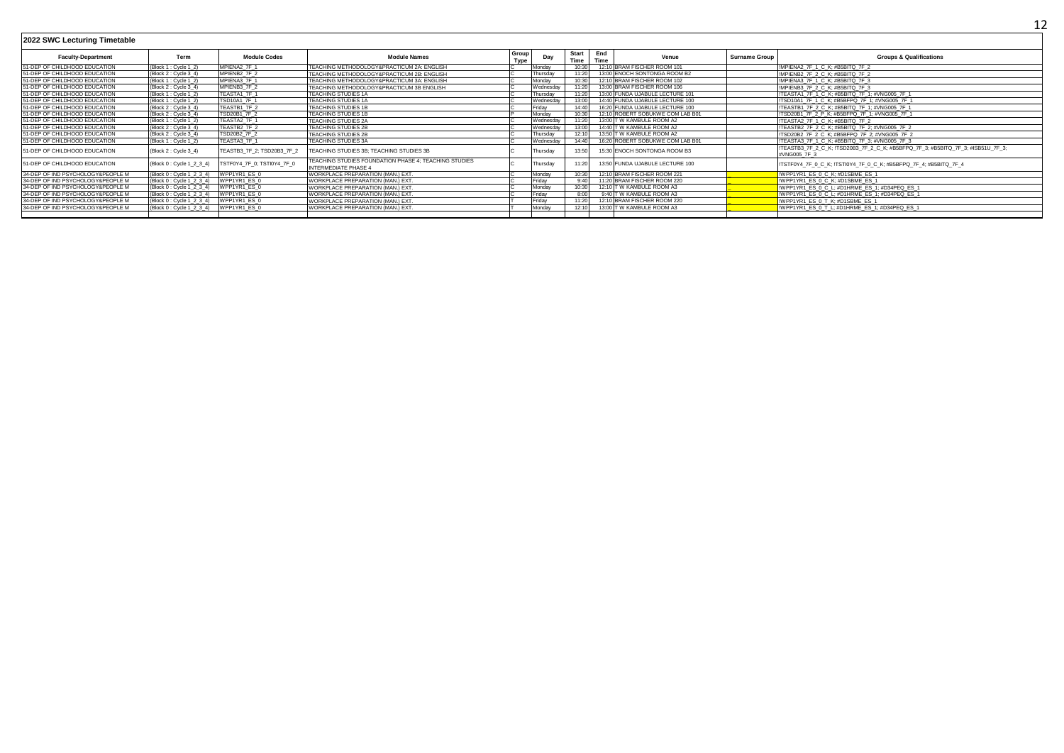## 2022 SWC Lecturing Timetable

| Faculty-Department | Term | Module Codes | Module Names | Group Type | Day | Start Time | End Time | Venue | Surname Group | Groups & Qualifications |
|---|---|---|---|---|---|---|---|---|---|---|
| 51-DEP OF CHILDHOOD EDUCATION | (Block 1 : Cycle 1_2) | MPIENA2_7F_1 | TEACHING METHODOLOGY&PRACTICUM 2A: ENGLISH | C | Monday | 10:30 | 12:10 | BRAM FISCHER ROOM 101 | | !MPIENA2_7F_1_C_K; #B5BITQ_7F_2 |
| 51-DEP OF CHILDHOOD EDUCATION | (Block 2 : Cycle 3_4) | MPIENB2_7F_2 | TEACHING METHODOLOGY&PRACTICUM 2B: ENGLISH | C | Thursday | 11:20 | 13:00 | ENOCH SONTONGA ROOM B2 | | !MPIENB2_7F_2_C_K; #B5BITQ_7F_2 |
| 51-DEP OF CHILDHOOD EDUCATION | (Block 1 : Cycle 1_2) | MPIENA3_7F_1 | TEACHING METHODOLOGY&PRACTICUM 3A: ENGLISH | C | Monday | 10:30 | 12:10 | BRAM FISCHER ROOM 102 | | !MPIENA3_7F_1_C_K; #B5BITQ_7F_3 |
| 51-DEP OF CHILDHOOD EDUCATION | (Block 2 : Cycle 3_4) | MPIENB3_7F_2 | TEACHING METHODOLOGY&PRACTICUM 3B ENGLISH | C | Wednesday | 11:20 | 13:00 | BRAM FISCHER ROOM 106 | | !MPIENB3_7F_2_C_K; #B5BITQ_7F_3 |
| 51-DEP OF CHILDHOOD EDUCATION | (Block 1 : Cycle 1_2) | TEASTA1_7F_1 | TEACHING STUDIES 1A | C | Thursday | 11:20 | 13:00 | FUNDA UJABULE LECTURE 101 | | !TEASTA1_7F_1_C_K; #B5BITQ_7F_1; #VNG005_7F_1 |
| 51-DEP OF CHILDHOOD EDUCATION | (Block 1 : Cycle 1_2) | TSD10A1_7F_1 | TEACHING STUDIES 1A | C | Wednesday | 13:00 | 14:40 | FUNDA UJABULE LECTURE 100 | | !TSD10A1_7F_1_C_K; #B5BFPQ_7F_1; #VNG005_7F_1 |
| 51-DEP OF CHILDHOOD EDUCATION | (Block 2 : Cycle 3_4) | TEASTB1_7F_2 | TEACHING STUDIES 1B | C | Friday | 14:40 | 16:20 | FUNDA UJABULE LECTURE 100 | | !TEASTB1_7F_2_C_K; #B5BITQ_7F_1; #VNG005_7F_1 |
| 51-DEP OF CHILDHOOD EDUCATION | (Block 2 : Cycle 3_4) | TSD20B1_7F_2 | TEACHING STUDIES 1B | P | Monday | 10:30 | 12:10 | ROBERT SOBUKWE COM LAB B01 | | !TSD20B1_7F_2_P_K; #B5BFPQ_7F_1; #VNG005_7F_1 |
| 51-DEP OF CHILDHOOD EDUCATION | (Block 1 : Cycle 1_2) | TEASTA2_7F_1 | TEACHING STUDIES 2A | C | Wednesday | 11:20 | 13:00 | T W KAMBULE ROOM A2 | | !TEASTA2_7F_1_C_K; #B5BITQ_7F_2 |
| 51-DEP OF CHILDHOOD EDUCATION | (Block 2 : Cycle 3_4) | TEASTB2_7F_2 | TEACHING STUDIES 2B | C | Wednesday | 13:00 | 14:40 | T W KAMBULE ROOM A2 | | !TEASTB2_7F_2_C_K; #B5BITQ_7F_2; #VNG005_7F_2 |
| 51-DEP OF CHILDHOOD EDUCATION | (Block 2 : Cycle 3_4) | TSD20B2_7F_2 | TEACHING STUDIES 2B | C | Thursday | 12:10 | 13:50 | T W KAMBULE ROOM A2 | | !TSD20B2_7F_2_C_K; #B5BFPQ_7F_2; #VNG005_7F_2 |
| 51-DEP OF CHILDHOOD EDUCATION | (Block 1 : Cycle 1_2) | TEASTA3_7F_1 | TEACHING STUDIES 3A | C | Wednesday | 14:40 | 16:20 | ROBERT SOBUKWE COM LAB B01 | | !TEASTA3_7F_1_C_K; #B5BITQ_7F_3; #VNG005_7F_3 |
| 51-DEP OF CHILDHOOD EDUCATION | (Block 2 : Cycle 3_4) | TEASTB3_7F_2; TSD20B3_7F_2 | TEACHING STUDIES 3B; TEACHING STUDIES 3B | C | Thursday | 13:50 | 15:30 | ENOCH SONTONGA ROOM B3 | | !TEASTB3_7F_2_C_K; !TSD20B3_7F_2_C_K; #B5BFPQ_7F_3; #B5BITQ_7F_3; #ISB51U_7F_3; #VNG005_7F_3 |
| 51-DEP OF CHILDHOOD EDUCATION | (Block 0 : Cycle 1_2_3_4) | TSTF0Y4_7F_0; TSTI0Y4_7F_0 | TEACHING STUDIES FOUNDATION PHASE 4; TEACHING STUDIES INTERMEDIATE PHASE 4 | C | Thursday | 11:20 | 13:50 | FUNDA UJABULE LECTURE 100 | | !TSTF0Y4_7F_0_C_K; !TSTI0Y4_7F_0_C_K; #B5BFPQ_7F_4; #B5BITQ_7F_4 |
| 34-DEP OF IND PSYCHOLOGY&PEOPLE M | (Block 0 : Cycle 1_2_3_4) | WPP1YR1_ES_0 | WORKPLACE PREPARATION (MAN.) EXT. | C | Monday | 10:30 | 12:10 | BRAM FISCHER ROOM 221 | _ | !WPP1YR1_ES_0_C_K; #D1SBME_ES_1 |
| 34-DEP OF IND PSYCHOLOGY&PEOPLE M | (Block 0 : Cycle 1_2_3_4) | WPP1YR1_ES_0 | WORKPLACE PREPARATION (MAN.) EXT. | C | Friday | 9:40 | 11:20 | BRAM FISCHER ROOM 220 | _ | !WPP1YR1_ES_0_C_K; #D1SBME_ES_1 |
| 34-DEP OF IND PSYCHOLOGY&PEOPLE M | (Block 0 : Cycle 1_2_3_4) | WPP1YR1_ES_0 | WORKPLACE PREPARATION (MAN.) EXT. | C | Monday | 10:30 | 12:10 | T W KAMBULE ROOM A3 | _ | !WPP1YR1_ES_0_C_L; #D1HRME_ES_1; #D34PEQ_ES_1 |
| 34-DEP OF IND PSYCHOLOGY&PEOPLE M | (Block 0 : Cycle 1_2_3_4) | WPP1YR1_ES_0 | WORKPLACE PREPARATION (MAN.) EXT. | C | Friday | 8:00 | 9:40 | T W KAMBULE ROOM A3 | _ | !WPP1YR1_ES_0_C_L; #D1HRME_ES_1; #D34PEQ_ES_1 |
| 34-DEP OF IND PSYCHOLOGY&PEOPLE M | (Block 0 : Cycle 1_2_3_4) | WPP1YR1_ES_0 | WORKPLACE PREPARATION (MAN.) EXT. | T | Friday | 11:20 | 12:10 | BRAM FISCHER ROOM 220 | _ | !WPP1YR1_ES_0_T_K; #D1SBME_ES_1 |
| 34-DEP OF IND PSYCHOLOGY&PEOPLE M | (Block 0 : Cycle 1_2_3_4) | WPP1YR1_ES_0 | WORKPLACE PREPARATION (MAN.) EXT. | T | Monday | 12:10 | 13:00 | T W KAMBULE ROOM A3 | _ | !WPP1YR1_ES_0_T_L; #D1HRME_ES_1; #D34PEQ_ES_1 |